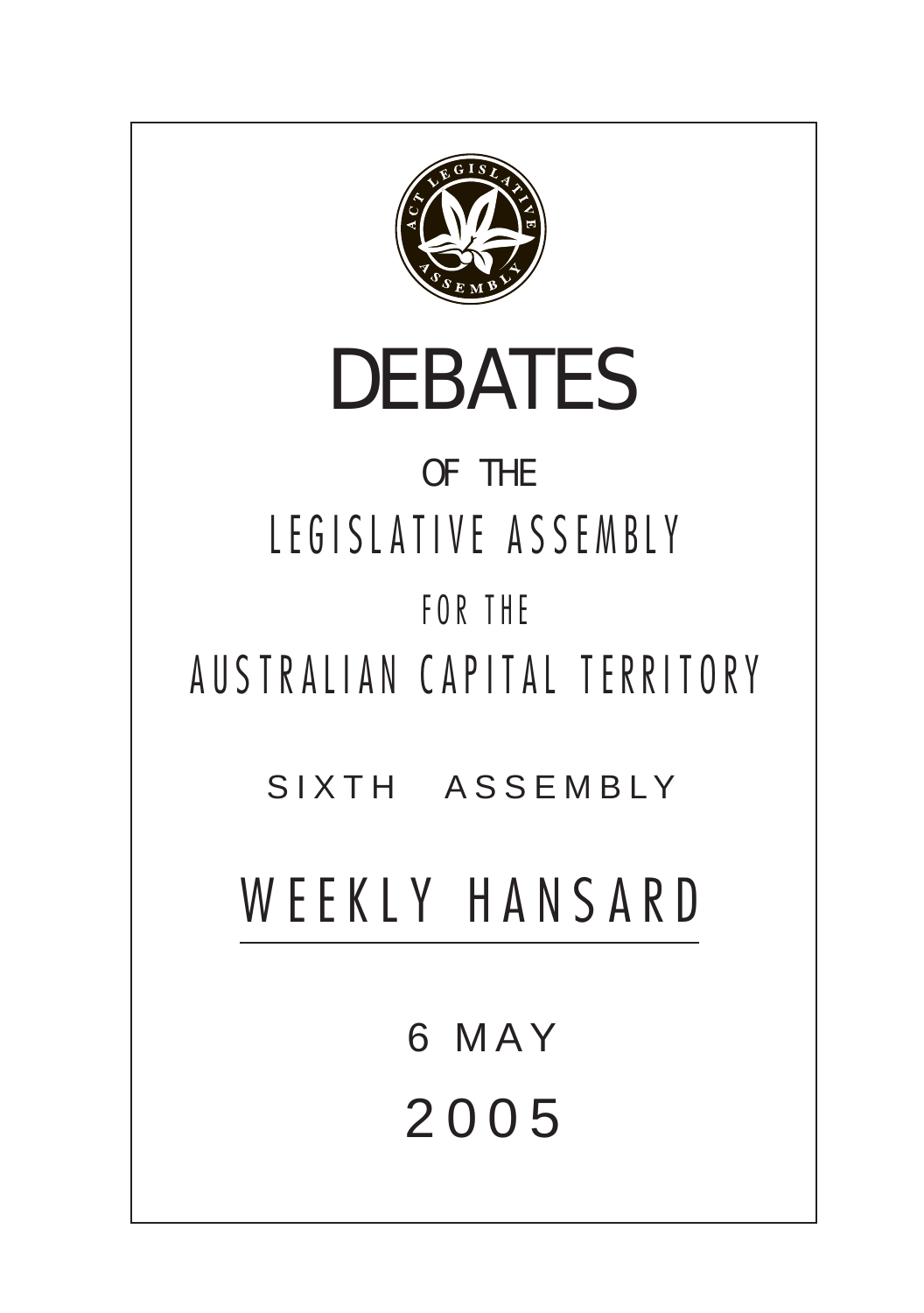# DEBATES

OF THE

LEGISLATIVE ASSEMBLY

FOR THE

AUSTRALIAN CAPITAL TERRITORY

SIXTH ASSEMBLY

## WEEKLY HANSARD

6 MAY

2005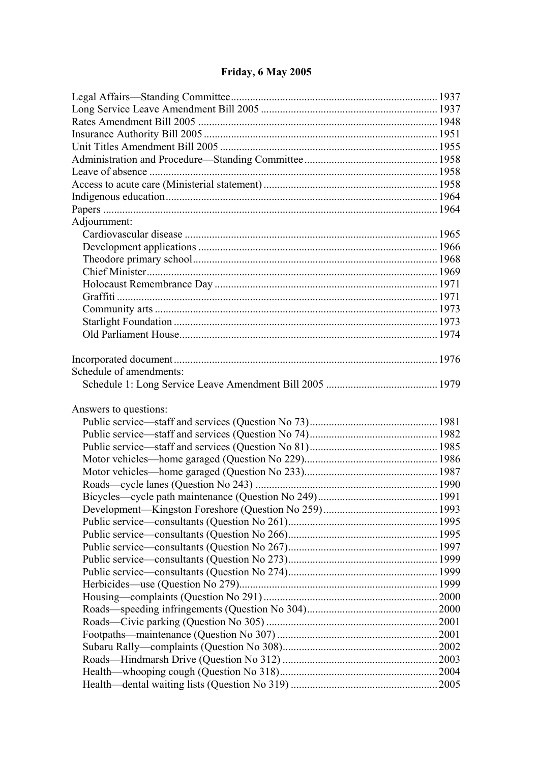# Friday, 6 May 2005

Legal Affairs—Standing Committee ... 1937
Long Service Leave Amendment Bill 2005 ... 1937
Rates Amendment Bill 2005 ... 1948
Insurance Authority Bill 2005 ... 1951
Unit Titles Amendment Bill 2005 ... 1955
Administration and Procedure—Standing Committee ... 1958
Leave of absence ... 1958
Access to acute care (Ministerial statement) ... 1958
Indigenous education ... 1964
Papers ... 1964
Adjournment:
- Cardiovascular disease ... 1965
- Development applications ... 1966
- Theodore primary school ... 1968
- Chief Minister ... 1969
- Holocaust Remembrance Day ... 1971
- Graffiti ... 1971
- Community arts ... 1973
- Starlight Foundation ... 1973
- Old Parliament House ... 1974

Incorporated document ... 1976
Schedule of amendments:
- Schedule 1: Long Service Leave Amendment Bill 2005 ... 1979

Answers to questions:
- Public service—staff and services (Question No 73) ... 1981
- Public service—staff and services (Question No 74) ... 1982
- Public service—staff and services (Question No 81) ... 1985
- Motor vehicles—home garaged (Question No 229) ... 1986
- Motor vehicles—home garaged (Question No 233) ... 1987
- Roads—cycle lanes (Question No 243) ... 1990
- Bicycles—cycle path maintenance (Question No 249) ... 1991
- Development—Kingston Foreshore (Question No 259) ... 1993
- Public service—consultants (Question No 261) ... 1995
- Public service—consultants (Question No 266) ... 1995
- Public service—consultants (Question No 267) ... 1997
- Public service—consultants (Question No 273) ... 1999
- Public service—consultants (Question No 274) ... 1999
- Herbicides—use (Question No 279) ... 1999
- Housing—complaints (Question No 291) ... 2000
- Roads—speeding infringements (Question No 304) ... 2000
- Roads—Civic parking (Question No 305) ... 2001
- Footpaths—maintenance (Question No 307) ... 2001
- Subaru Rally—complaints (Question No 308) ... 2002
- Roads—Hindmarsh Drive (Question No 312) ... 2003
- Health—whooping cough (Question No 318) ... 2004
- Health—dental waiting lists (Question No 319) ... 2005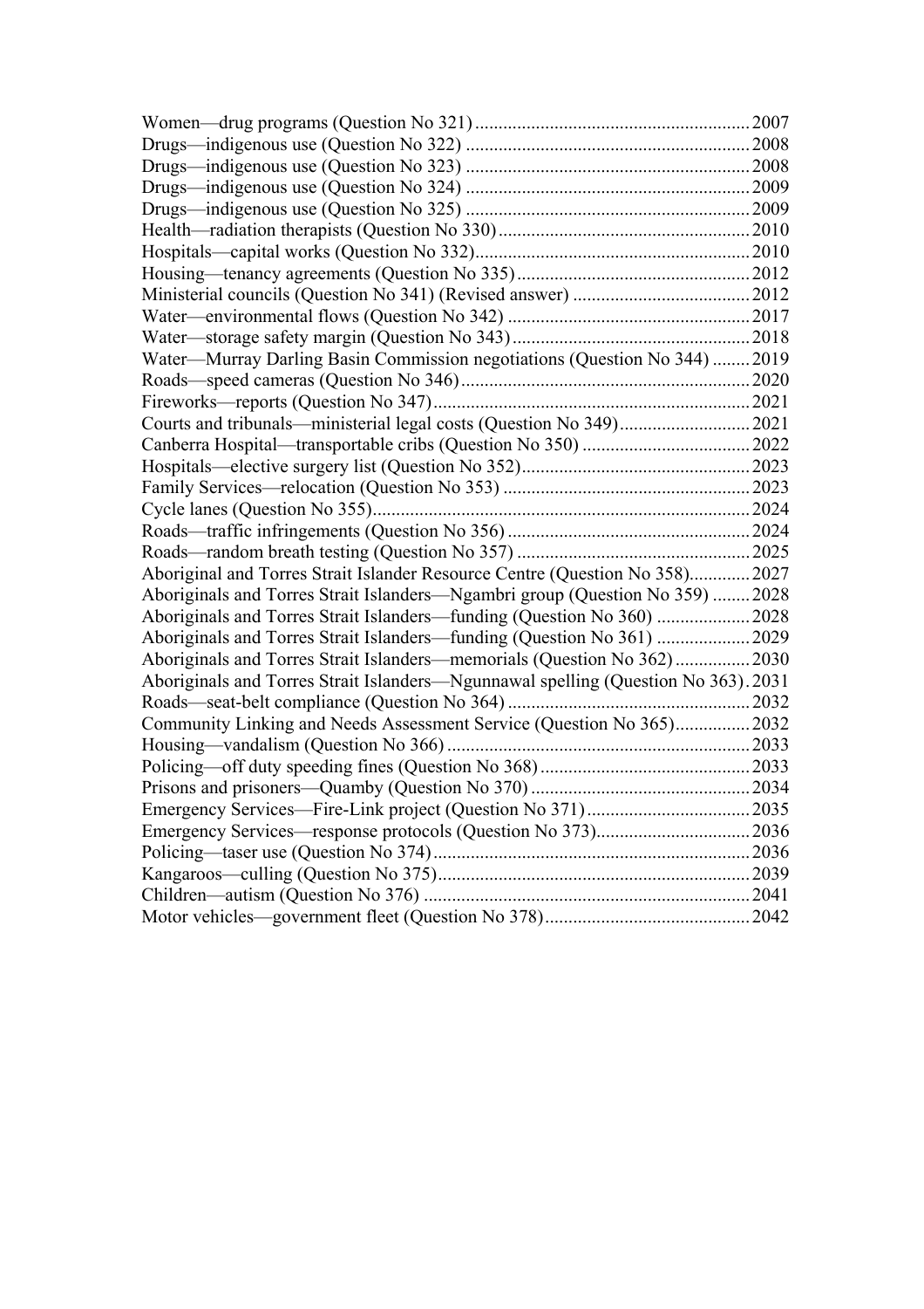Women—drug programs (Question No 321) .......... 2007
Drugs—indigenous use (Question No 322) .......... 2008
Drugs—indigenous use (Question No 323) .......... 2008
Drugs—indigenous use (Question No 324) .......... 2009
Drugs—indigenous use (Question No 325) .......... 2009
Health—radiation therapists (Question No 330) .......... 2010
Hospitals—capital works (Question No 332) .......... 2010
Housing—tenancy agreements (Question No 335) .......... 2012
Ministerial councils (Question No 341) (Revised answer) .......... 2012
Water—environmental flows (Question No 342) .......... 2017
Water—storage safety margin (Question No 343) .......... 2018
Water—Murray Darling Basin Commission negotiations (Question No 344) .......... 2019
Roads—speed cameras (Question No 346) .......... 2020
Fireworks—reports (Question No 347) .......... 2021
Courts and tribunals—ministerial legal costs (Question No 349) .......... 2021
Canberra Hospital—transportable cribs (Question No 350) .......... 2022
Hospitals—elective surgery list (Question No 352) .......... 2023
Family Services—relocation (Question No 353) .......... 2023
Cycle lanes (Question No 355) .......... 2024
Roads—traffic infringements (Question No 356) .......... 2024
Roads—random breath testing (Question No 357) .......... 2025
Aboriginal and Torres Strait Islander Resource Centre (Question No 358) .......... 2027
Aboriginals and Torres Strait Islanders—Ngambri group (Question No 359) .......... 2028
Aboriginals and Torres Strait Islanders—funding (Question No 360) .......... 2028
Aboriginals and Torres Strait Islanders—funding (Question No 361) .......... 2029
Aboriginals and Torres Strait Islanders—memorials (Question No 362) .......... 2030
Aboriginals and Torres Strait Islanders—Ngunnawal spelling (Question No 363) .......... 2031
Roads—seat-belt compliance (Question No 364) .......... 2032
Community Linking and Needs Assessment Service (Question No 365) .......... 2032
Housing—vandalism (Question No 366) .......... 2033
Policing—off duty speeding fines (Question No 368) .......... 2033
Prisons and prisoners—Quamby (Question No 370) .......... 2034
Emergency Services—Fire-Link project (Question No 371) .......... 2035
Emergency Services—response protocols (Question No 373) .......... 2036
Policing—taser use (Question No 374) .......... 2036
Kangaroos—culling (Question No 375) .......... 2039
Children—autism (Question No 376) .......... 2041
Motor vehicles—government fleet (Question No 378) .......... 2042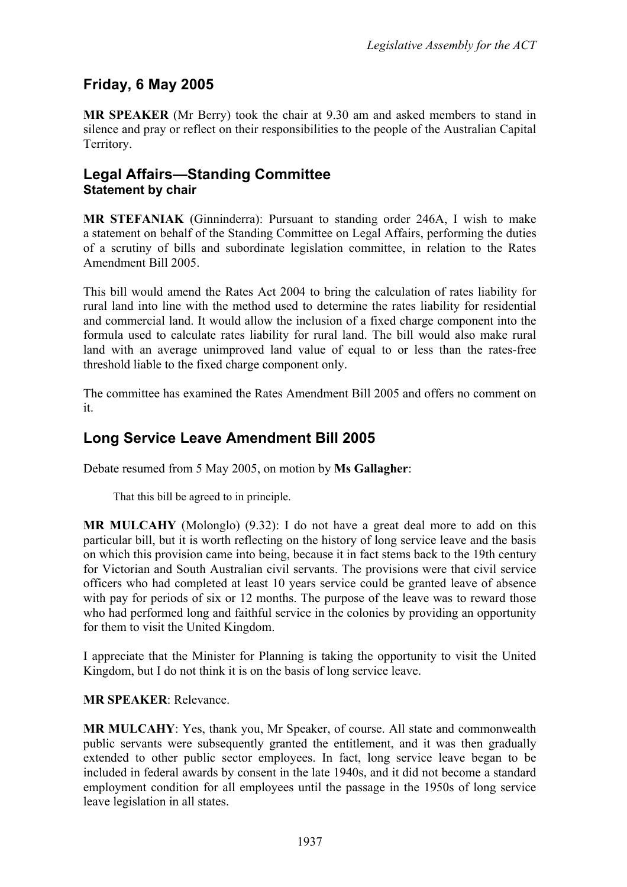## Friday, 6 May 2005

**MR SPEAKER** (Mr Berry) took the chair at 9.30 am and asked members to stand in silence and pray or reflect on their responsibilities to the people of the Australian Capital Territory.

## Legal Affairs—Standing Committee
### Statement by chair

**MR STEFANIAK** (Ginninderra): Pursuant to standing order 246A, I wish to make a statement on behalf of the Standing Committee on Legal Affairs, performing the duties of a scrutiny of bills and subordinate legislation committee, in relation to the Rates Amendment Bill 2005.

This bill would amend the Rates Act 2004 to bring the calculation of rates liability for rural land into line with the method used to determine the rates liability for residential and commercial land. It would allow the inclusion of a fixed charge component into the formula used to calculate rates liability for rural land. The bill would also make rural land with an average unimproved land value of equal to or less than the rates-free threshold liable to the fixed charge component only.

The committee has examined the Rates Amendment Bill 2005 and offers no comment on it.

## Long Service Leave Amendment Bill 2005

Debate resumed from 5 May 2005, on motion by **Ms Gallagher**:

> That this bill be agreed to in principle.

**MR MULCAHY** (Molonglo) (9.32): I do not have a great deal more to add on this particular bill, but it is worth reflecting on the history of long service leave and the basis on which this provision came into being, because it in fact stems back to the 19th century for Victorian and South Australian civil servants. The provisions were that civil service officers who had completed at least 10 years service could be granted leave of absence with pay for periods of six or 12 months. The purpose of the leave was to reward those who had performed long and faithful service in the colonies by providing an opportunity for them to visit the United Kingdom.

I appreciate that the Minister for Planning is taking the opportunity to visit the United Kingdom, but I do not think it is on the basis of long service leave.

**MR SPEAKER**: Relevance.

**MR MULCAHY**: Yes, thank you, Mr Speaker, of course. All state and commonwealth public servants were subsequently granted the entitlement, and it was then gradually extended to other public sector employees. In fact, long service leave began to be included in federal awards by consent in the late 1940s, and it did not become a standard employment condition for all employees until the passage in the 1950s of long service leave legislation in all states.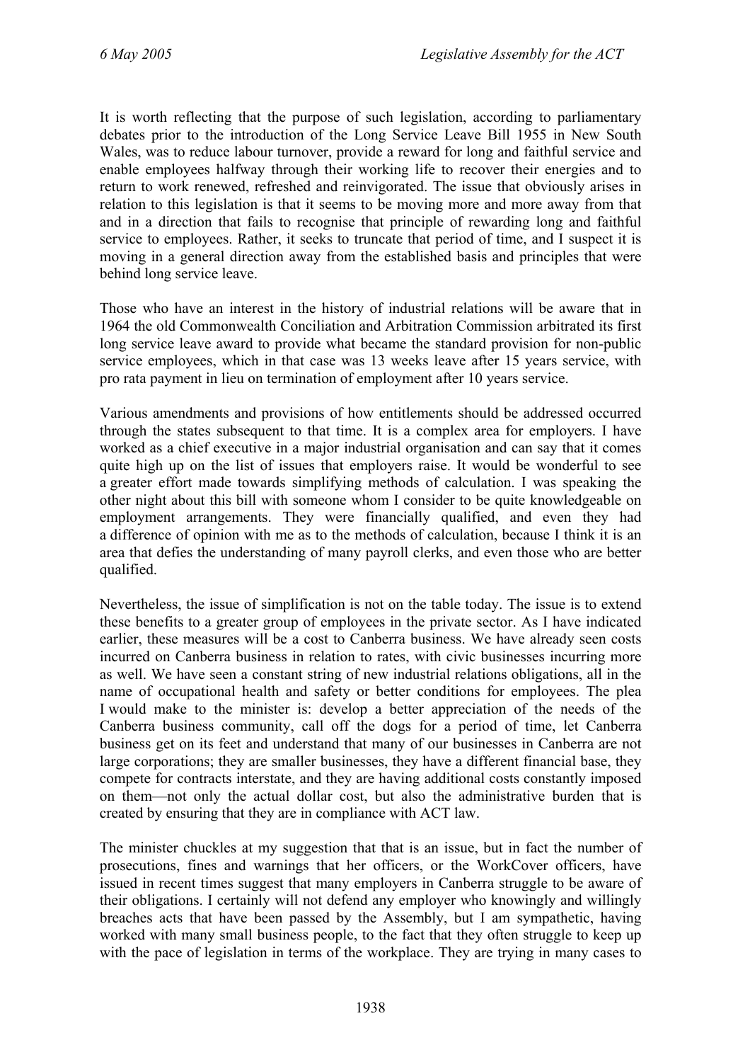It is worth reflecting that the purpose of such legislation, according to parliamentary debates prior to the introduction of the Long Service Leave Bill 1955 in New South Wales, was to reduce labour turnover, provide a reward for long and faithful service and enable employees halfway through their working life to recover their energies and to return to work renewed, refreshed and reinvigorated. The issue that obviously arises in relation to this legislation is that it seems to be moving more and more away from that and in a direction that fails to recognise that principle of rewarding long and faithful service to employees. Rather, it seeks to truncate that period of time, and I suspect it is moving in a general direction away from the established basis and principles that were behind long service leave.

Those who have an interest in the history of industrial relations will be aware that in 1964 the old Commonwealth Conciliation and Arbitration Commission arbitrated its first long service leave award to provide what became the standard provision for non-public service employees, which in that case was 13 weeks leave after 15 years service, with pro rata payment in lieu on termination of employment after 10 years service.

Various amendments and provisions of how entitlements should be addressed occurred through the states subsequent to that time. It is a complex area for employers. I have worked as a chief executive in a major industrial organisation and can say that it comes quite high up on the list of issues that employers raise. It would be wonderful to see a greater effort made towards simplifying methods of calculation. I was speaking the other night about this bill with someone whom I consider to be quite knowledgeable on employment arrangements. They were financially qualified, and even they had a difference of opinion with me as to the methods of calculation, because I think it is an area that defies the understanding of many payroll clerks, and even those who are better qualified.

Nevertheless, the issue of simplification is not on the table today. The issue is to extend these benefits to a greater group of employees in the private sector. As I have indicated earlier, these measures will be a cost to Canberra business. We have already seen costs incurred on Canberra business in relation to rates, with civic businesses incurring more as well. We have seen a constant string of new industrial relations obligations, all in the name of occupational health and safety or better conditions for employees. The plea I would make to the minister is: develop a better appreciation of the needs of the Canberra business community, call off the dogs for a period of time, let Canberra business get on its feet and understand that many of our businesses in Canberra are not large corporations; they are smaller businesses, they have a different financial base, they compete for contracts interstate, and they are having additional costs constantly imposed on them—not only the actual dollar cost, but also the administrative burden that is created by ensuring that they are in compliance with ACT law.

The minister chuckles at my suggestion that that is an issue, but in fact the number of prosecutions, fines and warnings that her officers, or the WorkCover officers, have issued in recent times suggest that many employers in Canberra struggle to be aware of their obligations. I certainly will not defend any employer who knowingly and willingly breaches acts that have been passed by the Assembly, but I am sympathetic, having worked with many small business people, to the fact that they often struggle to keep up with the pace of legislation in terms of the workplace. They are trying in many cases to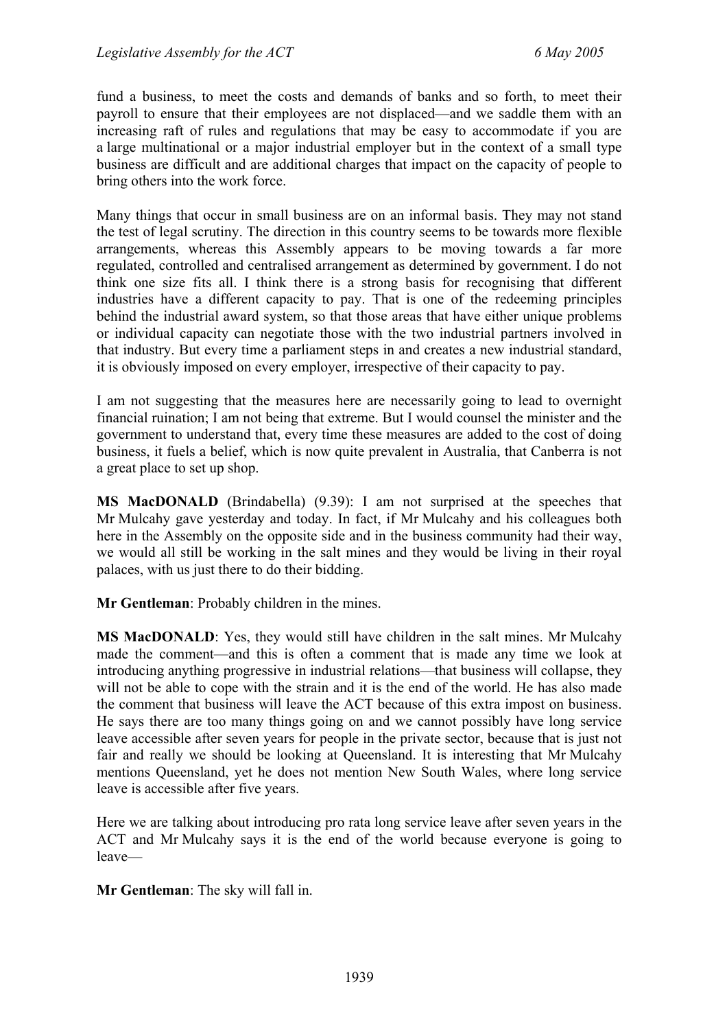fund a business, to meet the costs and demands of banks and so forth, to meet their payroll to ensure that their employees are not displaced—and we saddle them with an increasing raft of rules and regulations that may be easy to accommodate if you are a large multinational or a major industrial employer but in the context of a small type business are difficult and are additional charges that impact on the capacity of people to bring others into the work force.

Many things that occur in small business are on an informal basis. They may not stand the test of legal scrutiny. The direction in this country seems to be towards more flexible arrangements, whereas this Assembly appears to be moving towards a far more regulated, controlled and centralised arrangement as determined by government. I do not think one size fits all. I think there is a strong basis for recognising that different industries have a different capacity to pay. That is one of the redeeming principles behind the industrial award system, so that those areas that have either unique problems or individual capacity can negotiate those with the two industrial partners involved in that industry. But every time a parliament steps in and creates a new industrial standard, it is obviously imposed on every employer, irrespective of their capacity to pay.

I am not suggesting that the measures here are necessarily going to lead to overnight financial ruination; I am not being that extreme. But I would counsel the minister and the government to understand that, every time these measures are added to the cost of doing business, it fuels a belief, which is now quite prevalent in Australia, that Canberra is not a great place to set up shop.

**MS MacDONALD** (Brindabella) (9.39): I am not surprised at the speeches that Mr Mulcahy gave yesterday and today. In fact, if Mr Mulcahy and his colleagues both here in the Assembly on the opposite side and in the business community had their way, we would all still be working in the salt mines and they would be living in their royal palaces, with us just there to do their bidding.

**Mr Gentleman**: Probably children in the mines.

**MS MacDONALD**: Yes, they would still have children in the salt mines. Mr Mulcahy made the comment—and this is often a comment that is made any time we look at introducing anything progressive in industrial relations—that business will collapse, they will not be able to cope with the strain and it is the end of the world. He has also made the comment that business will leave the ACT because of this extra impost on business. He says there are too many things going on and we cannot possibly have long service leave accessible after seven years for people in the private sector, because that is just not fair and really we should be looking at Queensland. It is interesting that Mr Mulcahy mentions Queensland, yet he does not mention New South Wales, where long service leave is accessible after five years.

Here we are talking about introducing pro rata long service leave after seven years in the ACT and Mr Mulcahy says it is the end of the world because everyone is going to leave—

**Mr Gentleman**: The sky will fall in.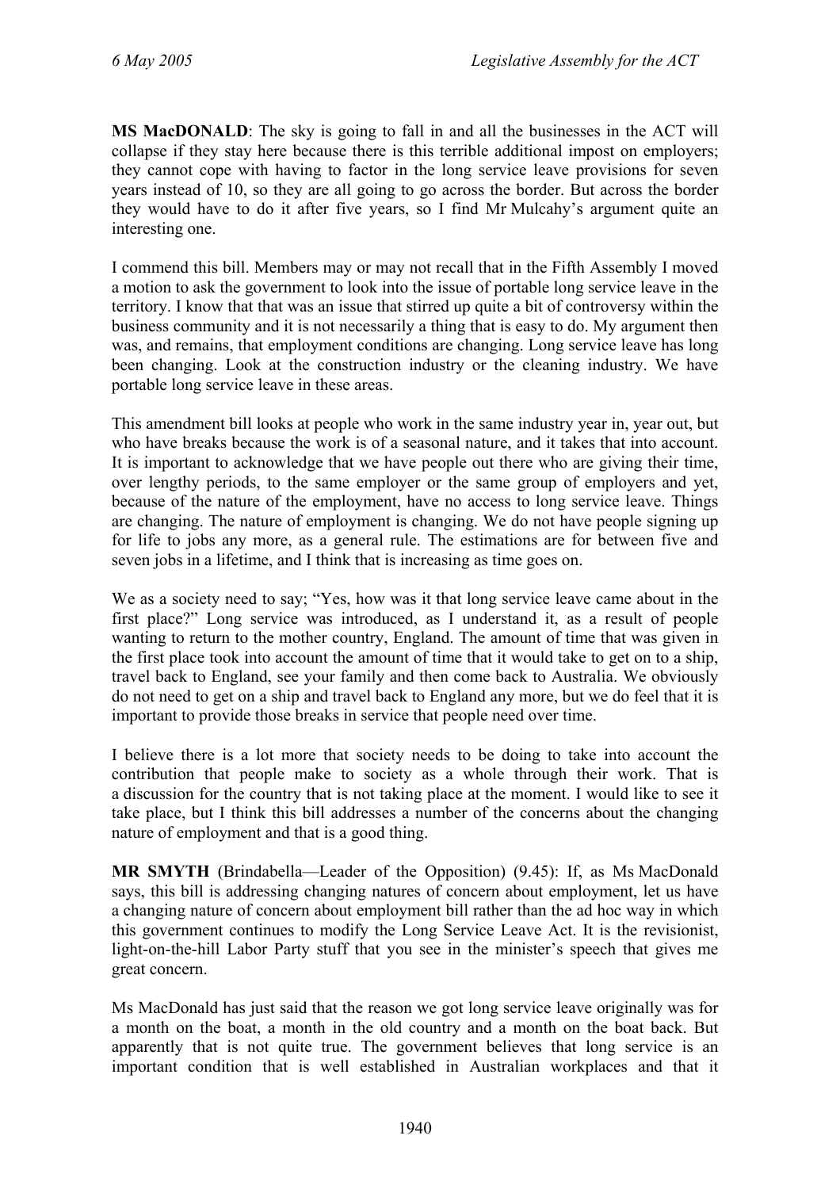**MS MacDONALD**: The sky is going to fall in and all the businesses in the ACT will collapse if they stay here because there is this terrible additional impost on employers; they cannot cope with having to factor in the long service leave provisions for seven years instead of 10, so they are all going to go across the border. But across the border they would have to do it after five years, so I find Mr Mulcahy's argument quite an interesting one.

I commend this bill. Members may or may not recall that in the Fifth Assembly I moved a motion to ask the government to look into the issue of portable long service leave in the territory. I know that that was an issue that stirred up quite a bit of controversy within the business community and it is not necessarily a thing that is easy to do. My argument then was, and remains, that employment conditions are changing. Long service leave has long been changing. Look at the construction industry or the cleaning industry. We have portable long service leave in these areas.

This amendment bill looks at people who work in the same industry year in, year out, but who have breaks because the work is of a seasonal nature, and it takes that into account. It is important to acknowledge that we have people out there who are giving their time, over lengthy periods, to the same employer or the same group of employers and yet, because of the nature of the employment, have no access to long service leave. Things are changing. The nature of employment is changing. We do not have people signing up for life to jobs any more, as a general rule. The estimations are for between five and seven jobs in a lifetime, and I think that is increasing as time goes on.

We as a society need to say; "Yes, how was it that long service leave came about in the first place?" Long service was introduced, as I understand it, as a result of people wanting to return to the mother country, England. The amount of time that was given in the first place took into account the amount of time that it would take to get on to a ship, travel back to England, see your family and then come back to Australia. We obviously do not need to get on a ship and travel back to England any more, but we do feel that it is important to provide those breaks in service that people need over time.

I believe there is a lot more that society needs to be doing to take into account the contribution that people make to society as a whole through their work. That is a discussion for the country that is not taking place at the moment. I would like to see it take place, but I think this bill addresses a number of the concerns about the changing nature of employment and that is a good thing.

**MR SMYTH** (Brindabella—Leader of the Opposition) (9.45): If, as Ms MacDonald says, this bill is addressing changing natures of concern about employment, let us have a changing nature of concern about employment bill rather than the ad hoc way in which this government continues to modify the Long Service Leave Act. It is the revisionist, light-on-the-hill Labor Party stuff that you see in the minister's speech that gives me great concern.

Ms MacDonald has just said that the reason we got long service leave originally was for a month on the boat, a month in the old country and a month on the boat back. But apparently that is not quite true. The government believes that long service is an important condition that is well established in Australian workplaces and that it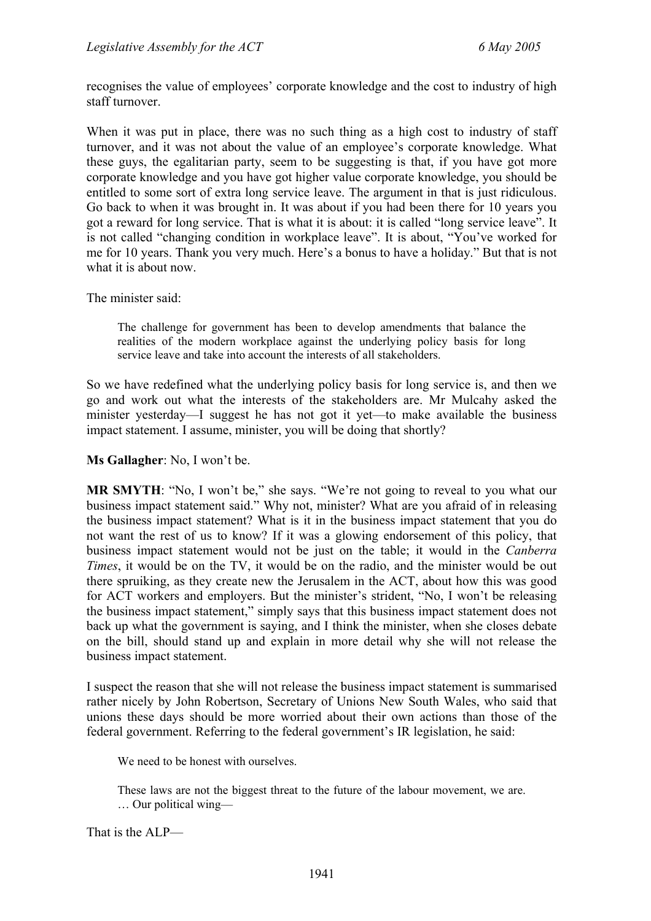recognises the value of employees' corporate knowledge and the cost to industry of high staff turnover.

When it was put in place, there was no such thing as a high cost to industry of staff turnover, and it was not about the value of an employee's corporate knowledge. What these guys, the egalitarian party, seem to be suggesting is that, if you have got more corporate knowledge and you have got higher value corporate knowledge, you should be entitled to some sort of extra long service leave. The argument in that is just ridiculous. Go back to when it was brought in. It was about if you had been there for 10 years you got a reward for long service. That is what it is about: it is called "long service leave". It is not called "changing condition in workplace leave". It is about, "You've worked for me for 10 years. Thank you very much. Here's a bonus to have a holiday." But that is not what it is about now.

The minister said:

> The challenge for government has been to develop amendments that balance the realities of the modern workplace against the underlying policy basis for long service leave and take into account the interests of all stakeholders.

So we have redefined what the underlying policy basis for long service is, and then we go and work out what the interests of the stakeholders are. Mr Mulcahy asked the minister yesterday—I suggest he has not got it yet—to make available the business impact statement. I assume, minister, you will be doing that shortly?

**Ms Gallagher**: No, I won't be.

**MR SMYTH**: "No, I won't be," she says. "We're not going to reveal to you what our business impact statement said." Why not, minister? What are you afraid of in releasing the business impact statement? What is it in the business impact statement that you do not want the rest of us to know? If it was a glowing endorsement of this policy, that business impact statement would not be just on the table; it would in the *Canberra Times*, it would be on the TV, it would be on the radio, and the minister would be out there spruiking, as they create new the Jerusalem in the ACT, about how this was good for ACT workers and employers. But the minister's strident, "No, I won't be releasing the business impact statement," simply says that this business impact statement does not back up what the government is saying, and I think the minister, when she closes debate on the bill, should stand up and explain in more detail why she will not release the business impact statement.

I suspect the reason that she will not release the business impact statement is summarised rather nicely by John Robertson, Secretary of Unions New South Wales, who said that unions these days should be more worried about their own actions than those of the federal government. Referring to the federal government's IR legislation, he said:

> We need to be honest with ourselves.
>
> These laws are not the biggest threat to the future of the labour movement, we are. … Our political wing—

That is the ALP—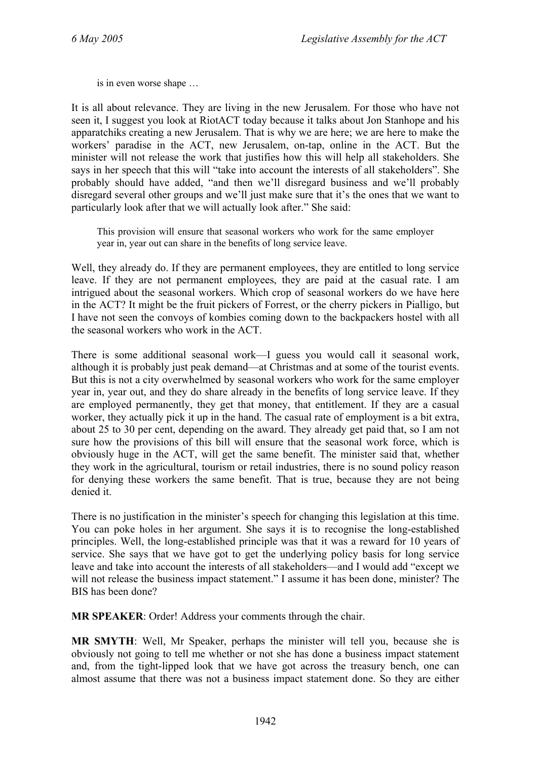> is in even worse shape …

It is all about relevance. They are living in the new Jerusalem. For those who have not seen it, I suggest you look at RiotACT today because it talks about Jon Stanhope and his apparatchiks creating a new Jerusalem. That is why we are here; we are here to make the workers' paradise in the ACT, new Jerusalem, on-tap, online in the ACT. But the minister will not release the work that justifies how this will help all stakeholders. She says in her speech that this will "take into account the interests of all stakeholders". She probably should have added, "and then we'll disregard business and we'll probably disregard several other groups and we'll just make sure that it's the ones that we want to particularly look after that we will actually look after." She said:

> This provision will ensure that seasonal workers who work for the same employer year in, year out can share in the benefits of long service leave.

Well, they already do. If they are permanent employees, they are entitled to long service leave. If they are not permanent employees, they are paid at the casual rate. I am intrigued about the seasonal workers. Which crop of seasonal workers do we have here in the ACT? It might be the fruit pickers of Forrest, or the cherry pickers in Pialligo, but I have not seen the convoys of kombies coming down to the backpackers hostel with all the seasonal workers who work in the ACT.

There is some additional seasonal work—I guess you would call it seasonal work, although it is probably just peak demand—at Christmas and at some of the tourist events. But this is not a city overwhelmed by seasonal workers who work for the same employer year in, year out, and they do share already in the benefits of long service leave. If they are employed permanently, they get that money, that entitlement. If they are a casual worker, they actually pick it up in the hand. The casual rate of employment is a bit extra, about 25 to 30 per cent, depending on the award. They already get paid that, so I am not sure how the provisions of this bill will ensure that the seasonal work force, which is obviously huge in the ACT, will get the same benefit. The minister said that, whether they work in the agricultural, tourism or retail industries, there is no sound policy reason for denying these workers the same benefit. That is true, because they are not being denied it.

There is no justification in the minister's speech for changing this legislation at this time. You can poke holes in her argument. She says it is to recognise the long-established principles. Well, the long-established principle was that it was a reward for 10 years of service. She says that we have got to get the underlying policy basis for long service leave and take into account the interests of all stakeholders—and I would add "except we will not release the business impact statement." I assume it has been done, minister? The BIS has been done?

**MR SPEAKER**: Order! Address your comments through the chair.

**MR SMYTH**: Well, Mr Speaker, perhaps the minister will tell you, because she is obviously not going to tell me whether or not she has done a business impact statement and, from the tight-lipped look that we have got across the treasury bench, one can almost assume that there was not a business impact statement done. So they are either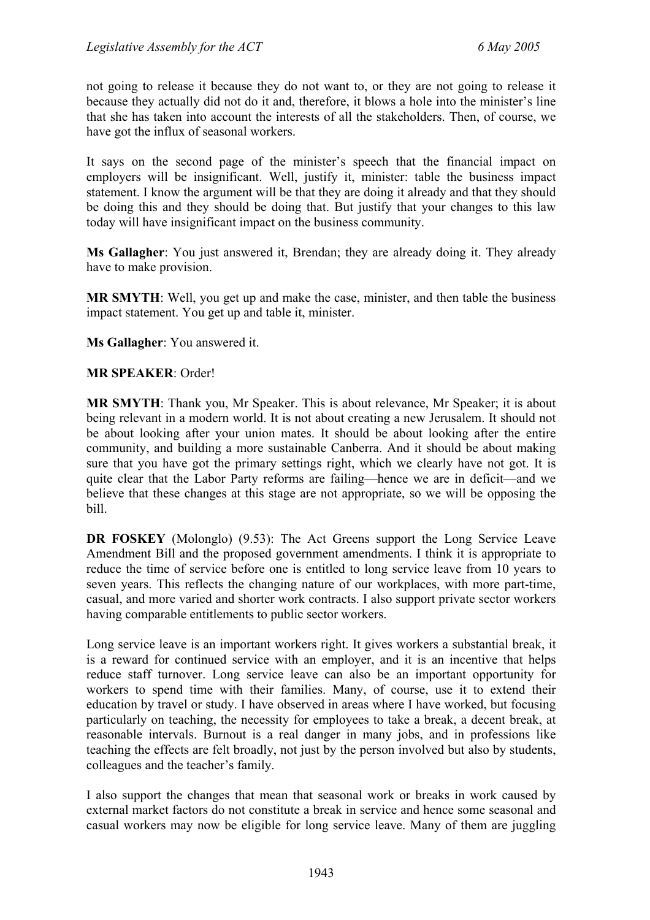not going to release it because they do not want to, or they are not going to release it because they actually did not do it and, therefore, it blows a hole into the minister's line that she has taken into account the interests of all the stakeholders. Then, of course, we have got the influx of seasonal workers.

It says on the second page of the minister's speech that the financial impact on employers will be insignificant. Well, justify it, minister: table the business impact statement. I know the argument will be that they are doing it already and that they should be doing this and they should be doing that. But justify that your changes to this law today will have insignificant impact on the business community.

**Ms Gallagher**: You just answered it, Brendan; they are already doing it. They already have to make provision.

**MR SMYTH**: Well, you get up and make the case, minister, and then table the business impact statement. You get up and table it, minister.

**Ms Gallagher**: You answered it.

**MR SPEAKER**: Order!

**MR SMYTH**: Thank you, Mr Speaker. This is about relevance, Mr Speaker; it is about being relevant in a modern world. It is not about creating a new Jerusalem. It should not be about looking after your union mates. It should be about looking after the entire community, and building a more sustainable Canberra. And it should be about making sure that you have got the primary settings right, which we clearly have not got. It is quite clear that the Labor Party reforms are failing—hence we are in deficit—and we believe that these changes at this stage are not appropriate, so we will be opposing the bill.

**DR FOSKEY** (Molonglo) (9.53): The Act Greens support the Long Service Leave Amendment Bill and the proposed government amendments. I think it is appropriate to reduce the time of service before one is entitled to long service leave from 10 years to seven years. This reflects the changing nature of our workplaces, with more part-time, casual, and more varied and shorter work contracts. I also support private sector workers having comparable entitlements to public sector workers.

Long service leave is an important workers right. It gives workers a substantial break, it is a reward for continued service with an employer, and it is an incentive that helps reduce staff turnover. Long service leave can also be an important opportunity for workers to spend time with their families. Many, of course, use it to extend their education by travel or study. I have observed in areas where I have worked, but focusing particularly on teaching, the necessity for employees to take a break, a decent break, at reasonable intervals. Burnout is a real danger in many jobs, and in professions like teaching the effects are felt broadly, not just by the person involved but also by students, colleagues and the teacher's family.

I also support the changes that mean that seasonal work or breaks in work caused by external market factors do not constitute a break in service and hence some seasonal and casual workers may now be eligible for long service leave. Many of them are juggling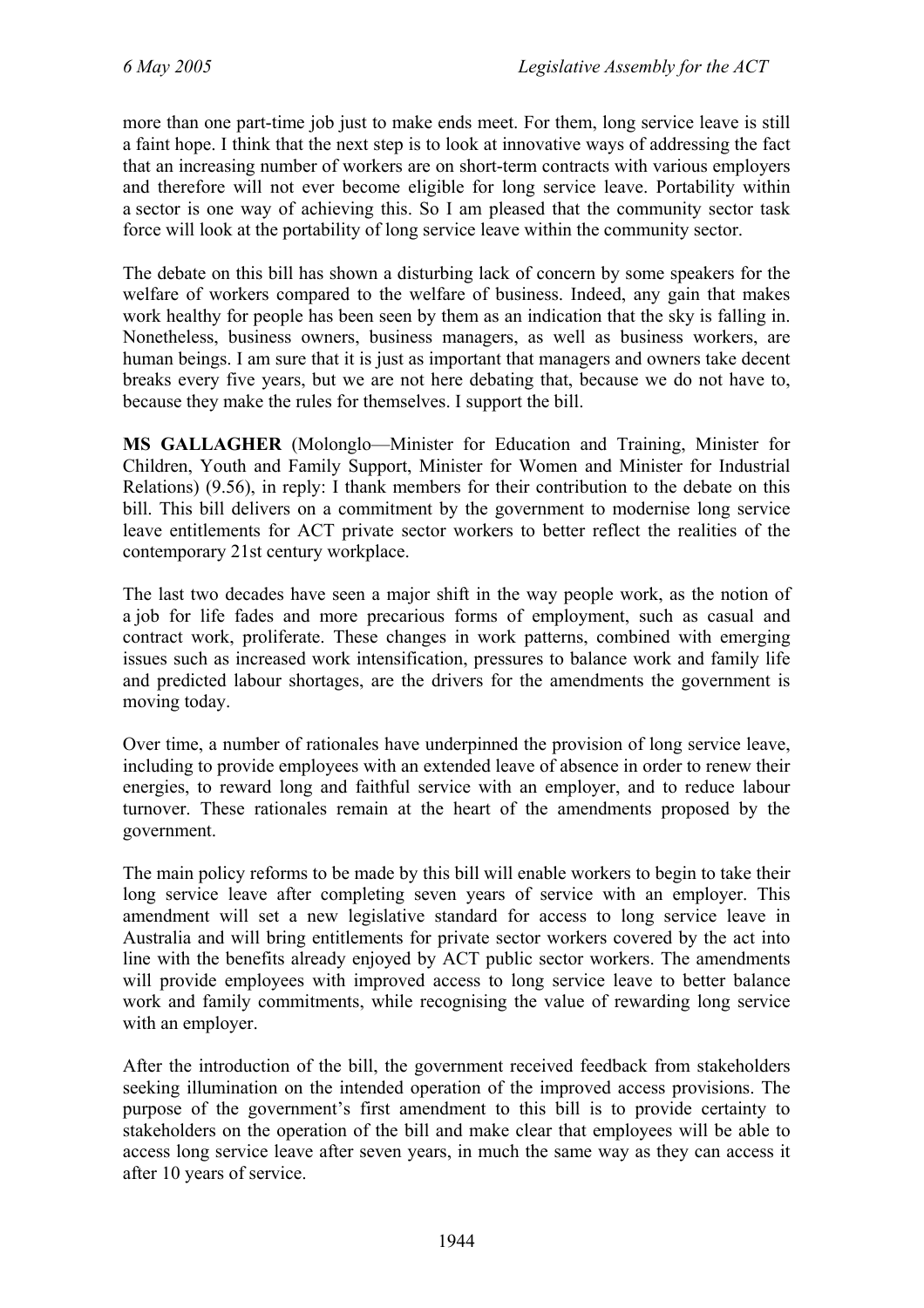more than one part-time job just to make ends meet. For them, long service leave is still a faint hope. I think that the next step is to look at innovative ways of addressing the fact that an increasing number of workers are on short-term contracts with various employers and therefore will not ever become eligible for long service leave. Portability within a sector is one way of achieving this. So I am pleased that the community sector task force will look at the portability of long service leave within the community sector.

The debate on this bill has shown a disturbing lack of concern by some speakers for the welfare of workers compared to the welfare of business. Indeed, any gain that makes work healthy for people has been seen by them as an indication that the sky is falling in. Nonetheless, business owners, business managers, as well as business workers, are human beings. I am sure that it is just as important that managers and owners take decent breaks every five years, but we are not here debating that, because we do not have to, because they make the rules for themselves. I support the bill.

**MS GALLAGHER** (Molonglo—Minister for Education and Training, Minister for Children, Youth and Family Support, Minister for Women and Minister for Industrial Relations) (9.56), in reply: I thank members for their contribution to the debate on this bill. This bill delivers on a commitment by the government to modernise long service leave entitlements for ACT private sector workers to better reflect the realities of the contemporary 21st century workplace.

The last two decades have seen a major shift in the way people work, as the notion of a job for life fades and more precarious forms of employment, such as casual and contract work, proliferate. These changes in work patterns, combined with emerging issues such as increased work intensification, pressures to balance work and family life and predicted labour shortages, are the drivers for the amendments the government is moving today.

Over time, a number of rationales have underpinned the provision of long service leave, including to provide employees with an extended leave of absence in order to renew their energies, to reward long and faithful service with an employer, and to reduce labour turnover. These rationales remain at the heart of the amendments proposed by the government.

The main policy reforms to be made by this bill will enable workers to begin to take their long service leave after completing seven years of service with an employer. This amendment will set a new legislative standard for access to long service leave in Australia and will bring entitlements for private sector workers covered by the act into line with the benefits already enjoyed by ACT public sector workers. The amendments will provide employees with improved access to long service leave to better balance work and family commitments, while recognising the value of rewarding long service with an employer.

After the introduction of the bill, the government received feedback from stakeholders seeking illumination on the intended operation of the improved access provisions. The purpose of the government's first amendment to this bill is to provide certainty to stakeholders on the operation of the bill and make clear that employees will be able to access long service leave after seven years, in much the same way as they can access it after 10 years of service.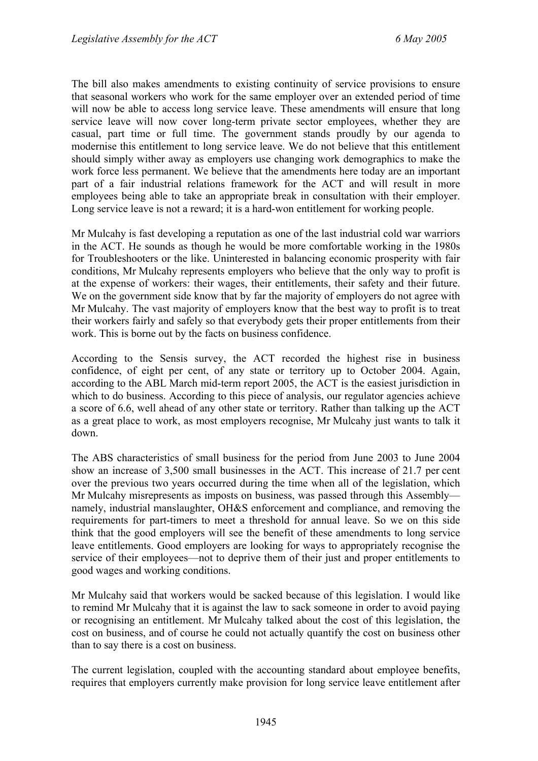The bill also makes amendments to existing continuity of service provisions to ensure that seasonal workers who work for the same employer over an extended period of time will now be able to access long service leave. These amendments will ensure that long service leave will now cover long-term private sector employees, whether they are casual, part time or full time. The government stands proudly by our agenda to modernise this entitlement to long service leave. We do not believe that this entitlement should simply wither away as employers use changing work demographics to make the work force less permanent. We believe that the amendments here today are an important part of a fair industrial relations framework for the ACT and will result in more employees being able to take an appropriate break in consultation with their employer. Long service leave is not a reward; it is a hard-won entitlement for working people.

Mr Mulcahy is fast developing a reputation as one of the last industrial cold war warriors in the ACT. He sounds as though he would be more comfortable working in the 1980s for Troubleshooters or the like. Uninterested in balancing economic prosperity with fair conditions, Mr Mulcahy represents employers who believe that the only way to profit is at the expense of workers: their wages, their entitlements, their safety and their future. We on the government side know that by far the majority of employers do not agree with Mr Mulcahy. The vast majority of employers know that the best way to profit is to treat their workers fairly and safely so that everybody gets their proper entitlements from their work. This is borne out by the facts on business confidence.

According to the Sensis survey, the ACT recorded the highest rise in business confidence, of eight per cent, of any state or territory up to October 2004. Again, according to the ABL March mid-term report 2005, the ACT is the easiest jurisdiction in which to do business. According to this piece of analysis, our regulator agencies achieve a score of 6.6, well ahead of any other state or territory. Rather than talking up the ACT as a great place to work, as most employers recognise, Mr Mulcahy just wants to talk it down.

The ABS characteristics of small business for the period from June 2003 to June 2004 show an increase of 3,500 small businesses in the ACT. This increase of 21.7 per cent over the previous two years occurred during the time when all of the legislation, which Mr Mulcahy misrepresents as imposts on business, was passed through this Assembly—namely, industrial manslaughter, OH&S enforcement and compliance, and removing the requirements for part-timers to meet a threshold for annual leave. So we on this side think that the good employers will see the benefit of these amendments to long service leave entitlements. Good employers are looking for ways to appropriately recognise the service of their employees—not to deprive them of their just and proper entitlements to good wages and working conditions.

Mr Mulcahy said that workers would be sacked because of this legislation. I would like to remind Mr Mulcahy that it is against the law to sack someone in order to avoid paying or recognising an entitlement. Mr Mulcahy talked about the cost of this legislation, the cost on business, and of course he could not actually quantify the cost on business other than to say there is a cost on business.

The current legislation, coupled with the accounting standard about employee benefits, requires that employers currently make provision for long service leave entitlement after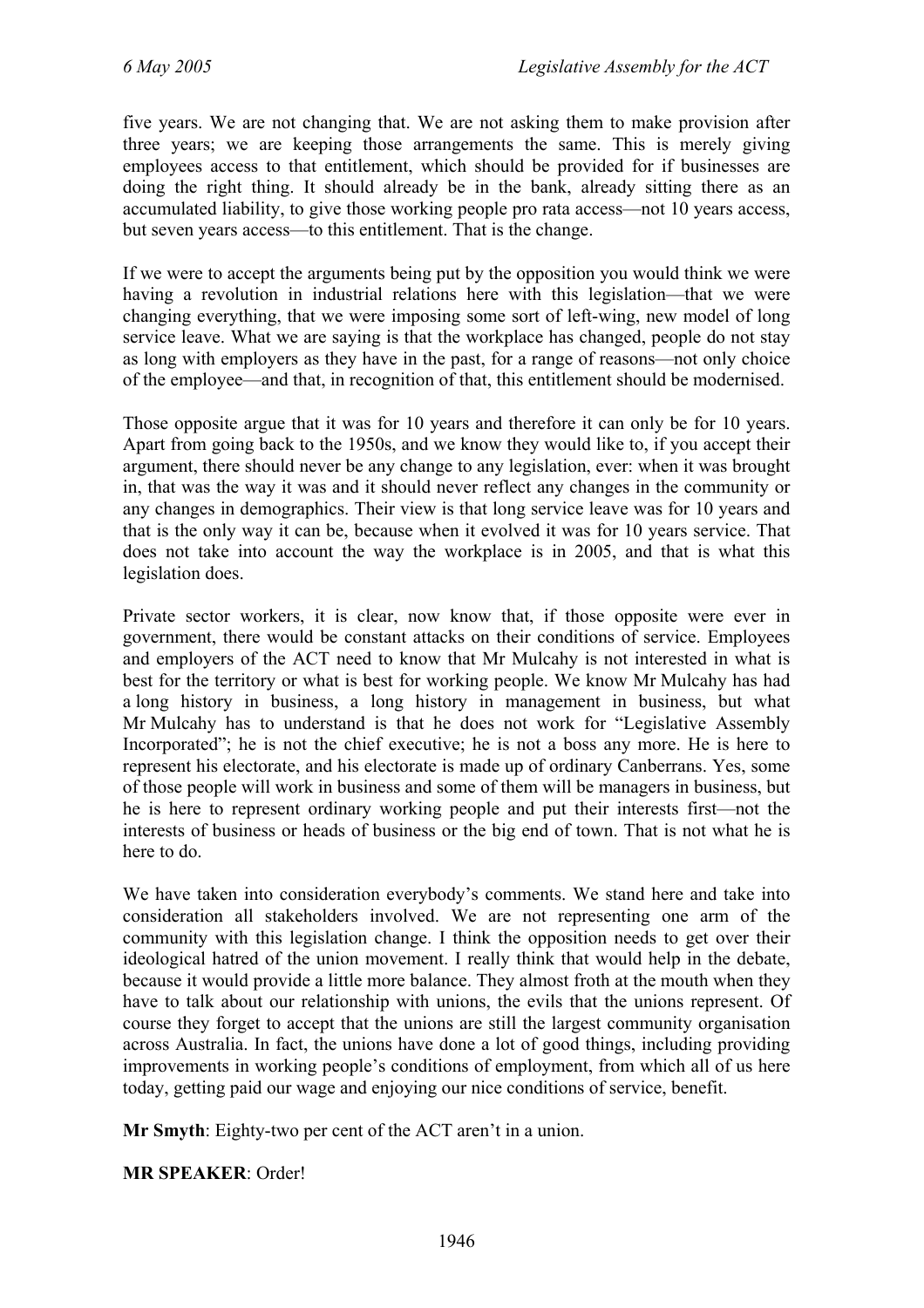five years. We are not changing that. We are not asking them to make provision after three years; we are keeping those arrangements the same. This is merely giving employees access to that entitlement, which should be provided for if businesses are doing the right thing. It should already be in the bank, already sitting there as an accumulated liability, to give those working people pro rata access—not 10 years access, but seven years access—to this entitlement. That is the change.

If we were to accept the arguments being put by the opposition you would think we were having a revolution in industrial relations here with this legislation—that we were changing everything, that we were imposing some sort of left-wing, new model of long service leave. What we are saying is that the workplace has changed, people do not stay as long with employers as they have in the past, for a range of reasons—not only choice of the employee—and that, in recognition of that, this entitlement should be modernised.

Those opposite argue that it was for 10 years and therefore it can only be for 10 years. Apart from going back to the 1950s, and we know they would like to, if you accept their argument, there should never be any change to any legislation, ever: when it was brought in, that was the way it was and it should never reflect any changes in the community or any changes in demographics. Their view is that long service leave was for 10 years and that is the only way it can be, because when it evolved it was for 10 years service. That does not take into account the way the workplace is in 2005, and that is what this legislation does.

Private sector workers, it is clear, now know that, if those opposite were ever in government, there would be constant attacks on their conditions of service. Employees and employers of the ACT need to know that Mr Mulcahy is not interested in what is best for the territory or what is best for working people. We know Mr Mulcahy has had a long history in business, a long history in management in business, but what Mr Mulcahy has to understand is that he does not work for "Legislative Assembly Incorporated"; he is not the chief executive; he is not a boss any more. He is here to represent his electorate, and his electorate is made up of ordinary Canberrans. Yes, some of those people will work in business and some of them will be managers in business, but he is here to represent ordinary working people and put their interests first—not the interests of business or heads of business or the big end of town. That is not what he is here to do.

We have taken into consideration everybody's comments. We stand here and take into consideration all stakeholders involved. We are not representing one arm of the community with this legislation change. I think the opposition needs to get over their ideological hatred of the union movement. I really think that would help in the debate, because it would provide a little more balance. They almost froth at the mouth when they have to talk about our relationship with unions, the evils that the unions represent. Of course they forget to accept that the unions are still the largest community organisation across Australia. In fact, the unions have done a lot of good things, including providing improvements in working people's conditions of employment, from which all of us here today, getting paid our wage and enjoying our nice conditions of service, benefit.

**Mr Smyth**: Eighty-two per cent of the ACT aren't in a union.

**MR SPEAKER**: Order!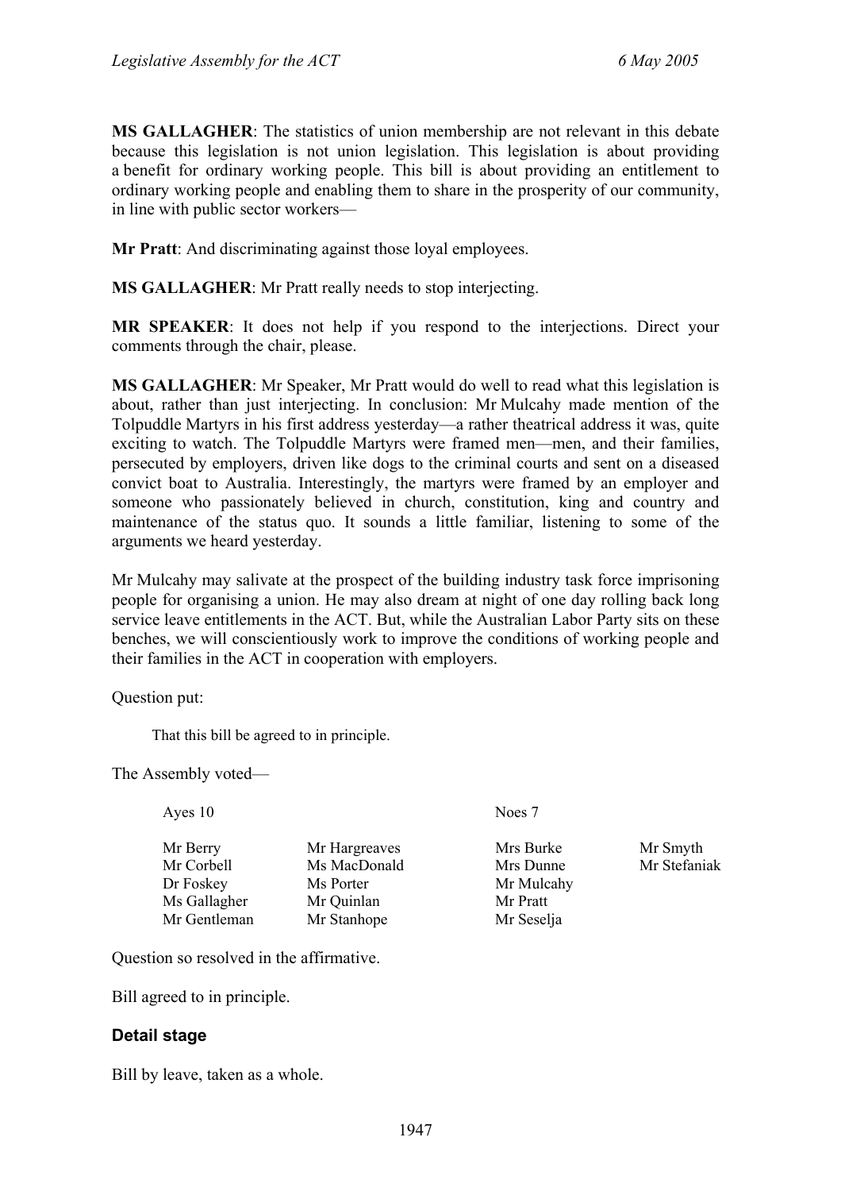**MS GALLAGHER**: The statistics of union membership are not relevant in this debate because this legislation is not union legislation. This legislation is about providing a benefit for ordinary working people. This bill is about providing an entitlement to ordinary working people and enabling them to share in the prosperity of our community, in line with public sector workers—

**Mr Pratt**: And discriminating against those loyal employees.

**MS GALLAGHER**: Mr Pratt really needs to stop interjecting.

**MR SPEAKER**: It does not help if you respond to the interjections. Direct your comments through the chair, please.

**MS GALLAGHER**: Mr Speaker, Mr Pratt would do well to read what this legislation is about, rather than just interjecting. In conclusion: Mr Mulcahy made mention of the Tolpuddle Martyrs in his first address yesterday—a rather theatrical address it was, quite exciting to watch. The Tolpuddle Martyrs were framed men—men, and their families, persecuted by employers, driven like dogs to the criminal courts and sent on a diseased convict boat to Australia. Interestingly, the martyrs were framed by an employer and someone who passionately believed in church, constitution, king and country and maintenance of the status quo. It sounds a little familiar, listening to some of the arguments we heard yesterday.

Mr Mulcahy may salivate at the prospect of the building industry task force imprisoning people for organising a union. He may also dream at night of one day rolling back long service leave entitlements in the ACT. But, while the Australian Labor Party sits on these benches, we will conscientiously work to improve the conditions of working people and their families in the ACT in cooperation with employers.

Question put:

> That this bill be agreed to in principle.

The Assembly voted—

| Ayes 10 | | Noes 7 | |
|---|---|---|---|
| Mr Berry | Mr Hargreaves | Mrs Burke | Mr Smyth |
| Mr Corbell | Ms MacDonald | Mrs Dunne | Mr Stefaniak |
| Dr Foskey | Ms Porter | Mr Mulcahy | |
| Ms Gallagher | Mr Quinlan | Mr Pratt | |
| Mr Gentleman | Mr Stanhope | Mr Seselja | |

Question so resolved in the affirmative.

Bill agreed to in principle.

### Detail stage

Bill by leave, taken as a whole.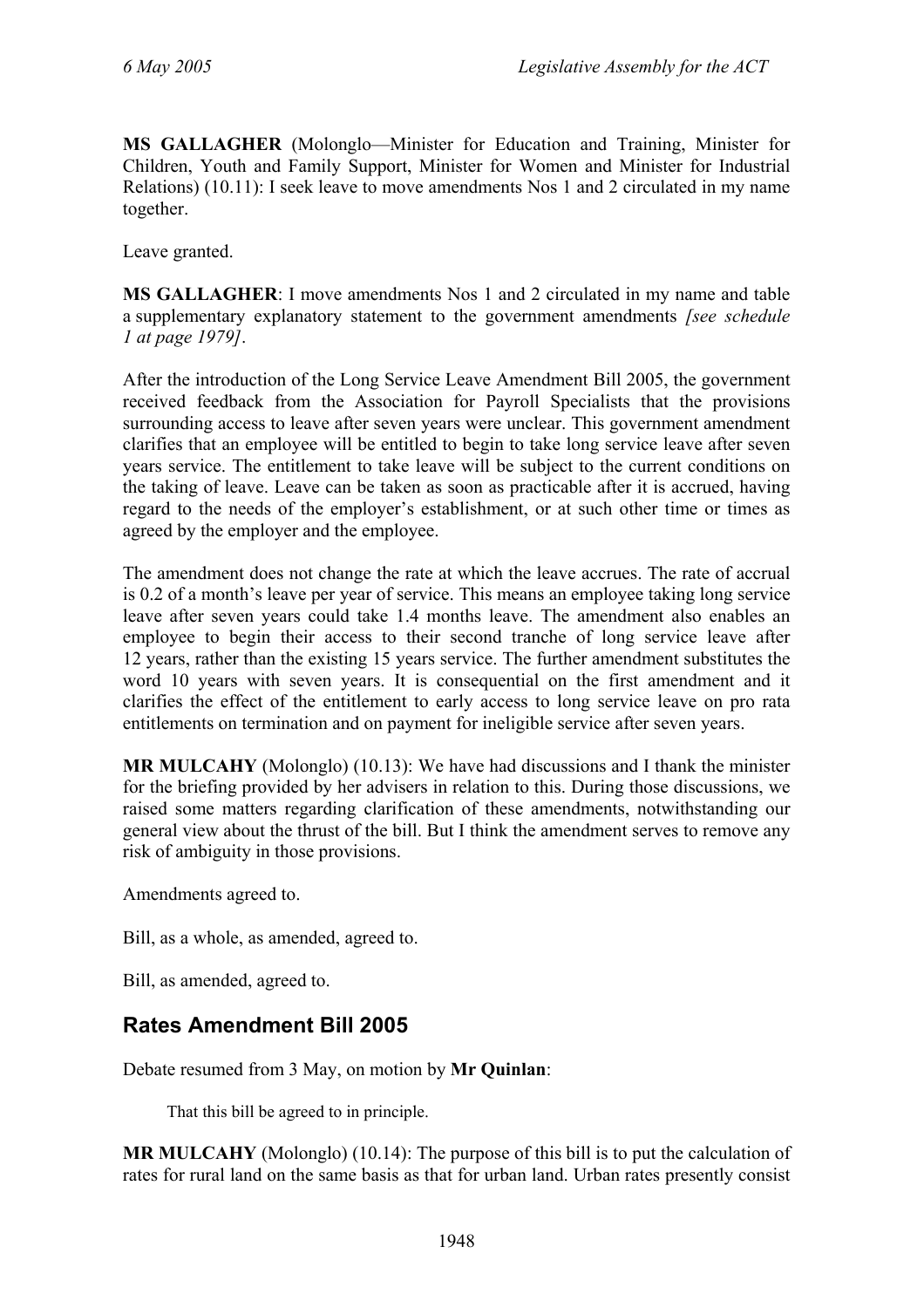**MS GALLAGHER** (Molonglo—Minister for Education and Training, Minister for Children, Youth and Family Support, Minister for Women and Minister for Industrial Relations) (10.11): I seek leave to move amendments Nos 1 and 2 circulated in my name together.

Leave granted.

**MS GALLAGHER**: I move amendments Nos 1 and 2 circulated in my name and table a supplementary explanatory statement to the government amendments *[see schedule 1 at page 1979]*.

After the introduction of the Long Service Leave Amendment Bill 2005, the government received feedback from the Association for Payroll Specialists that the provisions surrounding access to leave after seven years were unclear. This government amendment clarifies that an employee will be entitled to begin to take long service leave after seven years service. The entitlement to take leave will be subject to the current conditions on the taking of leave. Leave can be taken as soon as practicable after it is accrued, having regard to the needs of the employer's establishment, or at such other time or times as agreed by the employer and the employee.

The amendment does not change the rate at which the leave accrues. The rate of accrual is 0.2 of a month's leave per year of service. This means an employee taking long service leave after seven years could take 1.4 months leave. The amendment also enables an employee to begin their access to their second tranche of long service leave after 12 years, rather than the existing 15 years service. The further amendment substitutes the word 10 years with seven years. It is consequential on the first amendment and it clarifies the effect of the entitlement to early access to long service leave on pro rata entitlements on termination and on payment for ineligible service after seven years.

**MR MULCAHY** (Molonglo) (10.13): We have had discussions and I thank the minister for the briefing provided by her advisers in relation to this. During those discussions, we raised some matters regarding clarification of these amendments, notwithstanding our general view about the thrust of the bill. But I think the amendment serves to remove any risk of ambiguity in those provisions.

Amendments agreed to.

Bill, as a whole, as amended, agreed to.

Bill, as amended, agreed to.

## Rates Amendment Bill 2005

Debate resumed from 3 May, on motion by **Mr Quinlan**:

> That this bill be agreed to in principle.

**MR MULCAHY** (Molonglo) (10.14): The purpose of this bill is to put the calculation of rates for rural land on the same basis as that for urban land. Urban rates presently consist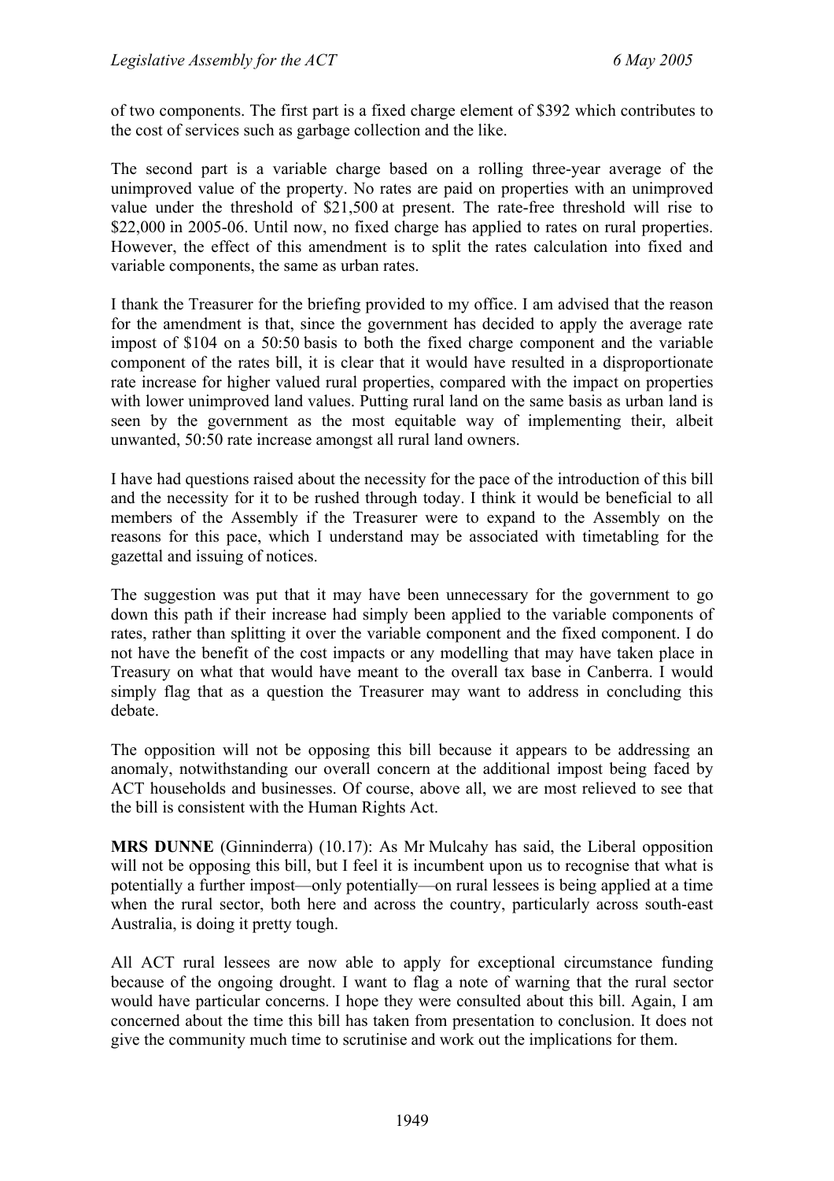of two components. The first part is a fixed charge element of $392 which contributes to the cost of services such as garbage collection and the like.

The second part is a variable charge based on a rolling three-year average of the unimproved value of the property. No rates are paid on properties with an unimproved value under the threshold of $21,500 at present. The rate-free threshold will rise to $22,000 in 2005-06. Until now, no fixed charge has applied to rates on rural properties. However, the effect of this amendment is to split the rates calculation into fixed and variable components, the same as urban rates.

I thank the Treasurer for the briefing provided to my office. I am advised that the reason for the amendment is that, since the government has decided to apply the average rate impost of $104 on a 50:50 basis to both the fixed charge component and the variable component of the rates bill, it is clear that it would have resulted in a disproportionate rate increase for higher valued rural properties, compared with the impact on properties with lower unimproved land values. Putting rural land on the same basis as urban land is seen by the government as the most equitable way of implementing their, albeit unwanted, 50:50 rate increase amongst all rural land owners.

I have had questions raised about the necessity for the pace of the introduction of this bill and the necessity for it to be rushed through today. I think it would be beneficial to all members of the Assembly if the Treasurer were to expand to the Assembly on the reasons for this pace, which I understand may be associated with timetabling for the gazettal and issuing of notices.

The suggestion was put that it may have been unnecessary for the government to go down this path if their increase had simply been applied to the variable components of rates, rather than splitting it over the variable component and the fixed component. I do not have the benefit of the cost impacts or any modelling that may have taken place in Treasury on what that would have meant to the overall tax base in Canberra. I would simply flag that as a question the Treasurer may want to address in concluding this debate.

The opposition will not be opposing this bill because it appears to be addressing an anomaly, notwithstanding our overall concern at the additional impost being faced by ACT households and businesses. Of course, above all, we are most relieved to see that the bill is consistent with the Human Rights Act.

**MRS DUNNE** (Ginninderra) (10.17): As Mr Mulcahy has said, the Liberal opposition will not be opposing this bill, but I feel it is incumbent upon us to recognise that what is potentially a further impost—only potentially—on rural lessees is being applied at a time when the rural sector, both here and across the country, particularly across south-east Australia, is doing it pretty tough.

All ACT rural lessees are now able to apply for exceptional circumstance funding because of the ongoing drought. I want to flag a note of warning that the rural sector would have particular concerns. I hope they were consulted about this bill. Again, I am concerned about the time this bill has taken from presentation to conclusion. It does not give the community much time to scrutinise and work out the implications for them.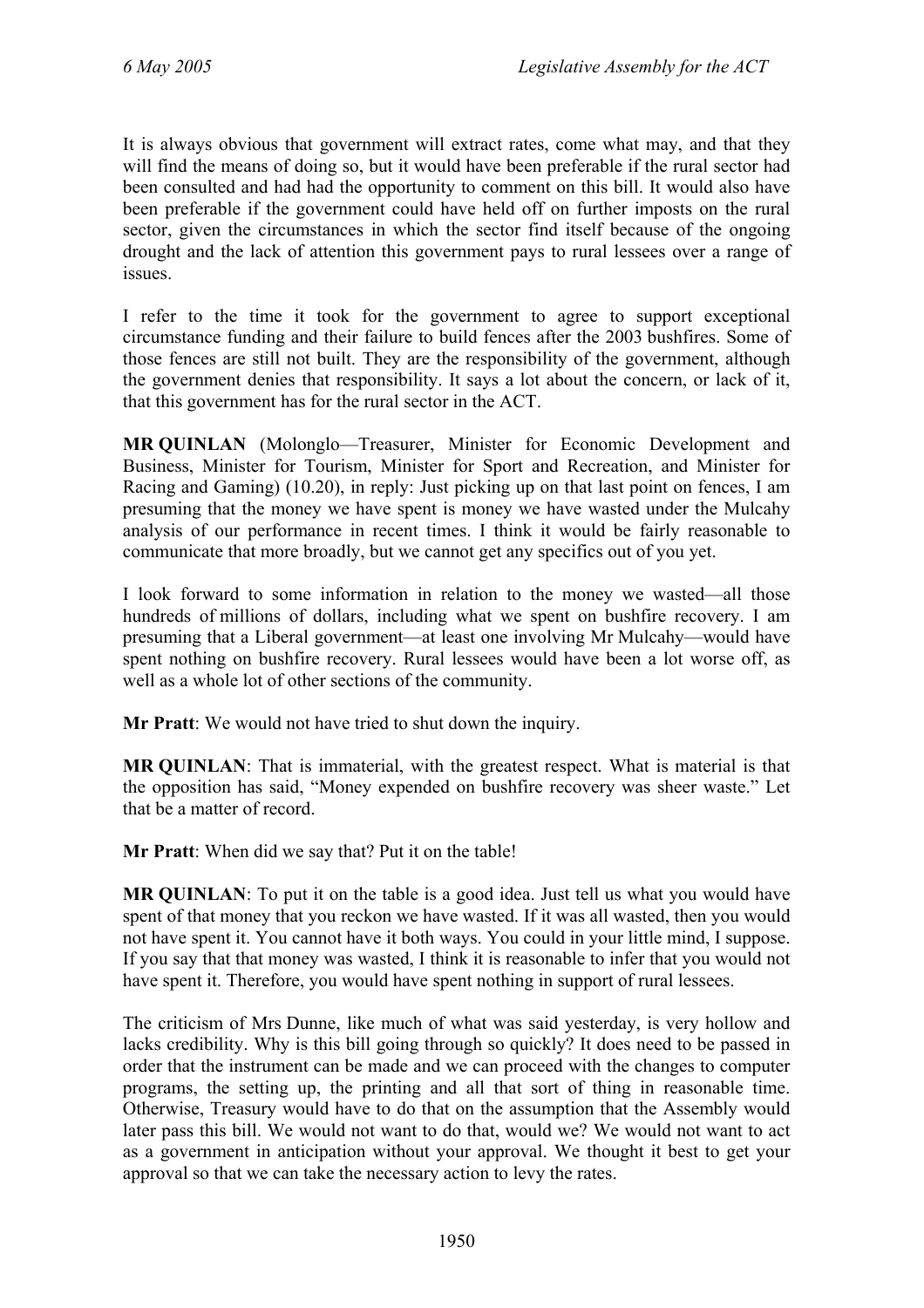It is always obvious that government will extract rates, come what may, and that they will find the means of doing so, but it would have been preferable if the rural sector had been consulted and had had the opportunity to comment on this bill. It would also have been preferable if the government could have held off on further imposts on the rural sector, given the circumstances in which the sector find itself because of the ongoing drought and the lack of attention this government pays to rural lessees over a range of issues.

I refer to the time it took for the government to agree to support exceptional circumstance funding and their failure to build fences after the 2003 bushfires. Some of those fences are still not built. They are the responsibility of the government, although the government denies that responsibility. It says a lot about the concern, or lack of it, that this government has for the rural sector in the ACT.

**MR QUINLAN** (Molonglo—Treasurer, Minister for Economic Development and Business, Minister for Tourism, Minister for Sport and Recreation, and Minister for Racing and Gaming) (10.20), in reply: Just picking up on that last point on fences, I am presuming that the money we have spent is money we have wasted under the Mulcahy analysis of our performance in recent times. I think it would be fairly reasonable to communicate that more broadly, but we cannot get any specifics out of you yet.

I look forward to some information in relation to the money we wasted—all those hundreds of millions of dollars, including what we spent on bushfire recovery. I am presuming that a Liberal government—at least one involving Mr Mulcahy—would have spent nothing on bushfire recovery. Rural lessees would have been a lot worse off, as well as a whole lot of other sections of the community.

**Mr Pratt**: We would not have tried to shut down the inquiry.

**MR QUINLAN**: That is immaterial, with the greatest respect. What is material is that the opposition has said, "Money expended on bushfire recovery was sheer waste." Let that be a matter of record.

**Mr Pratt**: When did we say that? Put it on the table!

**MR QUINLAN**: To put it on the table is a good idea. Just tell us what you would have spent of that money that you reckon we have wasted. If it was all wasted, then you would not have spent it. You cannot have it both ways. You could in your little mind, I suppose. If you say that that money was wasted, I think it is reasonable to infer that you would not have spent it. Therefore, you would have spent nothing in support of rural lessees.

The criticism of Mrs Dunne, like much of what was said yesterday, is very hollow and lacks credibility. Why is this bill going through so quickly? It does need to be passed in order that the instrument can be made and we can proceed with the changes to computer programs, the setting up, the printing and all that sort of thing in reasonable time. Otherwise, Treasury would have to do that on the assumption that the Assembly would later pass this bill. We would not want to do that, would we? We would not want to act as a government in anticipation without your approval. We thought it best to get your approval so that we can take the necessary action to levy the rates.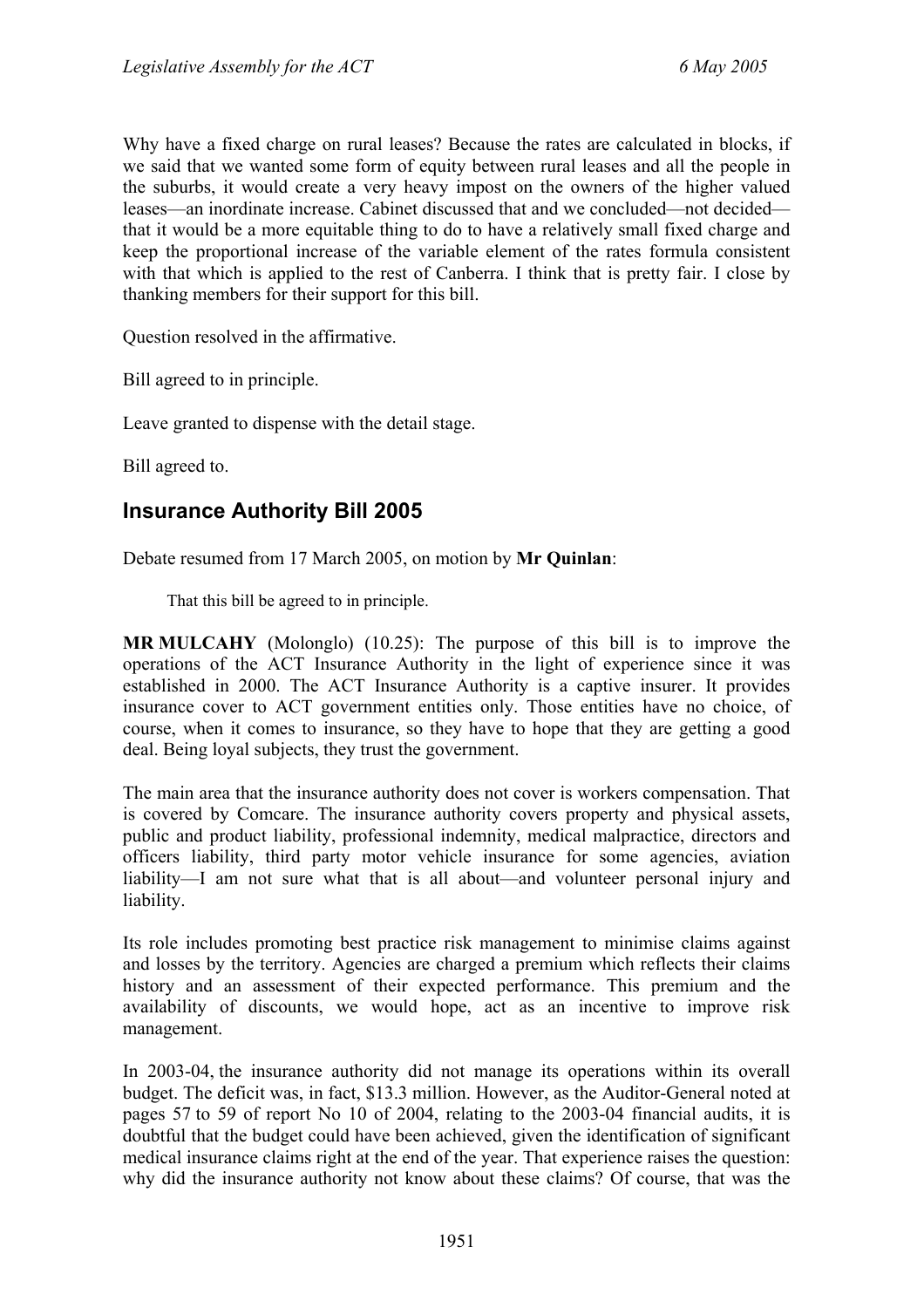Why have a fixed charge on rural leases? Because the rates are calculated in blocks, if we said that we wanted some form of equity between rural leases and all the people in the suburbs, it would create a very heavy impost on the owners of the higher valued leases—an inordinate increase. Cabinet discussed that and we concluded—not decided—that it would be a more equitable thing to do to have a relatively small fixed charge and keep the proportional increase of the variable element of the rates formula consistent with that which is applied to the rest of Canberra. I think that is pretty fair. I close by thanking members for their support for this bill.

Question resolved in the affirmative.

Bill agreed to in principle.

Leave granted to dispense with the detail stage.

Bill agreed to.

## Insurance Authority Bill 2005

Debate resumed from 17 March 2005, on motion by **Mr Quinlan**:

> That this bill be agreed to in principle.

**MR MULCAHY** (Molonglo) (10.25): The purpose of this bill is to improve the operations of the ACT Insurance Authority in the light of experience since it was established in 2000. The ACT Insurance Authority is a captive insurer. It provides insurance cover to ACT government entities only. Those entities have no choice, of course, when it comes to insurance, so they have to hope that they are getting a good deal. Being loyal subjects, they trust the government.

The main area that the insurance authority does not cover is workers compensation. That is covered by Comcare. The insurance authority covers property and physical assets, public and product liability, professional indemnity, medical malpractice, directors and officers liability, third party motor vehicle insurance for some agencies, aviation liability—I am not sure what that is all about—and volunteer personal injury and liability.

Its role includes promoting best practice risk management to minimise claims against and losses by the territory. Agencies are charged a premium which reflects their claims history and an assessment of their expected performance. This premium and the availability of discounts, we would hope, act as an incentive to improve risk management.

In 2003-04, the insurance authority did not manage its operations within its overall budget. The deficit was, in fact, $13.3 million. However, as the Auditor-General noted at pages 57 to 59 of report No 10 of 2004, relating to the 2003-04 financial audits, it is doubtful that the budget could have been achieved, given the identification of significant medical insurance claims right at the end of the year. That experience raises the question: why did the insurance authority not know about these claims? Of course, that was the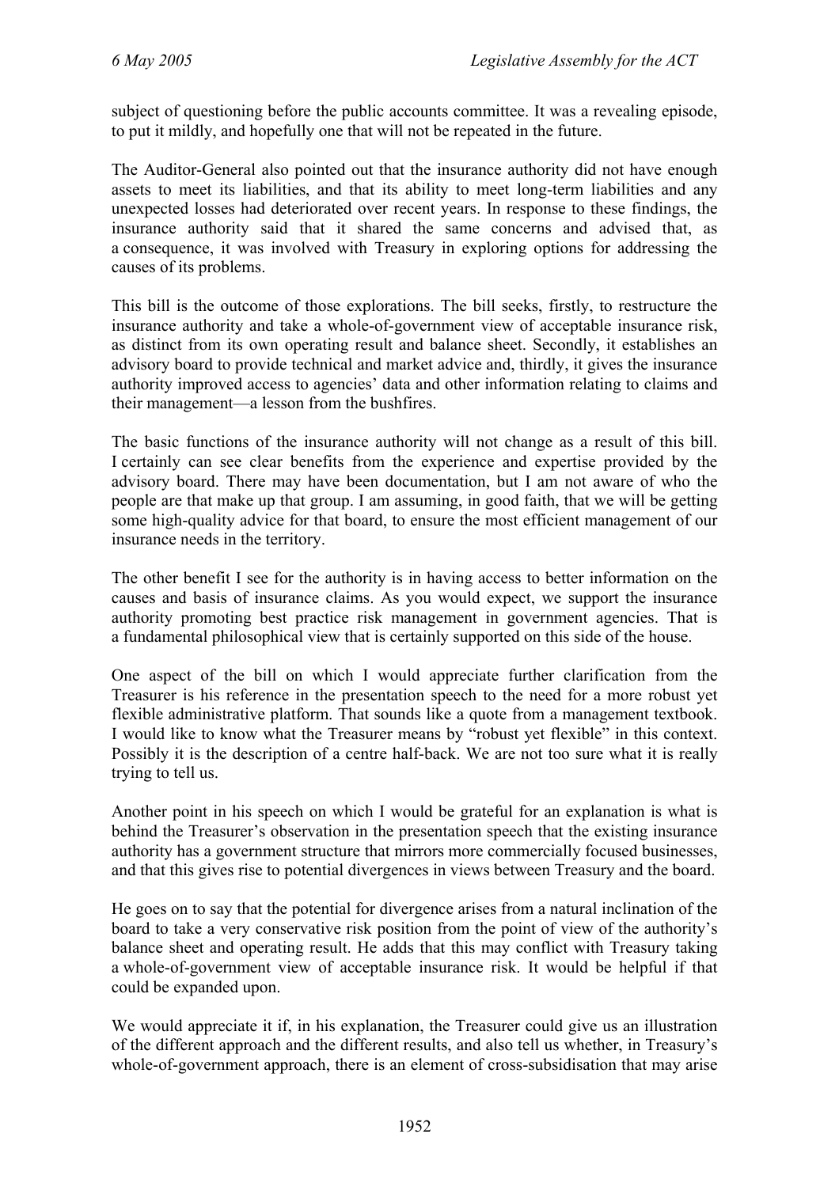subject of questioning before the public accounts committee. It was a revealing episode, to put it mildly, and hopefully one that will not be repeated in the future.

The Auditor-General also pointed out that the insurance authority did not have enough assets to meet its liabilities, and that its ability to meet long-term liabilities and any unexpected losses had deteriorated over recent years. In response to these findings, the insurance authority said that it shared the same concerns and advised that, as a consequence, it was involved with Treasury in exploring options for addressing the causes of its problems.

This bill is the outcome of those explorations. The bill seeks, firstly, to restructure the insurance authority and take a whole-of-government view of acceptable insurance risk, as distinct from its own operating result and balance sheet. Secondly, it establishes an advisory board to provide technical and market advice and, thirdly, it gives the insurance authority improved access to agencies' data and other information relating to claims and their management—a lesson from the bushfires.

The basic functions of the insurance authority will not change as a result of this bill. I certainly can see clear benefits from the experience and expertise provided by the advisory board. There may have been documentation, but I am not aware of who the people are that make up that group. I am assuming, in good faith, that we will be getting some high-quality advice for that board, to ensure the most efficient management of our insurance needs in the territory.

The other benefit I see for the authority is in having access to better information on the causes and basis of insurance claims. As you would expect, we support the insurance authority promoting best practice risk management in government agencies. That is a fundamental philosophical view that is certainly supported on this side of the house.

One aspect of the bill on which I would appreciate further clarification from the Treasurer is his reference in the presentation speech to the need for a more robust yet flexible administrative platform. That sounds like a quote from a management textbook. I would like to know what the Treasurer means by "robust yet flexible" in this context. Possibly it is the description of a centre half-back. We are not too sure what it is really trying to tell us.

Another point in his speech on which I would be grateful for an explanation is what is behind the Treasurer's observation in the presentation speech that the existing insurance authority has a government structure that mirrors more commercially focused businesses, and that this gives rise to potential divergences in views between Treasury and the board.

He goes on to say that the potential for divergence arises from a natural inclination of the board to take a very conservative risk position from the point of view of the authority's balance sheet and operating result. He adds that this may conflict with Treasury taking a whole-of-government view of acceptable insurance risk. It would be helpful if that could be expanded upon.

We would appreciate it if, in his explanation, the Treasurer could give us an illustration of the different approach and the different results, and also tell us whether, in Treasury's whole-of-government approach, there is an element of cross-subsidisation that may arise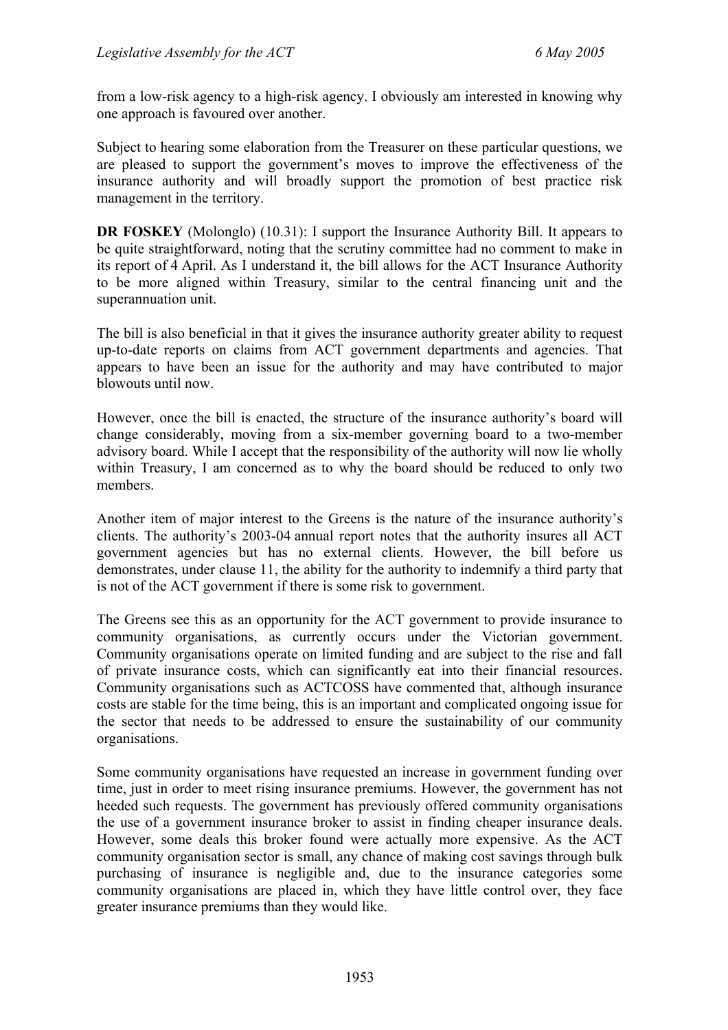from a low-risk agency to a high-risk agency. I obviously am interested in knowing why one approach is favoured over another.

Subject to hearing some elaboration from the Treasurer on these particular questions, we are pleased to support the government's moves to improve the effectiveness of the insurance authority and will broadly support the promotion of best practice risk management in the territory.

**DR FOSKEY** (Molonglo) (10.31): I support the Insurance Authority Bill. It appears to be quite straightforward, noting that the scrutiny committee had no comment to make in its report of 4 April. As I understand it, the bill allows for the ACT Insurance Authority to be more aligned within Treasury, similar to the central financing unit and the superannuation unit.

The bill is also beneficial in that it gives the insurance authority greater ability to request up-to-date reports on claims from ACT government departments and agencies. That appears to have been an issue for the authority and may have contributed to major blowouts until now.

However, once the bill is enacted, the structure of the insurance authority's board will change considerably, moving from a six-member governing board to a two-member advisory board. While I accept that the responsibility of the authority will now lie wholly within Treasury, I am concerned as to why the board should be reduced to only two members.

Another item of major interest to the Greens is the nature of the insurance authority's clients. The authority's 2003-04 annual report notes that the authority insures all ACT government agencies but has no external clients. However, the bill before us demonstrates, under clause 11, the ability for the authority to indemnify a third party that is not of the ACT government if there is some risk to government.

The Greens see this as an opportunity for the ACT government to provide insurance to community organisations, as currently occurs under the Victorian government. Community organisations operate on limited funding and are subject to the rise and fall of private insurance costs, which can significantly eat into their financial resources. Community organisations such as ACTCOSS have commented that, although insurance costs are stable for the time being, this is an important and complicated ongoing issue for the sector that needs to be addressed to ensure the sustainability of our community organisations.

Some community organisations have requested an increase in government funding over time, just in order to meet rising insurance premiums. However, the government has not heeded such requests. The government has previously offered community organisations the use of a government insurance broker to assist in finding cheaper insurance deals. However, some deals this broker found were actually more expensive. As the ACT community organisation sector is small, any chance of making cost savings through bulk purchasing of insurance is negligible and, due to the insurance categories some community organisations are placed in, which they have little control over, they face greater insurance premiums than they would like.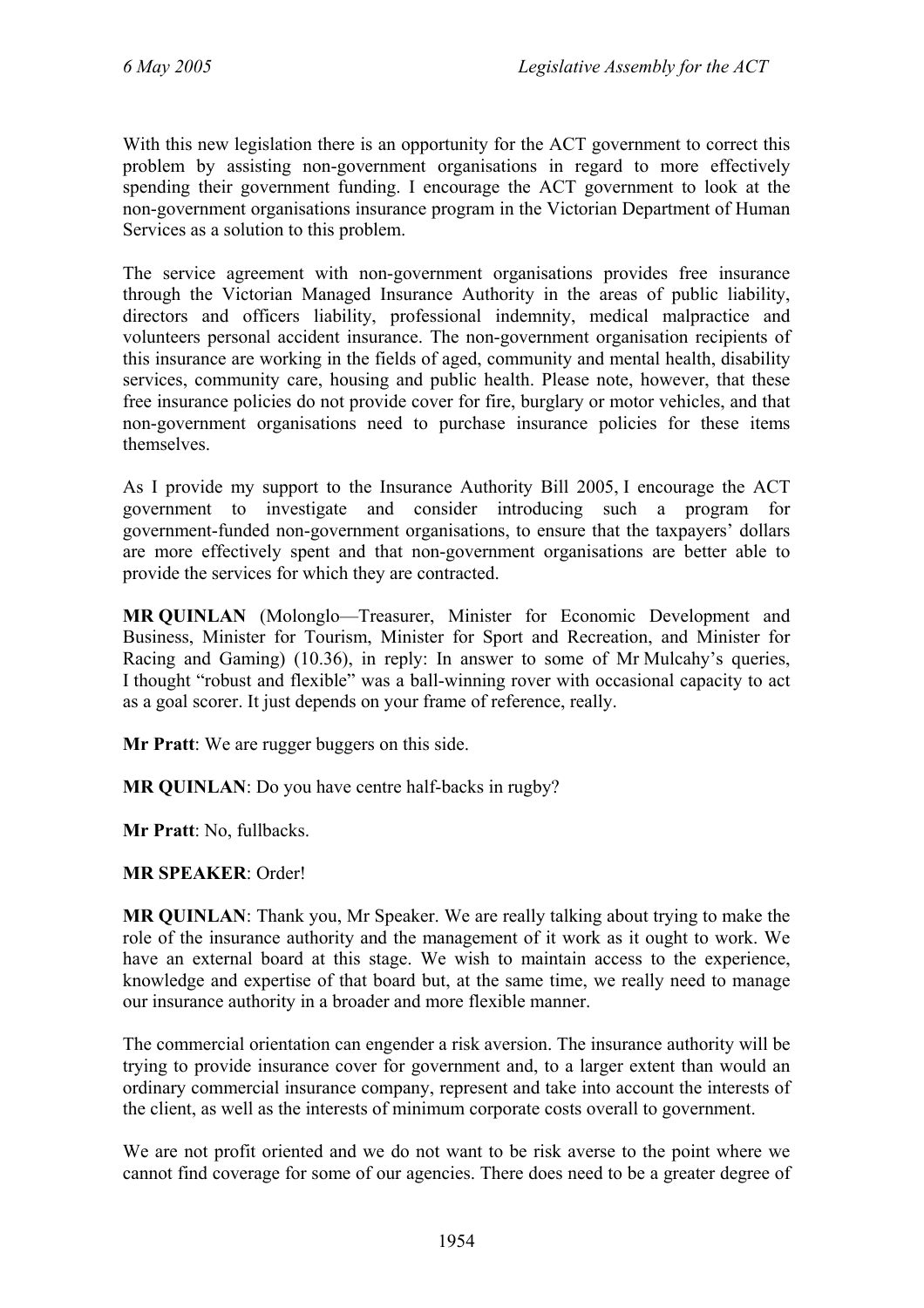With this new legislation there is an opportunity for the ACT government to correct this problem by assisting non-government organisations in regard to more effectively spending their government funding. I encourage the ACT government to look at the non-government organisations insurance program in the Victorian Department of Human Services as a solution to this problem.

The service agreement with non-government organisations provides free insurance through the Victorian Managed Insurance Authority in the areas of public liability, directors and officers liability, professional indemnity, medical malpractice and volunteers personal accident insurance. The non-government organisation recipients of this insurance are working in the fields of aged, community and mental health, disability services, community care, housing and public health. Please note, however, that these free insurance policies do not provide cover for fire, burglary or motor vehicles, and that non-government organisations need to purchase insurance policies for these items themselves.

As I provide my support to the Insurance Authority Bill 2005, I encourage the ACT government to investigate and consider introducing such a program for government-funded non-government organisations, to ensure that the taxpayers' dollars are more effectively spent and that non-government organisations are better able to provide the services for which they are contracted.

**MR QUINLAN** (Molonglo—Treasurer, Minister for Economic Development and Business, Minister for Tourism, Minister for Sport and Recreation, and Minister for Racing and Gaming) (10.36), in reply: In answer to some of Mr Mulcahy's queries, I thought "robust and flexible" was a ball-winning rover with occasional capacity to act as a goal scorer. It just depends on your frame of reference, really.

**Mr Pratt**: We are rugger buggers on this side.

**MR QUINLAN**: Do you have centre half-backs in rugby?

**Mr Pratt**: No, fullbacks.

**MR SPEAKER**: Order!

**MR QUINLAN**: Thank you, Mr Speaker. We are really talking about trying to make the role of the insurance authority and the management of it work as it ought to work. We have an external board at this stage. We wish to maintain access to the experience, knowledge and expertise of that board but, at the same time, we really need to manage our insurance authority in a broader and more flexible manner.

The commercial orientation can engender a risk aversion. The insurance authority will be trying to provide insurance cover for government and, to a larger extent than would an ordinary commercial insurance company, represent and take into account the interests of the client, as well as the interests of minimum corporate costs overall to government.

We are not profit oriented and we do not want to be risk averse to the point where we cannot find coverage for some of our agencies. There does need to be a greater degree of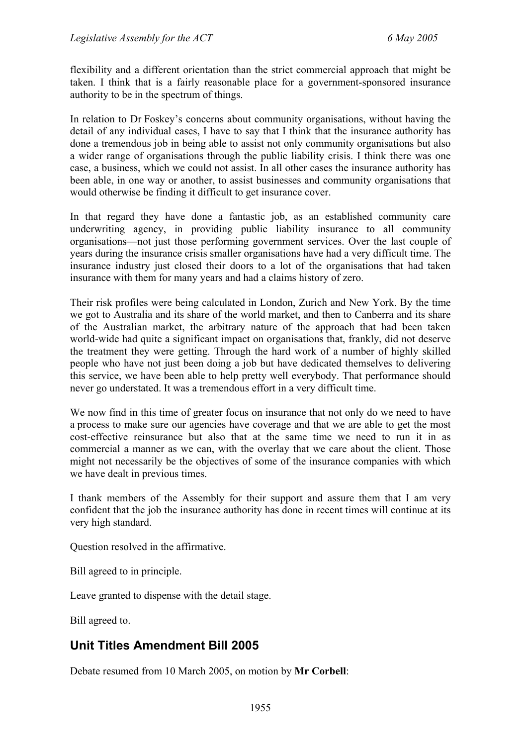flexibility and a different orientation than the strict commercial approach that might be taken. I think that is a fairly reasonable place for a government-sponsored insurance authority to be in the spectrum of things.

In relation to Dr Foskey's concerns about community organisations, without having the detail of any individual cases, I have to say that I think that the insurance authority has done a tremendous job in being able to assist not only community organisations but also a wider range of organisations through the public liability crisis. I think there was one case, a business, which we could not assist. In all other cases the insurance authority has been able, in one way or another, to assist businesses and community organisations that would otherwise be finding it difficult to get insurance cover.

In that regard they have done a fantastic job, as an established community care underwriting agency, in providing public liability insurance to all community organisations—not just those performing government services. Over the last couple of years during the insurance crisis smaller organisations have had a very difficult time. The insurance industry just closed their doors to a lot of the organisations that had taken insurance with them for many years and had a claims history of zero.

Their risk profiles were being calculated in London, Zurich and New York. By the time we got to Australia and its share of the world market, and then to Canberra and its share of the Australian market, the arbitrary nature of the approach that had been taken world-wide had quite a significant impact on organisations that, frankly, did not deserve the treatment they were getting. Through the hard work of a number of highly skilled people who have not just been doing a job but have dedicated themselves to delivering this service, we have been able to help pretty well everybody. That performance should never go understated. It was a tremendous effort in a very difficult time.

We now find in this time of greater focus on insurance that not only do we need to have a process to make sure our agencies have coverage and that we are able to get the most cost-effective reinsurance but also that at the same time we need to run it in as commercial a manner as we can, with the overlay that we care about the client. Those might not necessarily be the objectives of some of the insurance companies with which we have dealt in previous times.

I thank members of the Assembly for their support and assure them that I am very confident that the job the insurance authority has done in recent times will continue at its very high standard.

Question resolved in the affirmative.

Bill agreed to in principle.

Leave granted to dispense with the detail stage.

Bill agreed to.

## Unit Titles Amendment Bill 2005

Debate resumed from 10 March 2005, on motion by **Mr Corbell**: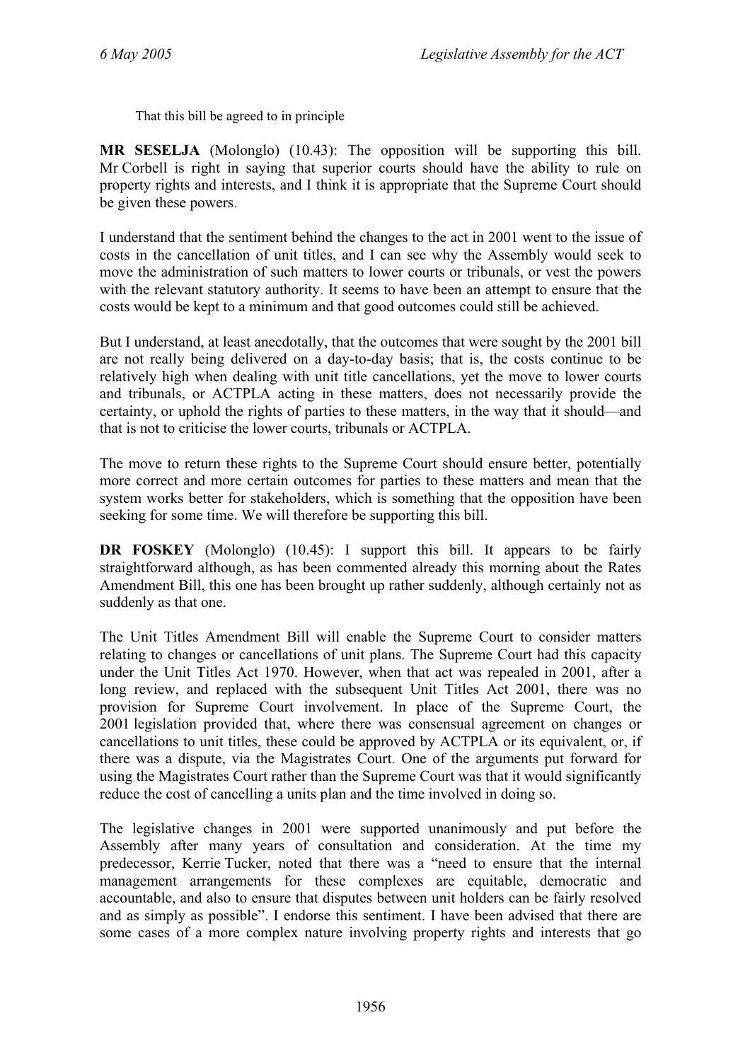That this bill be agreed to in principle

**MR SESELJA** (Molonglo) (10.43): The opposition will be supporting this bill. Mr Corbell is right in saying that superior courts should have the ability to rule on property rights and interests, and I think it is appropriate that the Supreme Court should be given these powers.

I understand that the sentiment behind the changes to the act in 2001 went to the issue of costs in the cancellation of unit titles, and I can see why the Assembly would seek to move the administration of such matters to lower courts or tribunals, or vest the powers with the relevant statutory authority. It seems to have been an attempt to ensure that the costs would be kept to a minimum and that good outcomes could still be achieved.

But I understand, at least anecdotally, that the outcomes that were sought by the 2001 bill are not really being delivered on a day-to-day basis; that is, the costs continue to be relatively high when dealing with unit title cancellations, yet the move to lower courts and tribunals, or ACTPLA acting in these matters, does not necessarily provide the certainty, or uphold the rights of parties to these matters, in the way that it should—and that is not to criticise the lower courts, tribunals or ACTPLA.

The move to return these rights to the Supreme Court should ensure better, potentially more correct and more certain outcomes for parties to these matters and mean that the system works better for stakeholders, which is something that the opposition have been seeking for some time. We will therefore be supporting this bill.

**DR FOSKEY** (Molonglo) (10.45): I support this bill. It appears to be fairly straightforward although, as has been commented already this morning about the Rates Amendment Bill, this one has been brought up rather suddenly, although certainly not as suddenly as that one.

The Unit Titles Amendment Bill will enable the Supreme Court to consider matters relating to changes or cancellations of unit plans. The Supreme Court had this capacity under the Unit Titles Act 1970. However, when that act was repealed in 2001, after a long review, and replaced with the subsequent Unit Titles Act 2001, there was no provision for Supreme Court involvement. In place of the Supreme Court, the 2001 legislation provided that, where there was consensual agreement on changes or cancellations to unit titles, these could be approved by ACTPLA or its equivalent, or, if there was a dispute, via the Magistrates Court. One of the arguments put forward for using the Magistrates Court rather than the Supreme Court was that it would significantly reduce the cost of cancelling a units plan and the time involved in doing so.

The legislative changes in 2001 were supported unanimously and put before the Assembly after many years of consultation and consideration. At the time my predecessor, Kerrie Tucker, noted that there was a "need to ensure that the internal management arrangements for these complexes are equitable, democratic and accountable, and also to ensure that disputes between unit holders can be fairly resolved and as simply as possible". I endorse this sentiment. I have been advised that there are some cases of a more complex nature involving property rights and interests that go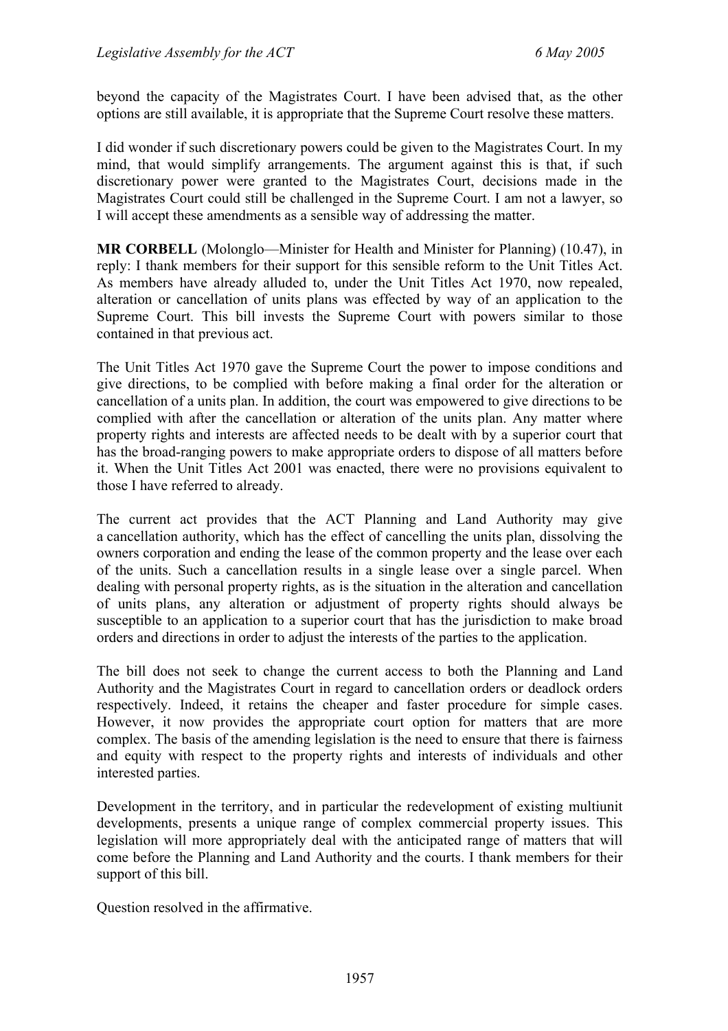beyond the capacity of the Magistrates Court. I have been advised that, as the other options are still available, it is appropriate that the Supreme Court resolve these matters.

I did wonder if such discretionary powers could be given to the Magistrates Court. In my mind, that would simplify arrangements. The argument against this is that, if such discretionary power were granted to the Magistrates Court, decisions made in the Magistrates Court could still be challenged in the Supreme Court. I am not a lawyer, so I will accept these amendments as a sensible way of addressing the matter.

**MR CORBELL** (Molonglo—Minister for Health and Minister for Planning) (10.47), in reply: I thank members for their support for this sensible reform to the Unit Titles Act. As members have already alluded to, under the Unit Titles Act 1970, now repealed, alteration or cancellation of units plans was effected by way of an application to the Supreme Court. This bill invests the Supreme Court with powers similar to those contained in that previous act.

The Unit Titles Act 1970 gave the Supreme Court the power to impose conditions and give directions, to be complied with before making a final order for the alteration or cancellation of a units plan. In addition, the court was empowered to give directions to be complied with after the cancellation or alteration of the units plan. Any matter where property rights and interests are affected needs to be dealt with by a superior court that has the broad-ranging powers to make appropriate orders to dispose of all matters before it. When the Unit Titles Act 2001 was enacted, there were no provisions equivalent to those I have referred to already.

The current act provides that the ACT Planning and Land Authority may give a cancellation authority, which has the effect of cancelling the units plan, dissolving the owners corporation and ending the lease of the common property and the lease over each of the units. Such a cancellation results in a single lease over a single parcel. When dealing with personal property rights, as is the situation in the alteration and cancellation of units plans, any alteration or adjustment of property rights should always be susceptible to an application to a superior court that has the jurisdiction to make broad orders and directions in order to adjust the interests of the parties to the application.

The bill does not seek to change the current access to both the Planning and Land Authority and the Magistrates Court in regard to cancellation orders or deadlock orders respectively. Indeed, it retains the cheaper and faster procedure for simple cases. However, it now provides the appropriate court option for matters that are more complex. The basis of the amending legislation is the need to ensure that there is fairness and equity with respect to the property rights and interests of individuals and other interested parties.

Development in the territory, and in particular the redevelopment of existing multiunit developments, presents a unique range of complex commercial property issues. This legislation will more appropriately deal with the anticipated range of matters that will come before the Planning and Land Authority and the courts. I thank members for their support of this bill.

Question resolved in the affirmative.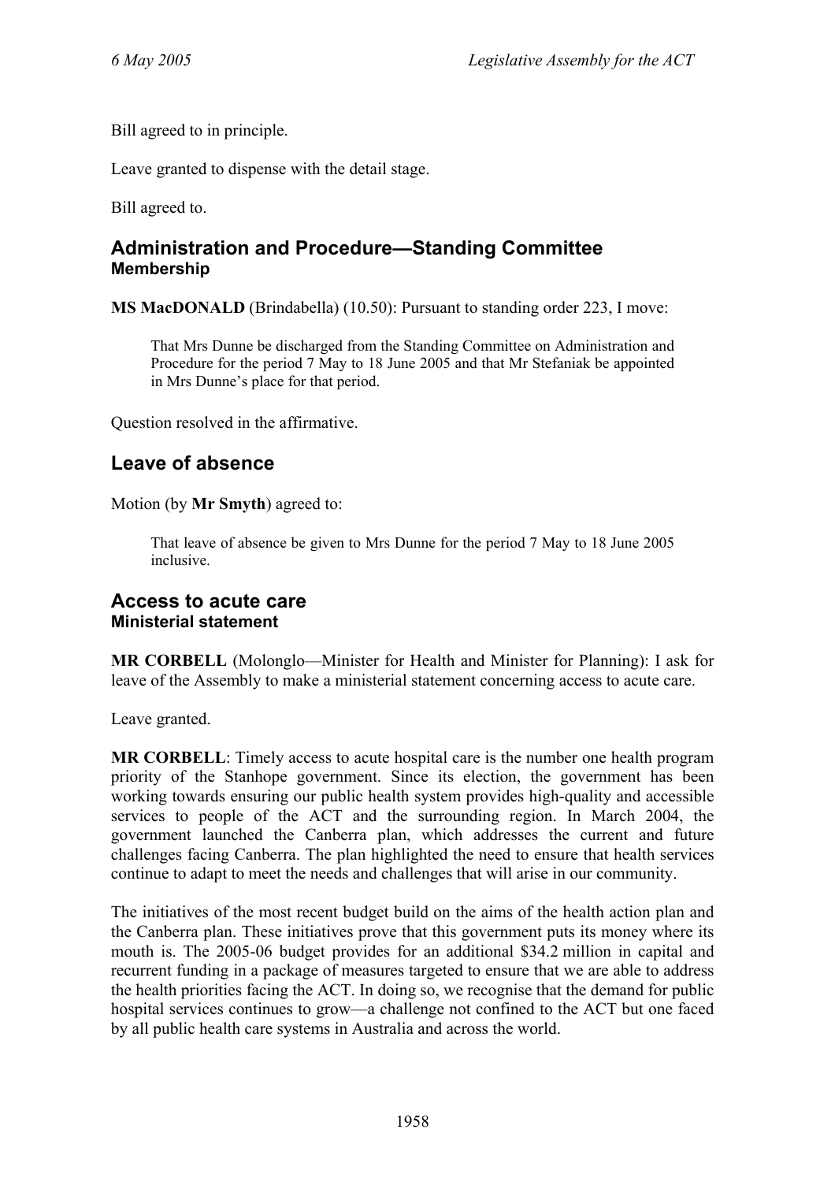Bill agreed to in principle.

Leave granted to dispense with the detail stage.

Bill agreed to.

## Administration and Procedure—Standing Committee

### Membership

**MS MacDONALD** (Brindabella) (10.50): Pursuant to standing order 223, I move:

> That Mrs Dunne be discharged from the Standing Committee on Administration and Procedure for the period 7 May to 18 June 2005 and that Mr Stefaniak be appointed in Mrs Dunne's place for that period.

Question resolved in the affirmative.

## Leave of absence

Motion (by **Mr Smyth**) agreed to:

> That leave of absence be given to Mrs Dunne for the period 7 May to 18 June 2005 inclusive.

## Access to acute care

### Ministerial statement

**MR CORBELL** (Molonglo—Minister for Health and Minister for Planning): I ask for leave of the Assembly to make a ministerial statement concerning access to acute care.

Leave granted.

**MR CORBELL**: Timely access to acute hospital care is the number one health program priority of the Stanhope government. Since its election, the government has been working towards ensuring our public health system provides high-quality and accessible services to people of the ACT and the surrounding region. In March 2004, the government launched the Canberra plan, which addresses the current and future challenges facing Canberra. The plan highlighted the need to ensure that health services continue to adapt to meet the needs and challenges that will arise in our community.

The initiatives of the most recent budget build on the aims of the health action plan and the Canberra plan. These initiatives prove that this government puts its money where its mouth is. The 2005-06 budget provides for an additional $34.2 million in capital and recurrent funding in a package of measures targeted to ensure that we are able to address the health priorities facing the ACT. In doing so, we recognise that the demand for public hospital services continues to grow—a challenge not confined to the ACT but one faced by all public health care systems in Australia and across the world.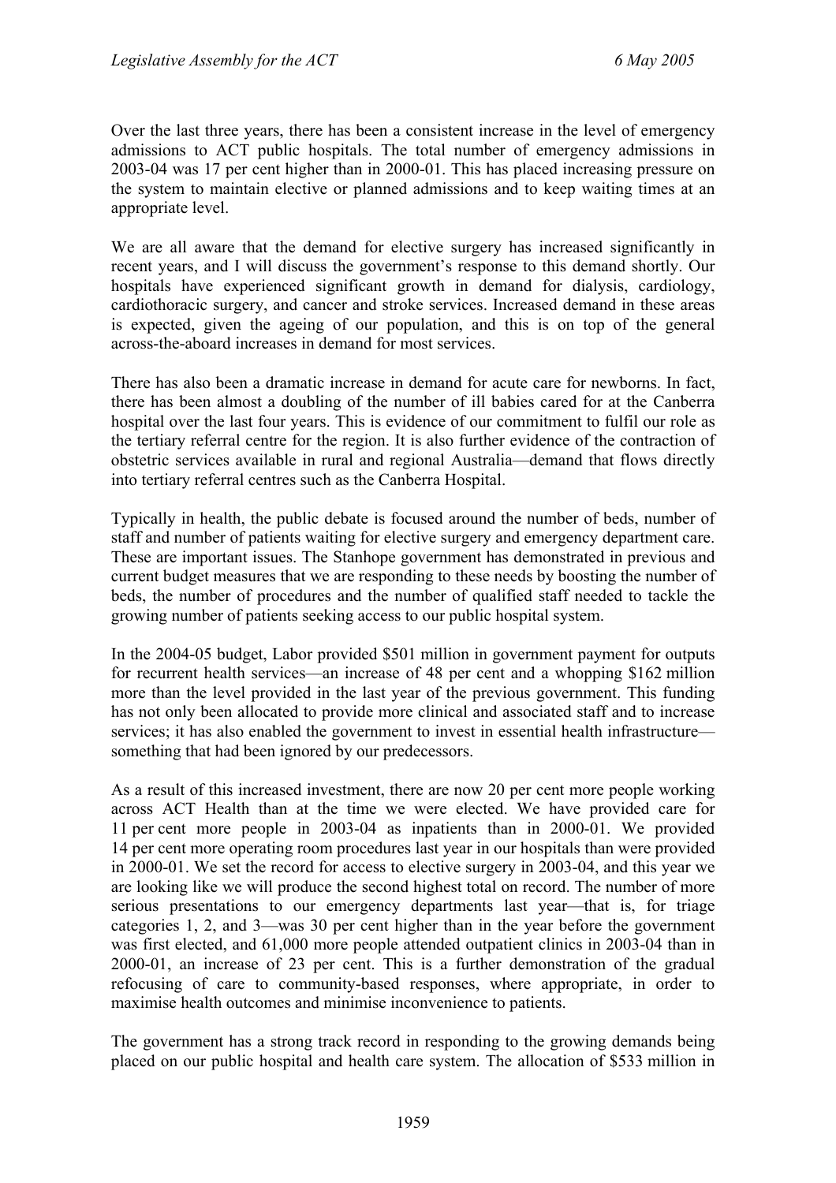Over the last three years, there has been a consistent increase in the level of emergency admissions to ACT public hospitals. The total number of emergency admissions in 2003-04 was 17 per cent higher than in 2000-01. This has placed increasing pressure on the system to maintain elective or planned admissions and to keep waiting times at an appropriate level.

We are all aware that the demand for elective surgery has increased significantly in recent years, and I will discuss the government's response to this demand shortly. Our hospitals have experienced significant growth in demand for dialysis, cardiology, cardiothoracic surgery, and cancer and stroke services. Increased demand in these areas is expected, given the ageing of our population, and this is on top of the general across-the-aboard increases in demand for most services.

There has also been a dramatic increase in demand for acute care for newborns. In fact, there has been almost a doubling of the number of ill babies cared for at the Canberra hospital over the last four years. This is evidence of our commitment to fulfil our role as the tertiary referral centre for the region. It is also further evidence of the contraction of obstetric services available in rural and regional Australia—demand that flows directly into tertiary referral centres such as the Canberra Hospital.

Typically in health, the public debate is focused around the number of beds, number of staff and number of patients waiting for elective surgery and emergency department care. These are important issues. The Stanhope government has demonstrated in previous and current budget measures that we are responding to these needs by boosting the number of beds, the number of procedures and the number of qualified staff needed to tackle the growing number of patients seeking access to our public hospital system.

In the 2004-05 budget, Labor provided $501 million in government payment for outputs for recurrent health services—an increase of 48 per cent and a whopping $162 million more than the level provided in the last year of the previous government. This funding has not only been allocated to provide more clinical and associated staff and to increase services; it has also enabled the government to invest in essential health infrastructure—something that had been ignored by our predecessors.

As a result of this increased investment, there are now 20 per cent more people working across ACT Health than at the time we were elected. We have provided care for 11 per cent more people in 2003-04 as inpatients than in 2000-01. We provided 14 per cent more operating room procedures last year in our hospitals than were provided in 2000-01. We set the record for access to elective surgery in 2003-04, and this year we are looking like we will produce the second highest total on record. The number of more serious presentations to our emergency departments last year—that is, for triage categories 1, 2, and 3—was 30 per cent higher than in the year before the government was first elected, and 61,000 more people attended outpatient clinics in 2003-04 than in 2000-01, an increase of 23 per cent. This is a further demonstration of the gradual refocusing of care to community-based responses, where appropriate, in order to maximise health outcomes and minimise inconvenience to patients.

The government has a strong track record in responding to the growing demands being placed on our public hospital and health care system. The allocation of $533 million in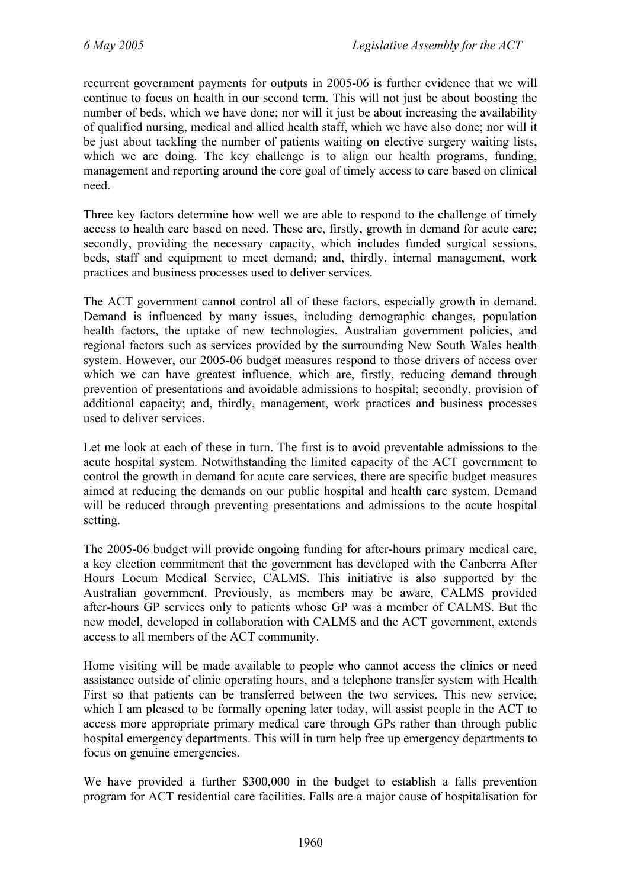recurrent government payments for outputs in 2005-06 is further evidence that we will continue to focus on health in our second term. This will not just be about boosting the number of beds, which we have done; nor will it just be about increasing the availability of qualified nursing, medical and allied health staff, which we have also done; nor will it be just about tackling the number of patients waiting on elective surgery waiting lists, which we are doing. The key challenge is to align our health programs, funding, management and reporting around the core goal of timely access to care based on clinical need.

Three key factors determine how well we are able to respond to the challenge of timely access to health care based on need. These are, firstly, growth in demand for acute care; secondly, providing the necessary capacity, which includes funded surgical sessions, beds, staff and equipment to meet demand; and, thirdly, internal management, work practices and business processes used to deliver services.

The ACT government cannot control all of these factors, especially growth in demand. Demand is influenced by many issues, including demographic changes, population health factors, the uptake of new technologies, Australian government policies, and regional factors such as services provided by the surrounding New South Wales health system. However, our 2005-06 budget measures respond to those drivers of access over which we can have greatest influence, which are, firstly, reducing demand through prevention of presentations and avoidable admissions to hospital; secondly, provision of additional capacity; and, thirdly, management, work practices and business processes used to deliver services.

Let me look at each of these in turn. The first is to avoid preventable admissions to the acute hospital system. Notwithstanding the limited capacity of the ACT government to control the growth in demand for acute care services, there are specific budget measures aimed at reducing the demands on our public hospital and health care system. Demand will be reduced through preventing presentations and admissions to the acute hospital setting.

The 2005-06 budget will provide ongoing funding for after-hours primary medical care, a key election commitment that the government has developed with the Canberra After Hours Locum Medical Service, CALMS. This initiative is also supported by the Australian government. Previously, as members may be aware, CALMS provided after-hours GP services only to patients whose GP was a member of CALMS. But the new model, developed in collaboration with CALMS and the ACT government, extends access to all members of the ACT community.

Home visiting will be made available to people who cannot access the clinics or need assistance outside of clinic operating hours, and a telephone transfer system with Health First so that patients can be transferred between the two services. This new service, which I am pleased to be formally opening later today, will assist people in the ACT to access more appropriate primary medical care through GPs rather than through public hospital emergency departments. This will in turn help free up emergency departments to focus on genuine emergencies.

We have provided a further $300,000 in the budget to establish a falls prevention program for ACT residential care facilities. Falls are a major cause of hospitalisation for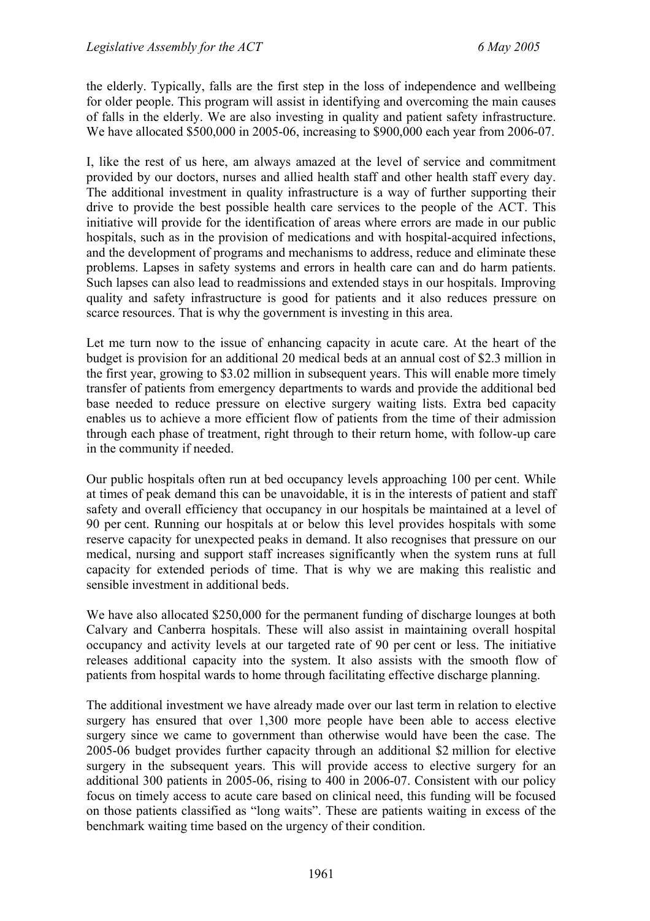the elderly. Typically, falls are the first step in the loss of independence and wellbeing for older people. This program will assist in identifying and overcoming the main causes of falls in the elderly. We are also investing in quality and patient safety infrastructure. We have allocated $500,000 in 2005-06, increasing to $900,000 each year from 2006-07.

I, like the rest of us here, am always amazed at the level of service and commitment provided by our doctors, nurses and allied health staff and other health staff every day. The additional investment in quality infrastructure is a way of further supporting their drive to provide the best possible health care services to the people of the ACT. This initiative will provide for the identification of areas where errors are made in our public hospitals, such as in the provision of medications and with hospital-acquired infections, and the development of programs and mechanisms to address, reduce and eliminate these problems. Lapses in safety systems and errors in health care can and do harm patients. Such lapses can also lead to readmissions and extended stays in our hospitals. Improving quality and safety infrastructure is good for patients and it also reduces pressure on scarce resources. That is why the government is investing in this area.

Let me turn now to the issue of enhancing capacity in acute care. At the heart of the budget is provision for an additional 20 medical beds at an annual cost of $2.3 million in the first year, growing to $3.02 million in subsequent years. This will enable more timely transfer of patients from emergency departments to wards and provide the additional bed base needed to reduce pressure on elective surgery waiting lists. Extra bed capacity enables us to achieve a more efficient flow of patients from the time of their admission through each phase of treatment, right through to their return home, with follow-up care in the community if needed.

Our public hospitals often run at bed occupancy levels approaching 100 per cent. While at times of peak demand this can be unavoidable, it is in the interests of patient and staff safety and overall efficiency that occupancy in our hospitals be maintained at a level of 90 per cent. Running our hospitals at or below this level provides hospitals with some reserve capacity for unexpected peaks in demand. It also recognises that pressure on our medical, nursing and support staff increases significantly when the system runs at full capacity for extended periods of time. That is why we are making this realistic and sensible investment in additional beds.

We have also allocated $250,000 for the permanent funding of discharge lounges at both Calvary and Canberra hospitals. These will also assist in maintaining overall hospital occupancy and activity levels at our targeted rate of 90 per cent or less. The initiative releases additional capacity into the system. It also assists with the smooth flow of patients from hospital wards to home through facilitating effective discharge planning.

The additional investment we have already made over our last term in relation to elective surgery has ensured that over 1,300 more people have been able to access elective surgery since we came to government than otherwise would have been the case. The 2005-06 budget provides further capacity through an additional $2 million for elective surgery in the subsequent years. This will provide access to elective surgery for an additional 300 patients in 2005-06, rising to 400 in 2006-07. Consistent with our policy focus on timely access to acute care based on clinical need, this funding will be focused on those patients classified as "long waits". These are patients waiting in excess of the benchmark waiting time based on the urgency of their condition.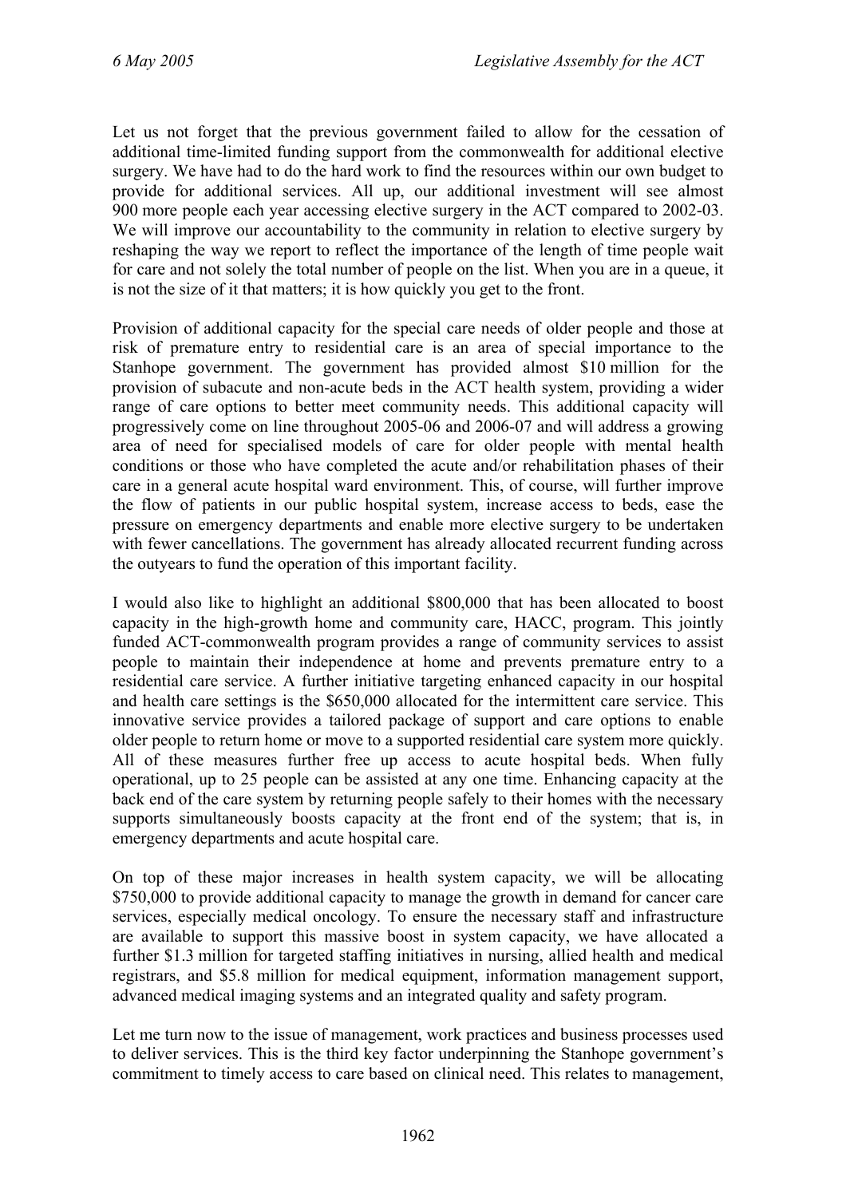Let us not forget that the previous government failed to allow for the cessation of additional time-limited funding support from the commonwealth for additional elective surgery. We have had to do the hard work to find the resources within our own budget to provide for additional services. All up, our additional investment will see almost 900 more people each year accessing elective surgery in the ACT compared to 2002-03. We will improve our accountability to the community in relation to elective surgery by reshaping the way we report to reflect the importance of the length of time people wait for care and not solely the total number of people on the list. When you are in a queue, it is not the size of it that matters; it is how quickly you get to the front.

Provision of additional capacity for the special care needs of older people and those at risk of premature entry to residential care is an area of special importance to the Stanhope government. The government has provided almost $10 million for the provision of subacute and non-acute beds in the ACT health system, providing a wider range of care options to better meet community needs. This additional capacity will progressively come on line throughout 2005-06 and 2006-07 and will address a growing area of need for specialised models of care for older people with mental health conditions or those who have completed the acute and/or rehabilitation phases of their care in a general acute hospital ward environment. This, of course, will further improve the flow of patients in our public hospital system, increase access to beds, ease the pressure on emergency departments and enable more elective surgery to be undertaken with fewer cancellations. The government has already allocated recurrent funding across the outyears to fund the operation of this important facility.

I would also like to highlight an additional $800,000 that has been allocated to boost capacity in the high-growth home and community care, HACC, program. This jointly funded ACT-commonwealth program provides a range of community services to assist people to maintain their independence at home and prevents premature entry to a residential care service. A further initiative targeting enhanced capacity in our hospital and health care settings is the $650,000 allocated for the intermittent care service. This innovative service provides a tailored package of support and care options to enable older people to return home or move to a supported residential care system more quickly. All of these measures further free up access to acute hospital beds. When fully operational, up to 25 people can be assisted at any one time. Enhancing capacity at the back end of the care system by returning people safely to their homes with the necessary supports simultaneously boosts capacity at the front end of the system; that is, in emergency departments and acute hospital care.

On top of these major increases in health system capacity, we will be allocating $750,000 to provide additional capacity to manage the growth in demand for cancer care services, especially medical oncology. To ensure the necessary staff and infrastructure are available to support this massive boost in system capacity, we have allocated a further $1.3 million for targeted staffing initiatives in nursing, allied health and medical registrars, and $5.8 million for medical equipment, information management support, advanced medical imaging systems and an integrated quality and safety program.

Let me turn now to the issue of management, work practices and business processes used to deliver services. This is the third key factor underpinning the Stanhope government's commitment to timely access to care based on clinical need. This relates to management,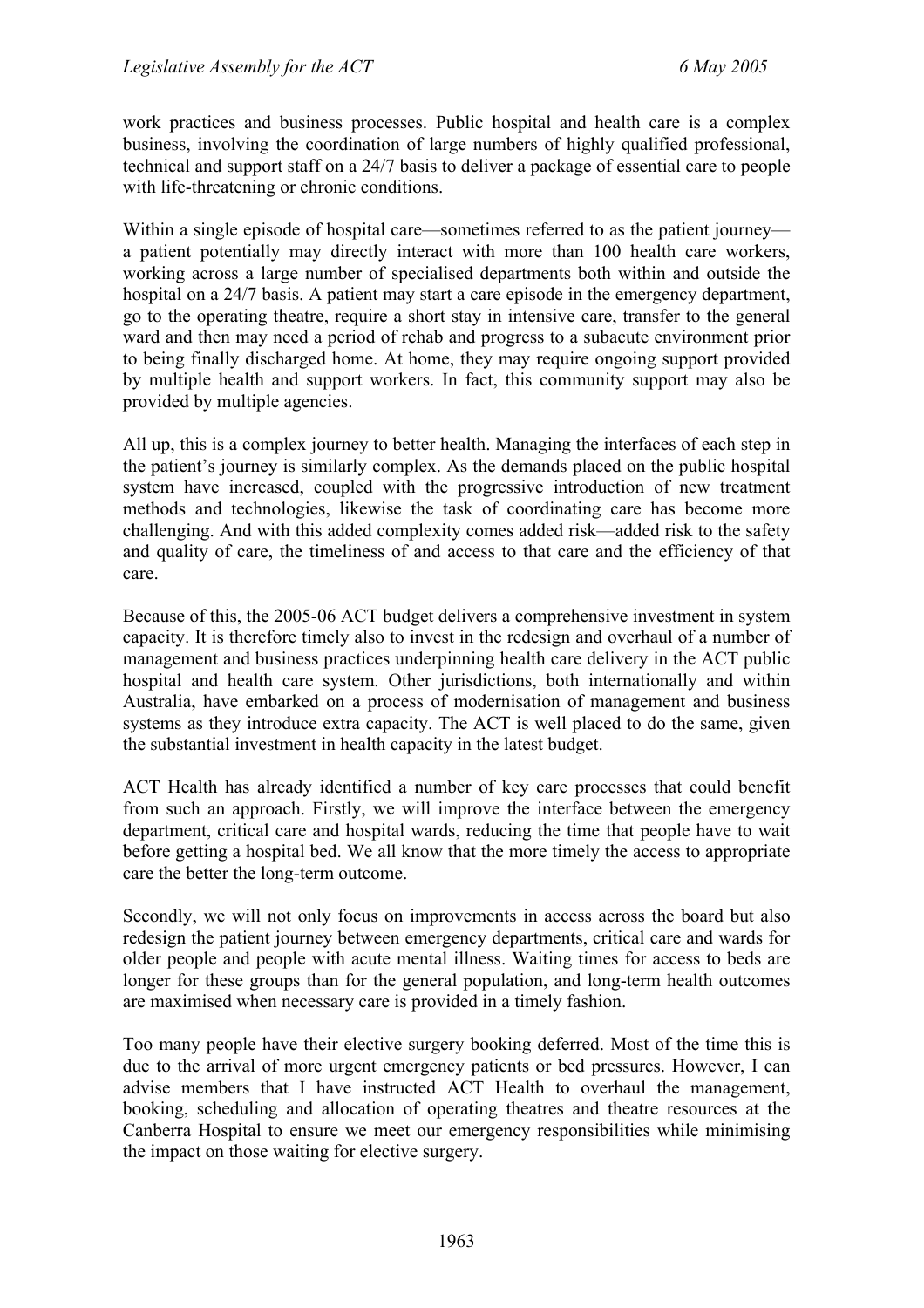work practices and business processes. Public hospital and health care is a complex business, involving the coordination of large numbers of highly qualified professional, technical and support staff on a 24/7 basis to deliver a package of essential care to people with life-threatening or chronic conditions.

Within a single episode of hospital care—sometimes referred to as the patient journey—a patient potentially may directly interact with more than 100 health care workers, working across a large number of specialised departments both within and outside the hospital on a 24/7 basis. A patient may start a care episode in the emergency department, go to the operating theatre, require a short stay in intensive care, transfer to the general ward and then may need a period of rehab and progress to a subacute environment prior to being finally discharged home. At home, they may require ongoing support provided by multiple health and support workers. In fact, this community support may also be provided by multiple agencies.

All up, this is a complex journey to better health. Managing the interfaces of each step in the patient's journey is similarly complex. As the demands placed on the public hospital system have increased, coupled with the progressive introduction of new treatment methods and technologies, likewise the task of coordinating care has become more challenging. And with this added complexity comes added risk—added risk to the safety and quality of care, the timeliness of and access to that care and the efficiency of that care.

Because of this, the 2005-06 ACT budget delivers a comprehensive investment in system capacity. It is therefore timely also to invest in the redesign and overhaul of a number of management and business practices underpinning health care delivery in the ACT public hospital and health care system. Other jurisdictions, both internationally and within Australia, have embarked on a process of modernisation of management and business systems as they introduce extra capacity. The ACT is well placed to do the same, given the substantial investment in health capacity in the latest budget.

ACT Health has already identified a number of key care processes that could benefit from such an approach. Firstly, we will improve the interface between the emergency department, critical care and hospital wards, reducing the time that people have to wait before getting a hospital bed. We all know that the more timely the access to appropriate care the better the long-term outcome.

Secondly, we will not only focus on improvements in access across the board but also redesign the patient journey between emergency departments, critical care and wards for older people and people with acute mental illness. Waiting times for access to beds are longer for these groups than for the general population, and long-term health outcomes are maximised when necessary care is provided in a timely fashion.

Too many people have their elective surgery booking deferred. Most of the time this is due to the arrival of more urgent emergency patients or bed pressures. However, I can advise members that I have instructed ACT Health to overhaul the management, booking, scheduling and allocation of operating theatres and theatre resources at the Canberra Hospital to ensure we meet our emergency responsibilities while minimising the impact on those waiting for elective surgery.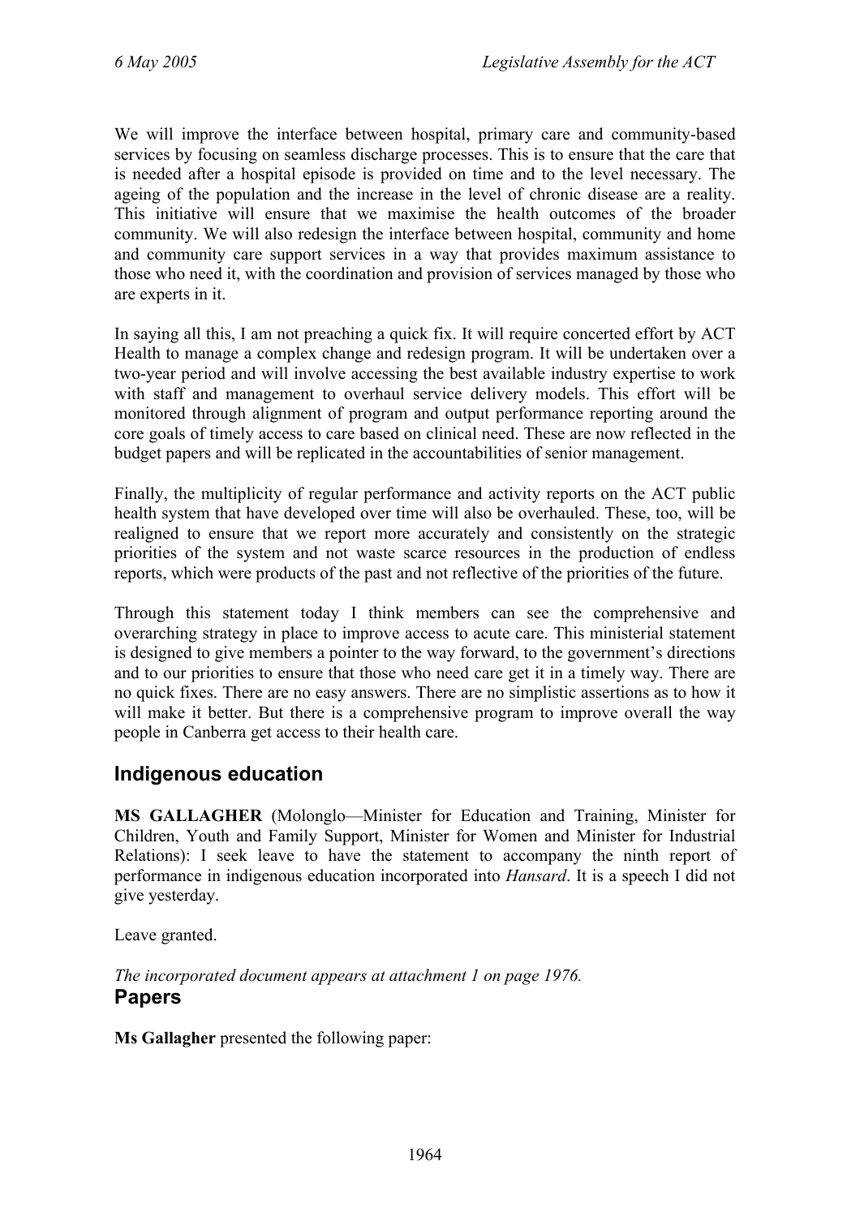We will improve the interface between hospital, primary care and community-based services by focusing on seamless discharge processes. This is to ensure that the care that is needed after a hospital episode is provided on time and to the level necessary. The ageing of the population and the increase in the level of chronic disease are a reality. This initiative will ensure that we maximise the health outcomes of the broader community. We will also redesign the interface between hospital, community and home and community care support services in a way that provides maximum assistance to those who need it, with the coordination and provision of services managed by those who are experts in it.

In saying all this, I am not preaching a quick fix. It will require concerted effort by ACT Health to manage a complex change and redesign program. It will be undertaken over a two-year period and will involve accessing the best available industry expertise to work with staff and management to overhaul service delivery models. This effort will be monitored through alignment of program and output performance reporting around the core goals of timely access to care based on clinical need. These are now reflected in the budget papers and will be replicated in the accountabilities of senior management.

Finally, the multiplicity of regular performance and activity reports on the ACT public health system that have developed over time will also be overhauled. These, too, will be realigned to ensure that we report more accurately and consistently on the strategic priorities of the system and not waste scarce resources in the production of endless reports, which were products of the past and not reflective of the priorities of the future.

Through this statement today I think members can see the comprehensive and overarching strategy in place to improve access to acute care. This ministerial statement is designed to give members a pointer to the way forward, to the government's directions and to our priorities to ensure that those who need care get it in a timely way. There are no quick fixes. There are no easy answers. There are no simplistic assertions as to how it will make it better. But there is a comprehensive program to improve overall the way people in Canberra get access to their health care.

## Indigenous education

**MS GALLAGHER** (Molonglo—Minister for Education and Training, Minister for Children, Youth and Family Support, Minister for Women and Minister for Industrial Relations): I seek leave to have the statement to accompany the ninth report of performance in indigenous education incorporated into *Hansard*. It is a speech I did not give yesterday.

Leave granted.

*The incorporated document appears at attachment 1 on page 1976.*

## Papers

**Ms Gallagher** presented the following paper: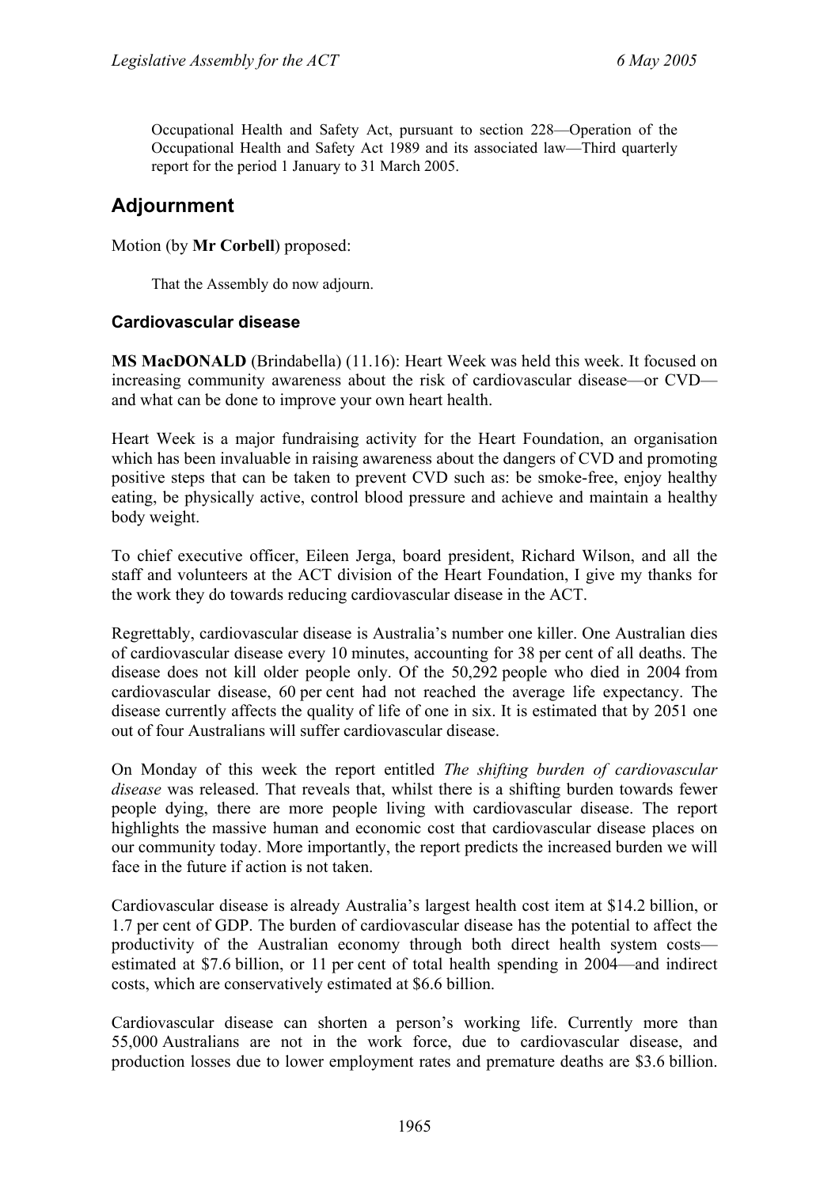Occupational Health and Safety Act, pursuant to section 228—Operation of the Occupational Health and Safety Act 1989 and its associated law—Third quarterly report for the period 1 January to 31 March 2005.

## Adjournment

Motion (by **Mr Corbell**) proposed:

That the Assembly do now adjourn.

### Cardiovascular disease

**MS MacDONALD** (Brindabella) (11.16): Heart Week was held this week. It focused on increasing community awareness about the risk of cardiovascular disease—or CVD—and what can be done to improve your own heart health.

Heart Week is a major fundraising activity for the Heart Foundation, an organisation which has been invaluable in raising awareness about the dangers of CVD and promoting positive steps that can be taken to prevent CVD such as: be smoke-free, enjoy healthy eating, be physically active, control blood pressure and achieve and maintain a healthy body weight.

To chief executive officer, Eileen Jerga, board president, Richard Wilson, and all the staff and volunteers at the ACT division of the Heart Foundation, I give my thanks for the work they do towards reducing cardiovascular disease in the ACT.

Regrettably, cardiovascular disease is Australia's number one killer. One Australian dies of cardiovascular disease every 10 minutes, accounting for 38 per cent of all deaths. The disease does not kill older people only. Of the 50,292 people who died in 2004 from cardiovascular disease, 60 per cent had not reached the average life expectancy. The disease currently affects the quality of life of one in six. It is estimated that by 2051 one out of four Australians will suffer cardiovascular disease.

On Monday of this week the report entitled *The shifting burden of cardiovascular disease* was released. That reveals that, whilst there is a shifting burden towards fewer people dying, there are more people living with cardiovascular disease. The report highlights the massive human and economic cost that cardiovascular disease places on our community today. More importantly, the report predicts the increased burden we will face in the future if action is not taken.

Cardiovascular disease is already Australia's largest health cost item at $14.2 billion, or 1.7 per cent of GDP. The burden of cardiovascular disease has the potential to affect the productivity of the Australian economy through both direct health system costs—estimated at $7.6 billion, or 11 per cent of total health spending in 2004—and indirect costs, which are conservatively estimated at $6.6 billion.

Cardiovascular disease can shorten a person's working life. Currently more than 55,000 Australians are not in the work force, due to cardiovascular disease, and production losses due to lower employment rates and premature deaths are $3.6 billion.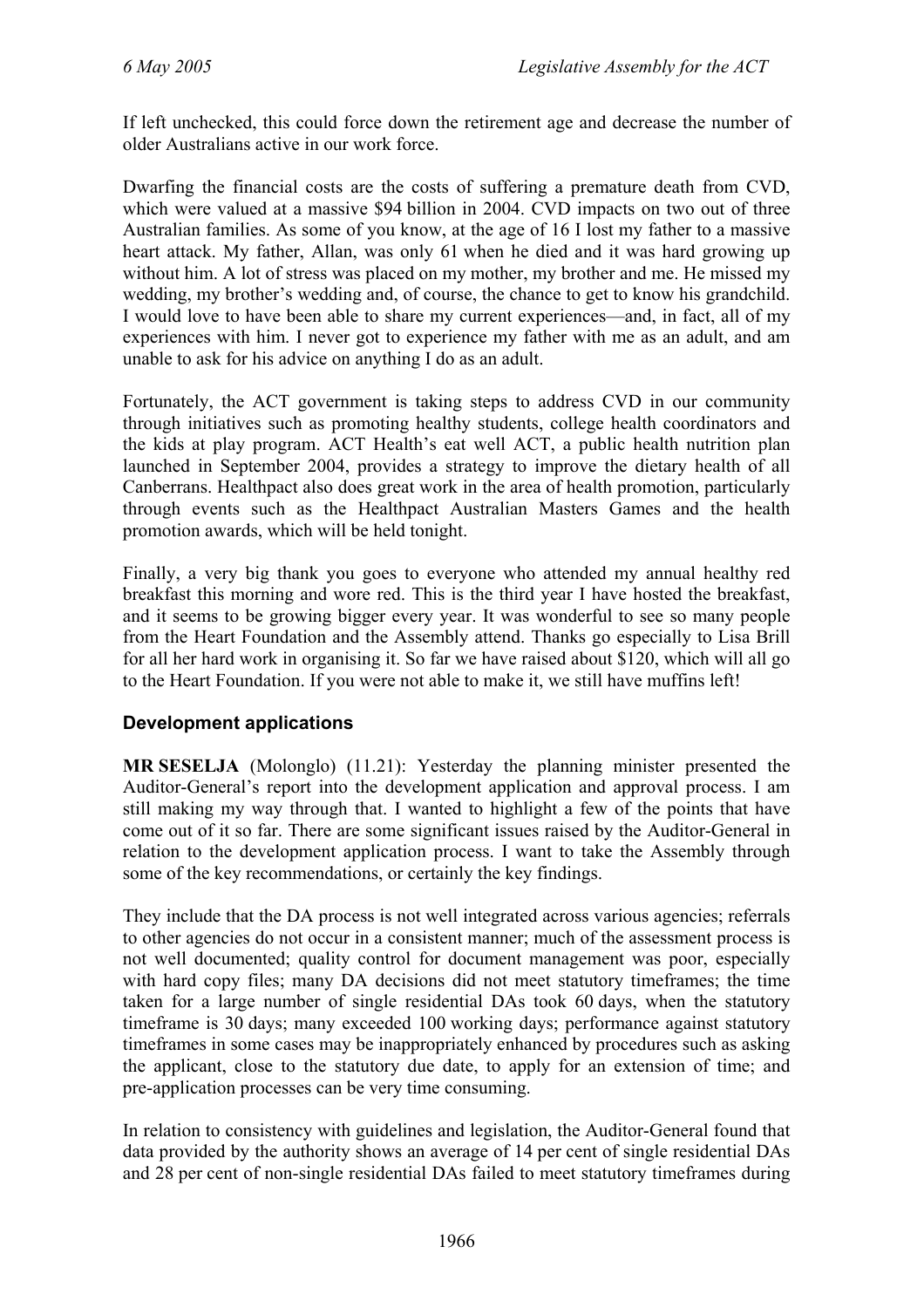If left unchecked, this could force down the retirement age and decrease the number of older Australians active in our work force.

Dwarfing the financial costs are the costs of suffering a premature death from CVD, which were valued at a massive $94 billion in 2004. CVD impacts on two out of three Australian families. As some of you know, at the age of 16 I lost my father to a massive heart attack. My father, Allan, was only 61 when he died and it was hard growing up without him. A lot of stress was placed on my mother, my brother and me. He missed my wedding, my brother's wedding and, of course, the chance to get to know his grandchild. I would love to have been able to share my current experiences—and, in fact, all of my experiences with him. I never got to experience my father with me as an adult, and am unable to ask for his advice on anything I do as an adult.

Fortunately, the ACT government is taking steps to address CVD in our community through initiatives such as promoting healthy students, college health coordinators and the kids at play program. ACT Health's eat well ACT, a public health nutrition plan launched in September 2004, provides a strategy to improve the dietary health of all Canberrans. Healthpact also does great work in the area of health promotion, particularly through events such as the Healthpact Australian Masters Games and the health promotion awards, which will be held tonight.

Finally, a very big thank you goes to everyone who attended my annual healthy red breakfast this morning and wore red. This is the third year I have hosted the breakfast, and it seems to be growing bigger every year. It was wonderful to see so many people from the Heart Foundation and the Assembly attend. Thanks go especially to Lisa Brill for all her hard work in organising it. So far we have raised about $120, which will all go to the Heart Foundation. If you were not able to make it, we still have muffins left!

## Development applications

**MR SESELJA** (Molonglo) (11.21): Yesterday the planning minister presented the Auditor-General's report into the development application and approval process. I am still making my way through that. I wanted to highlight a few of the points that have come out of it so far. There are some significant issues raised by the Auditor-General in relation to the development application process. I want to take the Assembly through some of the key recommendations, or certainly the key findings.

They include that the DA process is not well integrated across various agencies; referrals to other agencies do not occur in a consistent manner; much of the assessment process is not well documented; quality control for document management was poor, especially with hard copy files; many DA decisions did not meet statutory timeframes; the time taken for a large number of single residential DAs took 60 days, when the statutory timeframe is 30 days; many exceeded 100 working days; performance against statutory timeframes in some cases may be inappropriately enhanced by procedures such as asking the applicant, close to the statutory due date, to apply for an extension of time; and pre-application processes can be very time consuming.

In relation to consistency with guidelines and legislation, the Auditor-General found that data provided by the authority shows an average of 14 per cent of single residential DAs and 28 per cent of non-single residential DAs failed to meet statutory timeframes during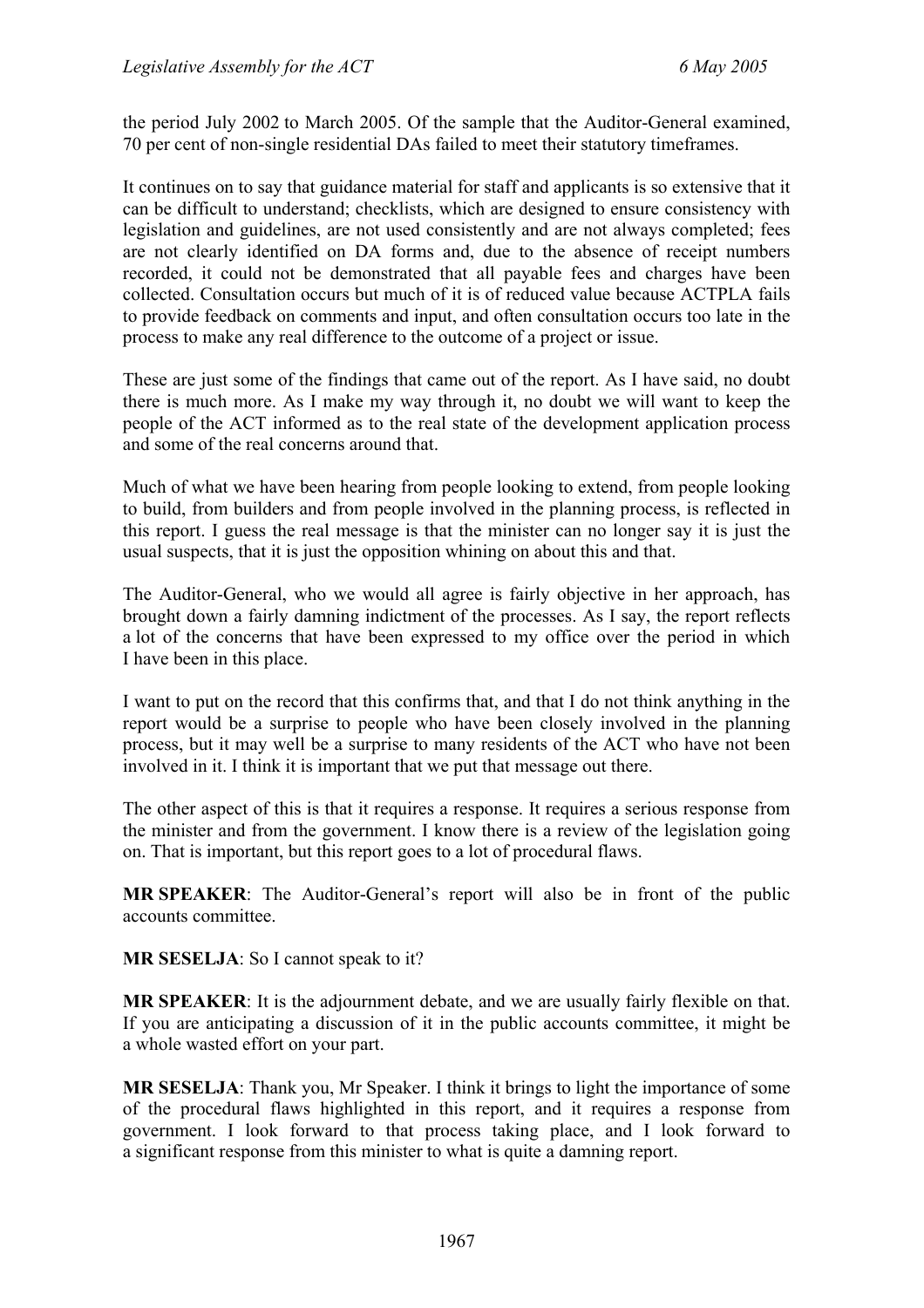the period July 2002 to March 2005. Of the sample that the Auditor-General examined, 70 per cent of non-single residential DAs failed to meet their statutory timeframes.

It continues on to say that guidance material for staff and applicants is so extensive that it can be difficult to understand; checklists, which are designed to ensure consistency with legislation and guidelines, are not used consistently and are not always completed; fees are not clearly identified on DA forms and, due to the absence of receipt numbers recorded, it could not be demonstrated that all payable fees and charges have been collected. Consultation occurs but much of it is of reduced value because ACTPLA fails to provide feedback on comments and input, and often consultation occurs too late in the process to make any real difference to the outcome of a project or issue.

These are just some of the findings that came out of the report. As I have said, no doubt there is much more. As I make my way through it, no doubt we will want to keep the people of the ACT informed as to the real state of the development application process and some of the real concerns around that.

Much of what we have been hearing from people looking to extend, from people looking to build, from builders and from people involved in the planning process, is reflected in this report. I guess the real message is that the minister can no longer say it is just the usual suspects, that it is just the opposition whining on about this and that.

The Auditor-General, who we would all agree is fairly objective in her approach, has brought down a fairly damning indictment of the processes. As I say, the report reflects a lot of the concerns that have been expressed to my office over the period in which I have been in this place.

I want to put on the record that this confirms that, and that I do not think anything in the report would be a surprise to people who have been closely involved in the planning process, but it may well be a surprise to many residents of the ACT who have not been involved in it. I think it is important that we put that message out there.

The other aspect of this is that it requires a response. It requires a serious response from the minister and from the government. I know there is a review of the legislation going on. That is important, but this report goes to a lot of procedural flaws.

**MR SPEAKER**: The Auditor-General's report will also be in front of the public accounts committee.

**MR SESELJA**: So I cannot speak to it?

**MR SPEAKER**: It is the adjournment debate, and we are usually fairly flexible on that. If you are anticipating a discussion of it in the public accounts committee, it might be a whole wasted effort on your part.

**MR SESELJA**: Thank you, Mr Speaker. I think it brings to light the importance of some of the procedural flaws highlighted in this report, and it requires a response from government. I look forward to that process taking place, and I look forward to a significant response from this minister to what is quite a damning report.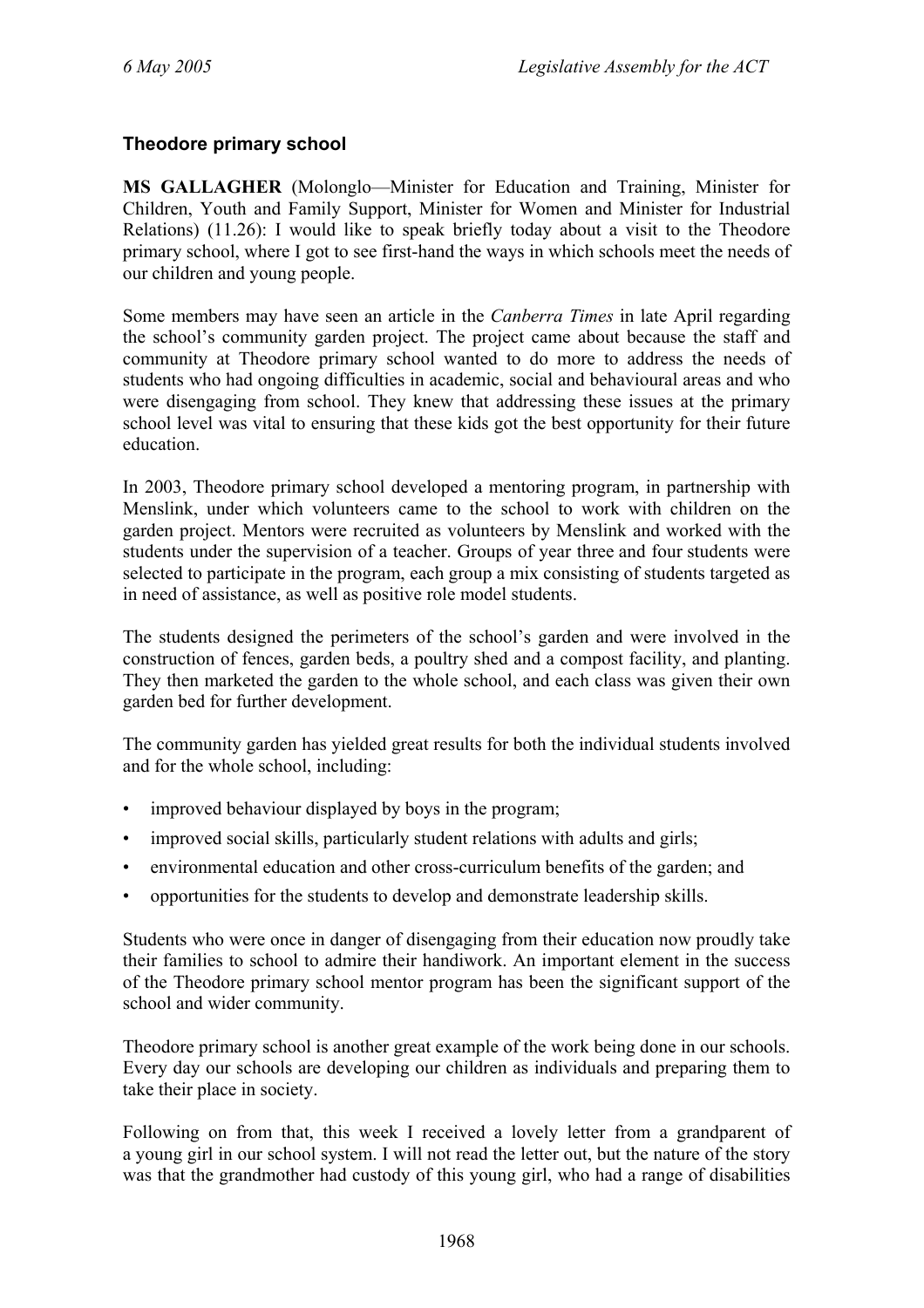### Theodore primary school

**MS GALLAGHER** (Molonglo—Minister for Education and Training, Minister for Children, Youth and Family Support, Minister for Women and Minister for Industrial Relations) (11.26): I would like to speak briefly today about a visit to the Theodore primary school, where I got to see first-hand the ways in which schools meet the needs of our children and young people.

Some members may have seen an article in the *Canberra Times* in late April regarding the school's community garden project. The project came about because the staff and community at Theodore primary school wanted to do more to address the needs of students who had ongoing difficulties in academic, social and behavioural areas and who were disengaging from school. They knew that addressing these issues at the primary school level was vital to ensuring that these kids got the best opportunity for their future education.

In 2003, Theodore primary school developed a mentoring program, in partnership with Menslink, under which volunteers came to the school to work with children on the garden project. Mentors were recruited as volunteers by Menslink and worked with the students under the supervision of a teacher. Groups of year three and four students were selected to participate in the program, each group a mix consisting of students targeted as in need of assistance, as well as positive role model students.

The students designed the perimeters of the school's garden and were involved in the construction of fences, garden beds, a poultry shed and a compost facility, and planting. They then marketed the garden to the whole school, and each class was given their own garden bed for further development.

The community garden has yielded great results for both the individual students involved and for the whole school, including:

- improved behaviour displayed by boys in the program;
- improved social skills, particularly student relations with adults and girls;
- environmental education and other cross-curriculum benefits of the garden; and
- opportunities for the students to develop and demonstrate leadership skills.

Students who were once in danger of disengaging from their education now proudly take their families to school to admire their handiwork. An important element in the success of the Theodore primary school mentor program has been the significant support of the school and wider community.

Theodore primary school is another great example of the work being done in our schools. Every day our schools are developing our children as individuals and preparing them to take their place in society.

Following on from that, this week I received a lovely letter from a grandparent of a young girl in our school system. I will not read the letter out, but the nature of the story was that the grandmother had custody of this young girl, who had a range of disabilities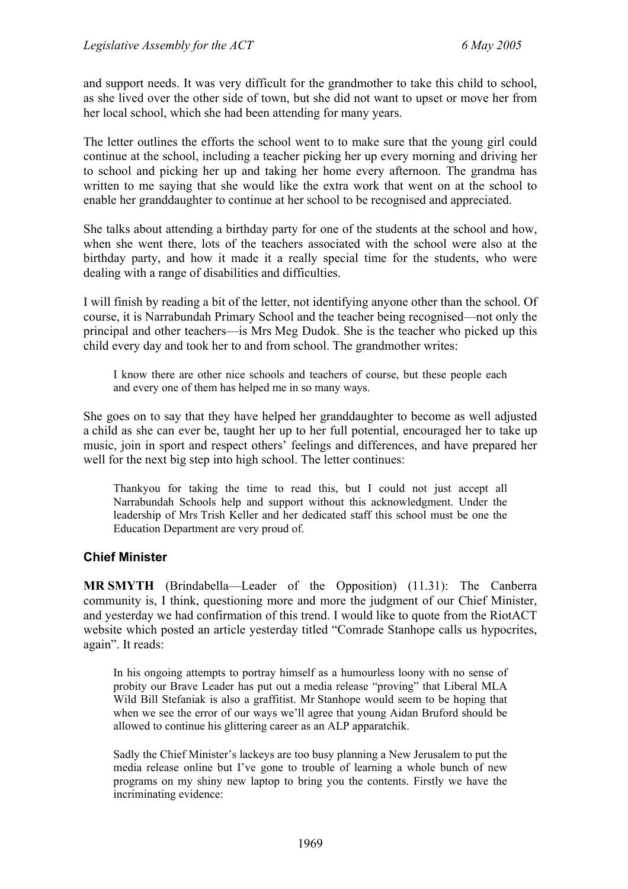and support needs. It was very difficult for the grandmother to take this child to school, as she lived over the other side of town, but she did not want to upset or move her from her local school, which she had been attending for many years.

The letter outlines the efforts the school went to to make sure that the young girl could continue at the school, including a teacher picking her up every morning and driving her to school and picking her up and taking her home every afternoon. The grandma has written to me saying that she would like the extra work that went on at the school to enable her granddaughter to continue at her school to be recognised and appreciated.

She talks about attending a birthday party for one of the students at the school and how, when she went there, lots of the teachers associated with the school were also at the birthday party, and how it made it a really special time for the students, who were dealing with a range of disabilities and difficulties.

I will finish by reading a bit of the letter, not identifying anyone other than the school. Of course, it is Narrabundah Primary School and the teacher being recognised—not only the principal and other teachers—is Mrs Meg Dudok. She is the teacher who picked up this child every day and took her to and from school. The grandmother writes:

> I know there are other nice schools and teachers of course, but these people each and every one of them has helped me in so many ways.

She goes on to say that they have helped her granddaughter to become as well adjusted a child as she can ever be, taught her up to her full potential, encouraged her to take up music, join in sport and respect others' feelings and differences, and have prepared her well for the next big step into high school. The letter continues:

> Thankyou for taking the time to read this, but I could not just accept all Narrabundah Schools help and support without this acknowledgment. Under the leadership of Mrs Trish Keller and her dedicated staff this school must be one the Education Department are very proud of.

### Chief Minister

**MR SMYTH** (Brindabella—Leader of the Opposition) (11.31): The Canberra community is, I think, questioning more and more the judgment of our Chief Minister, and yesterday we had confirmation of this trend. I would like to quote from the RiotACT website which posted an article yesterday titled "Comrade Stanhope calls us hypocrites, again". It reads:

> In his ongoing attempts to portray himself as a humourless loony with no sense of probity our Brave Leader has put out a media release "proving" that Liberal MLA Wild Bill Stefaniak is also a graffitist. Mr Stanhope would seem to be hoping that when we see the error of our ways we'll agree that young Aidan Bruford should be allowed to continue his glittering career as an ALP apparatchik.
>
> Sadly the Chief Minister's lackeys are too busy planning a New Jerusalem to put the media release online but I've gone to trouble of learning a whole bunch of new programs on my shiny new laptop to bring you the contents. Firstly we have the incriminating evidence: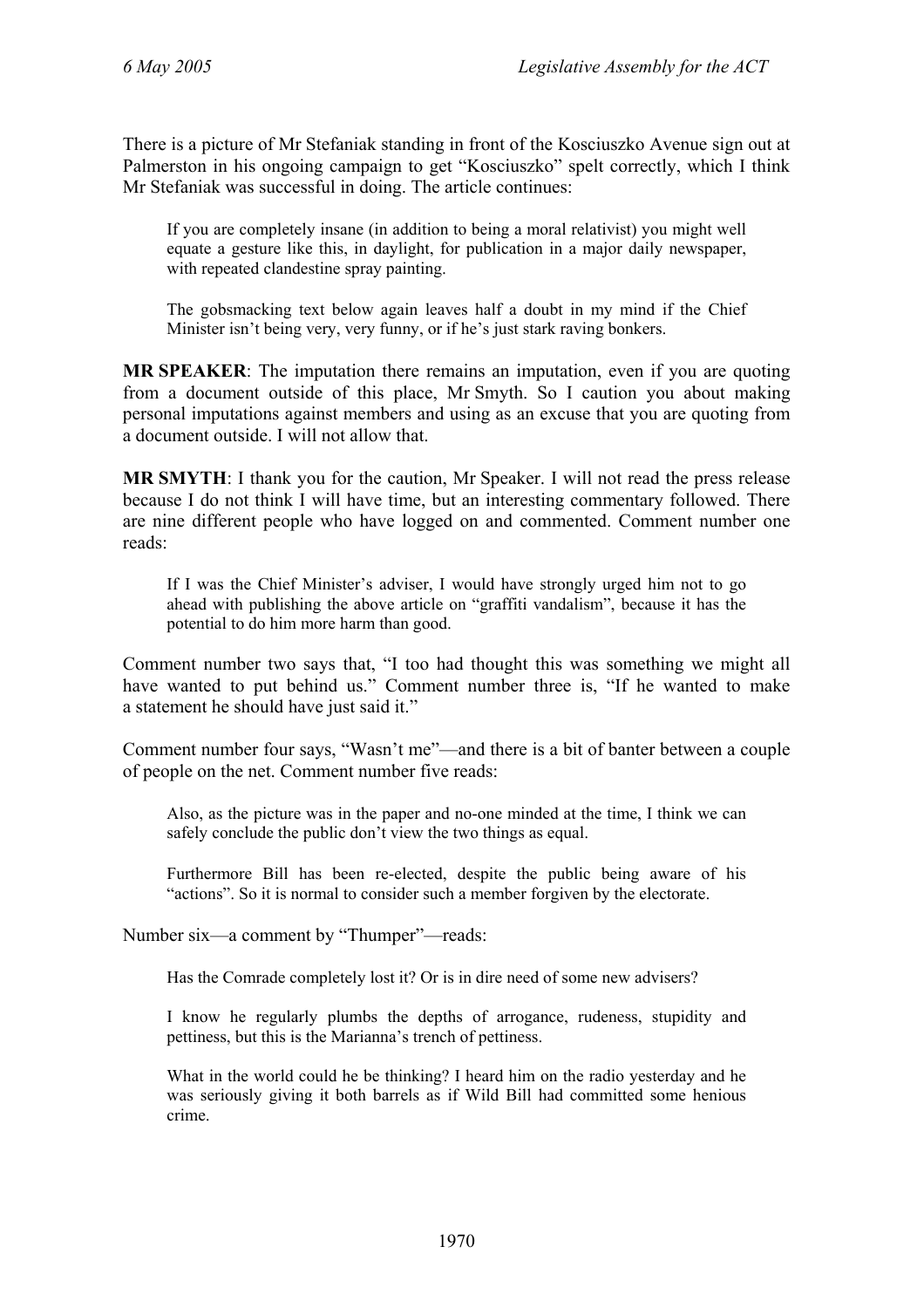There is a picture of Mr Stefaniak standing in front of the Kosciuszko Avenue sign out at Palmerston in his ongoing campaign to get "Kosciuszko" spelt correctly, which I think Mr Stefaniak was successful in doing. The article continues:

> If you are completely insane (in addition to being a moral relativist) you might well equate a gesture like this, in daylight, for publication in a major daily newspaper, with repeated clandestine spray painting.
>
> The gobsmacking text below again leaves half a doubt in my mind if the Chief Minister isn't being very, very funny, or if he's just stark raving bonkers.

**MR SPEAKER**: The imputation there remains an imputation, even if you are quoting from a document outside of this place, Mr Smyth. So I caution you about making personal imputations against members and using as an excuse that you are quoting from a document outside. I will not allow that.

**MR SMYTH**: I thank you for the caution, Mr Speaker. I will not read the press release because I do not think I will have time, but an interesting commentary followed. There are nine different people who have logged on and commented. Comment number one reads:

> If I was the Chief Minister's adviser, I would have strongly urged him not to go ahead with publishing the above article on "graffiti vandalism", because it has the potential to do him more harm than good.

Comment number two says that, "I too had thought this was something we might all have wanted to put behind us." Comment number three is, "If he wanted to make a statement he should have just said it."

Comment number four says, "Wasn't me"—and there is a bit of banter between a couple of people on the net. Comment number five reads:

> Also, as the picture was in the paper and no-one minded at the time, I think we can safely conclude the public don't view the two things as equal.
>
> Furthermore Bill has been re-elected, despite the public being aware of his "actions". So it is normal to consider such a member forgiven by the electorate.

Number six—a comment by "Thumper"—reads:

> Has the Comrade completely lost it? Or is in dire need of some new advisers?
>
> I know he regularly plumbs the depths of arrogance, rudeness, stupidity and pettiness, but this is the Marianna's trench of pettiness.
>
> What in the world could he be thinking? I heard him on the radio yesterday and he was seriously giving it both barrels as if Wild Bill had committed some henious crime.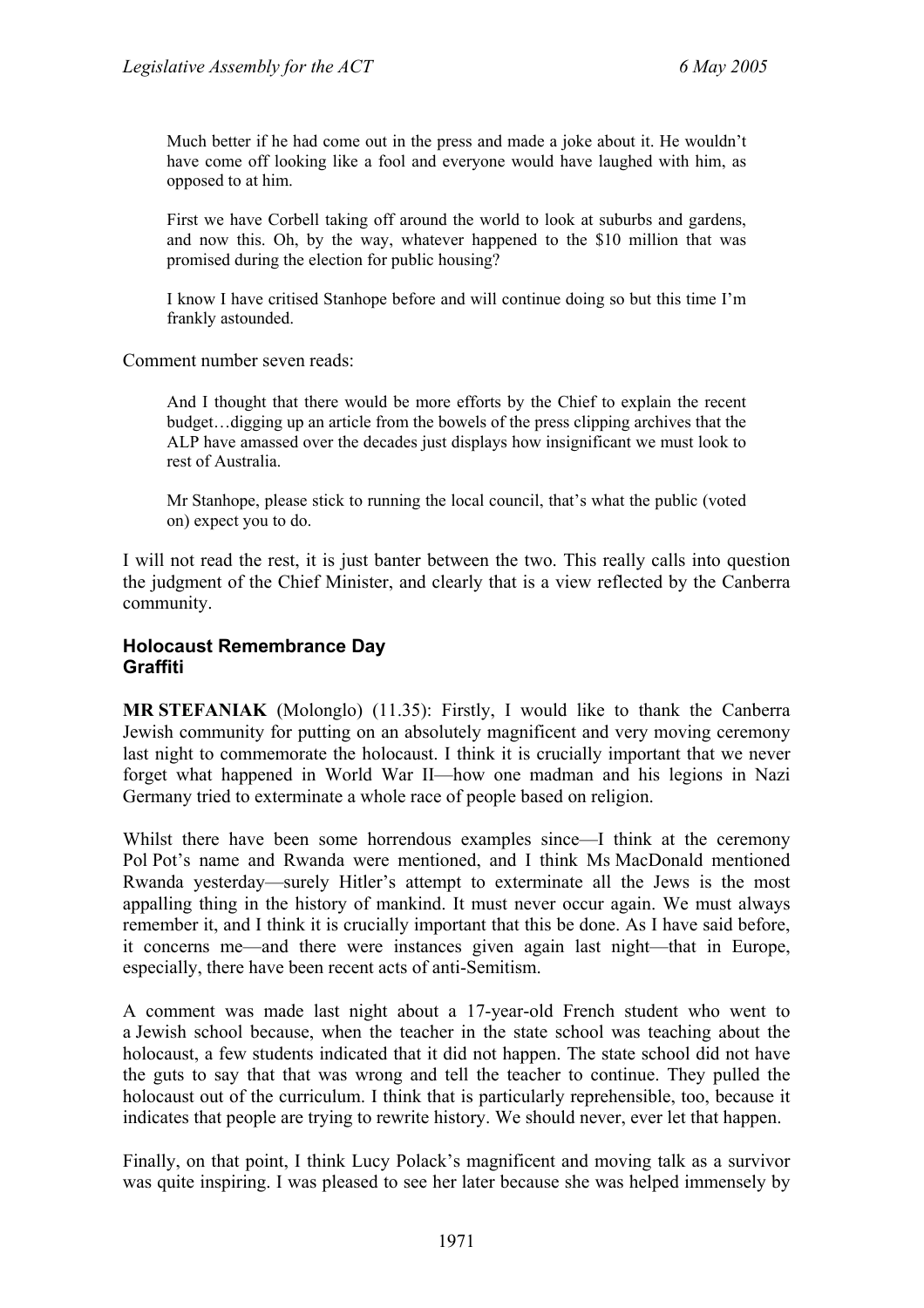> Much better if he had come out in the press and made a joke about it. He wouldn't have come off looking like a fool and everyone would have laughed with him, as opposed to at him.
>
> First we have Corbell taking off around the world to look at suburbs and gardens, and now this. Oh, by the way, whatever happened to the $10 million that was promised during the election for public housing?
>
> I know I have critised Stanhope before and will continue doing so but this time I'm frankly astounded.

Comment number seven reads:

> And I thought that there would be more efforts by the Chief to explain the recent budget…digging up an article from the bowels of the press clipping archives that the ALP have amassed over the decades just displays how insignificant we must look to rest of Australia.
>
> Mr Stanhope, please stick to running the local council, that's what the public (voted on) expect you to do.

I will not read the rest, it is just banter between the two. This really calls into question the judgment of the Chief Minister, and clearly that is a view reflected by the Canberra community.

### Holocaust Remembrance Day
### Graffiti

**MR STEFANIAK** (Molonglo) (11.35): Firstly, I would like to thank the Canberra Jewish community for putting on an absolutely magnificent and very moving ceremony last night to commemorate the holocaust. I think it is crucially important that we never forget what happened in World War II—how one madman and his legions in Nazi Germany tried to exterminate a whole race of people based on religion.

Whilst there have been some horrendous examples since—I think at the ceremony Pol Pot's name and Rwanda were mentioned, and I think Ms MacDonald mentioned Rwanda yesterday—surely Hitler's attempt to exterminate all the Jews is the most appalling thing in the history of mankind. It must never occur again. We must always remember it, and I think it is crucially important that this be done. As I have said before, it concerns me—and there were instances given again last night—that in Europe, especially, there have been recent acts of anti-Semitism.

A comment was made last night about a 17-year-old French student who went to a Jewish school because, when the teacher in the state school was teaching about the holocaust, a few students indicated that it did not happen. The state school did not have the guts to say that that was wrong and tell the teacher to continue. They pulled the holocaust out of the curriculum. I think that is particularly reprehensible, too, because it indicates that people are trying to rewrite history. We should never, ever let that happen.

Finally, on that point, I think Lucy Polack's magnificent and moving talk as a survivor was quite inspiring. I was pleased to see her later because she was helped immensely by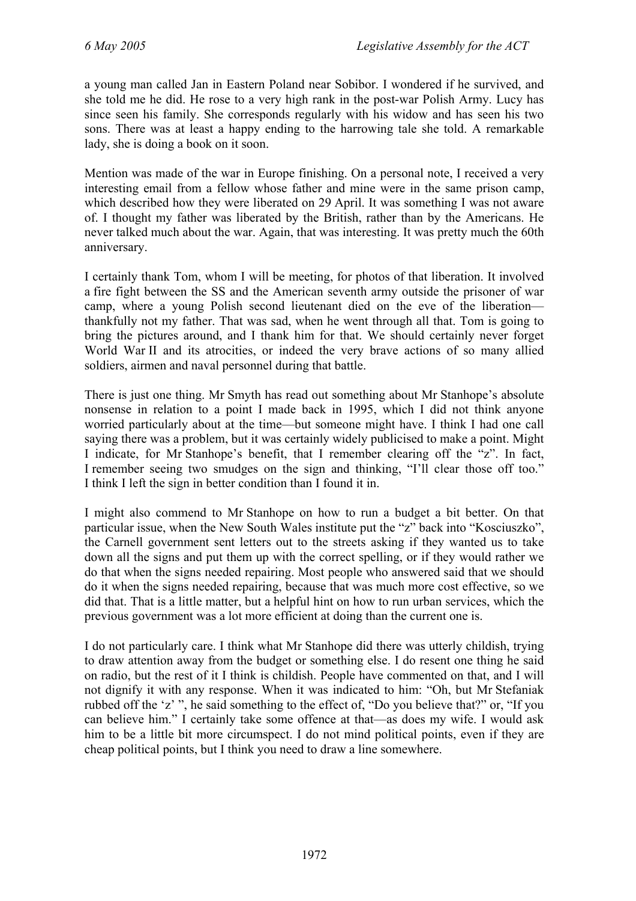a young man called Jan in Eastern Poland near Sobibor. I wondered if he survived, and she told me he did. He rose to a very high rank in the post-war Polish Army. Lucy has since seen his family. She corresponds regularly with his widow and has seen his two sons. There was at least a happy ending to the harrowing tale she told. A remarkable lady, she is doing a book on it soon.

Mention was made of the war in Europe finishing. On a personal note, I received a very interesting email from a fellow whose father and mine were in the same prison camp, which described how they were liberated on 29 April. It was something I was not aware of. I thought my father was liberated by the British, rather than by the Americans. He never talked much about the war. Again, that was interesting. It was pretty much the 60th anniversary.

I certainly thank Tom, whom I will be meeting, for photos of that liberation. It involved a fire fight between the SS and the American seventh army outside the prisoner of war camp, where a young Polish second lieutenant died on the eve of the liberation—thankfully not my father. That was sad, when he went through all that. Tom is going to bring the pictures around, and I thank him for that. We should certainly never forget World War II and its atrocities, or indeed the very brave actions of so many allied soldiers, airmen and naval personnel during that battle.

There is just one thing. Mr Smyth has read out something about Mr Stanhope's absolute nonsense in relation to a point I made back in 1995, which I did not think anyone worried particularly about at the time—but someone might have. I think I had one call saying there was a problem, but it was certainly widely publicised to make a point. Might I indicate, for Mr Stanhope's benefit, that I remember clearing off the "z". In fact, I remember seeing two smudges on the sign and thinking, "I'll clear those off too." I think I left the sign in better condition than I found it in.

I might also commend to Mr Stanhope on how to run a budget a bit better. On that particular issue, when the New South Wales institute put the "z" back into "Kosciuszko", the Carnell government sent letters out to the streets asking if they wanted us to take down all the signs and put them up with the correct spelling, or if they would rather we do that when the signs needed repairing. Most people who answered said that we should do it when the signs needed repairing, because that was much more cost effective, so we did that. That is a little matter, but a helpful hint on how to run urban services, which the previous government was a lot more efficient at doing than the current one is.

I do not particularly care. I think what Mr Stanhope did there was utterly childish, trying to draw attention away from the budget or something else. I do resent one thing he said on radio, but the rest of it I think is childish. People have commented on that, and I will not dignify it with any response. When it was indicated to him: "Oh, but Mr Stefaniak rubbed off the 'z' ", he said something to the effect of, "Do you believe that?" or, "If you can believe him." I certainly take some offence at that—as does my wife. I would ask him to be a little bit more circumspect. I do not mind political points, even if they are cheap political points, but I think you need to draw a line somewhere.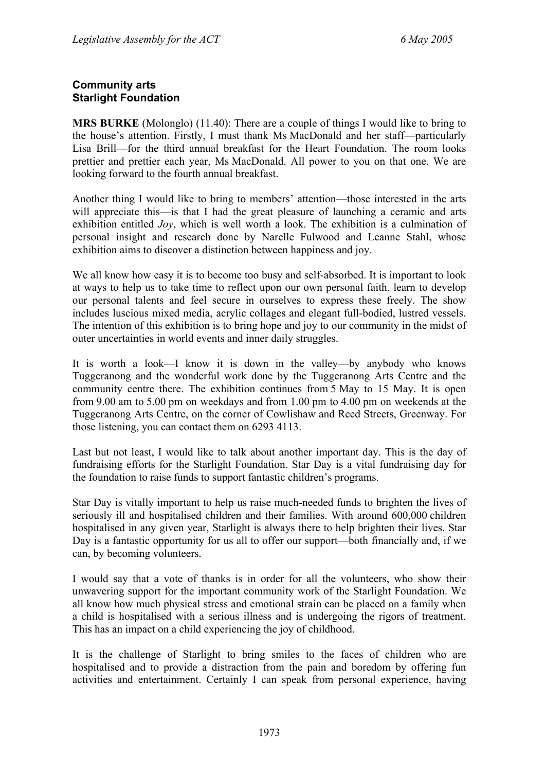**Community arts**
**Starlight Foundation**

**MRS BURKE** (Molonglo) (11.40): There are a couple of things I would like to bring to the house's attention. Firstly, I must thank Ms MacDonald and her staff—particularly Lisa Brill—for the third annual breakfast for the Heart Foundation. The room looks prettier and prettier each year, Ms MacDonald. All power to you on that one. We are looking forward to the fourth annual breakfast.

Another thing I would like to bring to members' attention—those interested in the arts will appreciate this—is that I had the great pleasure of launching a ceramic and arts exhibition entitled *Joy*, which is well worth a look. The exhibition is a culmination of personal insight and research done by Narelle Fulwood and Leanne Stahl, whose exhibition aims to discover a distinction between happiness and joy.

We all know how easy it is to become too busy and self-absorbed. It is important to look at ways to help us to take time to reflect upon our own personal faith, learn to develop our personal talents and feel secure in ourselves to express these freely. The show includes luscious mixed media, acrylic collages and elegant full-bodied, lustred vessels. The intention of this exhibition is to bring hope and joy to our community in the midst of outer uncertainties in world events and inner daily struggles.

It is worth a look—I know it is down in the valley—by anybody who knows Tuggeranong and the wonderful work done by the Tuggeranong Arts Centre and the community centre there. The exhibition continues from 5 May to 15 May. It is open from 9.00 am to 5.00 pm on weekdays and from 1.00 pm to 4.00 pm on weekends at the Tuggeranong Arts Centre, on the corner of Cowlishaw and Reed Streets, Greenway. For those listening, you can contact them on 6293 4113.

Last but not least, I would like to talk about another important day. This is the day of fundraising efforts for the Starlight Foundation. Star Day is a vital fundraising day for the foundation to raise funds to support fantastic children's programs.

Star Day is vitally important to help us raise much-needed funds to brighten the lives of seriously ill and hospitalised children and their families. With around 600,000 children hospitalised in any given year, Starlight is always there to help brighten their lives. Star Day is a fantastic opportunity for us all to offer our support—both financially and, if we can, by becoming volunteers.

I would say that a vote of thanks is in order for all the volunteers, who show their unwavering support for the important community work of the Starlight Foundation. We all know how much physical stress and emotional strain can be placed on a family when a child is hospitalised with a serious illness and is undergoing the rigors of treatment. This has an impact on a child experiencing the joy of childhood.

It is the challenge of Starlight to bring smiles to the faces of children who are hospitalised and to provide a distraction from the pain and boredom by offering fun activities and entertainment. Certainly I can speak from personal experience, having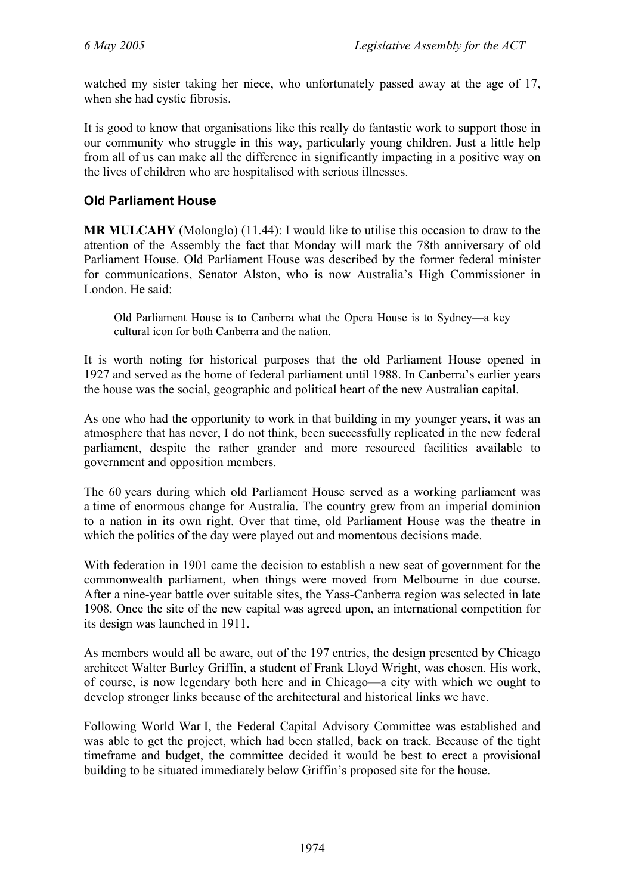watched my sister taking her niece, who unfortunately passed away at the age of 17, when she had cystic fibrosis.

It is good to know that organisations like this really do fantastic work to support those in our community who struggle in this way, particularly young children. Just a little help from all of us can make all the difference in significantly impacting in a positive way on the lives of children who are hospitalised with serious illnesses.

### Old Parliament House

**MR MULCAHY** (Molonglo) (11.44): I would like to utilise this occasion to draw to the attention of the Assembly the fact that Monday will mark the 78th anniversary of old Parliament House. Old Parliament House was described by the former federal minister for communications, Senator Alston, who is now Australia's High Commissioner in London. He said:

> Old Parliament House is to Canberra what the Opera House is to Sydney—a key cultural icon for both Canberra and the nation.

It is worth noting for historical purposes that the old Parliament House opened in 1927 and served as the home of federal parliament until 1988. In Canberra's earlier years the house was the social, geographic and political heart of the new Australian capital.

As one who had the opportunity to work in that building in my younger years, it was an atmosphere that has never, I do not think, been successfully replicated in the new federal parliament, despite the rather grander and more resourced facilities available to government and opposition members.

The 60 years during which old Parliament House served as a working parliament was a time of enormous change for Australia. The country grew from an imperial dominion to a nation in its own right. Over that time, old Parliament House was the theatre in which the politics of the day were played out and momentous decisions made.

With federation in 1901 came the decision to establish a new seat of government for the commonwealth parliament, when things were moved from Melbourne in due course. After a nine-year battle over suitable sites, the Yass-Canberra region was selected in late 1908. Once the site of the new capital was agreed upon, an international competition for its design was launched in 1911.

As members would all be aware, out of the 197 entries, the design presented by Chicago architect Walter Burley Griffin, a student of Frank Lloyd Wright, was chosen. His work, of course, is now legendary both here and in Chicago—a city with which we ought to develop stronger links because of the architectural and historical links we have.

Following World War I, the Federal Capital Advisory Committee was established and was able to get the project, which had been stalled, back on track. Because of the tight timeframe and budget, the committee decided it would be best to erect a provisional building to be situated immediately below Griffin's proposed site for the house.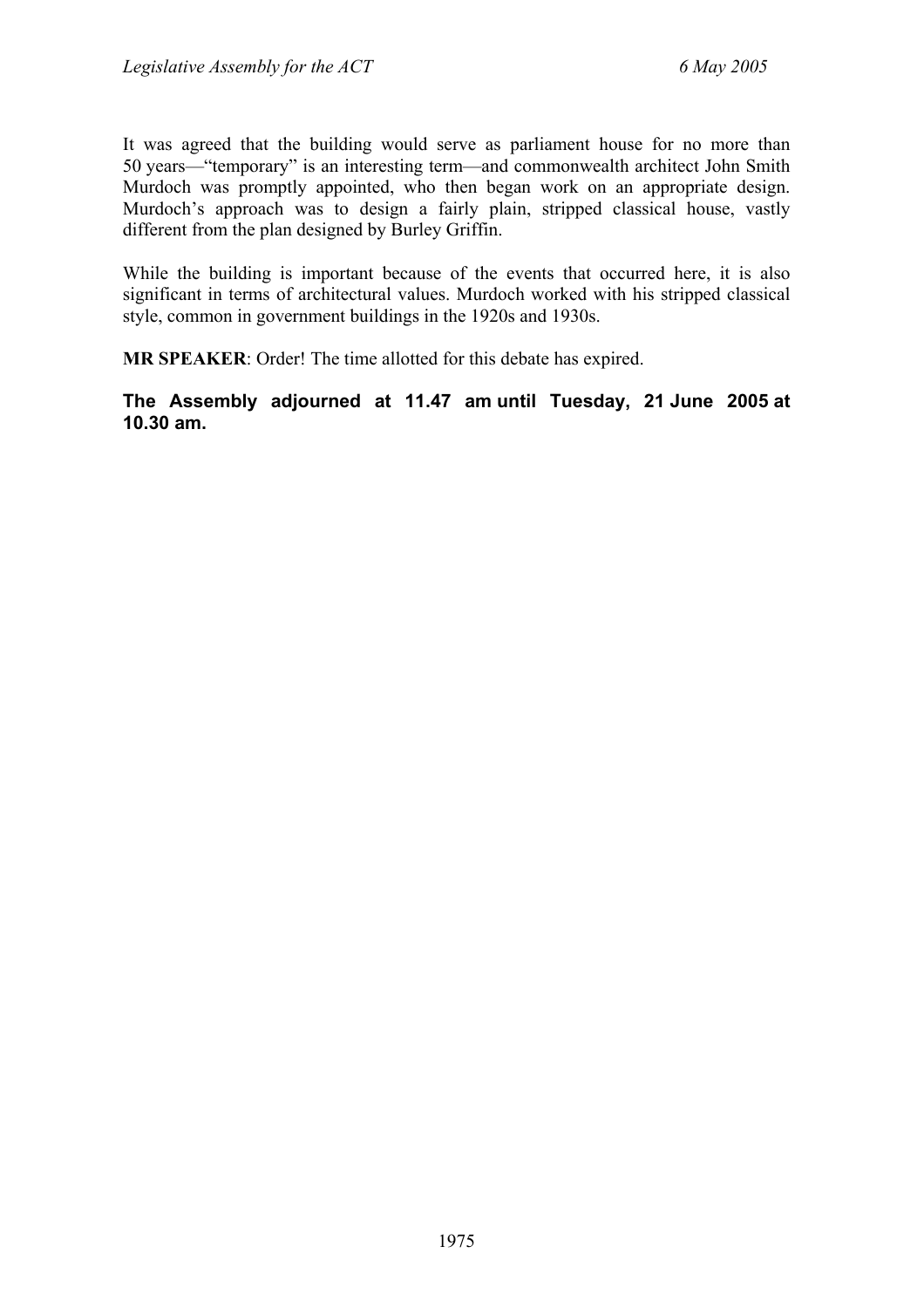It was agreed that the building would serve as parliament house for no more than 50 years—"temporary" is an interesting term—and commonwealth architect John Smith Murdoch was promptly appointed, who then began work on an appropriate design. Murdoch's approach was to design a fairly plain, stripped classical house, vastly different from the plan designed by Burley Griffin.

While the building is important because of the events that occurred here, it is also significant in terms of architectural values. Murdoch worked with his stripped classical style, common in government buildings in the 1920s and 1930s.

**MR SPEAKER**: Order! The time allotted for this debate has expired.

**The Assembly adjourned at 11.47 am until Tuesday, 21 June 2005 at 10.30 am.**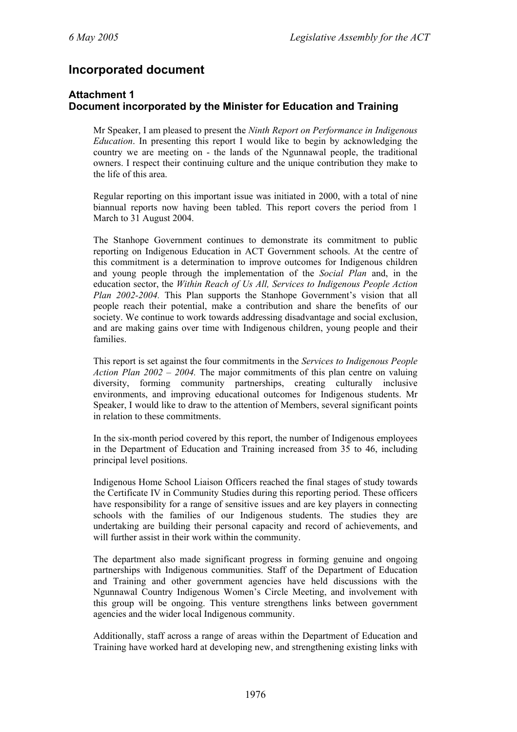## Incorporated document

### Attachment 1
### Document incorporated by the Minister for Education and Training

Mr Speaker, I am pleased to present the *Ninth Report on Performance in Indigenous Education*. In presenting this report I would like to begin by acknowledging the country we are meeting on - the lands of the Ngunnawal people, the traditional owners. I respect their continuing culture and the unique contribution they make to the life of this area.

Regular reporting on this important issue was initiated in 2000, with a total of nine biannual reports now having been tabled. This report covers the period from 1 March to 31 August 2004.

The Stanhope Government continues to demonstrate its commitment to public reporting on Indigenous Education in ACT Government schools. At the centre of this commitment is a determination to improve outcomes for Indigenous children and young people through the implementation of the *Social Plan* and, in the education sector, the *Within Reach of Us All, Services to Indigenous People Action Plan 2002-2004.* This Plan supports the Stanhope Government's vision that all people reach their potential, make a contribution and share the benefits of our society. We continue to work towards addressing disadvantage and social exclusion, and are making gains over time with Indigenous children, young people and their families.

This report is set against the four commitments in the *Services to Indigenous People Action Plan 2002 – 2004.* The major commitments of this plan centre on valuing diversity, forming community partnerships, creating culturally inclusive environments, and improving educational outcomes for Indigenous students. Mr Speaker, I would like to draw to the attention of Members, several significant points in relation to these commitments.

In the six-month period covered by this report, the number of Indigenous employees in the Department of Education and Training increased from 35 to 46, including principal level positions.

Indigenous Home School Liaison Officers reached the final stages of study towards the Certificate IV in Community Studies during this reporting period. These officers have responsibility for a range of sensitive issues and are key players in connecting schools with the families of our Indigenous students. The studies they are undertaking are building their personal capacity and record of achievements, and will further assist in their work within the community.

The department also made significant progress in forming genuine and ongoing partnerships with Indigenous communities. Staff of the Department of Education and Training and other government agencies have held discussions with the Ngunnawal Country Indigenous Women's Circle Meeting, and involvement with this group will be ongoing. This venture strengthens links between government agencies and the wider local Indigenous community.

Additionally, staff across a range of areas within the Department of Education and Training have worked hard at developing new, and strengthening existing links with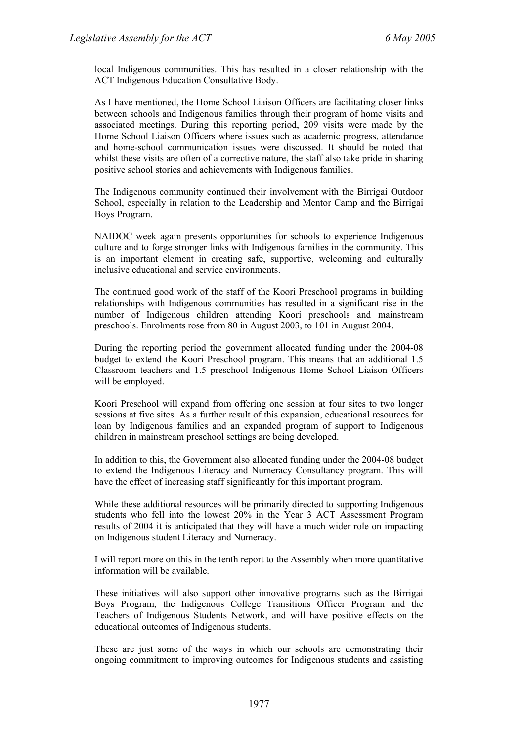local Indigenous communities. This has resulted in a closer relationship with the ACT Indigenous Education Consultative Body.

As I have mentioned, the Home School Liaison Officers are facilitating closer links between schools and Indigenous families through their program of home visits and associated meetings. During this reporting period, 209 visits were made by the Home School Liaison Officers where issues such as academic progress, attendance and home-school communication issues were discussed. It should be noted that whilst these visits are often of a corrective nature, the staff also take pride in sharing positive school stories and achievements with Indigenous families.

The Indigenous community continued their involvement with the Birrigai Outdoor School, especially in relation to the Leadership and Mentor Camp and the Birrigai Boys Program.

NAIDOC week again presents opportunities for schools to experience Indigenous culture and to forge stronger links with Indigenous families in the community. This is an important element in creating safe, supportive, welcoming and culturally inclusive educational and service environments.

The continued good work of the staff of the Koori Preschool programs in building relationships with Indigenous communities has resulted in a significant rise in the number of Indigenous children attending Koori preschools and mainstream preschools. Enrolments rose from 80 in August 2003, to 101 in August 2004.

During the reporting period the government allocated funding under the 2004-08 budget to extend the Koori Preschool program. This means that an additional 1.5 Classroom teachers and 1.5 preschool Indigenous Home School Liaison Officers will be employed.

Koori Preschool will expand from offering one session at four sites to two longer sessions at five sites. As a further result of this expansion, educational resources for loan by Indigenous families and an expanded program of support to Indigenous children in mainstream preschool settings are being developed.

In addition to this, the Government also allocated funding under the 2004-08 budget to extend the Indigenous Literacy and Numeracy Consultancy program. This will have the effect of increasing staff significantly for this important program.

While these additional resources will be primarily directed to supporting Indigenous students who fell into the lowest 20% in the Year 3 ACT Assessment Program results of 2004 it is anticipated that they will have a much wider role on impacting on Indigenous student Literacy and Numeracy.

I will report more on this in the tenth report to the Assembly when more quantitative information will be available.

These initiatives will also support other innovative programs such as the Birrigai Boys Program, the Indigenous College Transitions Officer Program and the Teachers of Indigenous Students Network, and will have positive effects on the educational outcomes of Indigenous students.

These are just some of the ways in which our schools are demonstrating their ongoing commitment to improving outcomes for Indigenous students and assisting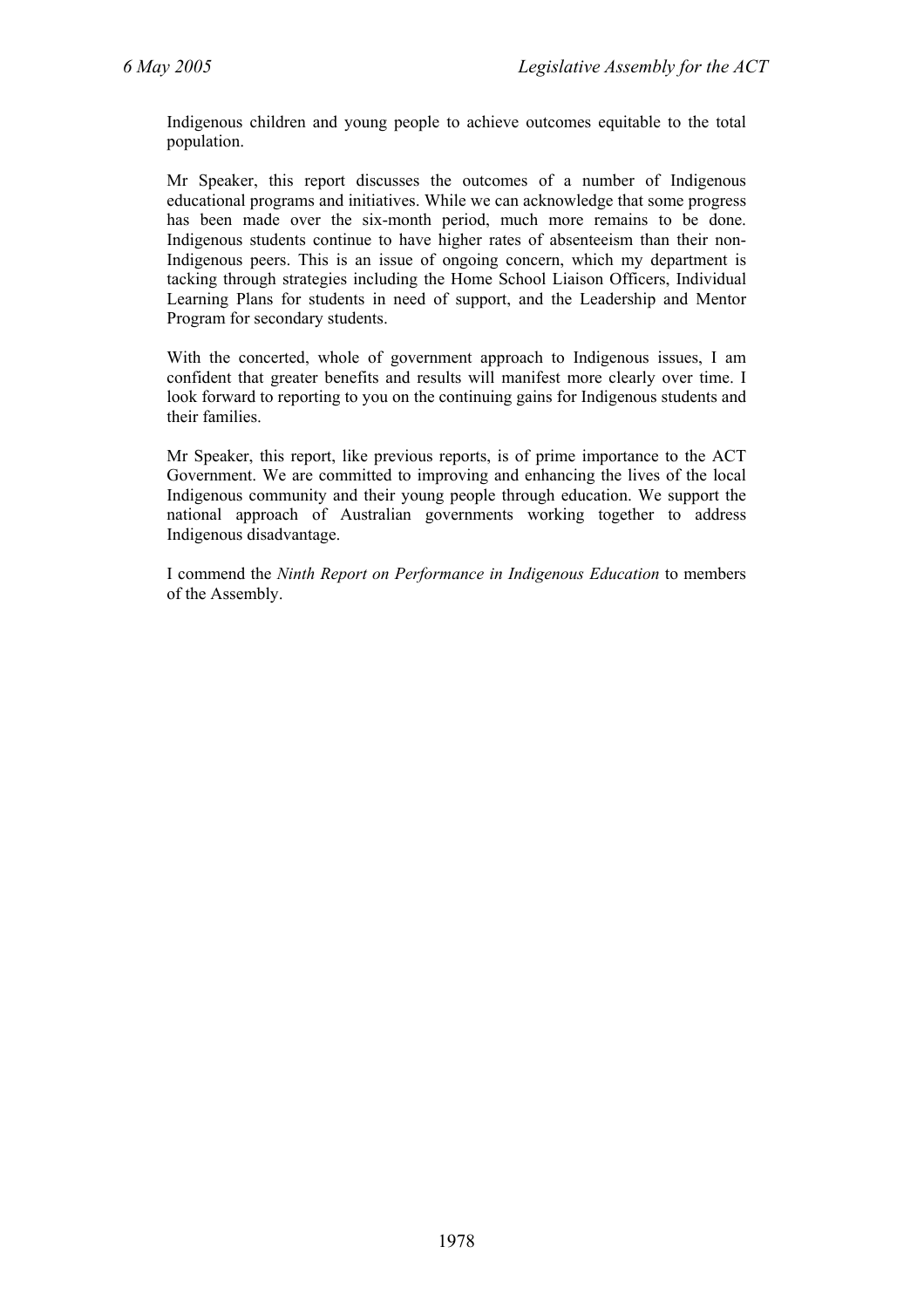Indigenous children and young people to achieve outcomes equitable to the total population.

Mr Speaker, this report discusses the outcomes of a number of Indigenous educational programs and initiatives. While we can acknowledge that some progress has been made over the six-month period, much more remains to be done. Indigenous students continue to have higher rates of absenteeism than their non-Indigenous peers. This is an issue of ongoing concern, which my department is tacking through strategies including the Home School Liaison Officers, Individual Learning Plans for students in need of support, and the Leadership and Mentor Program for secondary students.

With the concerted, whole of government approach to Indigenous issues, I am confident that greater benefits and results will manifest more clearly over time. I look forward to reporting to you on the continuing gains for Indigenous students and their families.

Mr Speaker, this report, like previous reports, is of prime importance to the ACT Government. We are committed to improving and enhancing the lives of the local Indigenous community and their young people through education. We support the national approach of Australian governments working together to address Indigenous disadvantage.

I commend the *Ninth Report on Performance in Indigenous Education* to members of the Assembly.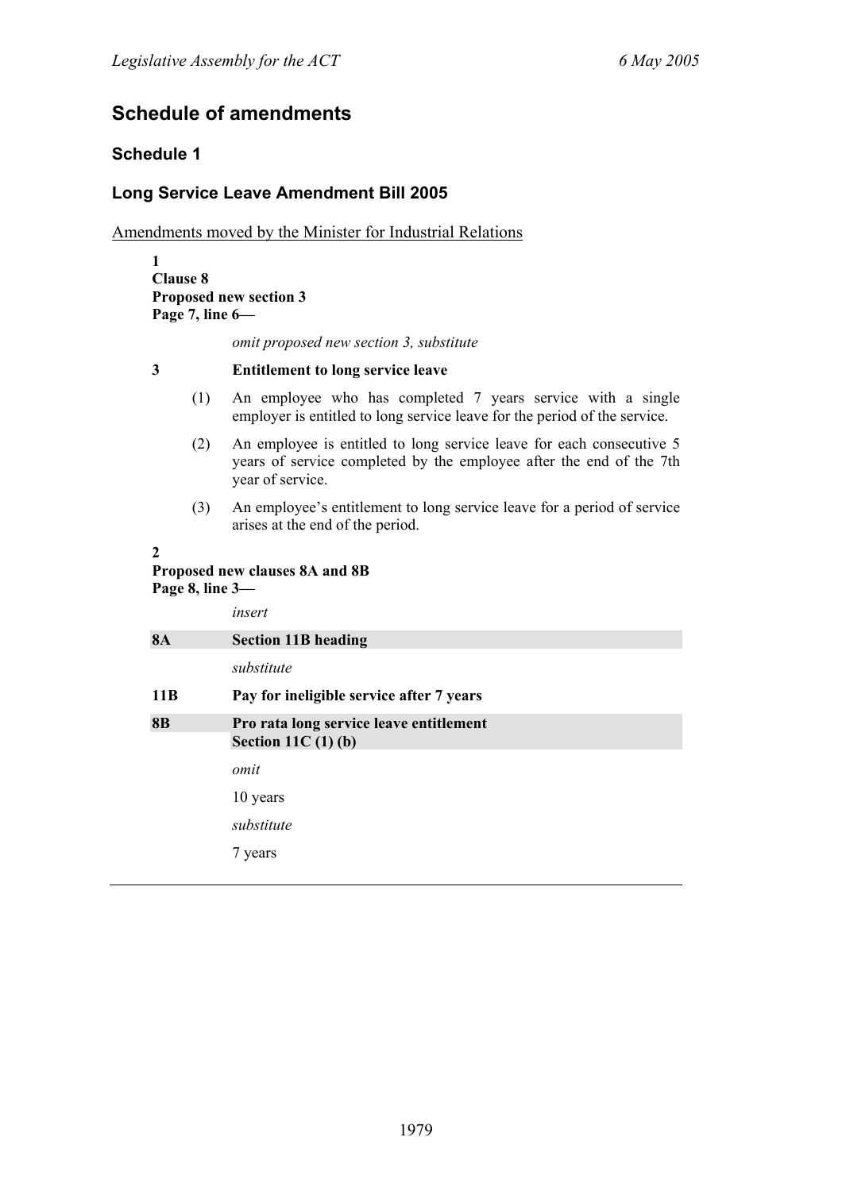## Schedule of amendments

### Schedule 1

### Long Service Leave Amendment Bill 2005

Amendments moved by the Minister for Industrial Relations

**1**
**Clause 8**
**Proposed new section 3**
**Page 7, line 6—**

*omit proposed new section 3, substitute*

**3 Entitlement to long service leave**

(1) An employee who has completed 7 years service with a single employer is entitled to long service leave for the period of the service.

(2) An employee is entitled to long service leave for each consecutive 5 years of service completed by the employee after the end of the 7th year of service.

(3) An employee's entitlement to long service leave for a period of service arises at the end of the period.

**2**
**Proposed new clauses 8A and 8B**
**Page 8, line 3—**

*insert*

**8A Section 11B heading**

*substitute*

**11B Pay for ineligible service after 7 years**

**8B Pro rata long service leave entitlement**
**Section 11C (1) (b)**

*omit*

10 years

*substitute*

7 years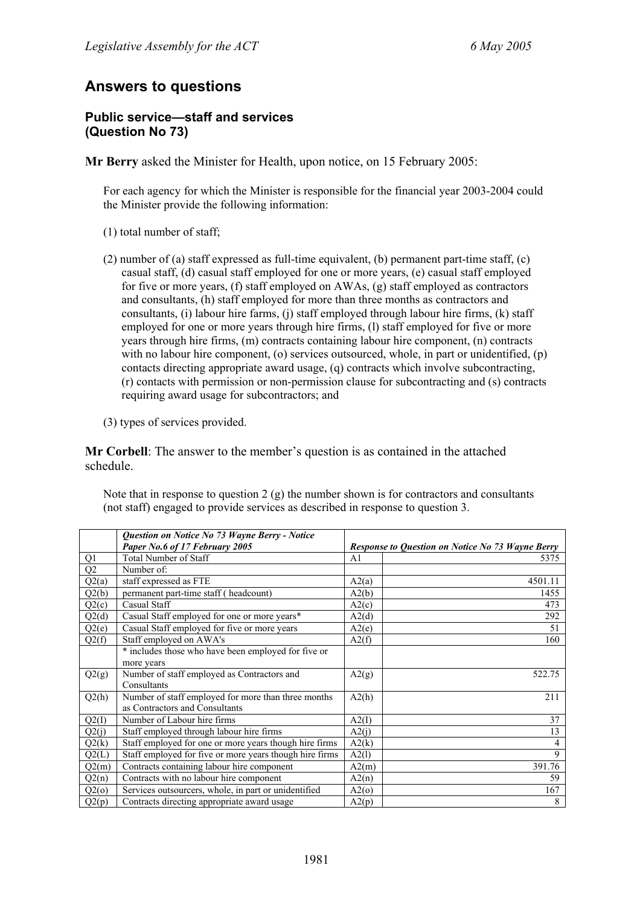## Answers to questions

### Public service—staff and services (Question No 73)

**Mr Berry** asked the Minister for Health, upon notice, on 15 February 2005:

For each agency for which the Minister is responsible for the financial year 2003-2004 could the Minister provide the following information:

(1) total number of staff;

(2) number of (a) staff expressed as full-time equivalent, (b) permanent part-time staff, (c) casual staff, (d) casual staff employed for one or more years, (e) casual staff employed for five or more years, (f) staff employed on AWAs, (g) staff employed as contractors and consultants, (h) staff employed for more than three months as contractors and consultants, (i) labour hire farms, (j) staff employed through labour hire firms, (k) staff employed for one or more years through hire firms, (l) staff employed for five or more years through hire firms, (m) contracts containing labour hire component, (n) contracts with no labour hire component, (o) services outsourced, whole, in part or unidentified, (p) contacts directing appropriate award usage, (q) contracts which involve subcontracting, (r) contacts with permission or non-permission clause for subcontracting and (s) contracts requiring award usage for subcontractors; and

(3) types of services provided.

**Mr Corbell**: The answer to the member's question is as contained in the attached schedule.

Note that in response to question 2 (g) the number shown is for contractors and consultants (not staff) engaged to provide services as described in response to question 3.

| | ***Question on Notice No 73 Wayne Berry - Notice Paper No.6 of 17 February 2005*** | ***Response to Question on Notice No 73 Wayne Berry*** | |
|---|---|---|---|
| Q1 | Total Number of Staff | A1 | 5375 |
| Q2 | Number of: | | |
| Q2(a) | staff expressed as FTE | A2(a) | 4501.11 |
| Q2(b) | permanent part-time staff ( headcount) | A2(b) | 1455 |
| Q2(c) | Casual Staff | A2(c) | 473 |
| Q2(d) | Casual Staff employed for one or more years* | A2(d) | 292 |
| Q2(e) | Casual Staff employed for five or more years | A2(e) | 51 |
| Q2(f) | Staff employed on AWA's | A2(f) | 160 |
| | * includes those who have been employed for five or more years | | |
| Q2(g) | Number of staff employed as Contractors and Consultants | A2(g) | 522.75 |
| Q2(h) | Number of staff employed for more than three months as Contractors and Consultants | A2(h) | 211 |
| Q2(I) | Number of Labour hire firms | A2(I) | 37 |
| Q2(j) | Staff employed through labour hire firms | A2(j) | 13 |
| Q2(k) | Staff employed for one or more years though hire firms | A2(k) | 4 |
| Q2(L) | Staff employed for five or more years though hire firms | A2(l) | 9 |
| Q2(m) | Contracts containing labour hire component | A2(m) | 391.76 |
| Q2(n) | Contracts with no labour hire component | A2(n) | 59 |
| Q2(o) | Services outsourcers, whole, in part or unidentified | A2(o) | 167 |
| Q2(p) | Contracts directing appropriate award usage | A2(p) | 8 |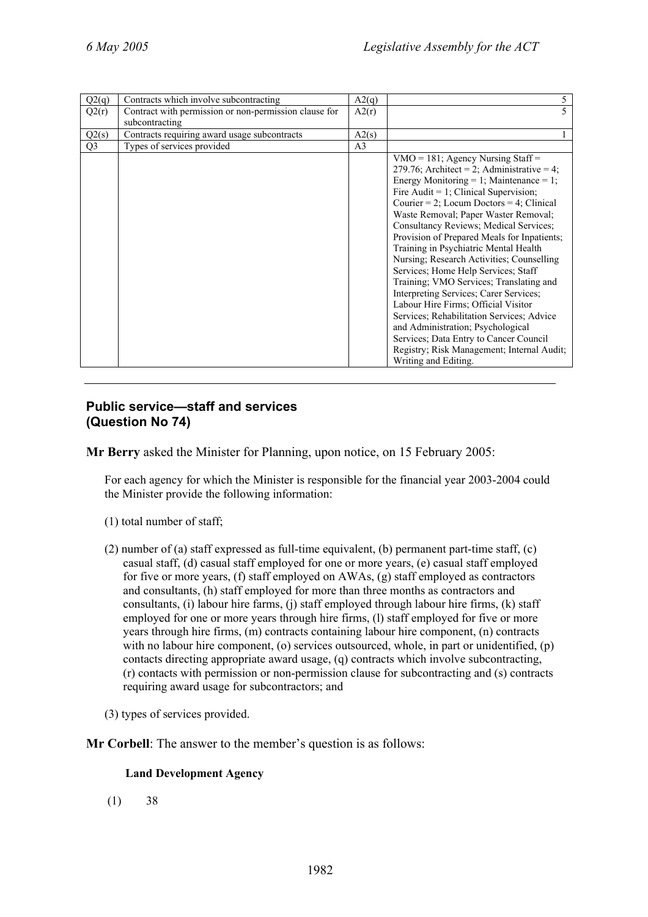| Q2(q) | Contracts which involve subcontracting | A2(q) | 5 |
|---|---|---|---|
| Q2(r) | Contract with permission or non-permission clause for subcontracting | A2(r) | 5 |
| Q2(s) | Contracts requiring award usage subcontracts | A2(s) | 1 |
| Q3 | Types of services provided | A3 | |
| | | | VMO = 181; Agency Nursing Staff = 279.76; Architect = 2; Administrative = 4; Energy Monitoring = 1; Maintenance = 1; Fire Audit = 1; Clinical Supervision; Courier = 2; Locum Doctors = 4; Clinical Waste Removal; Paper Waster Removal; Consultancy Reviews; Medical Services; Provision of Prepared Meals for Inpatients; Training in Psychiatric Mental Health Nursing; Research Activities; Counselling Services; Home Help Services; Staff Training; VMO Services; Translating and Interpreting Services; Carer Services; Labour Hire Firms; Official Visitor Services; Rehabilitation Services; Advice and Administration; Psychological Services; Data Entry to Cancer Council Registry; Risk Management; Internal Audit; Writing and Editing. |

### Public service—staff and services (Question No 74)

**Mr Berry** asked the Minister for Planning, upon notice, on 15 February 2005:

For each agency for which the Minister is responsible for the financial year 2003-2004 could the Minister provide the following information:

(1) total number of staff;

(2) number of (a) staff expressed as full-time equivalent, (b) permanent part-time staff, (c) casual staff, (d) casual staff employed for one or more years, (e) casual staff employed for five or more years, (f) staff employed on AWAs, (g) staff employed as contractors and consultants, (h) staff employed for more than three months as contractors and consultants, (i) labour hire farms, (j) staff employed through labour hire firms, (k) staff employed for one or more years through hire firms, (l) staff employed for five or more years through hire firms, (m) contracts containing labour hire component, (n) contracts with no labour hire component, (o) services outsourced, whole, in part or unidentified, (p) contacts directing appropriate award usage, (q) contracts which involve subcontracting, (r) contacts with permission or non-permission clause for subcontracting and (s) contracts requiring award usage for subcontractors; and

(3) types of services provided.

**Mr Corbell**: The answer to the member's question is as follows:

**Land Development Agency**

(1) 38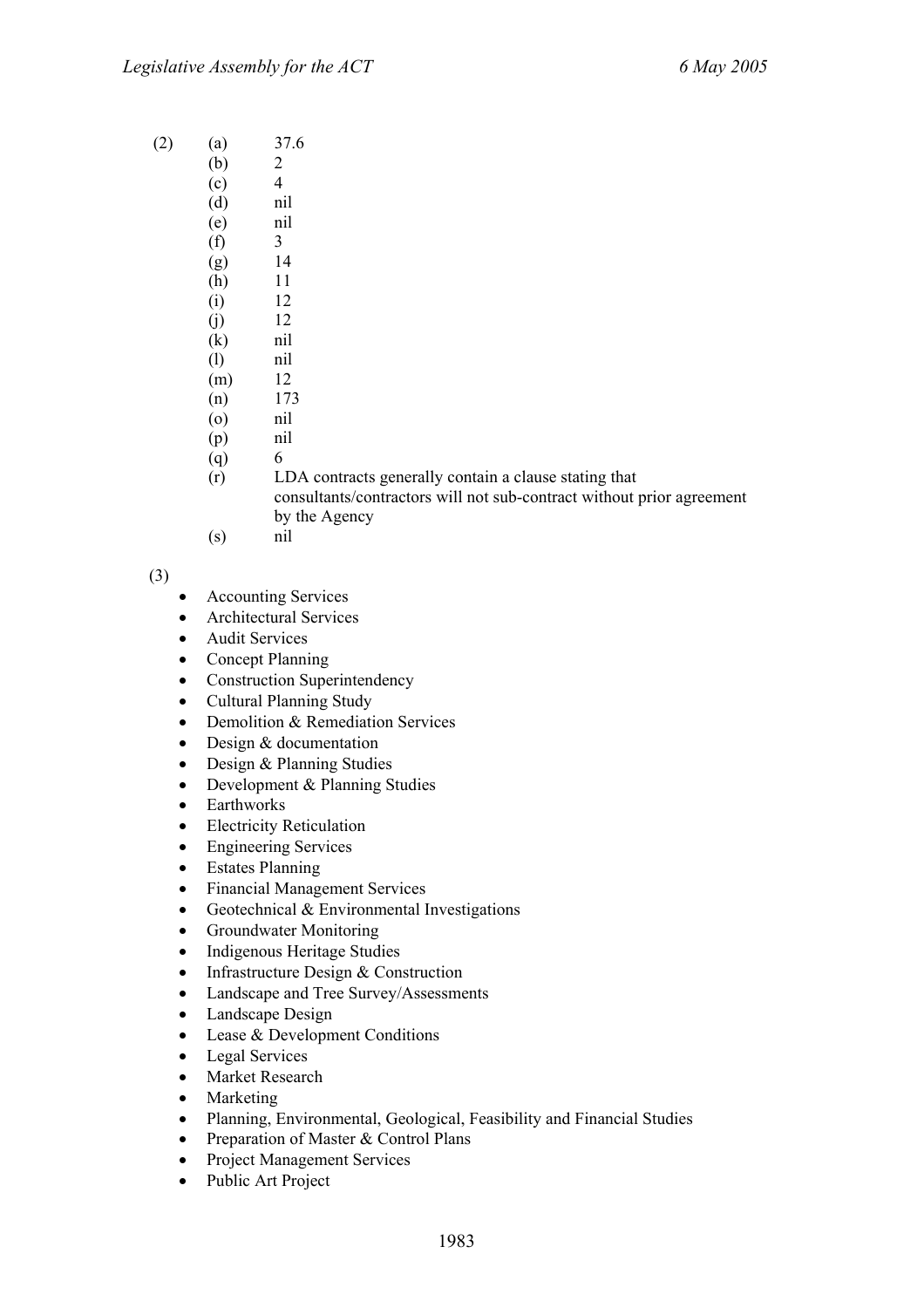(2)

- (a) 37.6
- (b) 2
- (c) 4
- (d) nil
- (e) nil
- (f) 3
- (g) 14
- (h) 11
- (i) 12
- (j) 12
- (k) nil
- (l) nil
- (m) 12
- (n) 173
- (o) nil
- (p) nil
- (q) 6
- (r) LDA contracts generally contain a clause stating that consultants/contractors will not sub-contract without prior agreement by the Agency
- (s) nil

(3)

- Accounting Services
- Architectural Services
- Audit Services
- Concept Planning
- Construction Superintendency
- Cultural Planning Study
- Demolition & Remediation Services
- Design & documentation
- Design & Planning Studies
- Development & Planning Studies
- Earthworks
- Electricity Reticulation
- Engineering Services
- Estates Planning
- Financial Management Services
- Geotechnical & Environmental Investigations
- Groundwater Monitoring
- Indigenous Heritage Studies
- Infrastructure Design & Construction
- Landscape and Tree Survey/Assessments
- Landscape Design
- Lease & Development Conditions
- Legal Services
- Market Research
- Marketing
- Planning, Environmental, Geological, Feasibility and Financial Studies
- Preparation of Master & Control Plans
- Project Management Services
- Public Art Project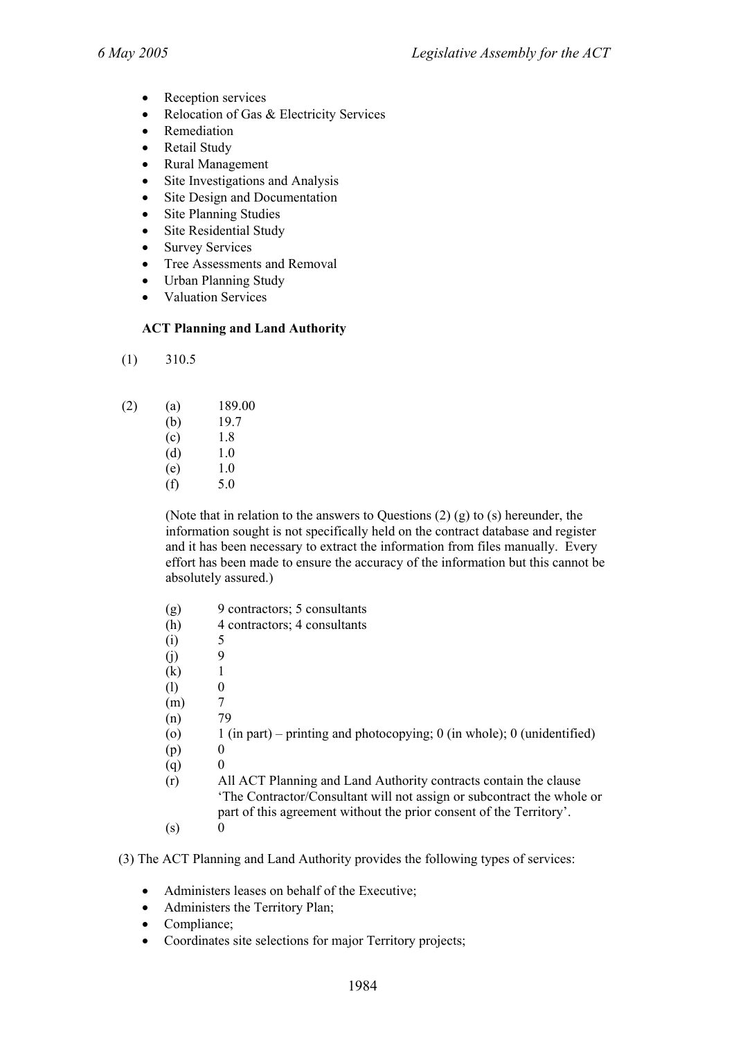- Reception services
- Relocation of Gas & Electricity Services
- Remediation
- Retail Study
- Rural Management
- Site Investigations and Analysis
- Site Design and Documentation
- Site Planning Studies
- Site Residential Study
- Survey Services
- Tree Assessments and Removal
- Urban Planning Study
- Valuation Services

**ACT Planning and Land Authority**

(1) 310.5

(2)
(a) 189.00
(b) 19.7
(c) 1.8
(d) 1.0
(e) 1.0
(f) 5.0

(Note that in relation to the answers to Questions (2) (g) to (s) hereunder, the information sought is not specifically held on the contract database and register and it has been necessary to extract the information from files manually. Every effort has been made to ensure the accuracy of the information but this cannot be absolutely assured.)

(g) 9 contractors; 5 consultants
(h) 4 contractors; 4 consultants
(i) 5
(j) 9
(k) 1
(l) 0
(m) 7
(n) 79
(o) 1 (in part) – printing and photocopying; 0 (in whole); 0 (unidentified)
(p) 0
(q) 0
(r) All ACT Planning and Land Authority contracts contain the clause 'The Contractor/Consultant will not assign or subcontract the whole or part of this agreement without the prior consent of the Territory'.
(s) 0

(3) The ACT Planning and Land Authority provides the following types of services:

- Administers leases on behalf of the Executive;
- Administers the Territory Plan;
- Compliance;
- Coordinates site selections for major Territory projects;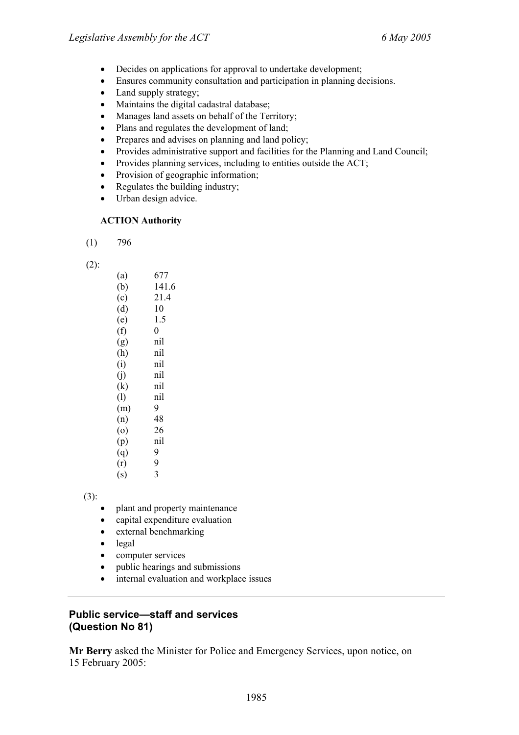- Decides on applications for approval to undertake development;
- Ensures community consultation and participation in planning decisions.
- Land supply strategy;
- Maintains the digital cadastral database;
- Manages land assets on behalf of the Territory;
- Plans and regulates the development of land;
- Prepares and advises on planning and land policy;
- Provides administrative support and facilities for the Planning and Land Council;
- Provides planning services, including to entities outside the ACT;
- Provision of geographic information;
- Regulates the building industry;
- Urban design advice.

**ACTION Authority**

(1) 796

(2):

| | |
|---|---|
| (a) | 677 |
| (b) | 141.6 |
| (c) | 21.4 |
| (d) | 10 |
| (e) | 1.5 |
| (f) | 0 |
| (g) | nil |
| (h) | nil |
| (i) | nil |
| (j) | nil |
| (k) | nil |
| (l) | nil |
| (m) | 9 |
| (n) | 48 |
| (o) | 26 |
| (p) | nil |
| (q) | 9 |
| (r) | 9 |
| (s) | 3 |

(3):

- plant and property maintenance
- capital expenditure evaluation
- external benchmarking
- legal
- computer services
- public hearings and submissions
- internal evaluation and workplace issues

---

## Public service—staff and services (Question No 81)

**Mr Berry** asked the Minister for Police and Emergency Services, upon notice, on 15 February 2005: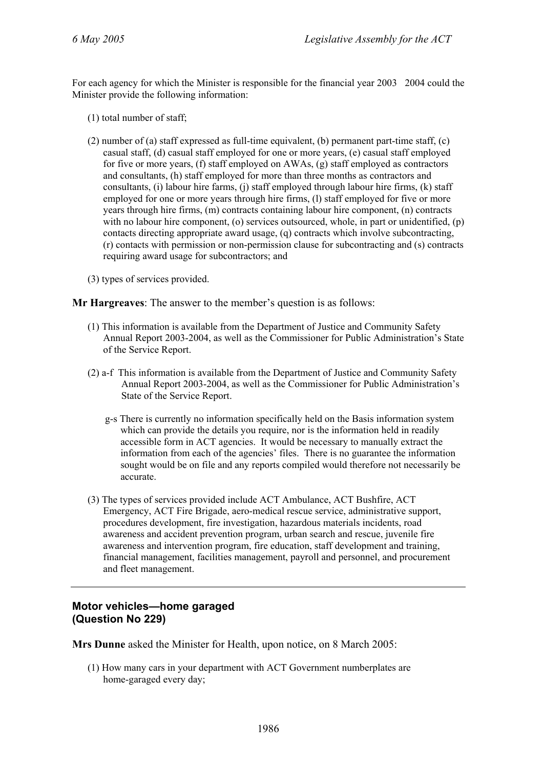For each agency for which the Minister is responsible for the financial year 2003 2004 could the Minister provide the following information:

(1) total number of staff;

(2) number of (a) staff expressed as full-time equivalent, (b) permanent part-time staff, (c) casual staff, (d) casual staff employed for one or more years, (e) casual staff employed for five or more years, (f) staff employed on AWAs, (g) staff employed as contractors and consultants, (h) staff employed for more than three months as contractors and consultants, (i) labour hire farms, (j) staff employed through labour hire firms, (k) staff employed for one or more years through hire firms, (l) staff employed for five or more years through hire firms, (m) contracts containing labour hire component, (n) contracts with no labour hire component, (o) services outsourced, whole, in part or unidentified, (p) contacts directing appropriate award usage, (q) contracts which involve subcontracting, (r) contacts with permission or non-permission clause for subcontracting and (s) contracts requiring award usage for subcontractors; and

(3) types of services provided.

**Mr Hargreaves**: The answer to the member's question is as follows:

(1) This information is available from the Department of Justice and Community Safety Annual Report 2003-2004, as well as the Commissioner for Public Administration's State of the Service Report.

(2) a-f This information is available from the Department of Justice and Community Safety Annual Report 2003-2004, as well as the Commissioner for Public Administration's State of the Service Report.

g-s There is currently no information specifically held on the Basis information system which can provide the details you require, nor is the information held in readily accessible form in ACT agencies. It would be necessary to manually extract the information from each of the agencies' files. There is no guarantee the information sought would be on file and any reports compiled would therefore not necessarily be accurate.

(3) The types of services provided include ACT Ambulance, ACT Bushfire, ACT Emergency, ACT Fire Brigade, aero-medical rescue service, administrative support, procedures development, fire investigation, hazardous materials incidents, road awareness and accident prevention program, urban search and rescue, juvenile fire awareness and intervention program, fire education, staff development and training, financial management, facilities management, payroll and personnel, and procurement and fleet management.

---

## Motor vehicles—home garaged (Question No 229)

**Mrs Dunne** asked the Minister for Health, upon notice, on 8 March 2005:

(1) How many cars in your department with ACT Government numberplates are home-garaged every day;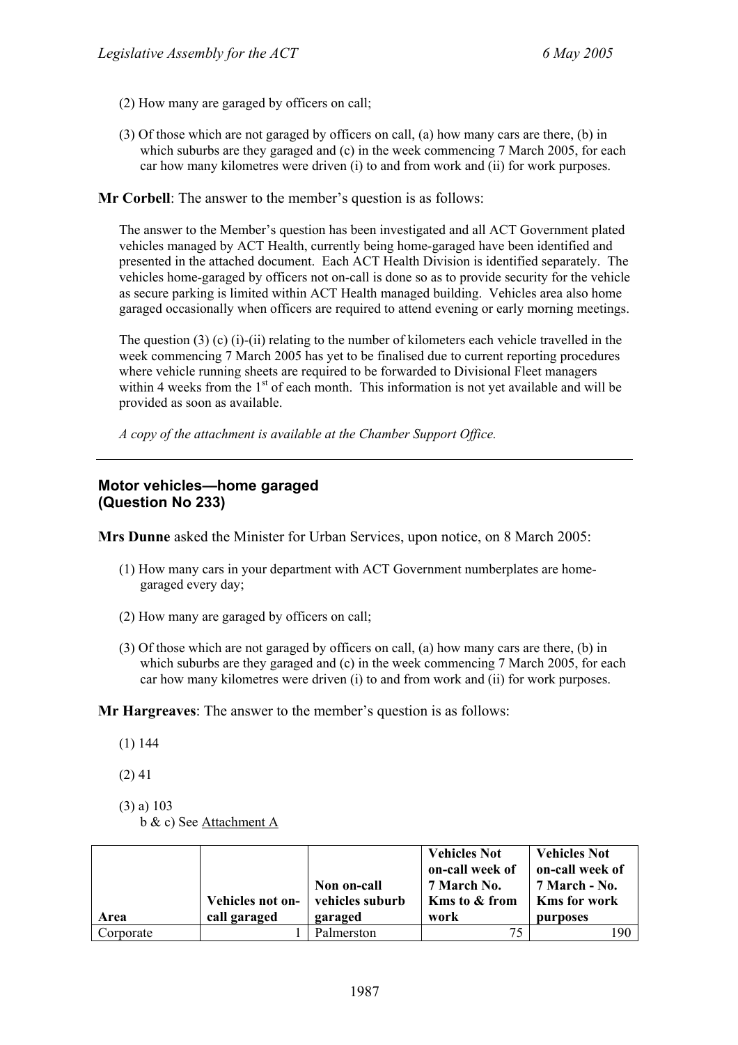(2) How many are garaged by officers on call;

(3) Of those which are not garaged by officers on call, (a) how many cars are there, (b) in which suburbs are they garaged and (c) in the week commencing 7 March 2005, for each car how many kilometres were driven (i) to and from work and (ii) for work purposes.

**Mr Corbell**: The answer to the member's question is as follows:

The answer to the Member's question has been investigated and all ACT Government plated vehicles managed by ACT Health, currently being home-garaged have been identified and presented in the attached document. Each ACT Health Division is identified separately. The vehicles home-garaged by officers not on-call is done so as to provide security for the vehicle as secure parking is limited within ACT Health managed building. Vehicles area also home garaged occasionally when officers are required to attend evening or early morning meetings.

The question (3) (c) (i)-(ii) relating to the number of kilometers each vehicle travelled in the week commencing 7 March 2005 has yet to be finalised due to current reporting procedures where vehicle running sheets are required to be forwarded to Divisional Fleet managers within 4 weeks from the 1st of each month. This information is not yet available and will be provided as soon as available.

*A copy of the attachment is available at the Chamber Support Office.*

---

### Motor vehicles—home garaged
### (Question No 233)

**Mrs Dunne** asked the Minister for Urban Services, upon notice, on 8 March 2005:

(1) How many cars in your department with ACT Government numberplates are home-garaged every day;

(2) How many are garaged by officers on call;

(3) Of those which are not garaged by officers on call, (a) how many cars are there, (b) in which suburbs are they garaged and (c) in the week commencing 7 March 2005, for each car how many kilometres were driven (i) to and from work and (ii) for work purposes.

**Mr Hargreaves**: The answer to the member's question is as follows:

(1) 144

(2) 41

(3) a) 103
b & c) See Attachment A

| Area | Vehicles not on-call garaged | Non on-call vehicles suburb garaged | Vehicles Not on-call week of 7 March No. Kms to & from work | Vehicles Not on-call week of 7 March - No. Kms for work purposes |
|---|---|---|---|---|
| Corporate | 1 | Palmerston | 75 | 190 |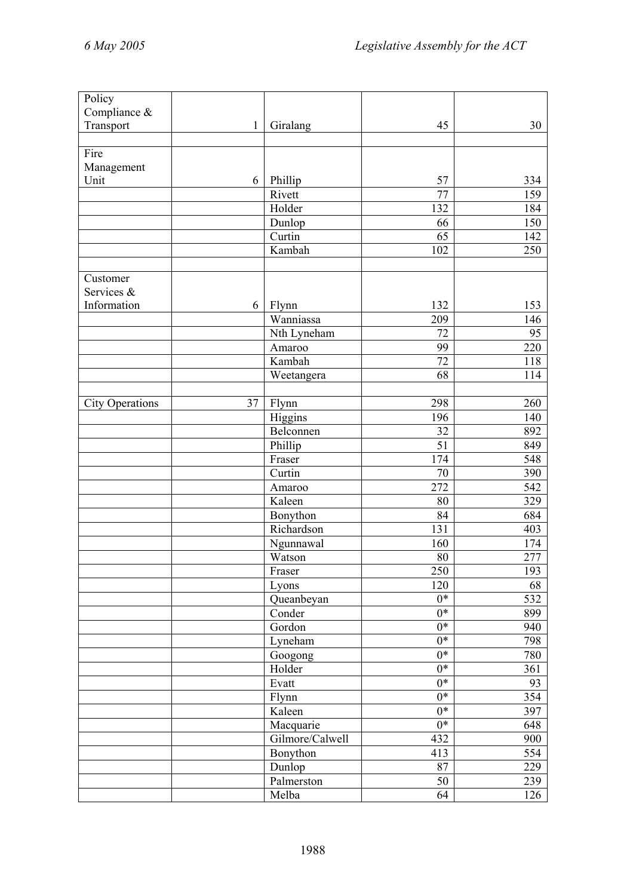| | | | | |
|---|---|---|---|---|
| Policy Compliance & Transport | 1 | Giralang | 45 | 30 |
| | | | | |
| Fire Management Unit | 6 | Phillip | 57 | 334 |
| | | Rivett | 77 | 159 |
| | | Holder | 132 | 184 |
| | | Dunlop | 66 | 150 |
| | | Curtin | 65 | 142 |
| | | Kambah | 102 | 250 |
| | | | | |
| Customer Services & Information | 6 | Flynn | 132 | 153 |
| | | Wanniassa | 209 | 146 |
| | | Nth Lyneham | 72 | 95 |
| | | Amaroo | 99 | 220 |
| | | Kambah | 72 | 118 |
| | | Weetangera | 68 | 114 |
| | | | | |
| City Operations | 37 | Flynn | 298 | 260 |
| | | Higgins | 196 | 140 |
| | | Belconnen | 32 | 892 |
| | | Phillip | 51 | 849 |
| | | Fraser | 174 | 548 |
| | | Curtin | 70 | 390 |
| | | Amaroo | 272 | 542 |
| | | Kaleen | 80 | 329 |
| | | Bonython | 84 | 684 |
| | | Richardson | 131 | 403 |
| | | Ngunnawal | 160 | 174 |
| | | Watson | 80 | 277 |
| | | Fraser | 250 | 193 |
| | | Lyons | 120 | 68 |
| | | Queanbeyan | 0* | 532 |
| | | Conder | 0* | 899 |
| | | Gordon | 0* | 940 |
| | | Lyneham | 0* | 798 |
| | | Googong | 0* | 780 |
| | | Holder | 0* | 361 |
| | | Evatt | 0* | 93 |
| | | Flynn | 0* | 354 |
| | | Kaleen | 0* | 397 |
| | | Macquarie | 0* | 648 |
| | | Gilmore/Calwell | 432 | 900 |
| | | Bonython | 413 | 554 |
| | | Dunlop | 87 | 229 |
| | | Palmerston | 50 | 239 |
| | | Melba | 64 | 126 |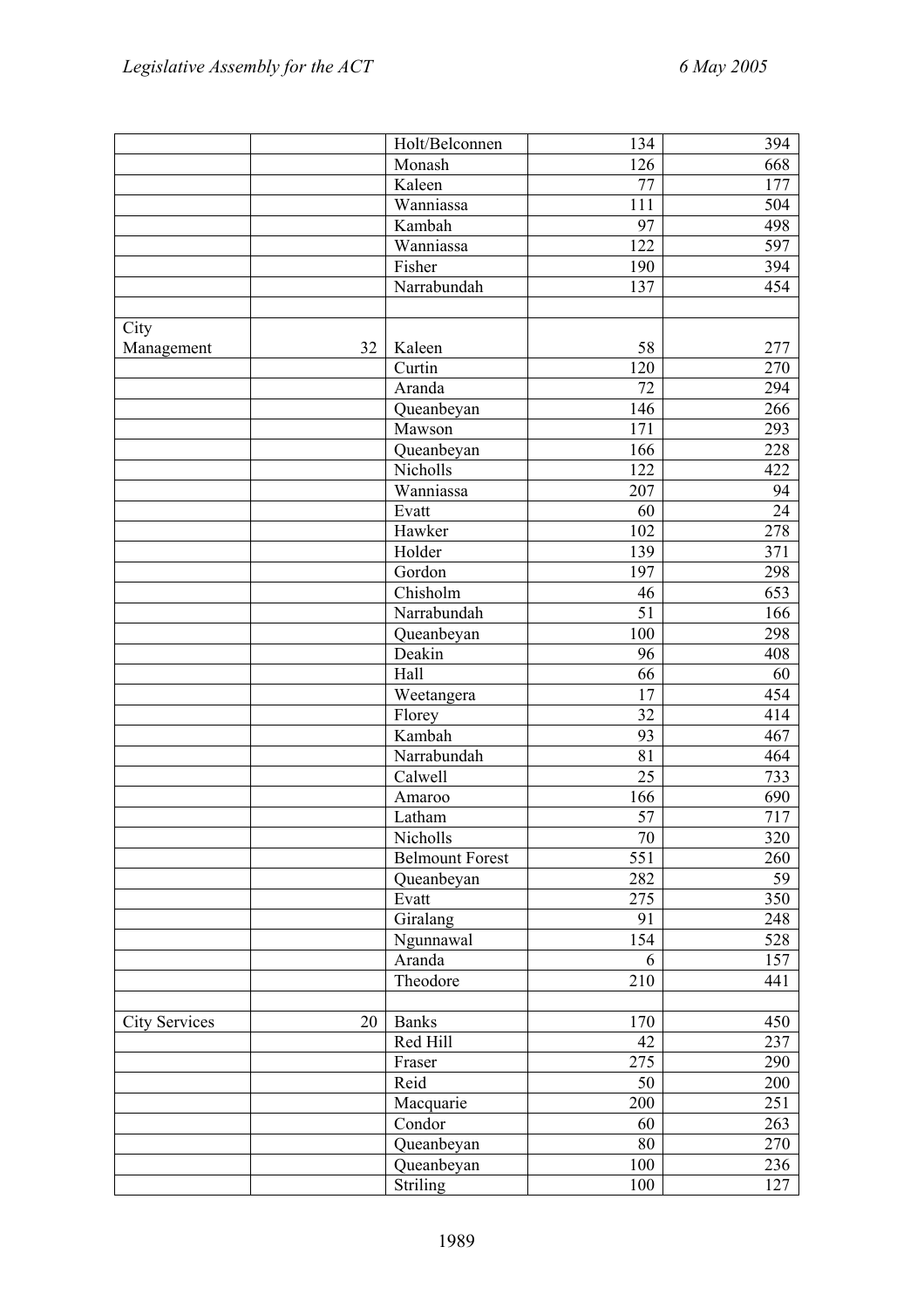| | | | | |
|---|---|---|---|---|
| | | Holt/Belconnen | 134 | 394 |
| | | Monash | 126 | 668 |
| | | Kaleen | 77 | 177 |
| | | Wanniassa | 111 | 504 |
| | | Kambah | 97 | 498 |
| | | Wanniassa | 122 | 597 |
| | | Fisher | 190 | 394 |
| | | Narrabundah | 137 | 454 |
| | | | | |
| City Management | 32 | Kaleen | 58 | 277 |
| | | Curtin | 120 | 270 |
| | | Aranda | 72 | 294 |
| | | Queanbeyan | 146 | 266 |
| | | Mawson | 171 | 293 |
| | | Queanbeyan | 166 | 228 |
| | | Nicholls | 122 | 422 |
| | | Wanniassa | 207 | 94 |
| | | Evatt | 60 | 24 |
| | | Hawker | 102 | 278 |
| | | Holder | 139 | 371 |
| | | Gordon | 197 | 298 |
| | | Chisholm | 46 | 653 |
| | | Narrabundah | 51 | 166 |
| | | Queanbeyan | 100 | 298 |
| | | Deakin | 96 | 408 |
| | | Hall | 66 | 60 |
| | | Weetangera | 17 | 454 |
| | | Florey | 32 | 414 |
| | | Kambah | 93 | 467 |
| | | Narrabundah | 81 | 464 |
| | | Calwell | 25 | 733 |
| | | Amaroo | 166 | 690 |
| | | Latham | 57 | 717 |
| | | Nicholls | 70 | 320 |
| | | Belmount Forest | 551 | 260 |
| | | Queanbeyan | 282 | 59 |
| | | Evatt | 275 | 350 |
| | | Giralang | 91 | 248 |
| | | Ngunnawal | 154 | 528 |
| | | Aranda | 6 | 157 |
| | | Theodore | 210 | 441 |
| | | | | |
| City Services | 20 | Banks | 170 | 450 |
| | | Red Hill | 42 | 237 |
| | | Fraser | 275 | 290 |
| | | Reid | 50 | 200 |
| | | Macquarie | 200 | 251 |
| | | Condor | 60 | 263 |
| | | Queanbeyan | 80 | 270 |
| | | Queanbeyan | 100 | 236 |
| | | Striling | 100 | 127 |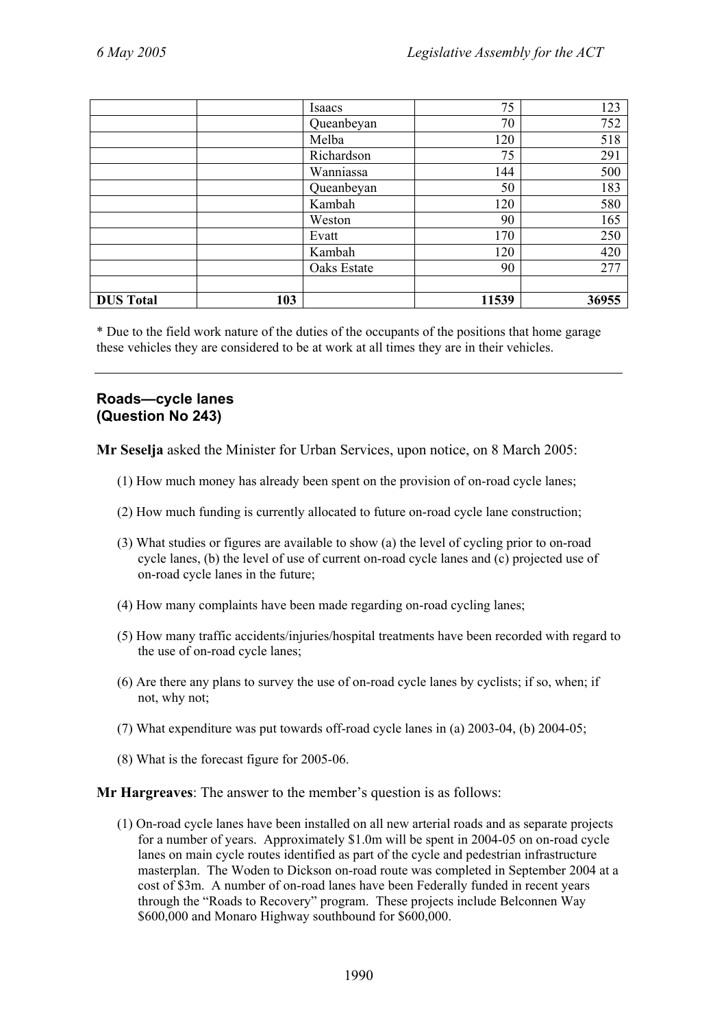| | | | | |
|---|---|---|---|---|
| | | Isaacs | 75 | 123 |
| | | Queanbeyan | 70 | 752 |
| | | Melba | 120 | 518 |
| | | Richardson | 75 | 291 |
| | | Wanniassa | 144 | 500 |
| | | Queanbeyan | 50 | 183 |
| | | Kambah | 120 | 580 |
| | | Weston | 90 | 165 |
| | | Evatt | 170 | 250 |
| | | Kambah | 120 | 420 |
| | | Oaks Estate | 90 | 277 |
| | | | | |
| **DUS Total** | **103** | | **11539** | **36955** |

* Due to the field work nature of the duties of the occupants of the positions that home garage these vehicles they are considered to be at work at all times they are in their vehicles.

---

### Roads—cycle lanes (Question No 243)

**Mr Seselja** asked the Minister for Urban Services, upon notice, on 8 March 2005:

(1) How much money has already been spent on the provision of on-road cycle lanes;

(2) How much funding is currently allocated to future on-road cycle lane construction;

(3) What studies or figures are available to show (a) the level of cycling prior to on-road cycle lanes, (b) the level of use of current on-road cycle lanes and (c) projected use of on-road cycle lanes in the future;

(4) How many complaints have been made regarding on-road cycling lanes;

(5) How many traffic accidents/injuries/hospital treatments have been recorded with regard to the use of on-road cycle lanes;

(6) Are there any plans to survey the use of on-road cycle lanes by cyclists; if so, when; if not, why not;

(7) What expenditure was put towards off-road cycle lanes in (a) 2003-04, (b) 2004-05;

(8) What is the forecast figure for 2005-06.

**Mr Hargreaves**: The answer to the member's question is as follows:

(1) On-road cycle lanes have been installed on all new arterial roads and as separate projects for a number of years. Approximately $1.0m will be spent in 2004-05 on on-road cycle lanes on main cycle routes identified as part of the cycle and pedestrian infrastructure masterplan. The Woden to Dickson on-road route was completed in September 2004 at a cost of $3m. A number of on-road lanes have been Federally funded in recent years through the "Roads to Recovery" program. These projects include Belconnen Way $600,000 and Monaro Highway southbound for $600,000.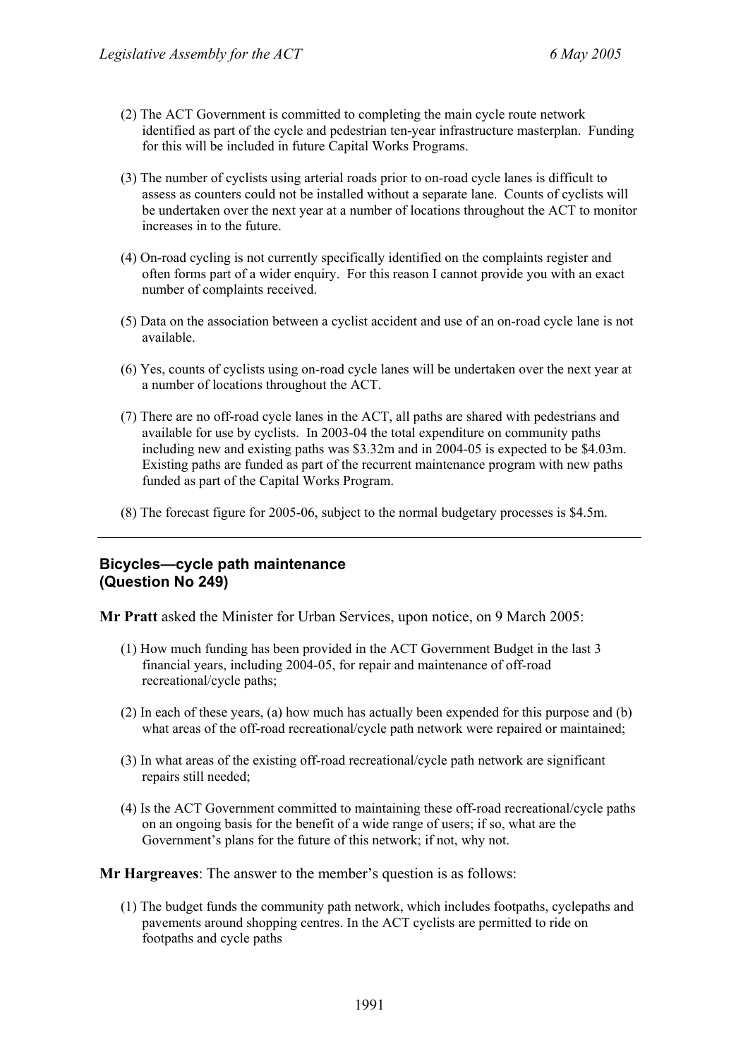(2) The ACT Government is committed to completing the main cycle route network identified as part of the cycle and pedestrian ten-year infrastructure masterplan. Funding for this will be included in future Capital Works Programs.

(3) The number of cyclists using arterial roads prior to on-road cycle lanes is difficult to assess as counters could not be installed without a separate lane. Counts of cyclists will be undertaken over the next year at a number of locations throughout the ACT to monitor increases in to the future.

(4) On-road cycling is not currently specifically identified on the complaints register and often forms part of a wider enquiry. For this reason I cannot provide you with an exact number of complaints received.

(5) Data on the association between a cyclist accident and use of an on-road cycle lane is not available.

(6) Yes, counts of cyclists using on-road cycle lanes will be undertaken over the next year at a number of locations throughout the ACT.

(7) There are no off-road cycle lanes in the ACT, all paths are shared with pedestrians and available for use by cyclists. In 2003-04 the total expenditure on community paths including new and existing paths was $3.32m and in 2004-05 is expected to be $4.03m. Existing paths are funded as part of the recurrent maintenance program with new paths funded as part of the Capital Works Program.

(8) The forecast figure for 2005-06, subject to the normal budgetary processes is $4.5m.

---

## Bicycles—cycle path maintenance (Question No 249)

**Mr Pratt** asked the Minister for Urban Services, upon notice, on 9 March 2005:

(1) How much funding has been provided in the ACT Government Budget in the last 3 financial years, including 2004-05, for repair and maintenance of off-road recreational/cycle paths;

(2) In each of these years, (a) how much has actually been expended for this purpose and (b) what areas of the off-road recreational/cycle path network were repaired or maintained;

(3) In what areas of the existing off-road recreational/cycle path network are significant repairs still needed;

(4) Is the ACT Government committed to maintaining these off-road recreational/cycle paths on an ongoing basis for the benefit of a wide range of users; if so, what are the Government's plans for the future of this network; if not, why not.

**Mr Hargreaves**: The answer to the member's question is as follows:

(1) The budget funds the community path network, which includes footpaths, cyclepaths and pavements around shopping centres. In the ACT cyclists are permitted to ride on footpaths and cycle paths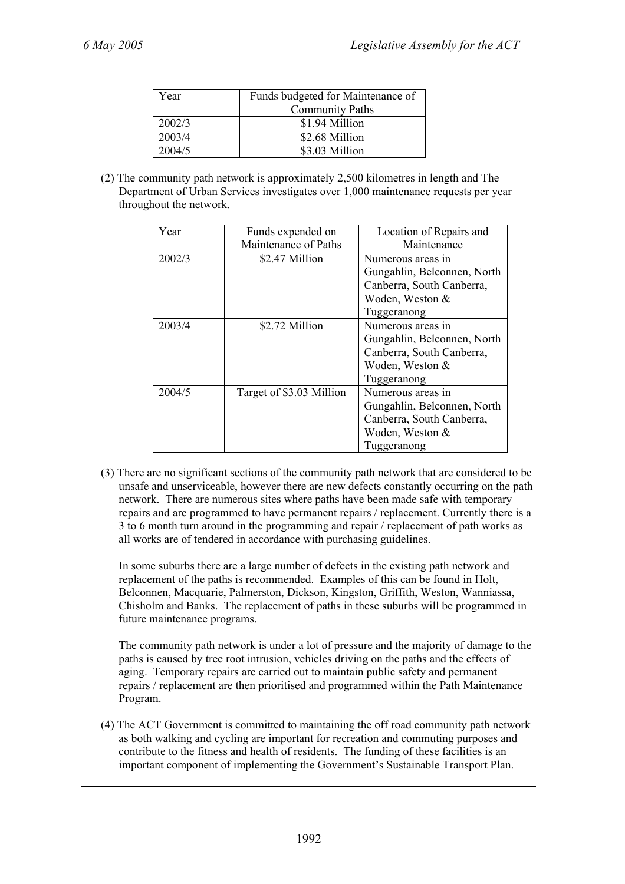| Year | Funds budgeted for Maintenance of Community Paths |
|---|---|
| 2002/3 | $1.94 Million |
| 2003/4 | $2.68 Million |
| 2004/5 | $3.03 Million |

(2) The community path network is approximately 2,500 kilometres in length and The Department of Urban Services investigates over 1,000 maintenance requests per year throughout the network.

| Year | Funds expended on Maintenance of Paths | Location of Repairs and Maintenance |
|---|---|---|
| 2002/3 | $2.47 Million | Numerous areas in Gungahlin, Belconnen, North Canberra, South Canberra, Woden, Weston & Tuggeranong |
| 2003/4 | $2.72 Million | Numerous areas in Gungahlin, Belconnen, North Canberra, South Canberra, Woden, Weston & Tuggeranong |
| 2004/5 | Target of $3.03 Million | Numerous areas in Gungahlin, Belconnen, North Canberra, South Canberra, Woden, Weston & Tuggeranong |

(3) There are no significant sections of the community path network that are considered to be unsafe and unserviceable, however there are new defects constantly occurring on the path network. There are numerous sites where paths have been made safe with temporary repairs and are programmed to have permanent repairs / replacement. Currently there is a 3 to 6 month turn around in the programming and repair / replacement of path works as all works are of tendered in accordance with purchasing guidelines.

In some suburbs there are a large number of defects in the existing path network and replacement of the paths is recommended. Examples of this can be found in Holt, Belconnen, Macquarie, Palmerston, Dickson, Kingston, Griffith, Weston, Wanniassa, Chisholm and Banks. The replacement of paths in these suburbs will be programmed in future maintenance programs.

The community path network is under a lot of pressure and the majority of damage to the paths is caused by tree root intrusion, vehicles driving on the paths and the effects of aging. Temporary repairs are carried out to maintain public safety and permanent repairs / replacement are then prioritised and programmed within the Path Maintenance Program.

(4) The ACT Government is committed to maintaining the off road community path network as both walking and cycling are important for recreation and commuting purposes and contribute to the fitness and health of residents. The funding of these facilities is an important component of implementing the Government's Sustainable Transport Plan.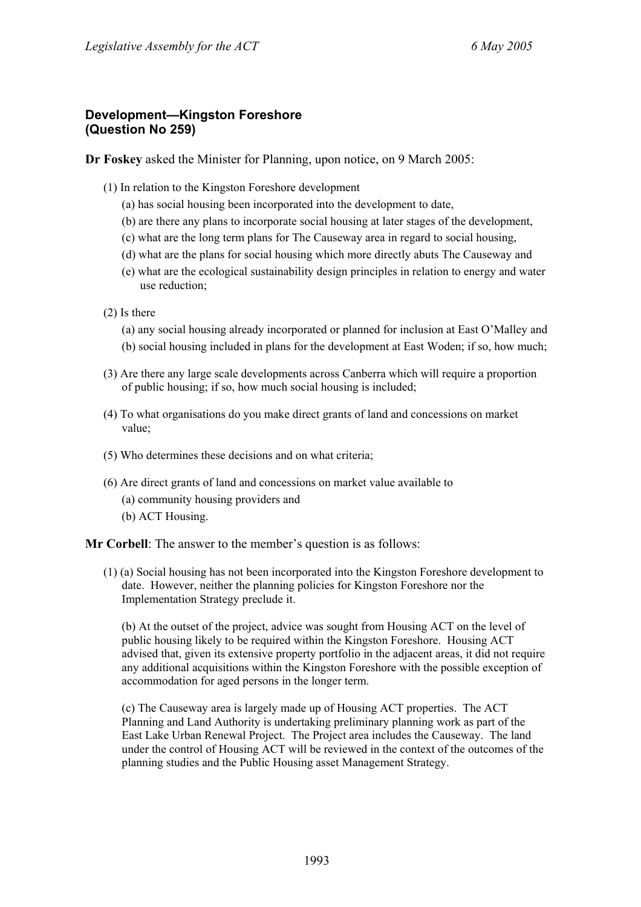### Development—Kingston Foreshore
### (Question No 259)

**Dr Foskey** asked the Minister for Planning, upon notice, on 9 March 2005:

(1) In relation to the Kingston Foreshore development

- (a) has social housing been incorporated into the development to date,
- (b) are there any plans to incorporate social housing at later stages of the development,
- (c) what are the long term plans for The Causeway area in regard to social housing,
- (d) what are the plans for social housing which more directly abuts The Causeway and
- (e) what are the ecological sustainability design principles in relation to energy and water use reduction;

(2) Is there

- (a) any social housing already incorporated or planned for inclusion at East O'Malley and
- (b) social housing included in plans for the development at East Woden; if so, how much;

(3) Are there any large scale developments across Canberra which will require a proportion of public housing; if so, how much social housing is included;

(4) To what organisations do you make direct grants of land and concessions on market value;

(5) Who determines these decisions and on what criteria;

(6) Are direct grants of land and concessions on market value available to

- (a) community housing providers and
- (b) ACT Housing.

**Mr Corbell**: The answer to the member's question is as follows:

(1) (a) Social housing has not been incorporated into the Kingston Foreshore development to date. However, neither the planning policies for Kingston Foreshore nor the Implementation Strategy preclude it.

(b) At the outset of the project, advice was sought from Housing ACT on the level of public housing likely to be required within the Kingston Foreshore. Housing ACT advised that, given its extensive property portfolio in the adjacent areas, it did not require any additional acquisitions within the Kingston Foreshore with the possible exception of accommodation for aged persons in the longer term.

(c) The Causeway area is largely made up of Housing ACT properties. The ACT Planning and Land Authority is undertaking preliminary planning work as part of the East Lake Urban Renewal Project. The Project area includes the Causeway. The land under the control of Housing ACT will be reviewed in the context of the outcomes of the planning studies and the Public Housing asset Management Strategy.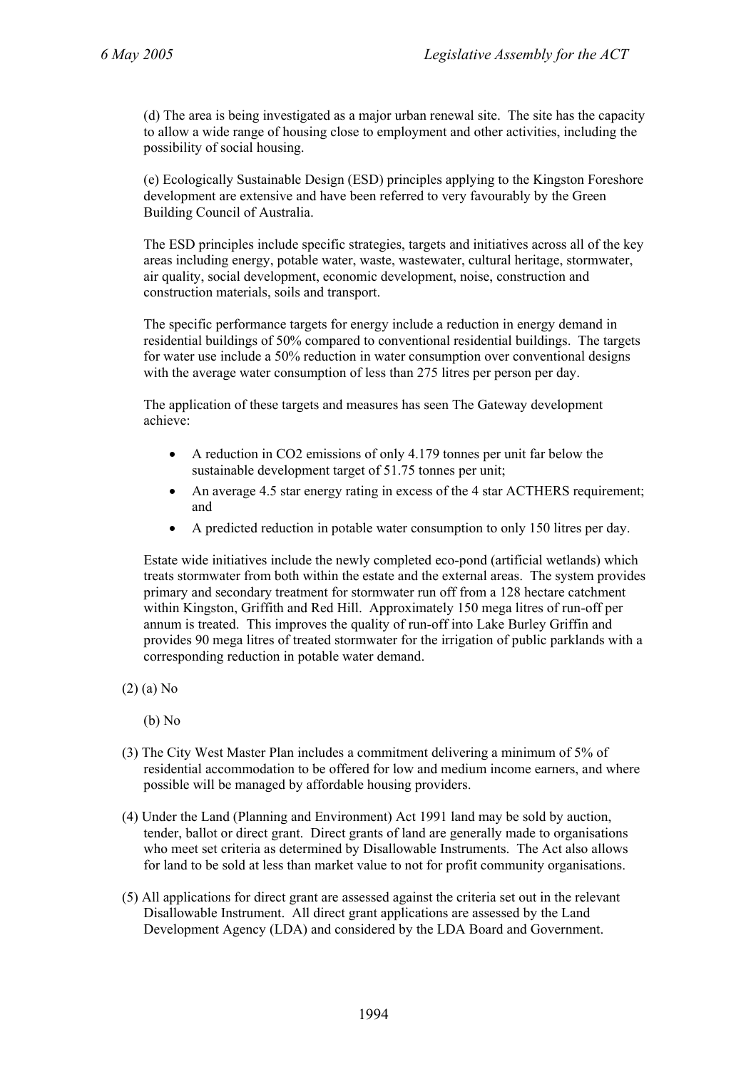(d) The area is being investigated as a major urban renewal site. The site has the capacity to allow a wide range of housing close to employment and other activities, including the possibility of social housing.

(e) Ecologically Sustainable Design (ESD) principles applying to the Kingston Foreshore development are extensive and have been referred to very favourably by the Green Building Council of Australia.

The ESD principles include specific strategies, targets and initiatives across all of the key areas including energy, potable water, waste, wastewater, cultural heritage, stormwater, air quality, social development, economic development, noise, construction and construction materials, soils and transport.

The specific performance targets for energy include a reduction in energy demand in residential buildings of 50% compared to conventional residential buildings. The targets for water use include a 50% reduction in water consumption over conventional designs with the average water consumption of less than 275 litres per person per day.

The application of these targets and measures has seen The Gateway development achieve:

- A reduction in $CO_2$ emissions of only 4.179 tonnes per unit far below the sustainable development target of 51.75 tonnes per unit;
- An average 4.5 star energy rating in excess of the 4 star ACTHERS requirement; and
- A predicted reduction in potable water consumption to only 150 litres per day.

Estate wide initiatives include the newly completed eco-pond (artificial wetlands) which treats stormwater from both within the estate and the external areas. The system provides primary and secondary treatment for stormwater run off from a 128 hectare catchment within Kingston, Griffith and Red Hill. Approximately 150 mega litres of run-off per annum is treated. This improves the quality of run-off into Lake Burley Griffin and provides 90 mega litres of treated stormwater for the irrigation of public parklands with a corresponding reduction in potable water demand.

(2) (a) No

(b) No

(3) The City West Master Plan includes a commitment delivering a minimum of 5% of residential accommodation to be offered for low and medium income earners, and where possible will be managed by affordable housing providers.

(4) Under the Land (Planning and Environment) Act 1991 land may be sold by auction, tender, ballot or direct grant. Direct grants of land are generally made to organisations who meet set criteria as determined by Disallowable Instruments. The Act also allows for land to be sold at less than market value to not for profit community organisations.

(5) All applications for direct grant are assessed against the criteria set out in the relevant Disallowable Instrument. All direct grant applications are assessed by the Land Development Agency (LDA) and considered by the LDA Board and Government.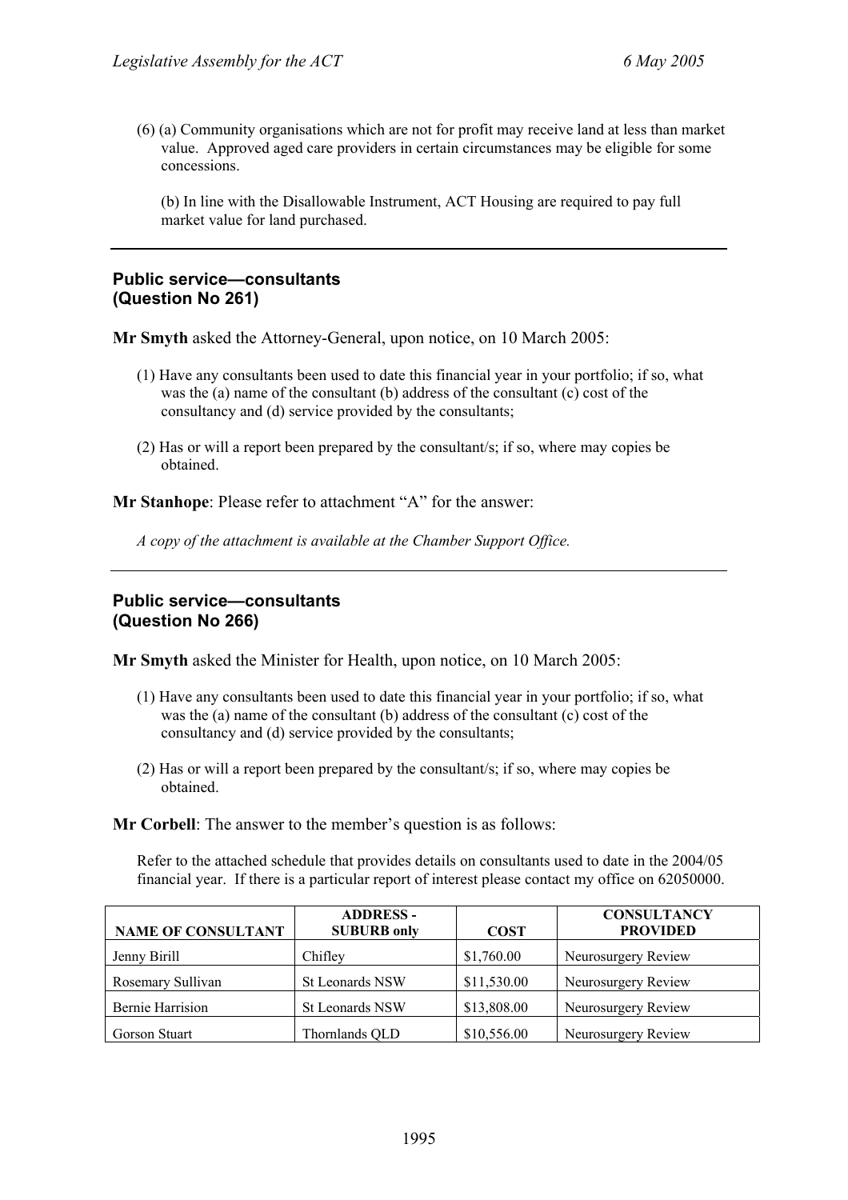(6) (a) Community organisations which are not for profit may receive land at less than market value. Approved aged care providers in certain circumstances may be eligible for some concessions.

(b) In line with the Disallowable Instrument, ACT Housing are required to pay full market value for land purchased.

---

## Public service—consultants
## (Question No 261)

**Mr Smyth** asked the Attorney-General, upon notice, on 10 March 2005:

(1) Have any consultants been used to date this financial year in your portfolio; if so, what was the (a) name of the consultant (b) address of the consultant (c) cost of the consultancy and (d) service provided by the consultants;

(2) Has or will a report been prepared by the consultant/s; if so, where may copies be obtained.

**Mr Stanhope**: Please refer to attachment "A" for the answer:

*A copy of the attachment is available at the Chamber Support Office.*

---

## Public service—consultants
## (Question No 266)

**Mr Smyth** asked the Minister for Health, upon notice, on 10 March 2005:

(1) Have any consultants been used to date this financial year in your portfolio; if so, what was the (a) name of the consultant (b) address of the consultant (c) cost of the consultancy and (d) service provided by the consultants;

(2) Has or will a report been prepared by the consultant/s; if so, where may copies be obtained.

**Mr Corbell**: The answer to the member's question is as follows:

Refer to the attached schedule that provides details on consultants used to date in the 2004/05 financial year. If there is a particular report of interest please contact my office on 62050000.

| NAME OF CONSULTANT | ADDRESS - SUBURB only | COST | CONSULTANCY PROVIDED |
|---|---|---|---|
| Jenny Birill | Chifley | $1,760.00 | Neurosurgery Review |
| Rosemary Sullivan | St Leonards NSW | $11,530.00 | Neurosurgery Review |
| Bernie Harrision | St Leonards NSW | $13,808.00 | Neurosurgery Review |
| Gorson Stuart | Thornlands QLD | $10,556.00 | Neurosurgery Review |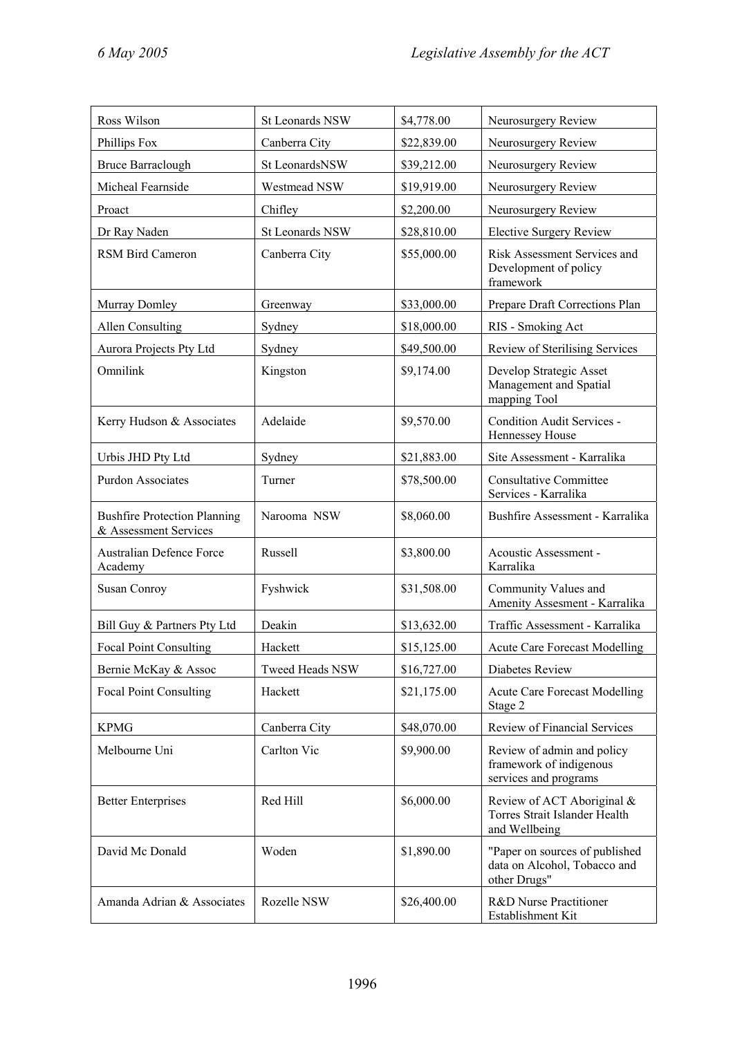| Ross Wilson | St Leonards NSW | $4,778.00 | Neurosurgery Review |
|---|---|---|---|
| Phillips Fox | Canberra City | $22,839.00 | Neurosurgery Review |
| Bruce Barraclough | St LeonardsNSW | $39,212.00 | Neurosurgery Review |
| Micheal Fearnside | Westmead NSW | $19,919.00 | Neurosurgery Review |
| Proact | Chifley | $2,200.00 | Neurosurgery Review |
| Dr Ray Naden | St Leonards NSW | $28,810.00 | Elective Surgery Review |
| RSM Bird Cameron | Canberra City | $55,000.00 | Risk Assessment Services and Development of policy framework |
| Murray Domley | Greenway | $33,000.00 | Prepare Draft Corrections Plan |
| Allen Consulting | Sydney | $18,000.00 | RIS - Smoking Act |
| Aurora Projects Pty Ltd | Sydney | $49,500.00 | Review of Sterilising Services |
| Omnilink | Kingston | $9,174.00 | Develop Strategic Asset Management and Spatial mapping Tool |
| Kerry Hudson & Associates | Adelaide | $9,570.00 | Condition Audit Services - Hennessey House |
| Urbis JHD Pty Ltd | Sydney | $21,883.00 | Site Assessment - Karralika |
| Purdon Associates | Turner | $78,500.00 | Consultative Committee Services - Karralika |
| Bushfire Protection Planning & Assessment Services | Narooma NSW | $8,060.00 | Bushfire Assessment - Karralika |
| Australian Defence Force Academy | Russell | $3,800.00 | Acoustic Assessment - Karralika |
| Susan Conroy | Fyshwick | $31,508.00 | Community Values and Amenity Assesment - Karralika |
| Bill Guy & Partners Pty Ltd | Deakin | $13,632.00 | Traffic Assessment - Karralika |
| Focal Point Consulting | Hackett | $15,125.00 | Acute Care Forecast Modelling |
| Bernie McKay & Assoc | Tweed Heads NSW | $16,727.00 | Diabetes Review |
| Focal Point Consulting | Hackett | $21,175.00 | Acute Care Forecast Modelling Stage 2 |
| KPMG | Canberra City | $48,070.00 | Review of Financial Services |
| Melbourne Uni | Carlton Vic | $9,900.00 | Review of admin and policy framework of indigenous services and programs |
| Better Enterprises | Red Hill | $6,000.00 | Review of ACT Aboriginal & Torres Strait Islander Health and Wellbeing |
| David Mc Donald | Woden | $1,890.00 | "Paper on sources of published data on Alcohol, Tobacco and other Drugs" |
| Amanda Adrian & Associates | Rozelle NSW | $26,400.00 | R&D Nurse Practitioner Establishment Kit |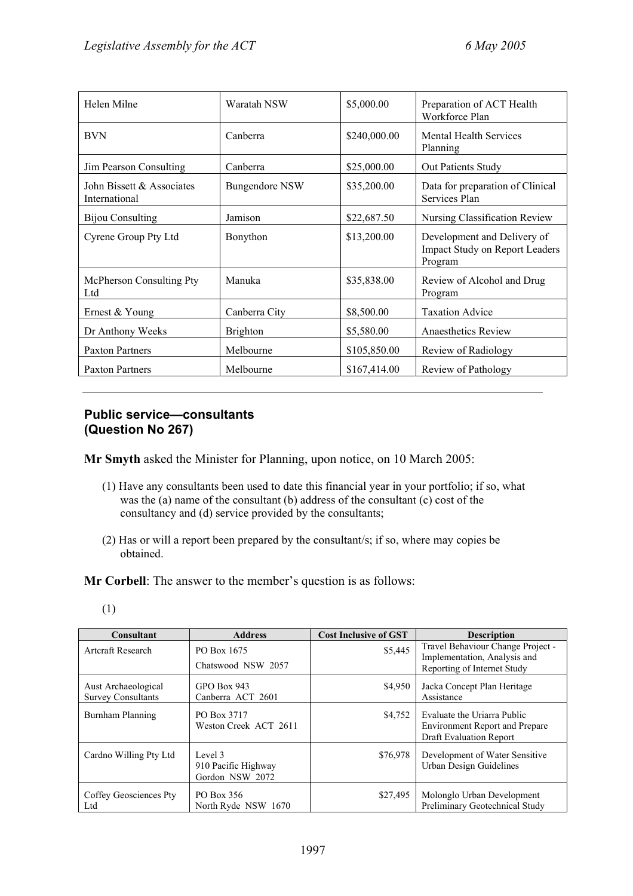| | | | |
|---|---|---|---|
| Helen Milne | Waratah NSW | $5,000.00 | Preparation of ACT Health Workforce Plan |
| BVN | Canberra | $240,000.00 | Mental Health Services Planning |
| Jim Pearson Consulting | Canberra | $25,000.00 | Out Patients Study |
| John Bissett & Associates International | Bungendore NSW | $35,200.00 | Data for preparation of Clinical Services Plan |
| Bijou Consulting | Jamison | $22,687.50 | Nursing Classification Review |
| Cyrene Group Pty Ltd | Bonython | $13,200.00 | Development and Delivery of Impact Study on Report Leaders Program |
| McPherson Consulting Pty Ltd | Manuka | $35,838.00 | Review of Alcohol and Drug Program |
| Ernest & Young | Canberra City | $8,500.00 | Taxation Advice |
| Dr Anthony Weeks | Brighton | $5,580.00 | Anaesthetics Review |
| Paxton Partners | Melbourne | $105,850.00 | Review of Radiology |
| Paxton Partners | Melbourne | $167,414.00 | Review of Pathology |

---

### Public service—consultants (Question No 267)

**Mr Smyth** asked the Minister for Planning, upon notice, on 10 March 2005:

(1) Have any consultants been used to date this financial year in your portfolio; if so, what was the (a) name of the consultant (b) address of the consultant (c) cost of the consultancy and (d) service provided by the consultants;

(2) Has or will a report been prepared by the consultant/s; if so, where may copies be obtained.

**Mr Corbell**: The answer to the member's question is as follows:

(1)

| Consultant | Address | Cost Inclusive of GST | Description |
|---|---|---|---|
| Artcraft Research | PO Box 1675 Chatswood NSW 2057 | $5,445 | Travel Behaviour Change Project - Implementation, Analysis and Reporting of Internet Study |
| Aust Archaeological Survey Consultants | GPO Box 943 Canberra ACT 2601 | $4,950 | Jacka Concept Plan Heritage Assistance |
| Burnham Planning | PO Box 3717 Weston Creek ACT 2611 | $4,752 | Evaluate the Uriarra Public Environment Report and Prepare Draft Evaluation Report |
| Cardno Willing Pty Ltd | Level 3 910 Pacific Highway Gordon NSW 2072 | $76,978 | Development of Water Sensitive Urban Design Guidelines |
| Coffey Geosciences Pty Ltd | PO Box 356 North Ryde NSW 1670 | $27,495 | Molonglo Urban Development Preliminary Geotechnical Study |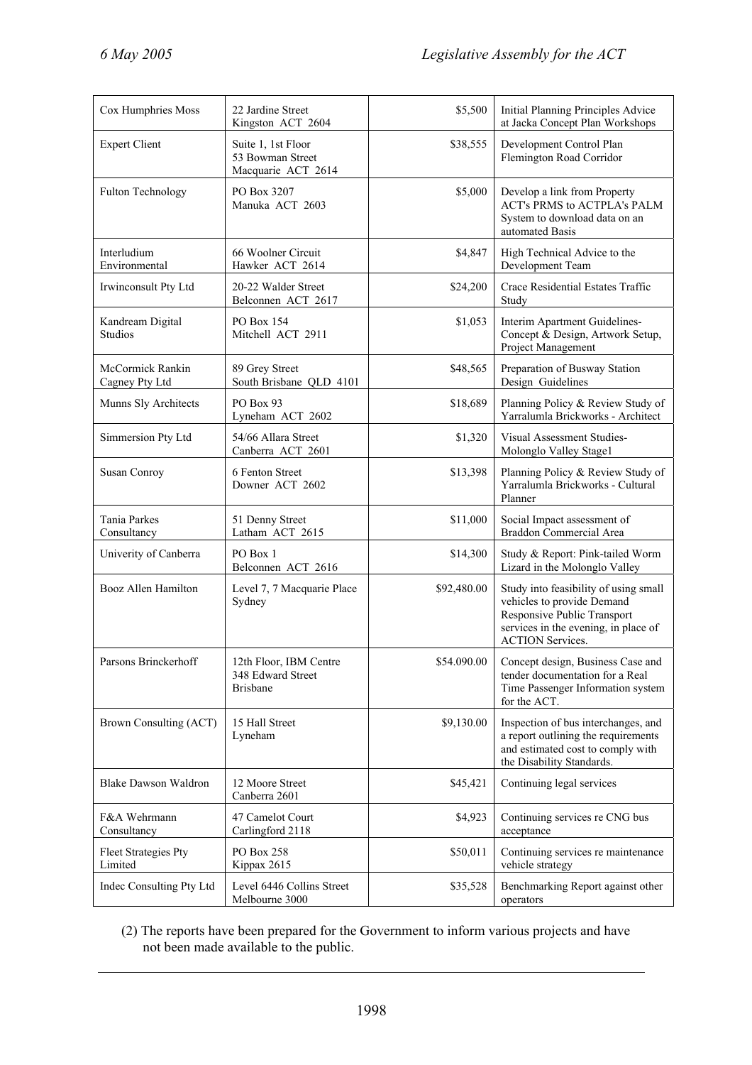| Cox Humphries Moss | 22 Jardine Street<br>Kingston ACT 2604 | $5,500 | Initial Planning Principles Advice at Jacka Concept Plan Workshops |
|---|---|---|---|
| Expert Client | Suite 1, 1st Floor<br>53 Bowman Street<br>Macquarie ACT 2614 | $38,555 | Development Control Plan Flemington Road Corridor |
| Fulton Technology | PO Box 3207<br>Manuka ACT 2603 | $5,000 | Develop a link from Property ACT's PRMS to ACTPLA's PALM System to download data on an automated Basis |
| Interludium Environmental | 66 Woolner Circuit<br>Hawker ACT 2614 | $4,847 | High Technical Advice to the Development Team |
| Irwinconsult Pty Ltd | 20-22 Walder Street<br>Belconnen ACT 2617 | $24,200 | Crace Residential Estates Traffic Study |
| Kandream Digital Studios | PO Box 154<br>Mitchell ACT 2911 | $1,053 | Interim Apartment Guidelines-Concept & Design, Artwork Setup, Project Management |
| McCormick Rankin Cagney Pty Ltd | 89 Grey Street<br>South Brisbane QLD 4101 | $48,565 | Preparation of Busway Station Design Guidelines |
| Munns Sly Architects | PO Box 93<br>Lyneham ACT 2602 | $18,689 | Planning Policy & Review Study of Yarralumla Brickworks - Architect |
| Simmersion Pty Ltd | 54/66 Allara Street<br>Canberra ACT 2601 | $1,320 | Visual Assessment Studies-Molonglo Valley Stage1 |
| Susan Conroy | 6 Fenton Street<br>Downer ACT 2602 | $13,398 | Planning Policy & Review Study of Yarralumla Brickworks - Cultural Planner |
| Tania Parkes Consultancy | 51 Denny Street<br>Latham ACT 2615 | $11,000 | Social Impact assessment of Braddon Commercial Area |
| Univerity of Canberra | PO Box 1<br>Belconnen ACT 2616 | $14,300 | Study & Report: Pink-tailed Worm Lizard in the Molonglo Valley |
| Booz Allen Hamilton | Level 7, 7 Macquarie Place<br>Sydney | $92,480.00 | Study into feasibility of using small vehicles to provide Demand Responsive Public Transport services in the evening, in place of ACTION Services. |
| Parsons Brinckerhoff | 12th Floor, IBM Centre<br>348 Edward Street<br>Brisbane | $54.090.00 | Concept design, Business Case and tender documentation for a Real Time Passenger Information system for the ACT. |
| Brown Consulting (ACT) | 15 Hall Street<br>Lyneham | $9,130.00 | Inspection of bus interchanges, and a report outlining the requirements and estimated cost to comply with the Disability Standards. |
| Blake Dawson Waldron | 12 Moore Street<br>Canberra 2601 | $45,421 | Continuing legal services |
| F&A Wehrmann Consultancy | 47 Camelot Court<br>Carlingford 2118 | $4,923 | Continuing services re CNG bus acceptance |
| Fleet Strategies Pty Limited | PO Box 258<br>Kippax 2615 | $50,011 | Continuing services re maintenance vehicle strategy |
| Indec Consulting Pty Ltd | Level 6446 Collins Street<br>Melbourne 3000 | $35,528 | Benchmarking Report against other operators |

(2) The reports have been prepared for the Government to inform various projects and have not been made available to the public.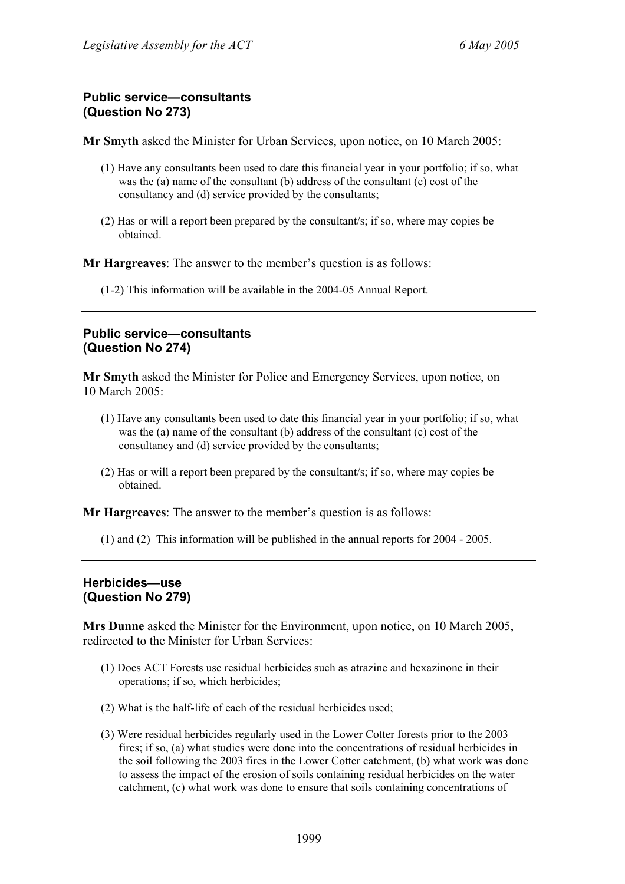### Public service—consultants
### (Question No 273)

**Mr Smyth** asked the Minister for Urban Services, upon notice, on 10 March 2005:

(1) Have any consultants been used to date this financial year in your portfolio; if so, what was the (a) name of the consultant (b) address of the consultant (c) cost of the consultancy and (d) service provided by the consultants;

(2) Has or will a report been prepared by the consultant/s; if so, where may copies be obtained.

**Mr Hargreaves**: The answer to the member's question is as follows:

(1-2) This information will be available in the 2004-05 Annual Report.

---

### Public service—consultants
### (Question No 274)

**Mr Smyth** asked the Minister for Police and Emergency Services, upon notice, on 10 March 2005:

(1) Have any consultants been used to date this financial year in your portfolio; if so, what was the (a) name of the consultant (b) address of the consultant (c) cost of the consultancy and (d) service provided by the consultants;

(2) Has or will a report been prepared by the consultant/s; if so, where may copies be obtained.

**Mr Hargreaves**: The answer to the member's question is as follows:

(1) and (2) This information will be published in the annual reports for 2004 - 2005.

---

### Herbicides—use
### (Question No 279)

**Mrs Dunne** asked the Minister for the Environment, upon notice, on 10 March 2005, redirected to the Minister for Urban Services:

(1) Does ACT Forests use residual herbicides such as atrazine and hexazinone in their operations; if so, which herbicides;

(2) What is the half-life of each of the residual herbicides used;

(3) Were residual herbicides regularly used in the Lower Cotter forests prior to the 2003 fires; if so, (a) what studies were done into the concentrations of residual herbicides in the soil following the 2003 fires in the Lower Cotter catchment, (b) what work was done to assess the impact of the erosion of soils containing residual herbicides on the water catchment, (c) what work was done to ensure that soils containing concentrations of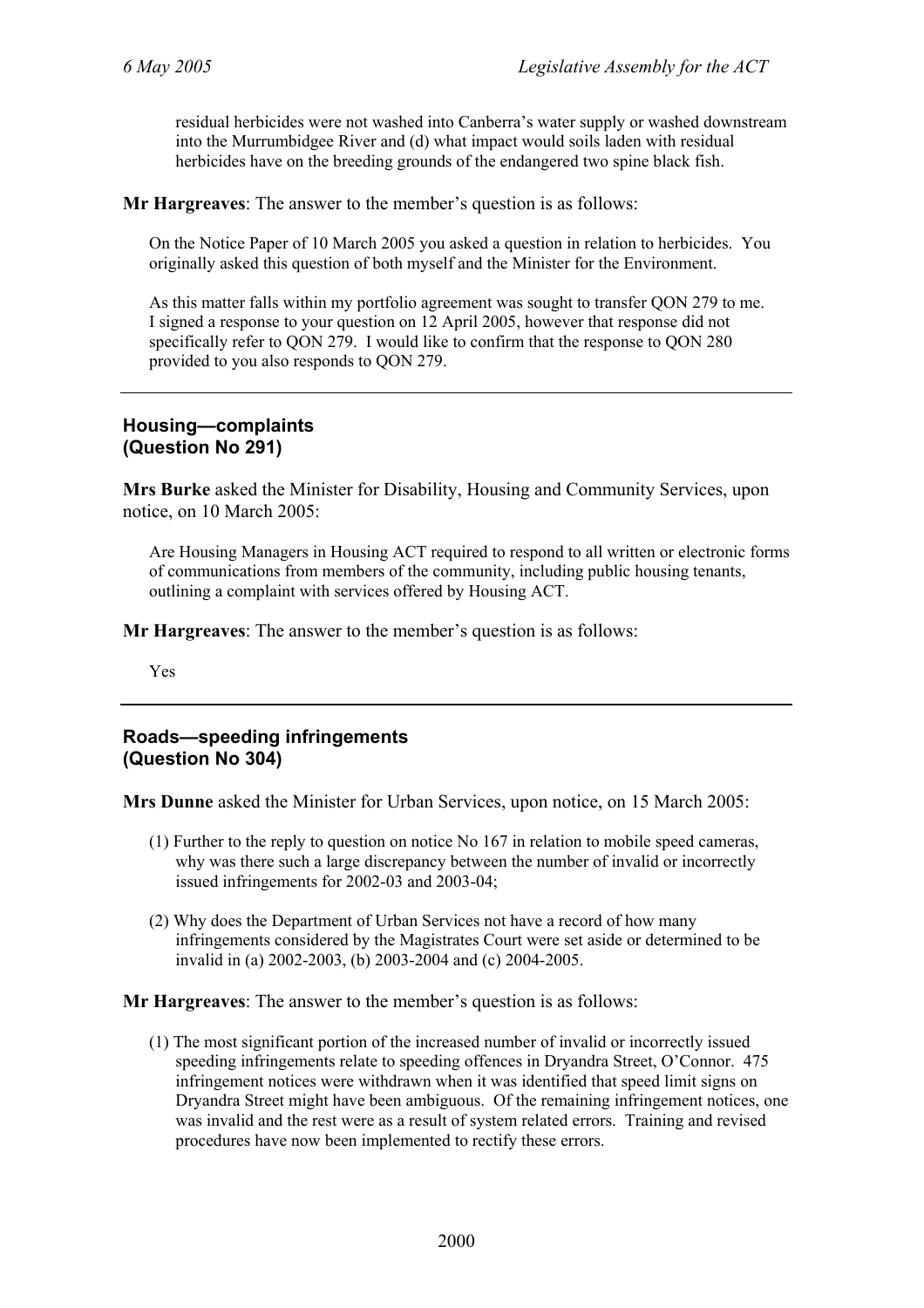residual herbicides were not washed into Canberra's water supply or washed downstream into the Murrumbidgee River and (d) what impact would soils laden with residual herbicides have on the breeding grounds of the endangered two spine black fish.

**Mr Hargreaves**: The answer to the member's question is as follows:

On the Notice Paper of 10 March 2005 you asked a question in relation to herbicides. You originally asked this question of both myself and the Minister for the Environment.

As this matter falls within my portfolio agreement was sought to transfer QON 279 to me. I signed a response to your question on 12 April 2005, however that response did not specifically refer to QON 279. I would like to confirm that the response to QON 280 provided to you also responds to QON 279.

---

### Housing—complaints
### (Question No 291)

**Mrs Burke** asked the Minister for Disability, Housing and Community Services, upon notice, on 10 March 2005:

Are Housing Managers in Housing ACT required to respond to all written or electronic forms of communications from members of the community, including public housing tenants, outlining a complaint with services offered by Housing ACT.

**Mr Hargreaves**: The answer to the member's question is as follows:

Yes

---

### Roads—speeding infringements
### (Question No 304)

**Mrs Dunne** asked the Minister for Urban Services, upon notice, on 15 March 2005:

(1) Further to the reply to question on notice No 167 in relation to mobile speed cameras, why was there such a large discrepancy between the number of invalid or incorrectly issued infringements for 2002-03 and 2003-04;

(2) Why does the Department of Urban Services not have a record of how many infringements considered by the Magistrates Court were set aside or determined to be invalid in (a) 2002-2003, (b) 2003-2004 and (c) 2004-2005.

**Mr Hargreaves**: The answer to the member's question is as follows:

(1) The most significant portion of the increased number of invalid or incorrectly issued speeding infringements relate to speeding offences in Dryandra Street, O'Connor. 475 infringement notices were withdrawn when it was identified that speed limit signs on Dryandra Street might have been ambiguous. Of the remaining infringement notices, one was invalid and the rest were as a result of system related errors. Training and revised procedures have now been implemented to rectify these errors.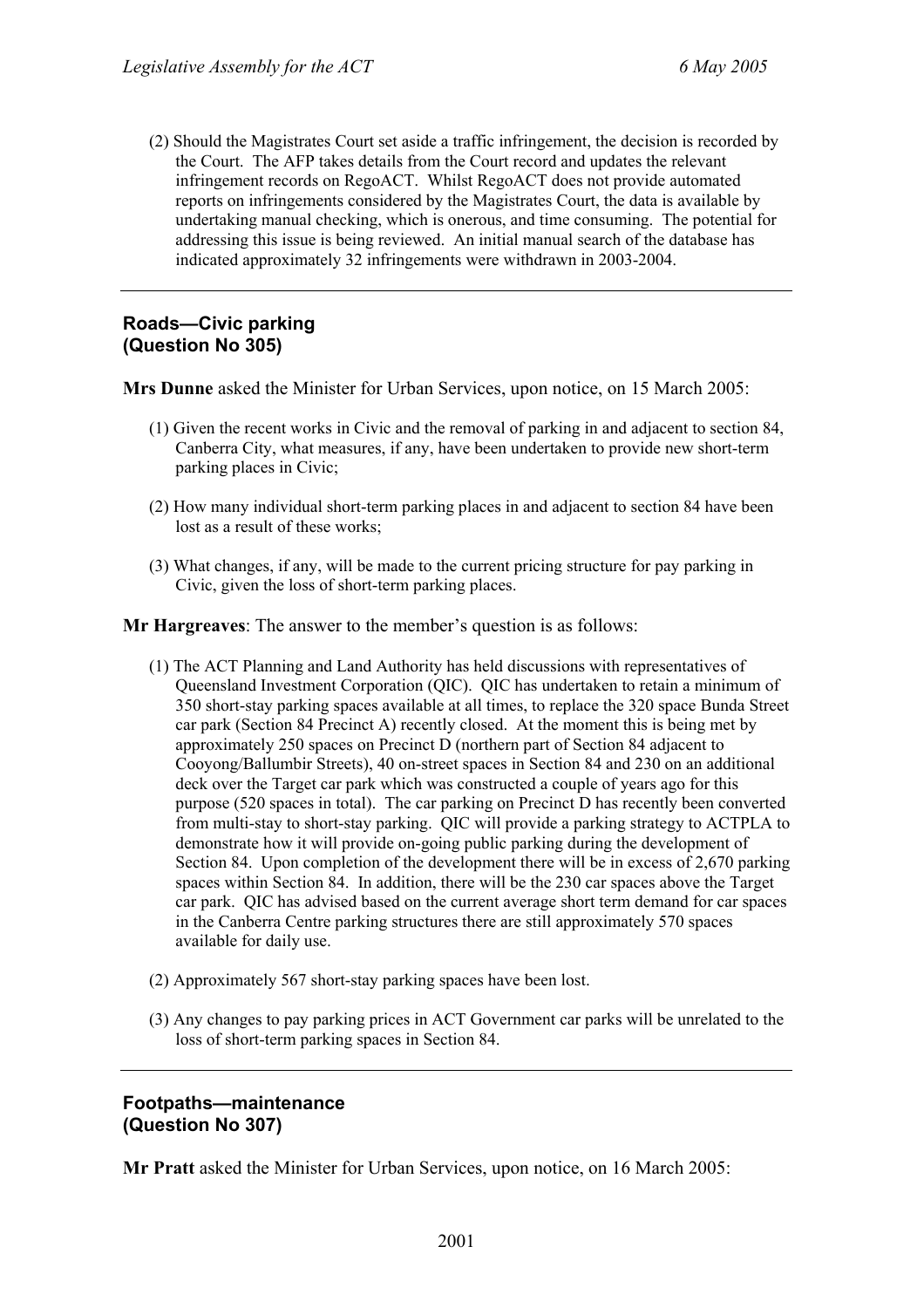(2) Should the Magistrates Court set aside a traffic infringement, the decision is recorded by the Court. The AFP takes details from the Court record and updates the relevant infringement records on RegoACT. Whilst RegoACT does not provide automated reports on infringements considered by the Magistrates Court, the data is available by undertaking manual checking, which is onerous, and time consuming. The potential for addressing this issue is being reviewed. An initial manual search of the database has indicated approximately 32 infringements were withdrawn in 2003-2004.

---

### Roads—Civic parking (Question No 305)

**Mrs Dunne** asked the Minister for Urban Services, upon notice, on 15 March 2005:

(1) Given the recent works in Civic and the removal of parking in and adjacent to section 84, Canberra City, what measures, if any, have been undertaken to provide new short-term parking places in Civic;

(2) How many individual short-term parking places in and adjacent to section 84 have been lost as a result of these works;

(3) What changes, if any, will be made to the current pricing structure for pay parking in Civic, given the loss of short-term parking places.

**Mr Hargreaves**: The answer to the member's question is as follows:

(1) The ACT Planning and Land Authority has held discussions with representatives of Queensland Investment Corporation (QIC). QIC has undertaken to retain a minimum of 350 short-stay parking spaces available at all times, to replace the 320 space Bunda Street car park (Section 84 Precinct A) recently closed. At the moment this is being met by approximately 250 spaces on Precinct D (northern part of Section 84 adjacent to Cooyong/Ballumbir Streets), 40 on-street spaces in Section 84 and 230 on an additional deck over the Target car park which was constructed a couple of years ago for this purpose (520 spaces in total). The car parking on Precinct D has recently been converted from multi-stay to short-stay parking. QIC will provide a parking strategy to ACTPLA to demonstrate how it will provide on-going public parking during the development of Section 84. Upon completion of the development there will be in excess of 2,670 parking spaces within Section 84. In addition, there will be the 230 car spaces above the Target car park. QIC has advised based on the current average short term demand for car spaces in the Canberra Centre parking structures there are still approximately 570 spaces available for daily use.

(2) Approximately 567 short-stay parking spaces have been lost.

(3) Any changes to pay parking prices in ACT Government car parks will be unrelated to the loss of short-term parking spaces in Section 84.

---

### Footpaths—maintenance (Question No 307)

**Mr Pratt** asked the Minister for Urban Services, upon notice, on 16 March 2005: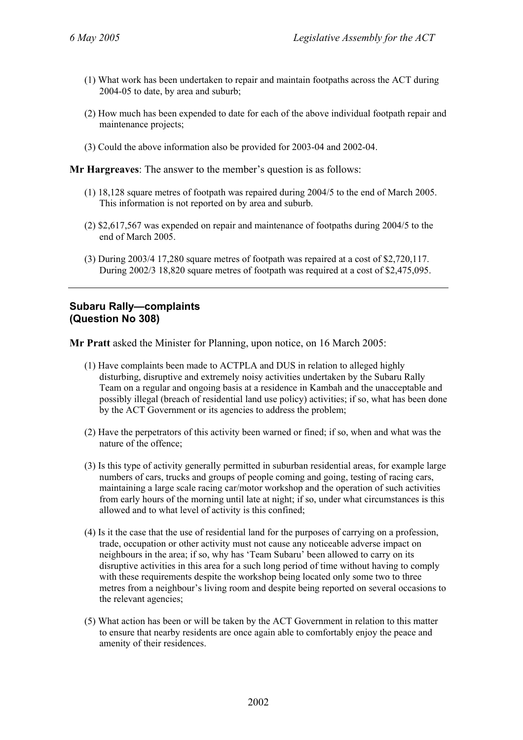(1) What work has been undertaken to repair and maintain footpaths across the ACT during 2004-05 to date, by area and suburb;

(2) How much has been expended to date for each of the above individual footpath repair and maintenance projects;

(3) Could the above information also be provided for 2003-04 and 2002-04.

**Mr Hargreaves**: The answer to the member's question is as follows:

(1) 18,128 square metres of footpath was repaired during 2004/5 to the end of March 2005. This information is not reported on by area and suburb.

(2) $2,617,567 was expended on repair and maintenance of footpaths during 2004/5 to the end of March 2005.

(3) During 2003/4 17,280 square metres of footpath was repaired at a cost of $2,720,117. During 2002/3 18,820 square metres of footpath was required at a cost of $2,475,095.

---

### Subaru Rally—complaints (Question No 308)

**Mr Pratt** asked the Minister for Planning, upon notice, on 16 March 2005:

(1) Have complaints been made to ACTPLA and DUS in relation to alleged highly disturbing, disruptive and extremely noisy activities undertaken by the Subaru Rally Team on a regular and ongoing basis at a residence in Kambah and the unacceptable and possibly illegal (breach of residential land use policy) activities; if so, what has been done by the ACT Government or its agencies to address the problem;

(2) Have the perpetrators of this activity been warned or fined; if so, when and what was the nature of the offence;

(3) Is this type of activity generally permitted in suburban residential areas, for example large numbers of cars, trucks and groups of people coming and going, testing of racing cars, maintaining a large scale racing car/motor workshop and the operation of such activities from early hours of the morning until late at night; if so, under what circumstances is this allowed and to what level of activity is this confined;

(4) Is it the case that the use of residential land for the purposes of carrying on a profession, trade, occupation or other activity must not cause any noticeable adverse impact on neighbours in the area; if so, why has 'Team Subaru' been allowed to carry on its disruptive activities in this area for a such long period of time without having to comply with these requirements despite the workshop being located only some two to three metres from a neighbour's living room and despite being reported on several occasions to the relevant agencies;

(5) What action has been or will be taken by the ACT Government in relation to this matter to ensure that nearby residents are once again able to comfortably enjoy the peace and amenity of their residences.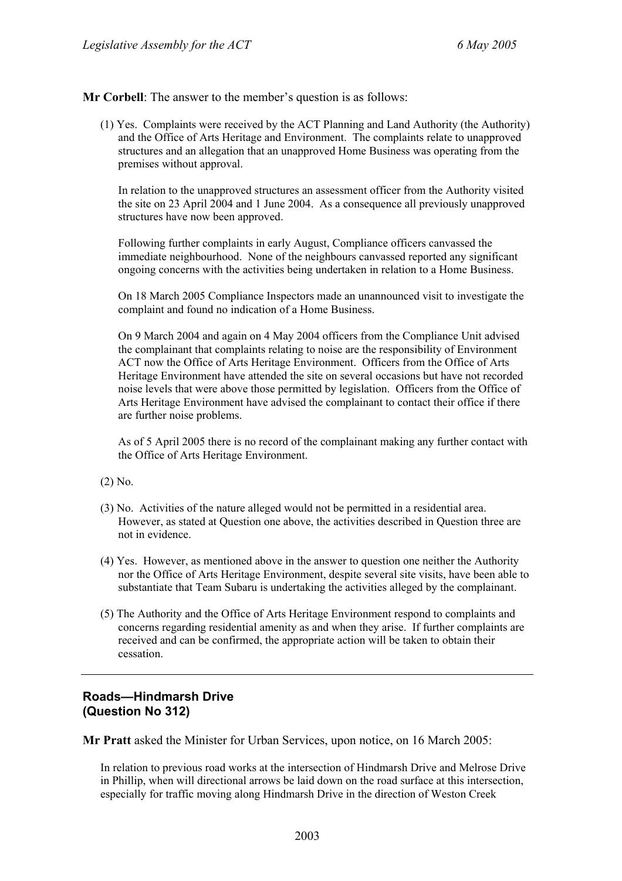**Mr Corbell**: The answer to the member's question is as follows:

(1) Yes. Complaints were received by the ACT Planning and Land Authority (the Authority) and the Office of Arts Heritage and Environment. The complaints relate to unapproved structures and an allegation that an unapproved Home Business was operating from the premises without approval.

In relation to the unapproved structures an assessment officer from the Authority visited the site on 23 April 2004 and 1 June 2004. As a consequence all previously unapproved structures have now been approved.

Following further complaints in early August, Compliance officers canvassed the immediate neighbourhood. None of the neighbours canvassed reported any significant ongoing concerns with the activities being undertaken in relation to a Home Business.

On 18 March 2005 Compliance Inspectors made an unannounced visit to investigate the complaint and found no indication of a Home Business.

On 9 March 2004 and again on 4 May 2004 officers from the Compliance Unit advised the complainant that complaints relating to noise are the responsibility of Environment ACT now the Office of Arts Heritage Environment. Officers from the Office of Arts Heritage Environment have attended the site on several occasions but have not recorded noise levels that were above those permitted by legislation. Officers from the Office of Arts Heritage Environment have advised the complainant to contact their office if there are further noise problems.

As of 5 April 2005 there is no record of the complainant making any further contact with the Office of Arts Heritage Environment.

(2) No.

(3) No. Activities of the nature alleged would not be permitted in a residential area. However, as stated at Question one above, the activities described in Question three are not in evidence.

(4) Yes. However, as mentioned above in the answer to question one neither the Authority nor the Office of Arts Heritage Environment, despite several site visits, have been able to substantiate that Team Subaru is undertaking the activities alleged by the complainant.

(5) The Authority and the Office of Arts Heritage Environment respond to complaints and concerns regarding residential amenity as and when they arise. If further complaints are received and can be confirmed, the appropriate action will be taken to obtain their cessation.

---

## Roads—Hindmarsh Drive (Question No 312)

**Mr Pratt** asked the Minister for Urban Services, upon notice, on 16 March 2005:

In relation to previous road works at the intersection of Hindmarsh Drive and Melrose Drive in Phillip, when will directional arrows be laid down on the road surface at this intersection, especially for traffic moving along Hindmarsh Drive in the direction of Weston Creek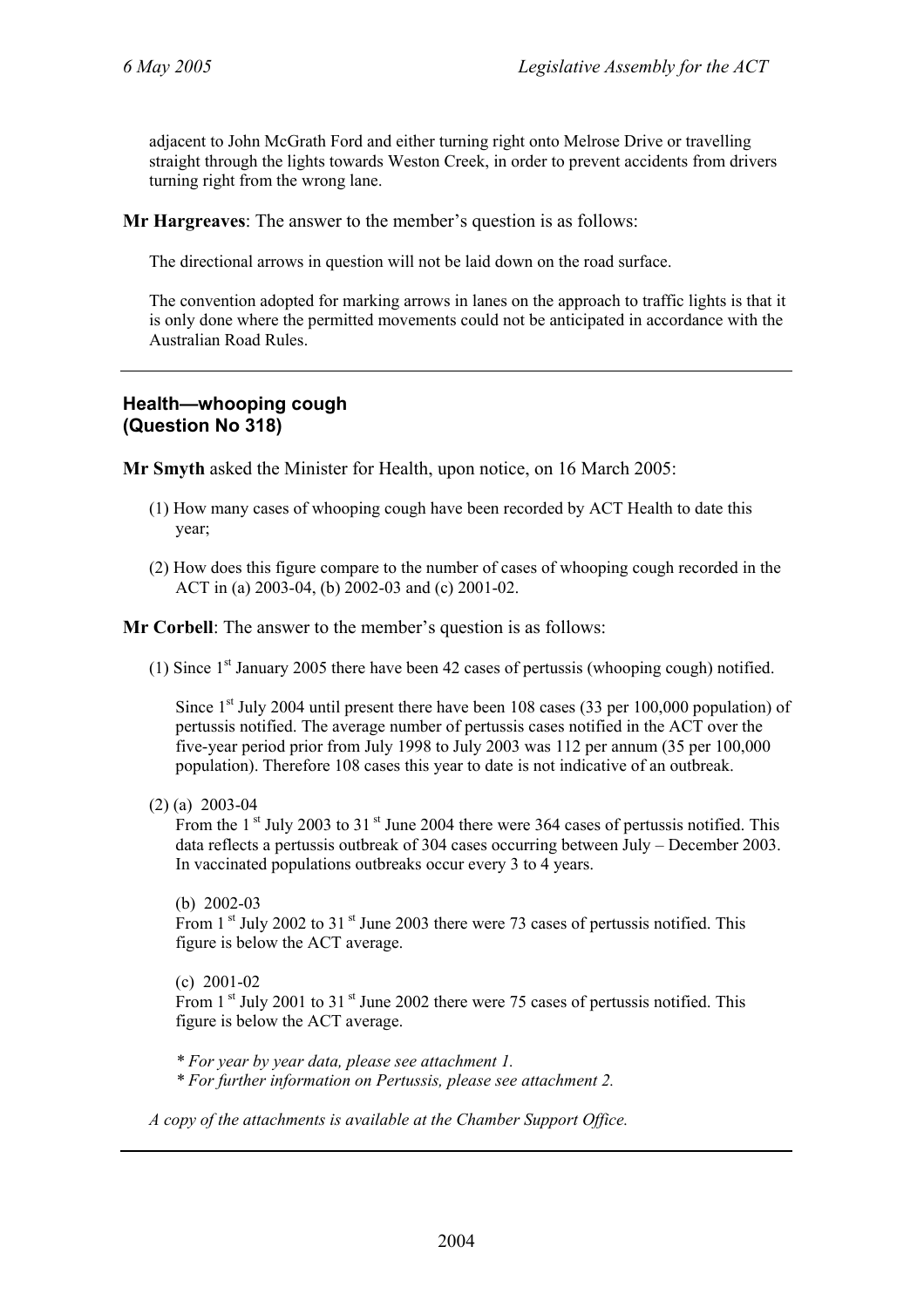adjacent to John McGrath Ford and either turning right onto Melrose Drive or travelling straight through the lights towards Weston Creek, in order to prevent accidents from drivers turning right from the wrong lane.

**Mr Hargreaves**: The answer to the member's question is as follows:

The directional arrows in question will not be laid down on the road surface.

The convention adopted for marking arrows in lanes on the approach to traffic lights is that it is only done where the permitted movements could not be anticipated in accordance with the Australian Road Rules.

---

## Health—whooping cough (Question No 318)

**Mr Smyth** asked the Minister for Health, upon notice, on 16 March 2005:

(1) How many cases of whooping cough have been recorded by ACT Health to date this year;

(2) How does this figure compare to the number of cases of whooping cough recorded in the ACT in (a) 2003-04, (b) 2002-03 and (c) 2001-02.

**Mr Corbell**: The answer to the member's question is as follows:

(1) Since 1st January 2005 there have been 42 cases of pertussis (whooping cough) notified.

Since 1st July 2004 until present there have been 108 cases (33 per 100,000 population) of pertussis notified. The average number of pertussis cases notified in the ACT over the five-year period prior from July 1998 to July 2003 was 112 per annum (35 per 100,000 population). Therefore 108 cases this year to date is not indicative of an outbreak.

(2) (a) 2003-04

From the 1st July 2003 to 31st June 2004 there were 364 cases of pertussis notified. This data reflects a pertussis outbreak of 304 cases occurring between July – December 2003. In vaccinated populations outbreaks occur every 3 to 4 years.

(b) 2002-03

From 1st July 2002 to 31st June 2003 there were 73 cases of pertussis notified. This figure is below the ACT average.

(c) 2001-02

From 1st July 2001 to 31st June 2002 there were 75 cases of pertussis notified. This figure is below the ACT average.

*\* For year by year data, please see attachment 1.*
*\* For further information on Pertussis, please see attachment 2.*

*A copy of the attachments is available at the Chamber Support Office.*

---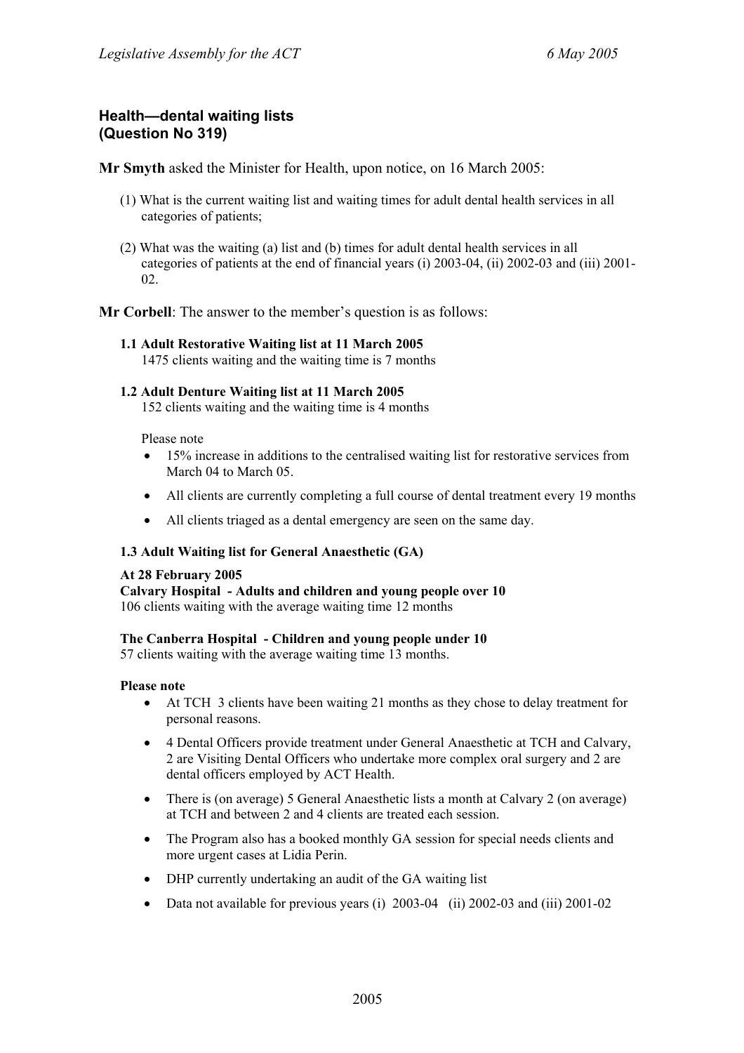## Health—dental waiting lists (Question No 319)

**Mr Smyth** asked the Minister for Health, upon notice, on 16 March 2005:

(1) What is the current waiting list and waiting times for adult dental health services in all categories of patients;

(2) What was the waiting (a) list and (b) times for adult dental health services in all categories of patients at the end of financial years (i) 2003-04, (ii) 2002-03 and (iii) 2001-02.

**Mr Corbell**: The answer to the member's question is as follows:

**1.1 Adult Restorative Waiting list at 11 March 2005**
1475 clients waiting and the waiting time is 7 months

**1.2 Adult Denture Waiting list at 11 March 2005**
152 clients waiting and the waiting time is 4 months

Please note

- 15% increase in additions to the centralised waiting list for restorative services from March 04 to March 05.
- All clients are currently completing a full course of dental treatment every 19 months
- All clients triaged as a dental emergency are seen on the same day.

**1.3 Adult Waiting list for General Anaesthetic (GA)**

**At 28 February 2005**
**Calvary Hospital - Adults and children and young people over 10**
106 clients waiting with the average waiting time 12 months

**The Canberra Hospital - Children and young people under 10**
57 clients waiting with the average waiting time 13 months.

**Please note**

- At TCH 3 clients have been waiting 21 months as they chose to delay treatment for personal reasons.
- 4 Dental Officers provide treatment under General Anaesthetic at TCH and Calvary, 2 are Visiting Dental Officers who undertake more complex oral surgery and 2 are dental officers employed by ACT Health.
- There is (on average) 5 General Anaesthetic lists a month at Calvary 2 (on average) at TCH and between 2 and 4 clients are treated each session.
- The Program also has a booked monthly GA session for special needs clients and more urgent cases at Lidia Perin.
- DHP currently undertaking an audit of the GA waiting list
- Data not available for previous years (i) 2003-04 (ii) 2002-03 and (iii) 2001-02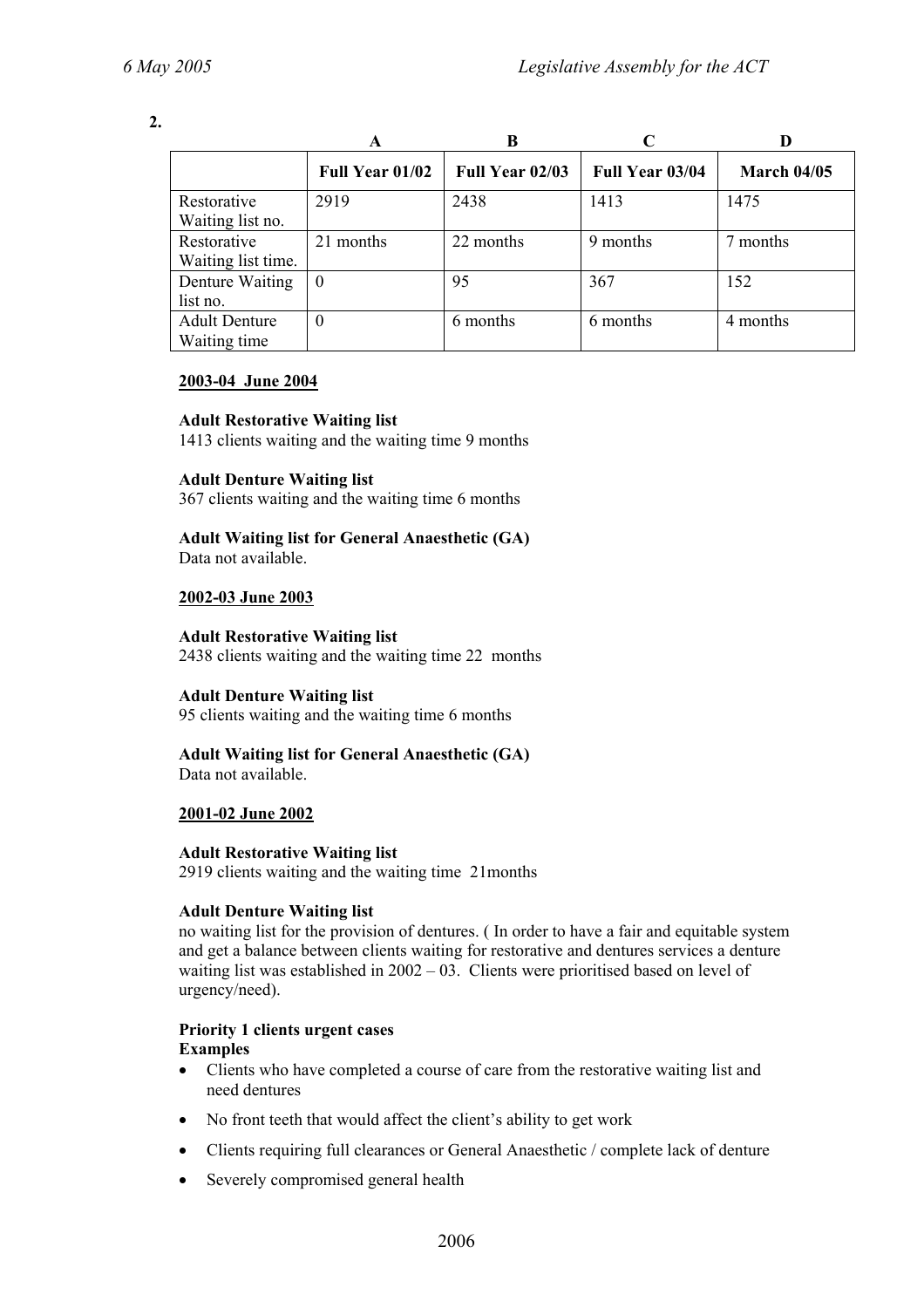**2.**

| | A | B | C | D |
|---|---|---|---|---|
| | **Full Year 01/02** | **Full Year 02/03** | **Full Year 03/04** | **March 04/05** |
| Restorative Waiting list no. | 2919 | 2438 | 1413 | 1475 |
| Restorative Waiting list time. | 21 months | 22 months | 9 months | 7 months |
| Denture Waiting list no. | 0 | 95 | 367 | 152 |
| Adult Denture Waiting time | 0 | 6 months | 6 months | 4 months |

**2003-04 June 2004**

**Adult Restorative Waiting list**
1413 clients waiting and the waiting time 9 months

**Adult Denture Waiting list**
367 clients waiting and the waiting time 6 months

**Adult Waiting list for General Anaesthetic (GA)**
Data not available.

**2002-03 June 2003**

**Adult Restorative Waiting list**
2438 clients waiting and the waiting time 22 months

**Adult Denture Waiting list**
95 clients waiting and the waiting time 6 months

**Adult Waiting list for General Anaesthetic (GA)**
Data not available.

**2001-02 June 2002**

**Adult Restorative Waiting list**
2919 clients waiting and the waiting time 21months

**Adult Denture Waiting list**
no waiting list for the provision of dentures. ( In order to have a fair and equitable system and get a balance between clients waiting for restorative and dentures services a denture waiting list was established in 2002 – 03. Clients were prioritised based on level of urgency/need).

**Priority 1 clients urgent cases**
**Examples**

- Clients who have completed a course of care from the restorative waiting list and need dentures
- No front teeth that would affect the client's ability to get work
- Clients requiring full clearances or General Anaesthetic / complete lack of denture
- Severely compromised general health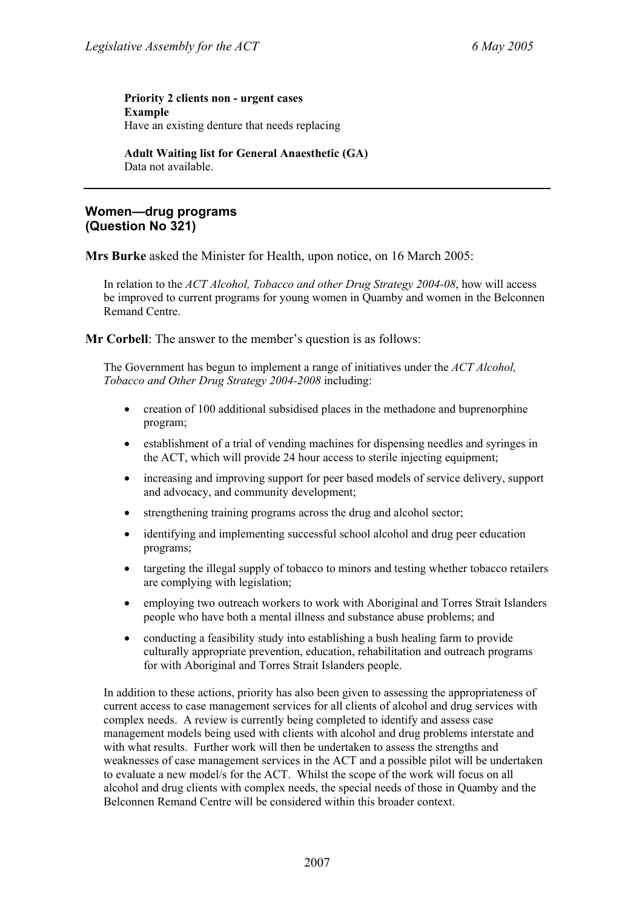**Priority 2 clients non - urgent cases**
**Example**
Have an existing denture that needs replacing

**Adult Waiting list for General Anaesthetic (GA)**
Data not available.

---

## Women—drug programs
## (Question No 321)

**Mrs Burke** asked the Minister for Health, upon notice, on 16 March 2005:

In relation to the *ACT Alcohol, Tobacco and other Drug Strategy 2004-08*, how will access be improved to current programs for young women in Quamby and women in the Belconnen Remand Centre.

**Mr Corbell**: The answer to the member's question is as follows:

The Government has begun to implement a range of initiatives under the *ACT Alcohol, Tobacco and Other Drug Strategy 2004-2008* including:

- creation of 100 additional subsidised places in the methadone and buprenorphine program;
- establishment of a trial of vending machines for dispensing needles and syringes in the ACT, which will provide 24 hour access to sterile injecting equipment;
- increasing and improving support for peer based models of service delivery, support and advocacy, and community development;
- strengthening training programs across the drug and alcohol sector;
- identifying and implementing successful school alcohol and drug peer education programs;
- targeting the illegal supply of tobacco to minors and testing whether tobacco retailers are complying with legislation;
- employing two outreach workers to work with Aboriginal and Torres Strait Islanders people who have both a mental illness and substance abuse problems; and
- conducting a feasibility study into establishing a bush healing farm to provide culturally appropriate prevention, education, rehabilitation and outreach programs for with Aboriginal and Torres Strait Islanders people.

In addition to these actions, priority has also been given to assessing the appropriateness of current access to case management services for all clients of alcohol and drug services with complex needs. A review is currently being completed to identify and assess case management models being used with clients with alcohol and drug problems interstate and with what results. Further work will then be undertaken to assess the strengths and weaknesses of case management services in the ACT and a possible pilot will be undertaken to evaluate a new model/s for the ACT. Whilst the scope of the work will focus on all alcohol and drug clients with complex needs, the special needs of those in Quamby and the Belconnen Remand Centre will be considered within this broader context.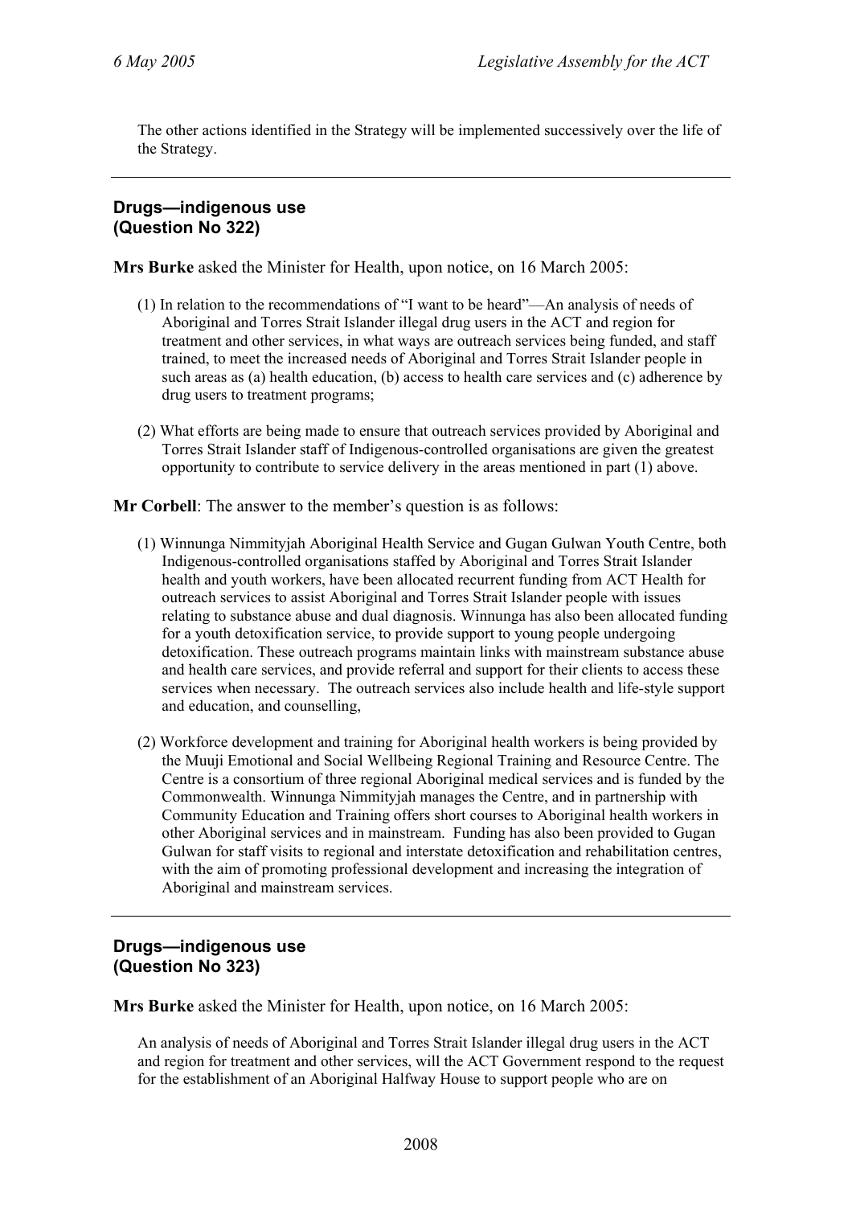The other actions identified in the Strategy will be implemented successively over the life of the Strategy.

---

## Drugs—indigenous use (Question No 322)

**Mrs Burke** asked the Minister for Health, upon notice, on 16 March 2005:

(1) In relation to the recommendations of "I want to be heard"—An analysis of needs of Aboriginal and Torres Strait Islander illegal drug users in the ACT and region for treatment and other services, in what ways are outreach services being funded, and staff trained, to meet the increased needs of Aboriginal and Torres Strait Islander people in such areas as (a) health education, (b) access to health care services and (c) adherence by drug users to treatment programs;

(2) What efforts are being made to ensure that outreach services provided by Aboriginal and Torres Strait Islander staff of Indigenous-controlled organisations are given the greatest opportunity to contribute to service delivery in the areas mentioned in part (1) above.

**Mr Corbell**: The answer to the member's question is as follows:

(1) Winnunga Nimmityjah Aboriginal Health Service and Gugan Gulwan Youth Centre, both Indigenous-controlled organisations staffed by Aboriginal and Torres Strait Islander health and youth workers, have been allocated recurrent funding from ACT Health for outreach services to assist Aboriginal and Torres Strait Islander people with issues relating to substance abuse and dual diagnosis. Winnunga has also been allocated funding for a youth detoxification service, to provide support to young people undergoing detoxification. These outreach programs maintain links with mainstream substance abuse and health care services, and provide referral and support for their clients to access these services when necessary. The outreach services also include health and life-style support and education, and counselling,

(2) Workforce development and training for Aboriginal health workers is being provided by the Muuji Emotional and Social Wellbeing Regional Training and Resource Centre. The Centre is a consortium of three regional Aboriginal medical services and is funded by the Commonwealth. Winnunga Nimmityjah manages the Centre, and in partnership with Community Education and Training offers short courses to Aboriginal health workers in other Aboriginal services and in mainstream. Funding has also been provided to Gugan Gulwan for staff visits to regional and interstate detoxification and rehabilitation centres, with the aim of promoting professional development and increasing the integration of Aboriginal and mainstream services.

---

## Drugs—indigenous use (Question No 323)

**Mrs Burke** asked the Minister for Health, upon notice, on 16 March 2005:

An analysis of needs of Aboriginal and Torres Strait Islander illegal drug users in the ACT and region for treatment and other services, will the ACT Government respond to the request for the establishment of an Aboriginal Halfway House to support people who are on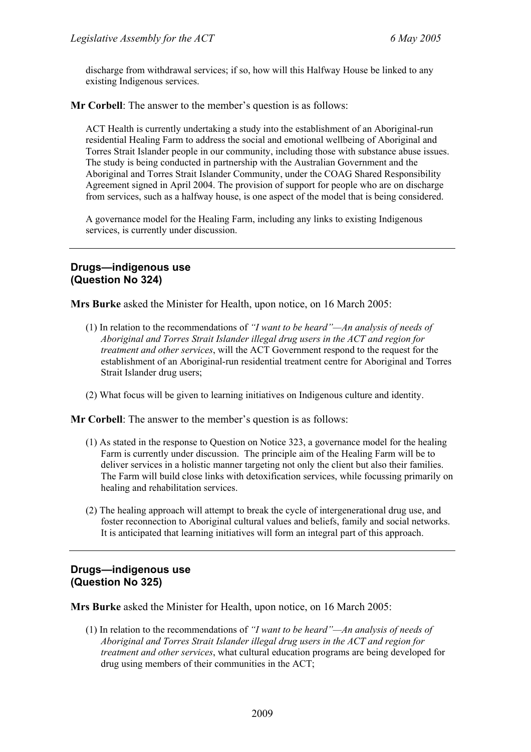discharge from withdrawal services; if so, how will this Halfway House be linked to any existing Indigenous services.

**Mr Corbell**: The answer to the member's question is as follows:

ACT Health is currently undertaking a study into the establishment of an Aboriginal-run residential Healing Farm to address the social and emotional wellbeing of Aboriginal and Torres Strait Islander people in our community, including those with substance abuse issues. The study is being conducted in partnership with the Australian Government and the Aboriginal and Torres Strait Islander Community, under the COAG Shared Responsibility Agreement signed in April 2004. The provision of support for people who are on discharge from services, such as a halfway house, is one aspect of the model that is being considered.

A governance model for the Healing Farm, including any links to existing Indigenous services, is currently under discussion.

---

### Drugs—indigenous use (Question No 324)

**Mrs Burke** asked the Minister for Health, upon notice, on 16 March 2005:

(1) In relation to the recommendations of *"I want to be heard"—An analysis of needs of Aboriginal and Torres Strait Islander illegal drug users in the ACT and region for treatment and other services*, will the ACT Government respond to the request for the establishment of an Aboriginal-run residential treatment centre for Aboriginal and Torres Strait Islander drug users;

(2) What focus will be given to learning initiatives on Indigenous culture and identity.

**Mr Corbell**: The answer to the member's question is as follows:

(1) As stated in the response to Question on Notice 323, a governance model for the healing Farm is currently under discussion. The principle aim of the Healing Farm will be to deliver services in a holistic manner targeting not only the client but also their families. The Farm will build close links with detoxification services, while focussing primarily on healing and rehabilitation services.

(2) The healing approach will attempt to break the cycle of intergenerational drug use, and foster reconnection to Aboriginal cultural values and beliefs, family and social networks. It is anticipated that learning initiatives will form an integral part of this approach.

---

### Drugs—indigenous use (Question No 325)

**Mrs Burke** asked the Minister for Health, upon notice, on 16 March 2005:

(1) In relation to the recommendations of *"I want to be heard"—An analysis of needs of Aboriginal and Torres Strait Islander illegal drug users in the ACT and region for treatment and other services*, what cultural education programs are being developed for drug using members of their communities in the ACT;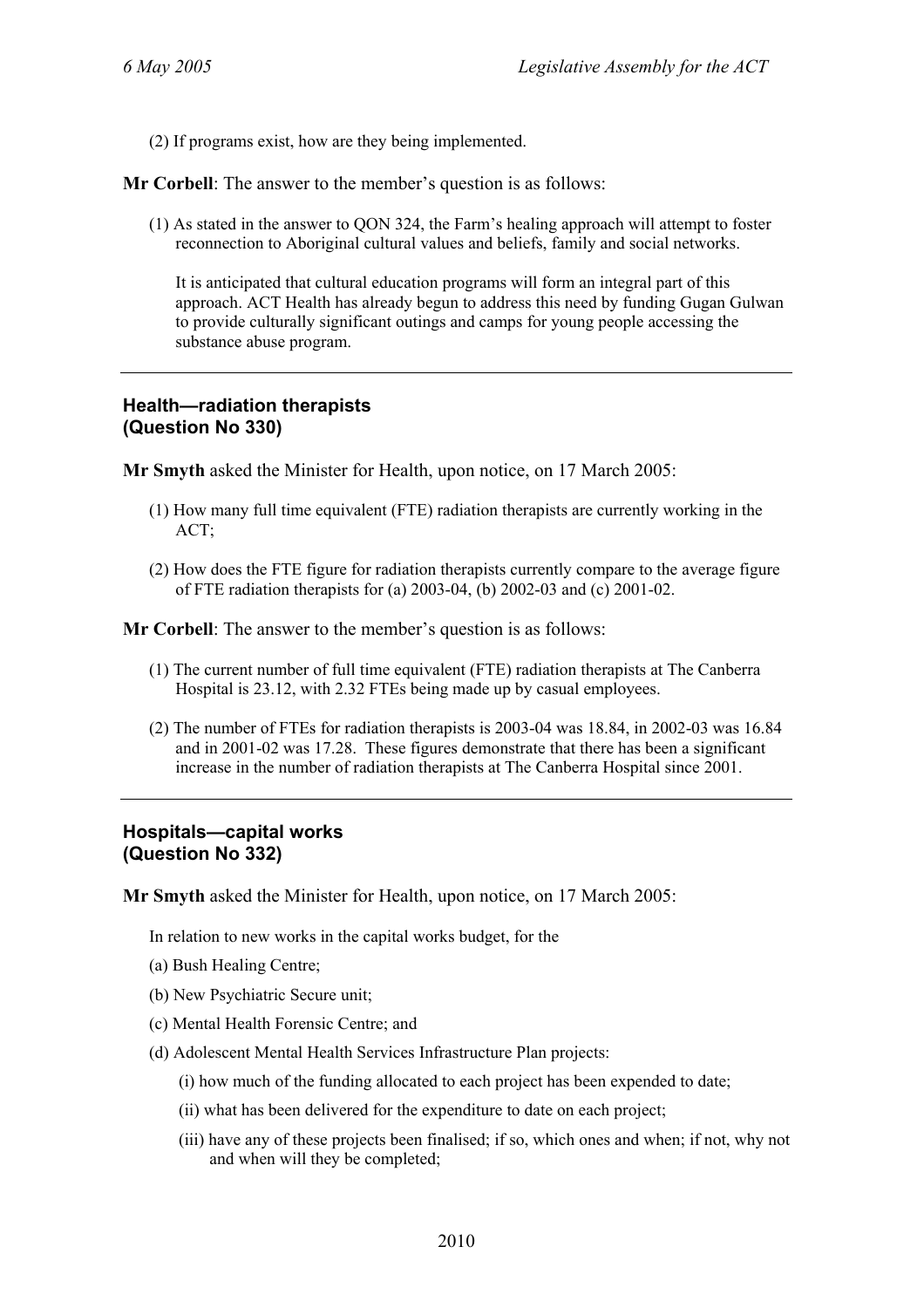(2) If programs exist, how are they being implemented.

**Mr Corbell**: The answer to the member's question is as follows:

(1) As stated in the answer to QON 324, the Farm's healing approach will attempt to foster reconnection to Aboriginal cultural values and beliefs, family and social networks.

It is anticipated that cultural education programs will form an integral part of this approach. ACT Health has already begun to address this need by funding Gugan Gulwan to provide culturally significant outings and camps for young people accessing the substance abuse program.

---

### Health—radiation therapists (Question No 330)

**Mr Smyth** asked the Minister for Health, upon notice, on 17 March 2005:

(1) How many full time equivalent (FTE) radiation therapists are currently working in the ACT;

(2) How does the FTE figure for radiation therapists currently compare to the average figure of FTE radiation therapists for (a) 2003-04, (b) 2002-03 and (c) 2001-02.

**Mr Corbell**: The answer to the member's question is as follows:

(1) The current number of full time equivalent (FTE) radiation therapists at The Canberra Hospital is 23.12, with 2.32 FTEs being made up by casual employees.

(2) The number of FTEs for radiation therapists is 2003-04 was 18.84, in 2002-03 was 16.84 and in 2001-02 was 17.28. These figures demonstrate that there has been a significant increase in the number of radiation therapists at The Canberra Hospital since 2001.

---

### Hospitals—capital works (Question No 332)

**Mr Smyth** asked the Minister for Health, upon notice, on 17 March 2005:

In relation to new works in the capital works budget, for the

(a) Bush Healing Centre;

(b) New Psychiatric Secure unit;

(c) Mental Health Forensic Centre; and

(d) Adolescent Mental Health Services Infrastructure Plan projects:

(i) how much of the funding allocated to each project has been expended to date;

(ii) what has been delivered for the expenditure to date on each project;

(iii) have any of these projects been finalised; if so, which ones and when; if not, why not and when will they be completed;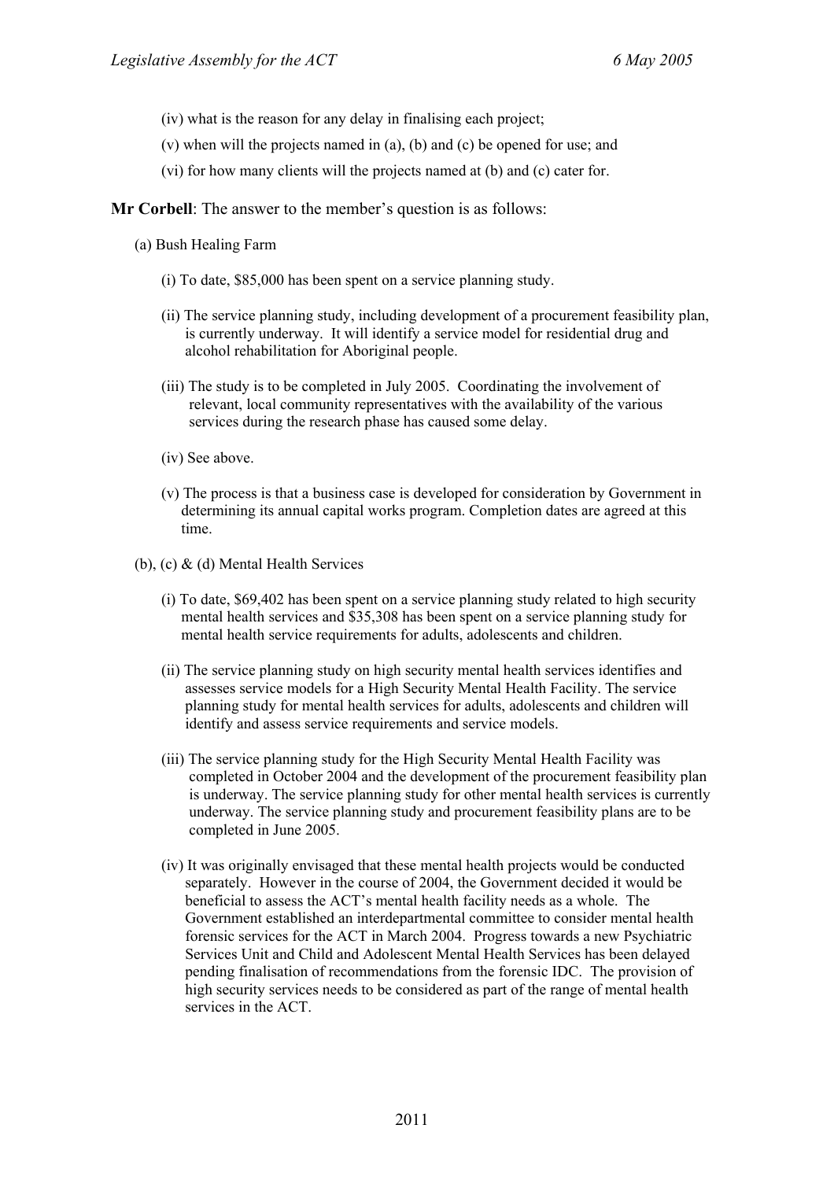(iv) what is the reason for any delay in finalising each project;

(v) when will the projects named in (a), (b) and (c) be opened for use; and

(vi) for how many clients will the projects named at (b) and (c) cater for.

**Mr Corbell**: The answer to the member's question is as follows:

(a) Bush Healing Farm

(i) To date, $85,000 has been spent on a service planning study.

(ii) The service planning study, including development of a procurement feasibility plan, is currently underway. It will identify a service model for residential drug and alcohol rehabilitation for Aboriginal people.

(iii) The study is to be completed in July 2005. Coordinating the involvement of relevant, local community representatives with the availability of the various services during the research phase has caused some delay.

(iv) See above.

(v) The process is that a business case is developed for consideration by Government in determining its annual capital works program. Completion dates are agreed at this time.

(b), (c) & (d) Mental Health Services

(i) To date, $69,402 has been spent on a service planning study related to high security mental health services and $35,308 has been spent on a service planning study for mental health service requirements for adults, adolescents and children.

(ii) The service planning study on high security mental health services identifies and assesses service models for a High Security Mental Health Facility. The service planning study for mental health services for adults, adolescents and children will identify and assess service requirements and service models.

(iii) The service planning study for the High Security Mental Health Facility was completed in October 2004 and the development of the procurement feasibility plan is underway. The service planning study for other mental health services is currently underway. The service planning study and procurement feasibility plans are to be completed in June 2005.

(iv) It was originally envisaged that these mental health projects would be conducted separately. However in the course of 2004, the Government decided it would be beneficial to assess the ACT's mental health facility needs as a whole. The Government established an interdepartmental committee to consider mental health forensic services for the ACT in March 2004. Progress towards a new Psychiatric Services Unit and Child and Adolescent Mental Health Services has been delayed pending finalisation of recommendations from the forensic IDC. The provision of high security services needs to be considered as part of the range of mental health services in the ACT.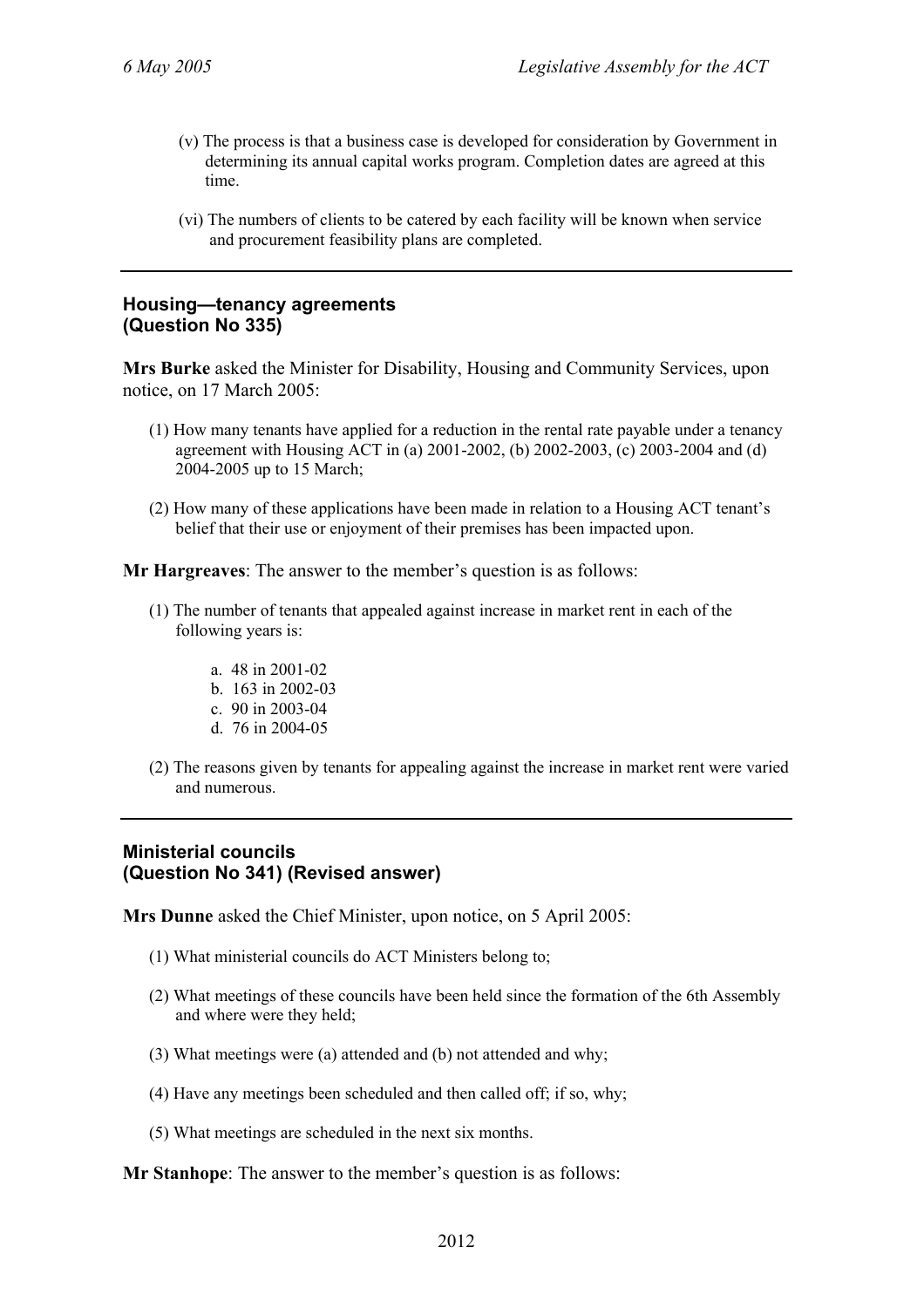(v) The process is that a business case is developed for consideration by Government in determining its annual capital works program. Completion dates are agreed at this time.

(vi) The numbers of clients to be catered by each facility will be known when service and procurement feasibility plans are completed.

---

### Housing—tenancy agreements (Question No 335)

**Mrs Burke** asked the Minister for Disability, Housing and Community Services, upon notice, on 17 March 2005:

(1) How many tenants have applied for a reduction in the rental rate payable under a tenancy agreement with Housing ACT in (a) 2001-2002, (b) 2002-2003, (c) 2003-2004 and (d) 2004-2005 up to 15 March;

(2) How many of these applications have been made in relation to a Housing ACT tenant's belief that their use or enjoyment of their premises has been impacted upon.

**Mr Hargreaves**: The answer to the member's question is as follows:

(1) The number of tenants that appealed against increase in market rent in each of the following years is:

a. 48 in 2001-02
b. 163 in 2002-03
c. 90 in 2003-04
d. 76 in 2004-05

(2) The reasons given by tenants for appealing against the increase in market rent were varied and numerous.

---

### Ministerial councils (Question No 341) (Revised answer)

**Mrs Dunne** asked the Chief Minister, upon notice, on 5 April 2005:

(1) What ministerial councils do ACT Ministers belong to;

(2) What meetings of these councils have been held since the formation of the 6th Assembly and where were they held;

(3) What meetings were (a) attended and (b) not attended and why;

(4) Have any meetings been scheduled and then called off; if so, why;

(5) What meetings are scheduled in the next six months.

**Mr Stanhope**: The answer to the member's question is as follows: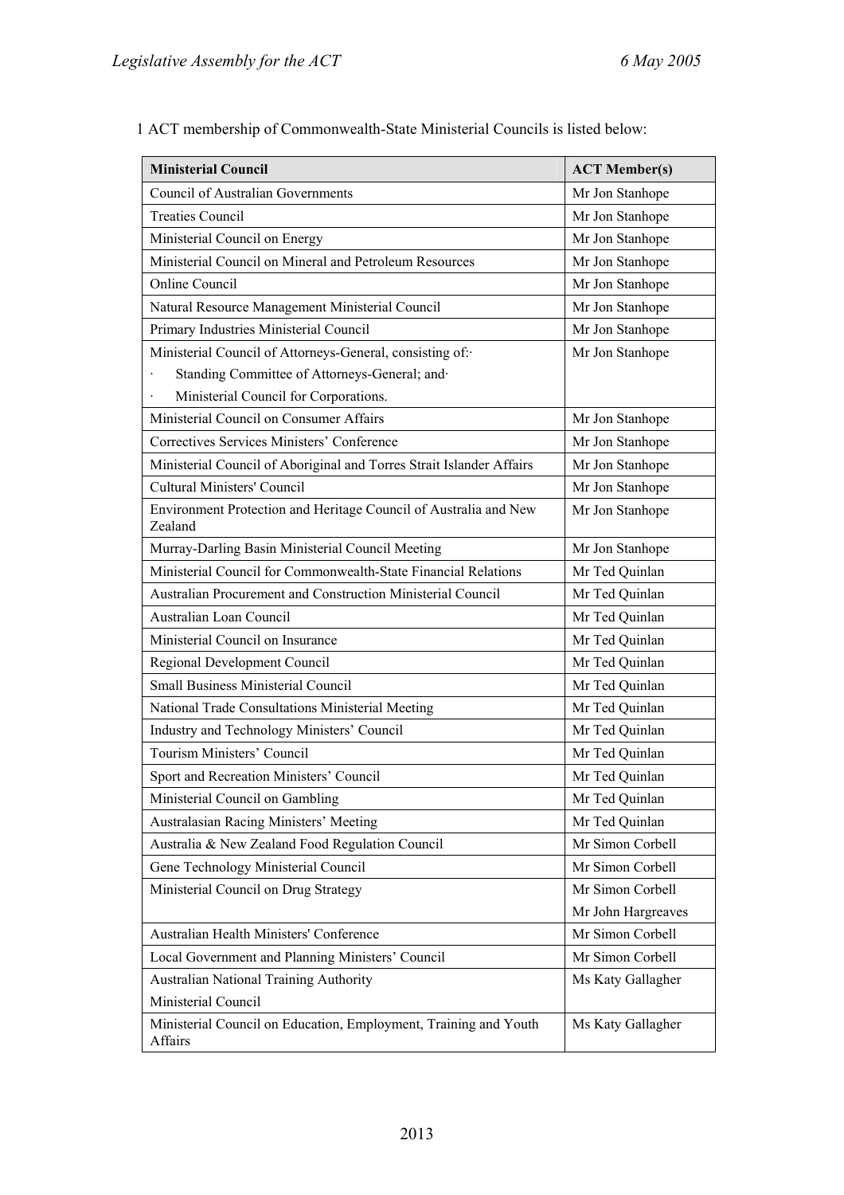1 ACT membership of Commonwealth-State Ministerial Councils is listed below:

| Ministerial Council | ACT Member(s) |
|---|---|
| Council of Australian Governments | Mr Jon Stanhope |
| Treaties Council | Mr Jon Stanhope |
| Ministerial Council on Energy | Mr Jon Stanhope |
| Ministerial Council on Mineral and Petroleum Resources | Mr Jon Stanhope |
| Online Council | Mr Jon Stanhope |
| Natural Resource Management Ministerial Council | Mr Jon Stanhope |
| Primary Industries Ministerial Council | Mr Jon Stanhope |
| Ministerial Council of Attorneys-General, consisting of:· <br>· Standing Committee of Attorneys-General; and· <br>· Ministerial Council for Corporations. | Mr Jon Stanhope |
| Ministerial Council on Consumer Affairs | Mr Jon Stanhope |
| Correctives Services Ministers' Conference | Mr Jon Stanhope |
| Ministerial Council of Aboriginal and Torres Strait Islander Affairs | Mr Jon Stanhope |
| Cultural Ministers' Council | Mr Jon Stanhope |
| Environment Protection and Heritage Council of Australia and New Zealand | Mr Jon Stanhope |
| Murray-Darling Basin Ministerial Council Meeting | Mr Jon Stanhope |
| Ministerial Council for Commonwealth-State Financial Relations | Mr Ted Quinlan |
| Australian Procurement and Construction Ministerial Council | Mr Ted Quinlan |
| Australian Loan Council | Mr Ted Quinlan |
| Ministerial Council on Insurance | Mr Ted Quinlan |
| Regional Development Council | Mr Ted Quinlan |
| Small Business Ministerial Council | Mr Ted Quinlan |
| National Trade Consultations Ministerial Meeting | Mr Ted Quinlan |
| Industry and Technology Ministers' Council | Mr Ted Quinlan |
| Tourism Ministers' Council | Mr Ted Quinlan |
| Sport and Recreation Ministers' Council | Mr Ted Quinlan |
| Ministerial Council on Gambling | Mr Ted Quinlan |
| Australasian Racing Ministers' Meeting | Mr Ted Quinlan |
| Australia & New Zealand Food Regulation Council | Mr Simon Corbell |
| Gene Technology Ministerial Council | Mr Simon Corbell |
| Ministerial Council on Drug Strategy | Mr Simon Corbell <br>Mr John Hargreaves |
| Australian Health Ministers' Conference | Mr Simon Corbell |
| Local Government and Planning Ministers' Council | Mr Simon Corbell |
| Australian National Training Authority <br>Ministerial Council | Ms Katy Gallagher |
| Ministerial Council on Education, Employment, Training and Youth Affairs | Ms Katy Gallagher |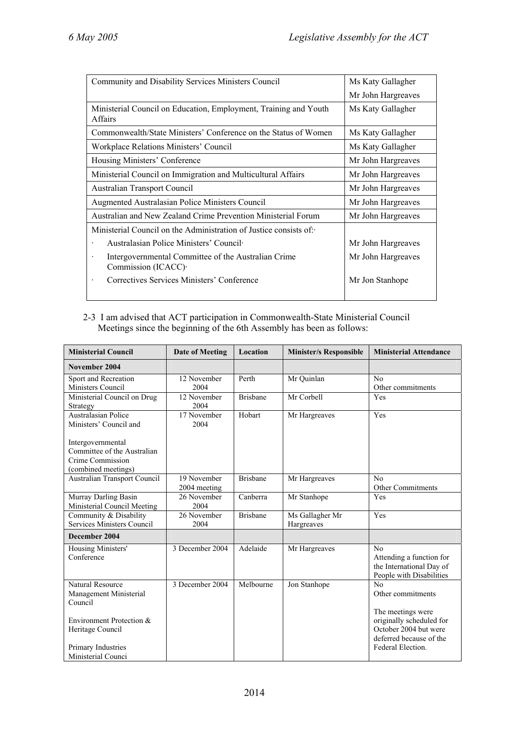| | |
|---|---|
| Community and Disability Services Ministers Council | Ms Katy Gallagher<br>Mr John Hargreaves |
| Ministerial Council on Education, Employment, Training and Youth Affairs | Ms Katy Gallagher |
| Commonwealth/State Ministers' Conference on the Status of Women | Ms Katy Gallagher |
| Workplace Relations Ministers' Council | Ms Katy Gallagher |
| Housing Ministers' Conference | Mr John Hargreaves |
| Ministerial Council on Immigration and Multicultural Affairs | Mr John Hargreaves |
| Australian Transport Council | Mr John Hargreaves |
| Augmented Australasian Police Ministers Council | Mr John Hargreaves |
| Australian and New Zealand Crime Prevention Ministerial Forum | Mr John Hargreaves |
| Ministerial Council on the Administration of Justice consists of:·<br>· Australasian Police Ministers' Council·<br>· Intergovernmental Committee of the Australian Crime Commission (ICACC)·<br>· Correctives Services Ministers' Conference | <br>Mr John Hargreaves<br>Mr John Hargreaves<br>Mr Jon Stanhope |

2-3 I am advised that ACT participation in Commonwealth-State Ministerial Council Meetings since the beginning of the 6th Assembly has been as follows:

| Ministerial Council | Date of Meeting | Location | Minister/s Responsible | Ministerial Attendance |
|---|---|---|---|---|
| **November 2004** | | | | |
| Sport and Recreation Ministers Council | 12 November 2004 | Perth | Mr Quinlan | No<br>Other commitments |
| Ministerial Council on Drug Strategy | 12 November 2004 | Brisbane | Mr Corbell | Yes |
| Australasian Police Ministers' Council and<br><br>Intergovernmental Committee of the Australian Crime Commission (combined meetings) | 17 November 2004 | Hobart | Mr Hargreaves | Yes |
| Australian Transport Council | 19 November 2004 meeting | Brisbane | Mr Hargreaves | No<br>Other Commitments |
| Murray Darling Basin Ministerial Council Meeting | 26 November 2004 | Canberra | Mr Stanhope | Yes |
| Community & Disability Services Ministers Council | 26 November 2004 | Brisbane | Ms Gallagher Mr Hargreaves | Yes |
| **December 2004** | | | | |
| Housing Ministers' Conference | 3 December 2004 | Adelaide | Mr Hargreaves | No<br>Attending a function for the International Day of People with Disabilities |
| Natural Resource Management Ministerial Council<br><br>Environment Protection & Heritage Council<br><br>Primary Industries Ministerial Counci | 3 December 2004 | Melbourne | Jon Stanhope | No<br>Other commitments<br><br>The meetings were originally scheduled for October 2004 but were deferred because of the Federal Election. |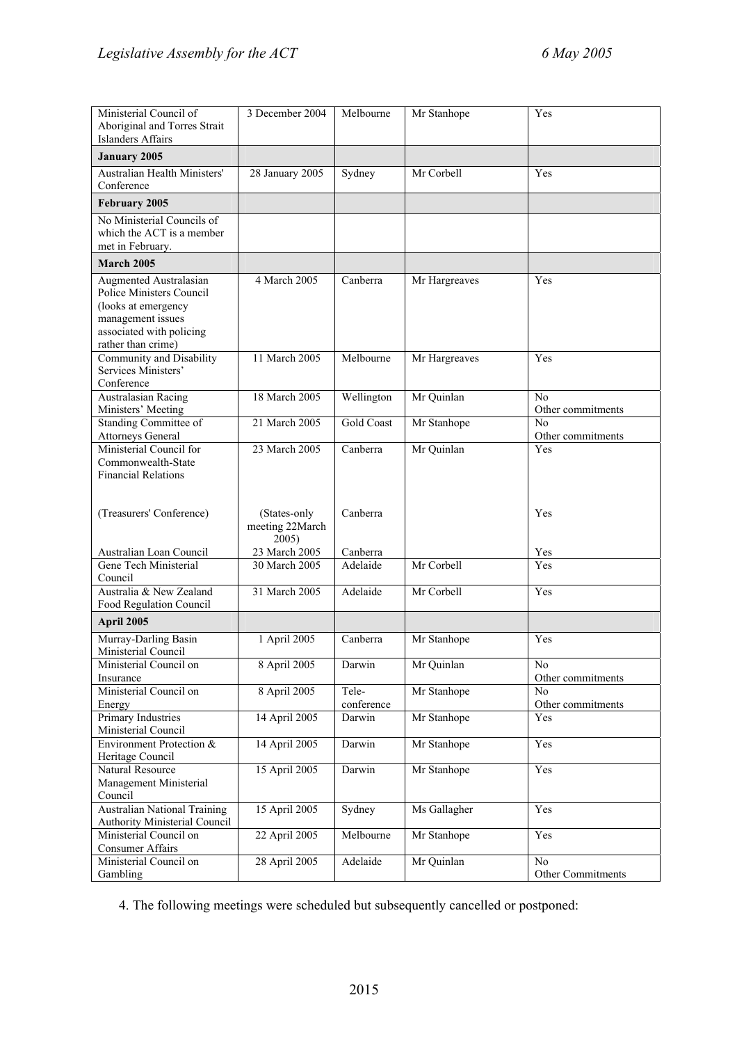| | | | | |
|---|---|---|---|---|
| Ministerial Council of Aboriginal and Torres Strait Islanders Affairs | 3 December 2004 | Melbourne | Mr Stanhope | Yes |
| **January 2005** | | | | |
| Australian Health Ministers' Conference | 28 January 2005 | Sydney | Mr Corbell | Yes |
| **February 2005** | | | | |
| No Ministerial Councils of which the ACT is a member met in February. | | | | |
| **March 2005** | | | | |
| Augmented Australasian Police Ministers Council (looks at emergency management issues associated with policing rather than crime) | 4 March 2005 | Canberra | Mr Hargreaves | Yes |
| Community and Disability Services Ministers' Conference | 11 March 2005 | Melbourne | Mr Hargreaves | Yes |
| Australasian Racing Ministers' Meeting | 18 March 2005 | Wellington | Mr Quinlan | No Other commitments |
| Standing Committee of Attorneys General | 21 March 2005 | Gold Coast | Mr Stanhope | No Other commitments |
| Ministerial Council for Commonwealth-State Financial Relations | 23 March 2005 | Canberra | Mr Quinlan | Yes |
| (Treasurers' Conference) | (States-only meeting 22March 2005) | Canberra | | Yes |
| Australian Loan Council | 23 March 2005 | Canberra | | Yes |
| Gene Tech Ministerial Council | 30 March 2005 | Adelaide | Mr Corbell | Yes |
| Australia & New Zealand Food Regulation Council | 31 March 2005 | Adelaide | Mr Corbell | Yes |
| **April 2005** | | | | |
| Murray-Darling Basin Ministerial Council | 1 April 2005 | Canberra | Mr Stanhope | Yes |
| Ministerial Council on Insurance | 8 April 2005 | Darwin | Mr Quinlan | No Other commitments |
| Ministerial Council on Energy | 8 April 2005 | Tele-conference | Mr Stanhope | No Other commitments |
| Primary Industries Ministerial Council | 14 April 2005 | Darwin | Mr Stanhope | Yes |
| Environment Protection & Heritage Council | 14 April 2005 | Darwin | Mr Stanhope | Yes |
| Natural Resource Management Ministerial Council | 15 April 2005 | Darwin | Mr Stanhope | Yes |
| Australian National Training Authority Ministerial Council | 15 April 2005 | Sydney | Ms Gallagher | Yes |
| Ministerial Council on Consumer Affairs | 22 April 2005 | Melbourne | Mr Stanhope | Yes |
| Ministerial Council on Gambling | 28 April 2005 | Adelaide | Mr Quinlan | No Other Commitments |

4. The following meetings were scheduled but subsequently cancelled or postponed: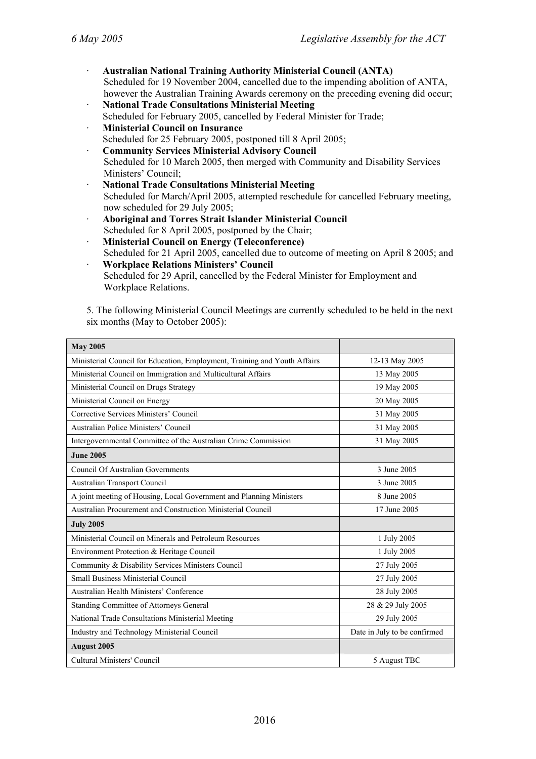- **Australian National Training Authority Ministerial Council (ANTA)**
  Scheduled for 19 November 2004, cancelled due to the impending abolition of ANTA, however the Australian Training Awards ceremony on the preceding evening did occur;
- **National Trade Consultations Ministerial Meeting**
  Scheduled for February 2005, cancelled by Federal Minister for Trade;
- **Ministerial Council on Insurance**
  Scheduled for 25 February 2005, postponed till 8 April 2005;
- **Community Services Ministerial Advisory Council**
  Scheduled for 10 March 2005, then merged with Community and Disability Services Ministers' Council;
- **National Trade Consultations Ministerial Meeting**
  Scheduled for March/April 2005, attempted reschedule for cancelled February meeting, now scheduled for 29 July 2005;
- **Aboriginal and Torres Strait Islander Ministerial Council**
  Scheduled for 8 April 2005, postponed by the Chair;
- **Ministerial Council on Energy (Teleconference)**
  Scheduled for 21 April 2005, cancelled due to outcome of meeting on April 8 2005; and
- **Workplace Relations Ministers' Council**
  Scheduled for 29 April, cancelled by the Federal Minister for Employment and Workplace Relations.

5. The following Ministerial Council Meetings are currently scheduled to be held in the next six months (May to October 2005):

| **May 2005** | |
|---|---|
| Ministerial Council for Education, Employment, Training and Youth Affairs | 12-13 May 2005 |
| Ministerial Council on Immigration and Multicultural Affairs | 13 May 2005 |
| Ministerial Council on Drugs Strategy | 19 May 2005 |
| Ministerial Council on Energy | 20 May 2005 |
| Corrective Services Ministers' Council | 31 May 2005 |
| Australian Police Ministers' Council | 31 May 2005 |
| Intergovernmental Committee of the Australian Crime Commission | 31 May 2005 |
| **June 2005** | |
| Council Of Australian Governments | 3 June 2005 |
| Australian Transport Council | 3 June 2005 |
| A joint meeting of Housing, Local Government and Planning Ministers | 8 June 2005 |
| Australian Procurement and Construction Ministerial Council | 17 June 2005 |
| **July 2005** | |
| Ministerial Council on Minerals and Petroleum Resources | 1 July 2005 |
| Environment Protection & Heritage Council | 1 July 2005 |
| Community & Disability Services Ministers Council | 27 July 2005 |
| Small Business Ministerial Council | 27 July 2005 |
| Australian Health Ministers' Conference | 28 July 2005 |
| Standing Committee of Attorneys General | 28 & 29 July 2005 |
| National Trade Consultations Ministerial Meeting | 29 July 2005 |
| Industry and Technology Ministerial Council | Date in July to be confirmed |
| **August 2005** | |
| Cultural Ministers' Council | 5 August TBC |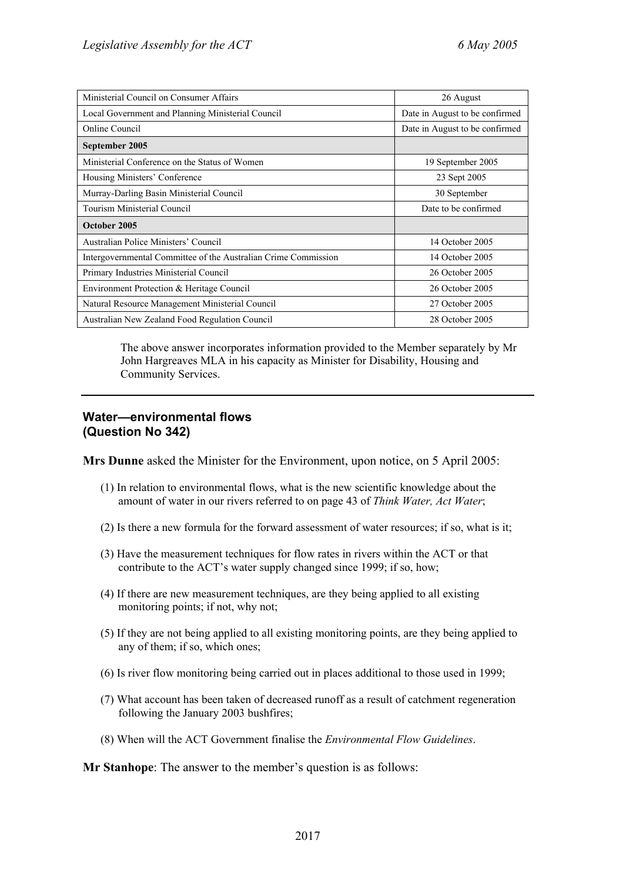| | |
|---|---|
| Ministerial Council on Consumer Affairs | 26 August |
| Local Government and Planning Ministerial Council | Date in August to be confirmed |
| Online Council | Date in August to be confirmed |
| **September 2005** | |
| Ministerial Conference on the Status of Women | 19 September 2005 |
| Housing Ministers' Conference | 23 Sept 2005 |
| Murray-Darling Basin Ministerial Council | 30 September |
| Tourism Ministerial Council | Date to be confirmed |
| **October 2005** | |
| Australian Police Ministers' Council | 14 October 2005 |
| Intergovernmental Committee of the Australian Crime Commission | 14 October 2005 |
| Primary Industries Ministerial Council | 26 October 2005 |
| Environment Protection & Heritage Council | 26 October 2005 |
| Natural Resource Management Ministerial Council | 27 October 2005 |
| Australian New Zealand Food Regulation Council | 28 October 2005 |

The above answer incorporates information provided to the Member separately by Mr John Hargreaves MLA in his capacity as Minister for Disability, Housing and Community Services.

---

### Water—environmental flows (Question No 342)

**Mrs Dunne** asked the Minister for the Environment, upon notice, on 5 April 2005:

(1) In relation to environmental flows, what is the new scientific knowledge about the amount of water in our rivers referred to on page 43 of *Think Water, Act Water*;

(2) Is there a new formula for the forward assessment of water resources; if so, what is it;

(3) Have the measurement techniques for flow rates in rivers within the ACT or that contribute to the ACT's water supply changed since 1999; if so, how;

(4) If there are new measurement techniques, are they being applied to all existing monitoring points; if not, why not;

(5) If they are not being applied to all existing monitoring points, are they being applied to any of them; if so, which ones;

(6) Is river flow monitoring being carried out in places additional to those used in 1999;

(7) What account has been taken of decreased runoff as a result of catchment regeneration following the January 2003 bushfires;

(8) When will the ACT Government finalise the *Environmental Flow Guidelines*.

**Mr Stanhope**: The answer to the member's question is as follows: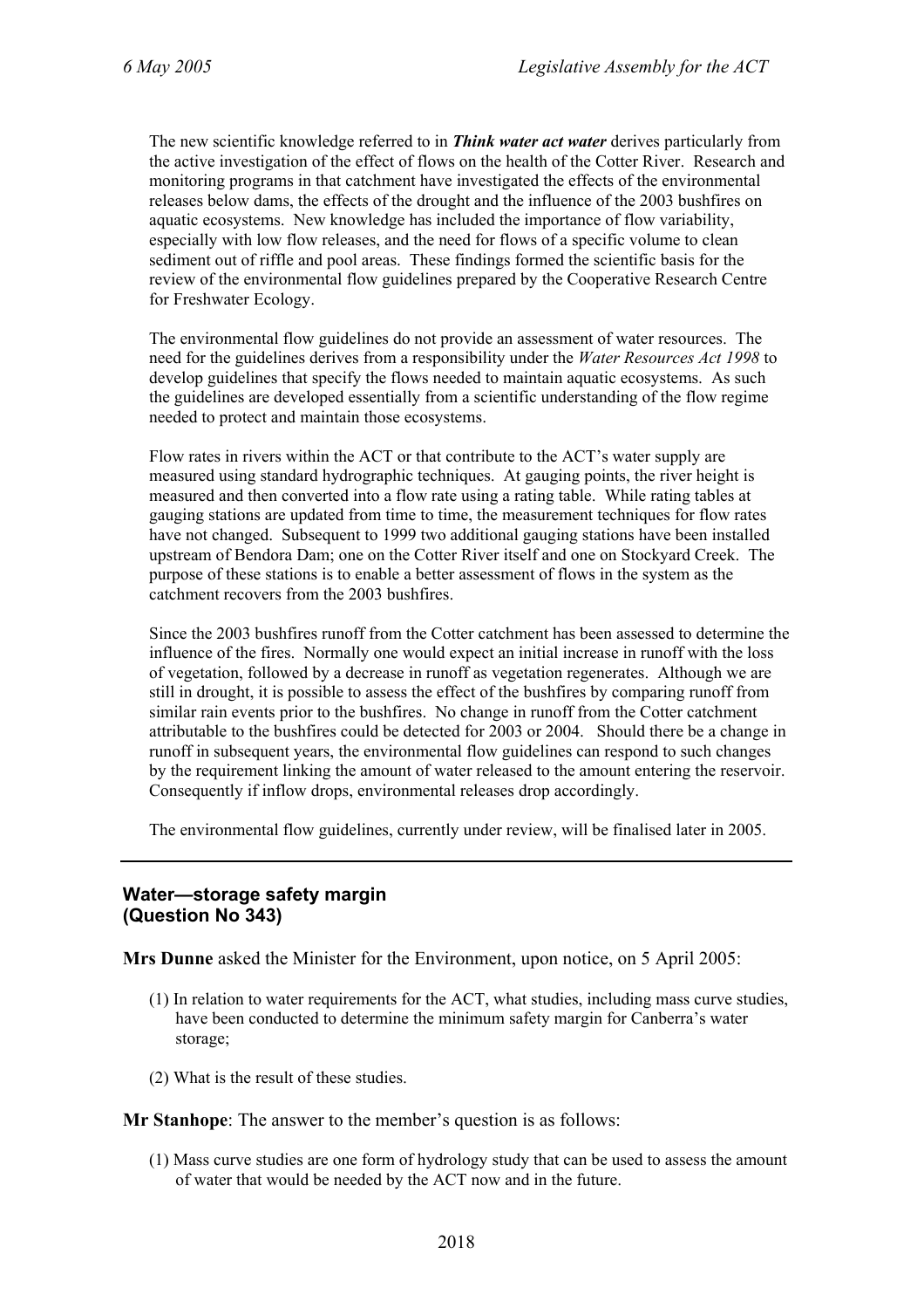The new scientific knowledge referred to in ***Think water act water*** derives particularly from the active investigation of the effect of flows on the health of the Cotter River. Research and monitoring programs in that catchment have investigated the effects of the environmental releases below dams, the effects of the drought and the influence of the 2003 bushfires on aquatic ecosystems. New knowledge has included the importance of flow variability, especially with low flow releases, and the need for flows of a specific volume to clean sediment out of riffle and pool areas. These findings formed the scientific basis for the review of the environmental flow guidelines prepared by the Cooperative Research Centre for Freshwater Ecology.

The environmental flow guidelines do not provide an assessment of water resources. The need for the guidelines derives from a responsibility under the *Water Resources Act 1998* to develop guidelines that specify the flows needed to maintain aquatic ecosystems. As such the guidelines are developed essentially from a scientific understanding of the flow regime needed to protect and maintain those ecosystems.

Flow rates in rivers within the ACT or that contribute to the ACT's water supply are measured using standard hydrographic techniques. At gauging points, the river height is measured and then converted into a flow rate using a rating table. While rating tables at gauging stations are updated from time to time, the measurement techniques for flow rates have not changed. Subsequent to 1999 two additional gauging stations have been installed upstream of Bendora Dam; one on the Cotter River itself and one on Stockyard Creek. The purpose of these stations is to enable a better assessment of flows in the system as the catchment recovers from the 2003 bushfires.

Since the 2003 bushfires runoff from the Cotter catchment has been assessed to determine the influence of the fires. Normally one would expect an initial increase in runoff with the loss of vegetation, followed by a decrease in runoff as vegetation regenerates. Although we are still in drought, it is possible to assess the effect of the bushfires by comparing runoff from similar rain events prior to the bushfires. No change in runoff from the Cotter catchment attributable to the bushfires could be detected for 2003 or 2004. Should there be a change in runoff in subsequent years, the environmental flow guidelines can respond to such changes by the requirement linking the amount of water released to the amount entering the reservoir. Consequently if inflow drops, environmental releases drop accordingly.

The environmental flow guidelines, currently under review, will be finalised later in 2005.

---

## Water—storage safety margin (Question No 343)

**Mrs Dunne** asked the Minister for the Environment, upon notice, on 5 April 2005:

(1) In relation to water requirements for the ACT, what studies, including mass curve studies, have been conducted to determine the minimum safety margin for Canberra's water storage;

(2) What is the result of these studies.

**Mr Stanhope**: The answer to the member's question is as follows:

(1) Mass curve studies are one form of hydrology study that can be used to assess the amount of water that would be needed by the ACT now and in the future.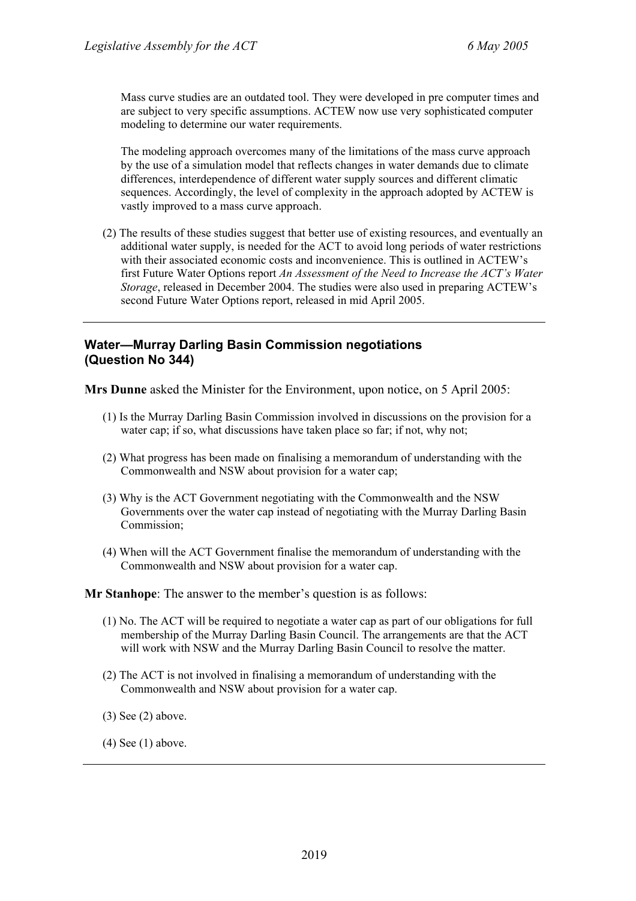Mass curve studies are an outdated tool. They were developed in pre computer times and are subject to very specific assumptions. ACTEW now use very sophisticated computer modeling to determine our water requirements.

The modeling approach overcomes many of the limitations of the mass curve approach by the use of a simulation model that reflects changes in water demands due to climate differences, interdependence of different water supply sources and different climatic sequences. Accordingly, the level of complexity in the approach adopted by ACTEW is vastly improved to a mass curve approach.

(2) The results of these studies suggest that better use of existing resources, and eventually an additional water supply, is needed for the ACT to avoid long periods of water restrictions with their associated economic costs and inconvenience. This is outlined in ACTEW's first Future Water Options report *An Assessment of the Need to Increase the ACT's Water Storage*, released in December 2004. The studies were also used in preparing ACTEW's second Future Water Options report, released in mid April 2005.

---

### Water—Murray Darling Basin Commission negotiations (Question No 344)

**Mrs Dunne** asked the Minister for the Environment, upon notice, on 5 April 2005:

(1) Is the Murray Darling Basin Commission involved in discussions on the provision for a water cap; if so, what discussions have taken place so far; if not, why not;

(2) What progress has been made on finalising a memorandum of understanding with the Commonwealth and NSW about provision for a water cap;

(3) Why is the ACT Government negotiating with the Commonwealth and the NSW Governments over the water cap instead of negotiating with the Murray Darling Basin Commission;

(4) When will the ACT Government finalise the memorandum of understanding with the Commonwealth and NSW about provision for a water cap.

**Mr Stanhope**: The answer to the member's question is as follows:

(1) No. The ACT will be required to negotiate a water cap as part of our obligations for full membership of the Murray Darling Basin Council. The arrangements are that the ACT will work with NSW and the Murray Darling Basin Council to resolve the matter.

(2) The ACT is not involved in finalising a memorandum of understanding with the Commonwealth and NSW about provision for a water cap.

(3) See (2) above.

(4) See (1) above.

---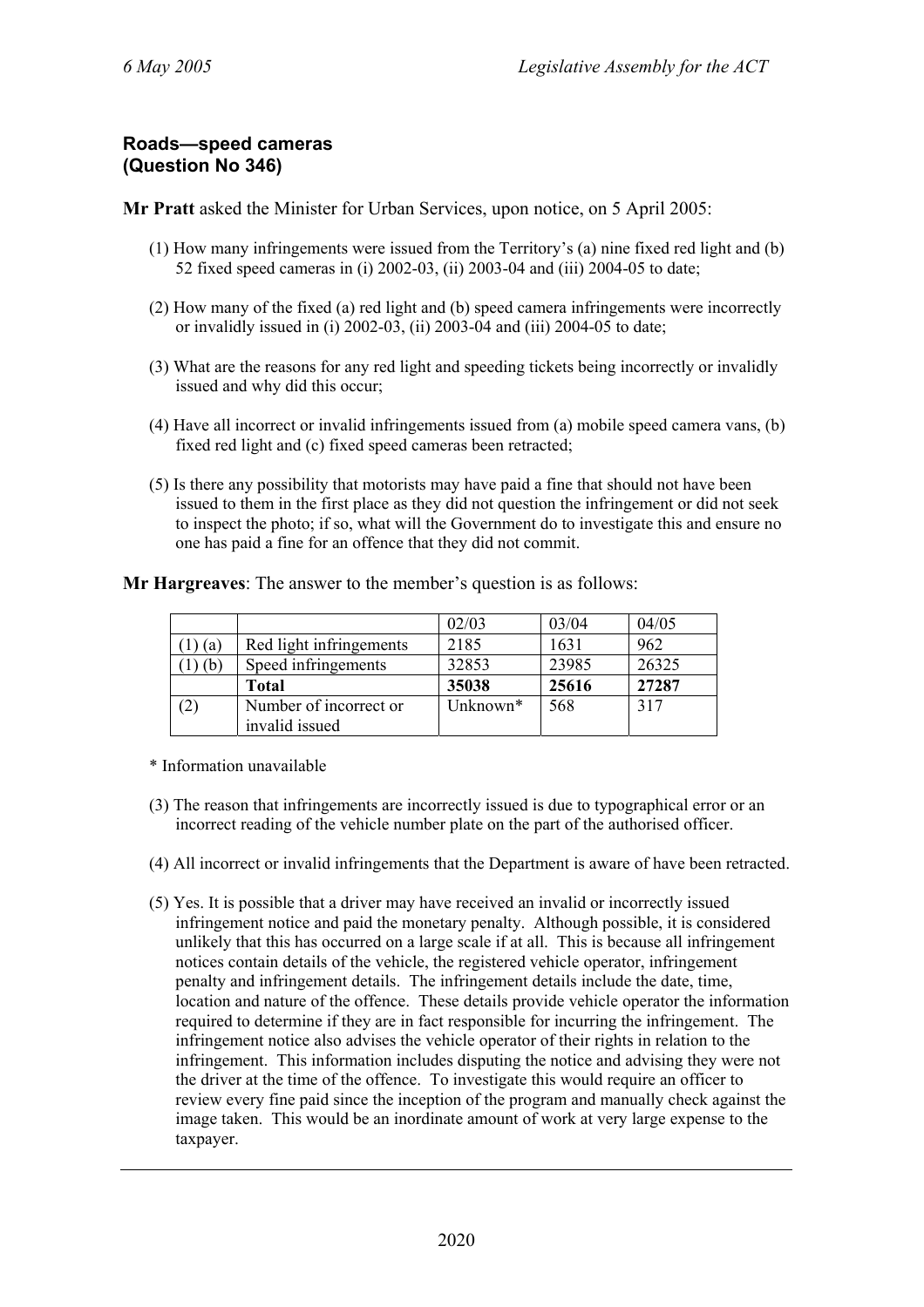**Roads—speed cameras**
**(Question No 346)**

**Mr Pratt** asked the Minister for Urban Services, upon notice, on 5 April 2005:

(1) How many infringements were issued from the Territory's (a) nine fixed red light and (b) 52 fixed speed cameras in (i) 2002-03, (ii) 2003-04 and (iii) 2004-05 to date;

(2) How many of the fixed (a) red light and (b) speed camera infringements were incorrectly or invalidly issued in (i) 2002-03, (ii) 2003-04 and (iii) 2004-05 to date;

(3) What are the reasons for any red light and speeding tickets being incorrectly or invalidly issued and why did this occur;

(4) Have all incorrect or invalid infringements issued from (a) mobile speed camera vans, (b) fixed red light and (c) fixed speed cameras been retracted;

(5) Is there any possibility that motorists may have paid a fine that should not have been issued to them in the first place as they did not question the infringement or did not seek to inspect the photo; if so, what will the Government do to investigate this and ensure no one has paid a fine for an offence that they did not commit.

**Mr Hargreaves**: The answer to the member's question is as follows:

| | | 02/03 | 03/04 | 04/05 |
|---|---|---|---|---|
| (1) (a) | Red light infringements | 2185 | 1631 | 962 |
| (1) (b) | Speed infringements | 32853 | 23985 | 26325 |
| | **Total** | **35038** | **25616** | **27287** |
| (2) | Number of incorrect or invalid issued | Unknown* | 568 | 317 |

\* Information unavailable

(3) The reason that infringements are incorrectly issued is due to typographical error or an incorrect reading of the vehicle number plate on the part of the authorised officer.

(4) All incorrect or invalid infringements that the Department is aware of have been retracted.

(5) Yes. It is possible that a driver may have received an invalid or incorrectly issued infringement notice and paid the monetary penalty. Although possible, it is considered unlikely that this has occurred on a large scale if at all. This is because all infringement notices contain details of the vehicle, the registered vehicle operator, infringement penalty and infringement details. The infringement details include the date, time, location and nature of the offence. These details provide vehicle operator the information required to determine if they are in fact responsible for incurring the infringement. The infringement notice also advises the vehicle operator of their rights in relation to the infringement. This information includes disputing the notice and advising they were not the driver at the time of the offence. To investigate this would require an officer to review every fine paid since the inception of the program and manually check against the image taken. This would be an inordinate amount of work at very large expense to the taxpayer.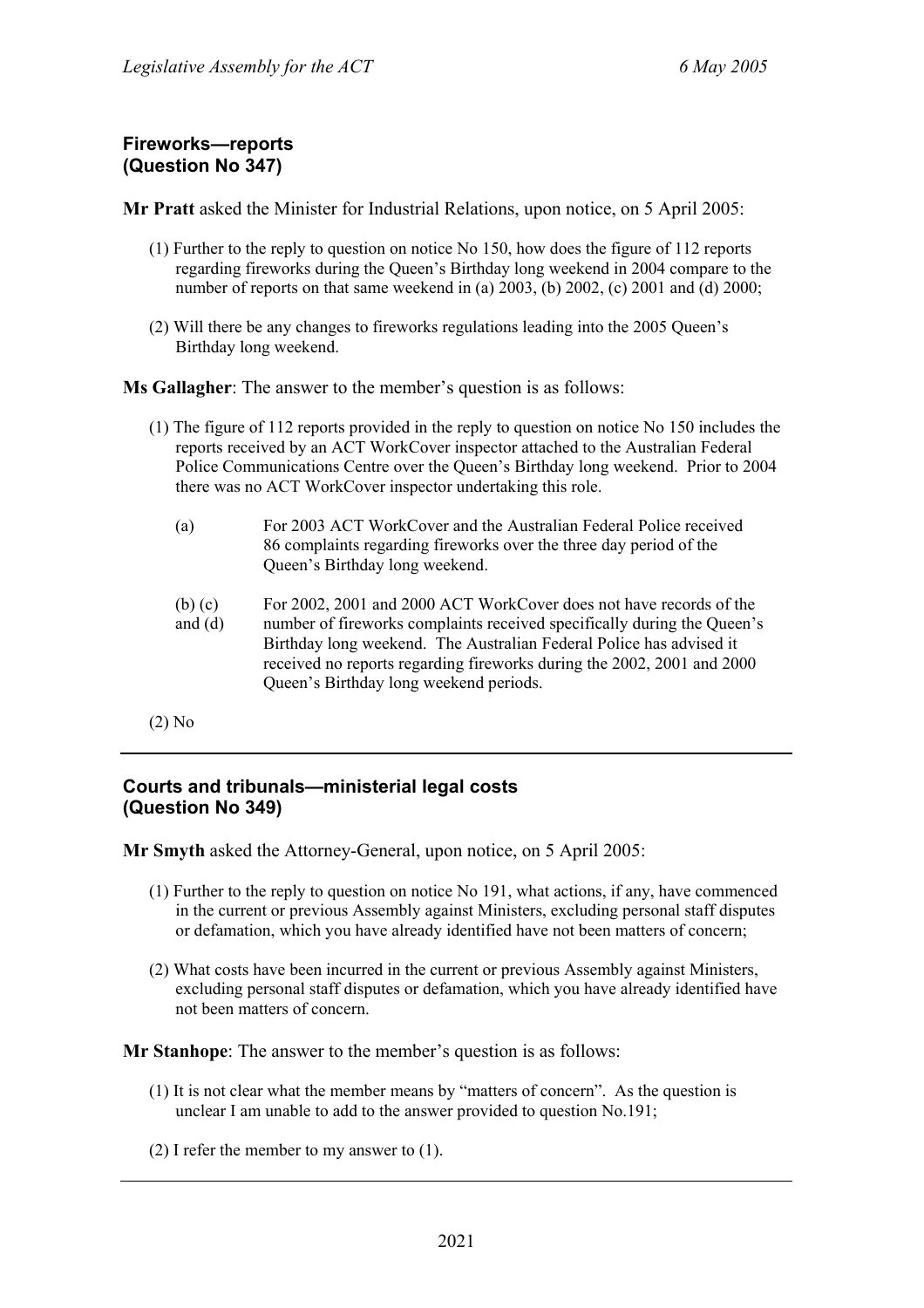## Fireworks—reports (Question No 347)

**Mr Pratt** asked the Minister for Industrial Relations, upon notice, on 5 April 2005:

(1) Further to the reply to question on notice No 150, how does the figure of 112 reports regarding fireworks during the Queen's Birthday long weekend in 2004 compare to the number of reports on that same weekend in (a) 2003, (b) 2002, (c) 2001 and (d) 2000;

(2) Will there be any changes to fireworks regulations leading into the 2005 Queen's Birthday long weekend.

**Ms Gallagher**: The answer to the member's question is as follows:

(1) The figure of 112 reports provided in the reply to question on notice No 150 includes the reports received by an ACT WorkCover inspector attached to the Australian Federal Police Communications Centre over the Queen's Birthday long weekend. Prior to 2004 there was no ACT WorkCover inspector undertaking this role.

(a) For 2003 ACT WorkCover and the Australian Federal Police received 86 complaints regarding fireworks over the three day period of the Queen's Birthday long weekend.

(b) (c) and (d) For 2002, 2001 and 2000 ACT WorkCover does not have records of the number of fireworks complaints received specifically during the Queen's Birthday long weekend. The Australian Federal Police has advised it received no reports regarding fireworks during the 2002, 2001 and 2000 Queen's Birthday long weekend periods.

(2) No

---

## Courts and tribunals—ministerial legal costs (Question No 349)

**Mr Smyth** asked the Attorney-General, upon notice, on 5 April 2005:

(1) Further to the reply to question on notice No 191, what actions, if any, have commenced in the current or previous Assembly against Ministers, excluding personal staff disputes or defamation, which you have already identified have not been matters of concern;

(2) What costs have been incurred in the current or previous Assembly against Ministers, excluding personal staff disputes or defamation, which you have already identified have not been matters of concern.

**Mr Stanhope**: The answer to the member's question is as follows:

(1) It is not clear what the member means by "matters of concern". As the question is unclear I am unable to add to the answer provided to question No.191;

(2) I refer the member to my answer to (1).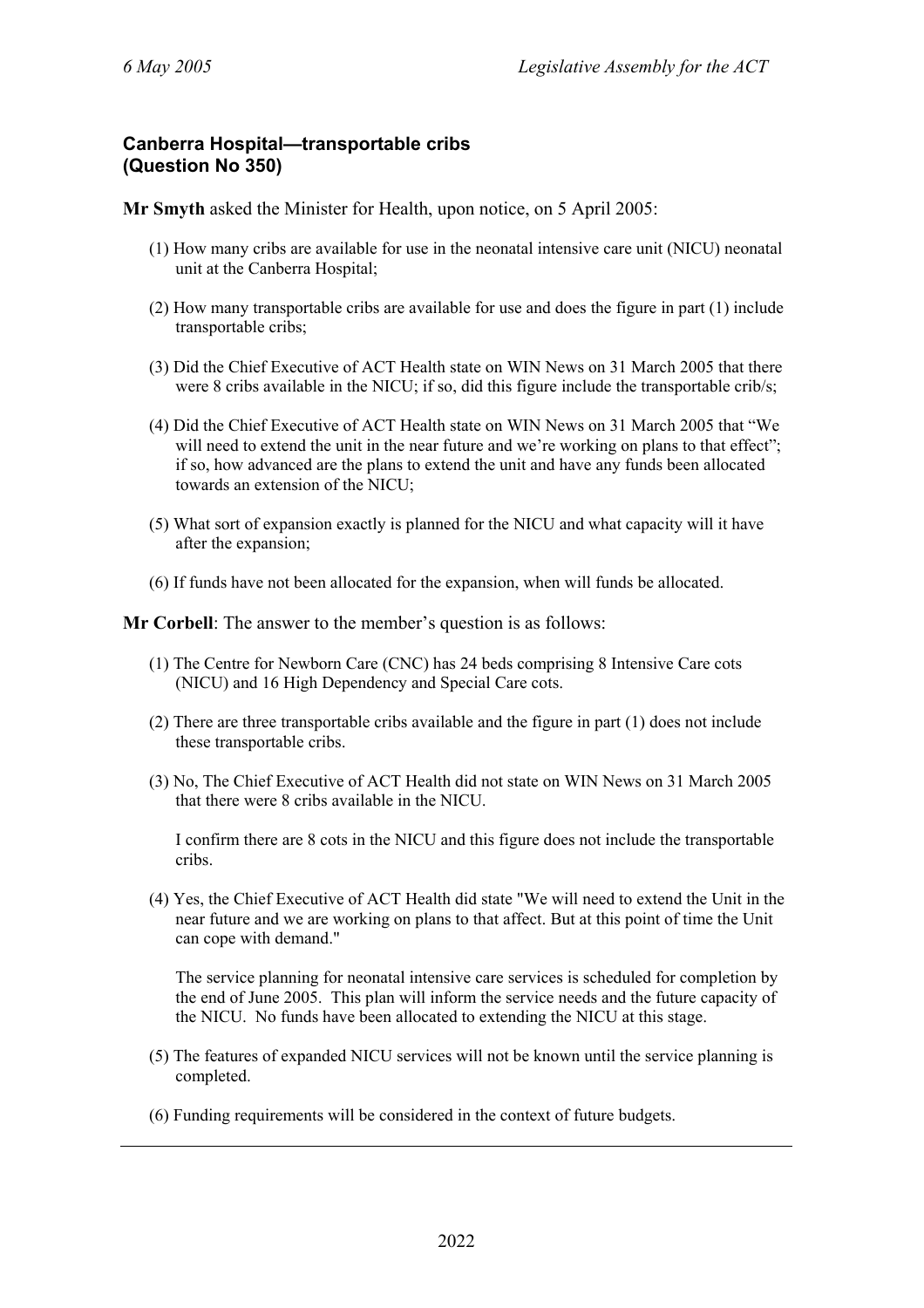### Canberra Hospital—transportable cribs (Question No 350)

**Mr Smyth** asked the Minister for Health, upon notice, on 5 April 2005:

(1) How many cribs are available for use in the neonatal intensive care unit (NICU) neonatal unit at the Canberra Hospital;

(2) How many transportable cribs are available for use and does the figure in part (1) include transportable cribs;

(3) Did the Chief Executive of ACT Health state on WIN News on 31 March 2005 that there were 8 cribs available in the NICU; if so, did this figure include the transportable crib/s;

(4) Did the Chief Executive of ACT Health state on WIN News on 31 March 2005 that "We will need to extend the unit in the near future and we're working on plans to that effect"; if so, how advanced are the plans to extend the unit and have any funds been allocated towards an extension of the NICU;

(5) What sort of expansion exactly is planned for the NICU and what capacity will it have after the expansion;

(6) If funds have not been allocated for the expansion, when will funds be allocated.

**Mr Corbell**: The answer to the member's question is as follows:

(1) The Centre for Newborn Care (CNC) has 24 beds comprising 8 Intensive Care cots (NICU) and 16 High Dependency and Special Care cots.

(2) There are three transportable cribs available and the figure in part (1) does not include these transportable cribs.

(3) No, The Chief Executive of ACT Health did not state on WIN News on 31 March 2005 that there were 8 cribs available in the NICU.

I confirm there are 8 cots in the NICU and this figure does not include the transportable cribs.

(4) Yes, the Chief Executive of ACT Health did state "We will need to extend the Unit in the near future and we are working on plans to that affect. But at this point of time the Unit can cope with demand."

The service planning for neonatal intensive care services is scheduled for completion by the end of June 2005. This plan will inform the service needs and the future capacity of the NICU. No funds have been allocated to extending the NICU at this stage.

(5) The features of expanded NICU services will not be known until the service planning is completed.

(6) Funding requirements will be considered in the context of future budgets.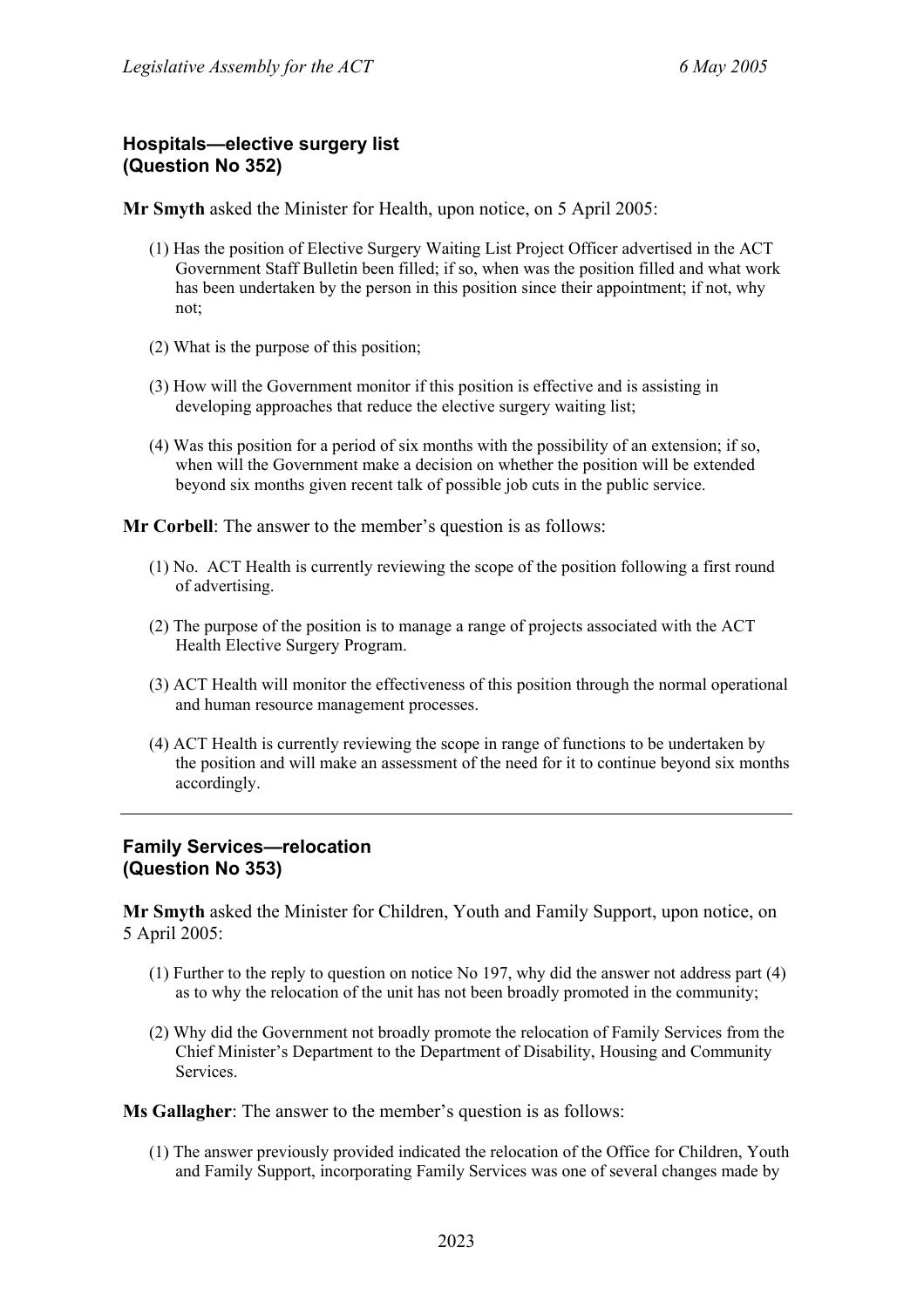### Hospitals—elective surgery list
### (Question No 352)

**Mr Smyth** asked the Minister for Health, upon notice, on 5 April 2005:

(1) Has the position of Elective Surgery Waiting List Project Officer advertised in the ACT Government Staff Bulletin been filled; if so, when was the position filled and what work has been undertaken by the person in this position since their appointment; if not, why not;

(2) What is the purpose of this position;

(3) How will the Government monitor if this position is effective and is assisting in developing approaches that reduce the elective surgery waiting list;

(4) Was this position for a period of six months with the possibility of an extension; if so, when will the Government make a decision on whether the position will be extended beyond six months given recent talk of possible job cuts in the public service.

**Mr Corbell**: The answer to the member's question is as follows:

(1) No. ACT Health is currently reviewing the scope of the position following a first round of advertising.

(2) The purpose of the position is to manage a range of projects associated with the ACT Health Elective Surgery Program.

(3) ACT Health will monitor the effectiveness of this position through the normal operational and human resource management processes.

(4) ACT Health is currently reviewing the scope in range of functions to be undertaken by the position and will make an assessment of the need for it to continue beyond six months accordingly.

---

### Family Services—relocation
### (Question No 353)

**Mr Smyth** asked the Minister for Children, Youth and Family Support, upon notice, on 5 April 2005:

(1) Further to the reply to question on notice No 197, why did the answer not address part (4) as to why the relocation of the unit has not been broadly promoted in the community;

(2) Why did the Government not broadly promote the relocation of Family Services from the Chief Minister's Department to the Department of Disability, Housing and Community Services.

**Ms Gallagher**: The answer to the member's question is as follows:

(1) The answer previously provided indicated the relocation of the Office for Children, Youth and Family Support, incorporating Family Services was one of several changes made by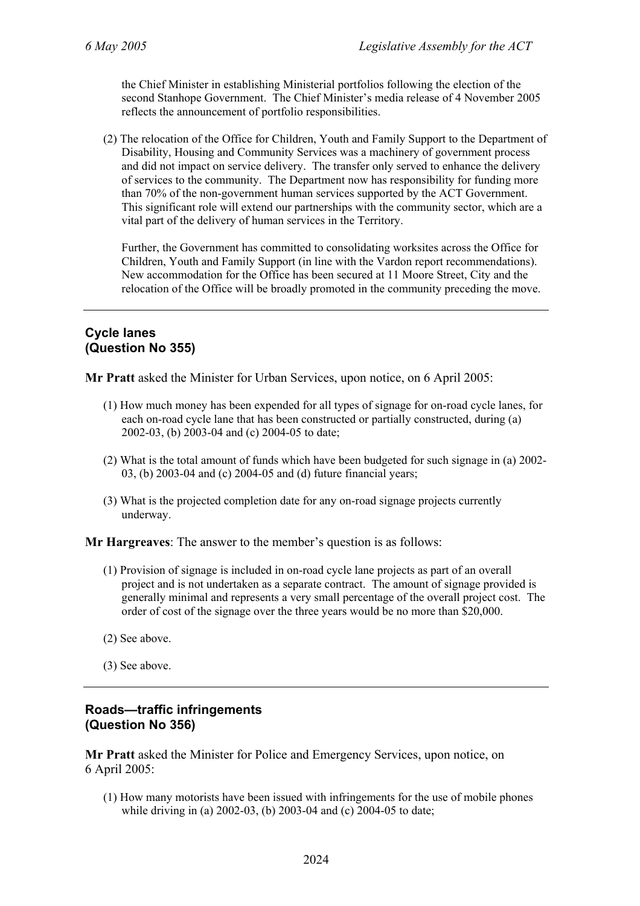the Chief Minister in establishing Ministerial portfolios following the election of the second Stanhope Government. The Chief Minister's media release of 4 November 2005 reflects the announcement of portfolio responsibilities.

(2) The relocation of the Office for Children, Youth and Family Support to the Department of Disability, Housing and Community Services was a machinery of government process and did not impact on service delivery. The transfer only served to enhance the delivery of services to the community. The Department now has responsibility for funding more than 70% of the non-government human services supported by the ACT Government. This significant role will extend our partnerships with the community sector, which are a vital part of the delivery of human services in the Territory.

Further, the Government has committed to consolidating worksites across the Office for Children, Youth and Family Support (in line with the Vardon report recommendations). New accommodation for the Office has been secured at 11 Moore Street, City and the relocation of the Office will be broadly promoted in the community preceding the move.

---

### Cycle lanes (Question No 355)

**Mr Pratt** asked the Minister for Urban Services, upon notice, on 6 April 2005:

(1) How much money has been expended for all types of signage for on-road cycle lanes, for each on-road cycle lane that has been constructed or partially constructed, during (a) 2002-03, (b) 2003-04 and (c) 2004-05 to date;

(2) What is the total amount of funds which have been budgeted for such signage in (a) 2002-03, (b) 2003-04 and (c) 2004-05 and (d) future financial years;

(3) What is the projected completion date for any on-road signage projects currently underway.

**Mr Hargreaves**: The answer to the member's question is as follows:

(1) Provision of signage is included in on-road cycle lane projects as part of an overall project and is not undertaken as a separate contract. The amount of signage provided is generally minimal and represents a very small percentage of the overall project cost. The order of cost of the signage over the three years would be no more than $20,000.

(2) See above.

(3) See above.

---

### Roads—traffic infringements (Question No 356)

**Mr Pratt** asked the Minister for Police and Emergency Services, upon notice, on 6 April 2005:

(1) How many motorists have been issued with infringements for the use of mobile phones while driving in (a) 2002-03, (b) 2003-04 and (c) 2004-05 to date;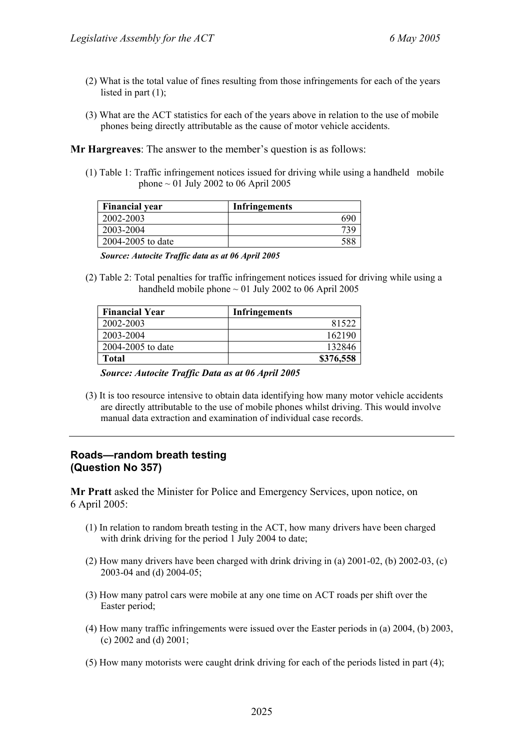(2) What is the total value of fines resulting from those infringements for each of the years listed in part (1);

(3) What are the ACT statistics for each of the years above in relation to the use of mobile phones being directly attributable as the cause of motor vehicle accidents.

**Mr Hargreaves**: The answer to the member's question is as follows:

(1) Table 1: Traffic infringement notices issued for driving while using a handheld mobile phone ~ 01 July 2002 to 06 April 2005

| Financial year | Infringements |
|---|---:|
| 2002-2003 | 690 |
| 2003-2004 | 739 |
| 2004-2005 to date | 588 |

***Source: Autocite Traffic data as at 06 April 2005***

(2) Table 2: Total penalties for traffic infringement notices issued for driving while using a handheld mobile phone ~ 01 July 2002 to 06 April 2005

| Financial Year | Infringements |
|---|---:|
| 2002-2003 | 81522 |
| 2003-2004 | 162190 |
| 2004-2005 to date | 132846 |
| **Total** | **$376,558** |

***Source: Autocite Traffic Data as at 06 April 2005***

(3) It is too resource intensive to obtain data identifying how many motor vehicle accidents are directly attributable to the use of mobile phones whilst driving. This would involve manual data extraction and examination of individual case records.

---

## Roads—random breath testing (Question No 357)

**Mr Pratt** asked the Minister for Police and Emergency Services, upon notice, on 6 April 2005:

(1) In relation to random breath testing in the ACT, how many drivers have been charged with drink driving for the period 1 July 2004 to date;

(2) How many drivers have been charged with drink driving in (a) 2001-02, (b) 2002-03, (c) 2003-04 and (d) 2004-05;

(3) How many patrol cars were mobile at any one time on ACT roads per shift over the Easter period;

(4) How many traffic infringements were issued over the Easter periods in (a) 2004, (b) 2003, (c) 2002 and (d) 2001;

(5) How many motorists were caught drink driving for each of the periods listed in part (4);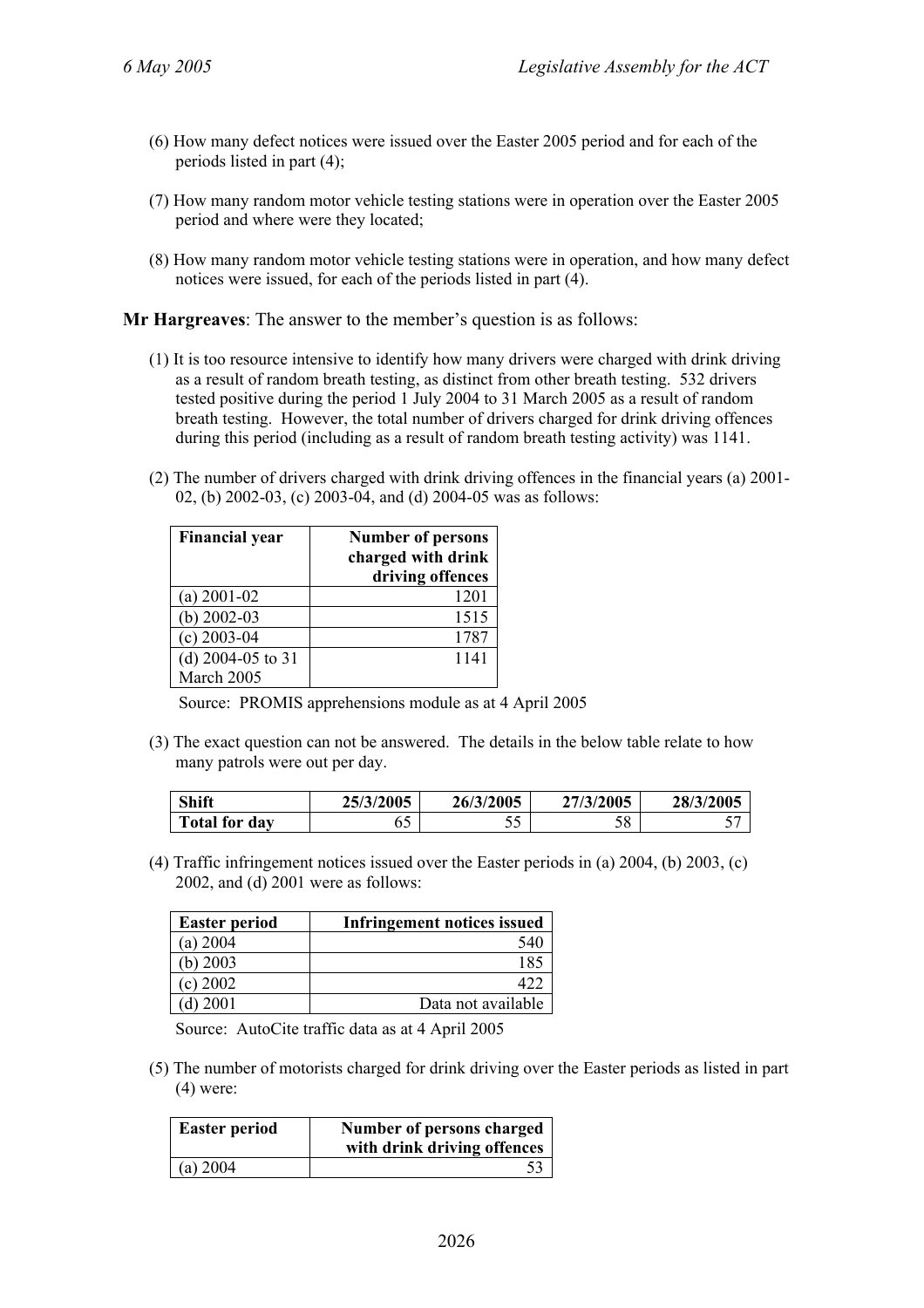(6) How many defect notices were issued over the Easter 2005 period and for each of the periods listed in part (4);

(7) How many random motor vehicle testing stations were in operation over the Easter 2005 period and where were they located;

(8) How many random motor vehicle testing stations were in operation, and how many defect notices were issued, for each of the periods listed in part (4).

**Mr Hargreaves**: The answer to the member's question is as follows:

(1) It is too resource intensive to identify how many drivers were charged with drink driving as a result of random breath testing, as distinct from other breath testing. 532 drivers tested positive during the period 1 July 2004 to 31 March 2005 as a result of random breath testing. However, the total number of drivers charged for drink driving offences during this period (including as a result of random breath testing activity) was 1141.

(2) The number of drivers charged with drink driving offences in the financial years (a) 2001-02, (b) 2002-03, (c) 2003-04, and (d) 2004-05 was as follows:

| Financial year | Number of persons charged with drink driving offences |
|---|---|
| (a) 2001-02 | 1201 |
| (b) 2002-03 | 1515 |
| (c) 2003-04 | 1787 |
| (d) 2004-05 to 31 March 2005 | 1141 |

Source: PROMIS apprehensions module as at 4 April 2005

(3) The exact question can not be answered. The details in the below table relate to how many patrols were out per day.

| Shift | 25/3/2005 | 26/3/2005 | 27/3/2005 | 28/3/2005 |
|---|---|---|---|---|
| Total for day | 65 | 55 | 58 | 57 |

(4) Traffic infringement notices issued over the Easter periods in (a) 2004, (b) 2003, (c) 2002, and (d) 2001 were as follows:

| Easter period | Infringement notices issued |
|---|---|
| (a) 2004 | 540 |
| (b) 2003 | 185 |
| (c) 2002 | 422 |
| (d) 2001 | Data not available |

Source: AutoCite traffic data as at 4 April 2005

(5) The number of motorists charged for drink driving over the Easter periods as listed in part (4) were:

| Easter period | Number of persons charged with drink driving offences |
|---|---|
| (a) 2004 | 53 |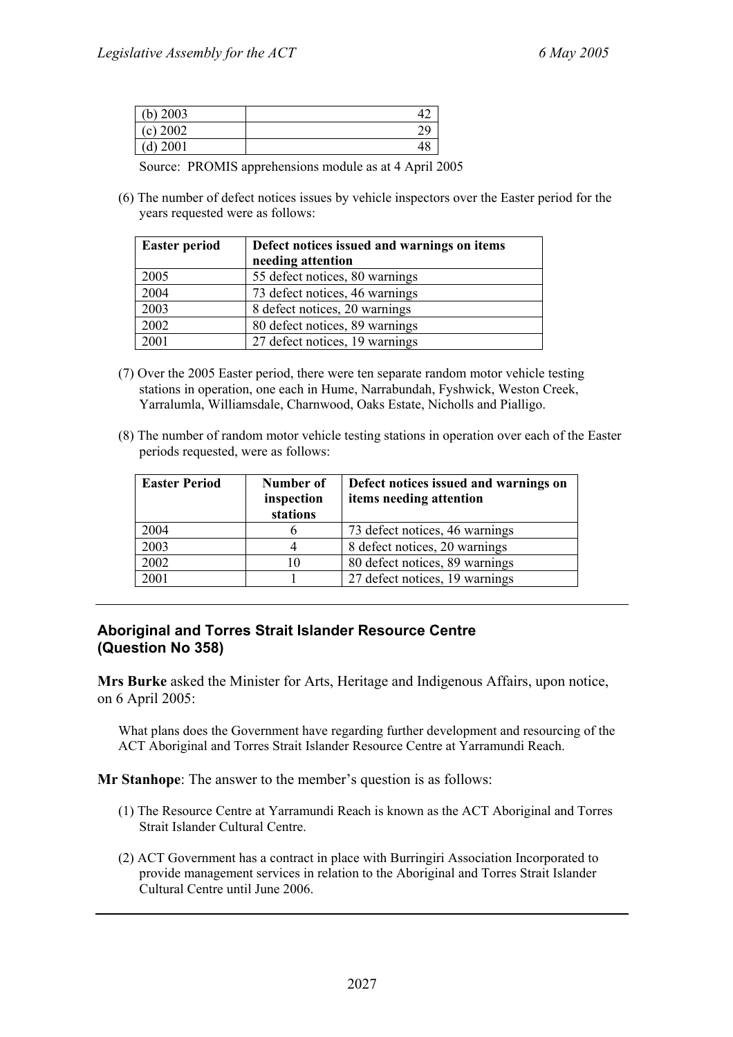| (b) 2003 | 42 |
|---|---|
| (c) 2002 | 29 |
| (d) 2001 | 48 |

Source: PROMIS apprehensions module as at 4 April 2005

(6) The number of defect notices issues by vehicle inspectors over the Easter period for the years requested were as follows:

| Easter period | Defect notices issued and warnings on items needing attention |
|---|---|
| 2005 | 55 defect notices, 80 warnings |
| 2004 | 73 defect notices, 46 warnings |
| 2003 | 8 defect notices, 20 warnings |
| 2002 | 80 defect notices, 89 warnings |
| 2001 | 27 defect notices, 19 warnings |

(7) Over the 2005 Easter period, there were ten separate random motor vehicle testing stations in operation, one each in Hume, Narrabundah, Fyshwick, Weston Creek, Yarralumla, Williamsdale, Charnwood, Oaks Estate, Nicholls and Pialligo.

(8) The number of random motor vehicle testing stations in operation over each of the Easter periods requested, were as follows:

| Easter Period | Number of inspection stations | Defect notices issued and warnings on items needing attention |
|---|---|---|
| 2004 | 6 | 73 defect notices, 46 warnings |
| 2003 | 4 | 8 defect notices, 20 warnings |
| 2002 | 10 | 80 defect notices, 89 warnings |
| 2001 | 1 | 27 defect notices, 19 warnings |

---

## Aboriginal and Torres Strait Islander Resource Centre (Question No 358)

**Mrs Burke** asked the Minister for Arts, Heritage and Indigenous Affairs, upon notice, on 6 April 2005:

What plans does the Government have regarding further development and resourcing of the ACT Aboriginal and Torres Strait Islander Resource Centre at Yarramundi Reach.

**Mr Stanhope**: The answer to the member's question is as follows:

(1) The Resource Centre at Yarramundi Reach is known as the ACT Aboriginal and Torres Strait Islander Cultural Centre.

(2) ACT Government has a contract in place with Burringiri Association Incorporated to provide management services in relation to the Aboriginal and Torres Strait Islander Cultural Centre until June 2006.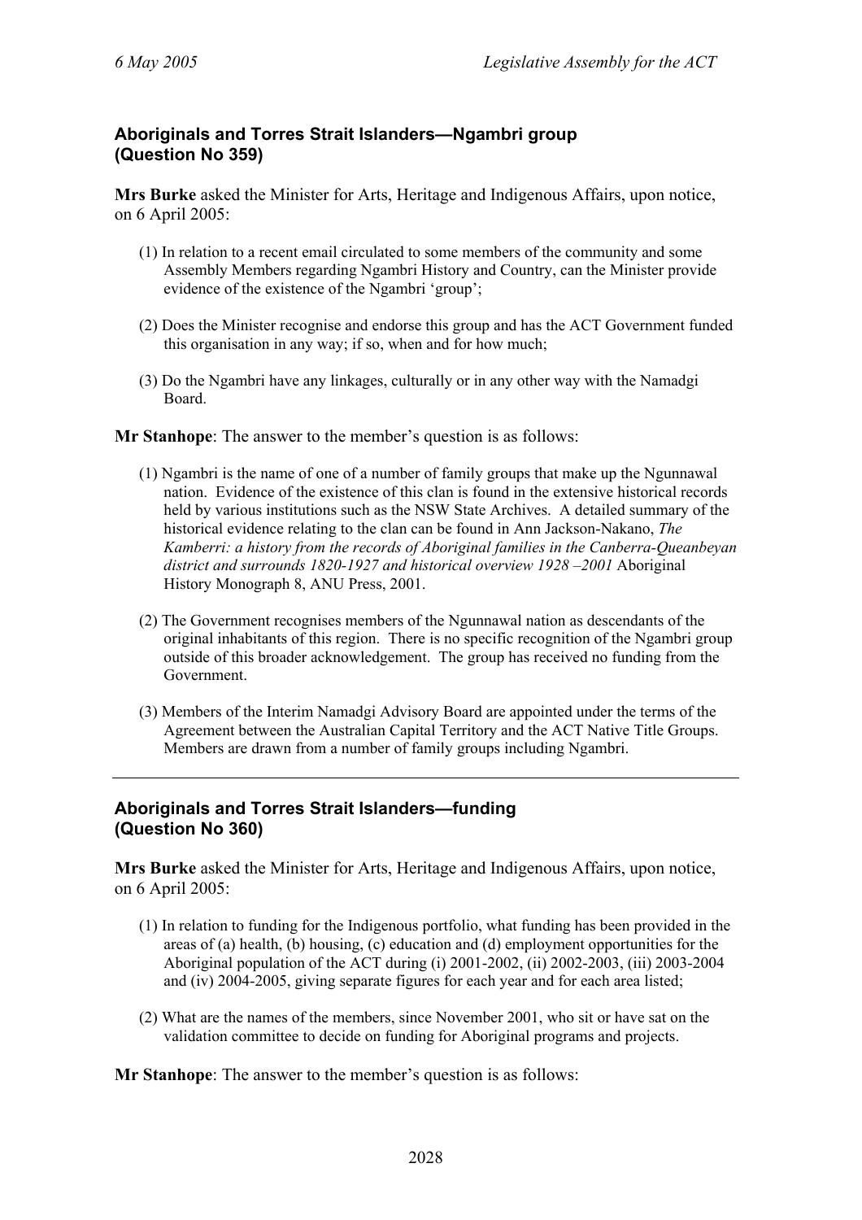## Aboriginals and Torres Strait Islanders—Ngambri group (Question No 359)

**Mrs Burke** asked the Minister for Arts, Heritage and Indigenous Affairs, upon notice, on 6 April 2005:

(1) In relation to a recent email circulated to some members of the community and some Assembly Members regarding Ngambri History and Country, can the Minister provide evidence of the existence of the Ngambri 'group';

(2) Does the Minister recognise and endorse this group and has the ACT Government funded this organisation in any way; if so, when and for how much;

(3) Do the Ngambri have any linkages, culturally or in any other way with the Namadgi Board.

**Mr Stanhope**: The answer to the member's question is as follows:

(1) Ngambri is the name of one of a number of family groups that make up the Ngunnawal nation. Evidence of the existence of this clan is found in the extensive historical records held by various institutions such as the NSW State Archives. A detailed summary of the historical evidence relating to the clan can be found in Ann Jackson-Nakano, *The Kamberri: a history from the records of Aboriginal families in the Canberra-Queanbeyan district and surrounds 1820-1927 and historical overview 1928 –2001* Aboriginal History Monograph 8, ANU Press, 2001.

(2) The Government recognises members of the Ngunnawal nation as descendants of the original inhabitants of this region. There is no specific recognition of the Ngambri group outside of this broader acknowledgement. The group has received no funding from the Government.

(3) Members of the Interim Namadgi Advisory Board are appointed under the terms of the Agreement between the Australian Capital Territory and the ACT Native Title Groups. Members are drawn from a number of family groups including Ngambri.

---

## Aboriginals and Torres Strait Islanders—funding (Question No 360)

**Mrs Burke** asked the Minister for Arts, Heritage and Indigenous Affairs, upon notice, on 6 April 2005:

(1) In relation to funding for the Indigenous portfolio, what funding has been provided in the areas of (a) health, (b) housing, (c) education and (d) employment opportunities for the Aboriginal population of the ACT during (i) 2001-2002, (ii) 2002-2003, (iii) 2003-2004 and (iv) 2004-2005, giving separate figures for each year and for each area listed;

(2) What are the names of the members, since November 2001, who sit or have sat on the validation committee to decide on funding for Aboriginal programs and projects.

**Mr Stanhope**: The answer to the member's question is as follows: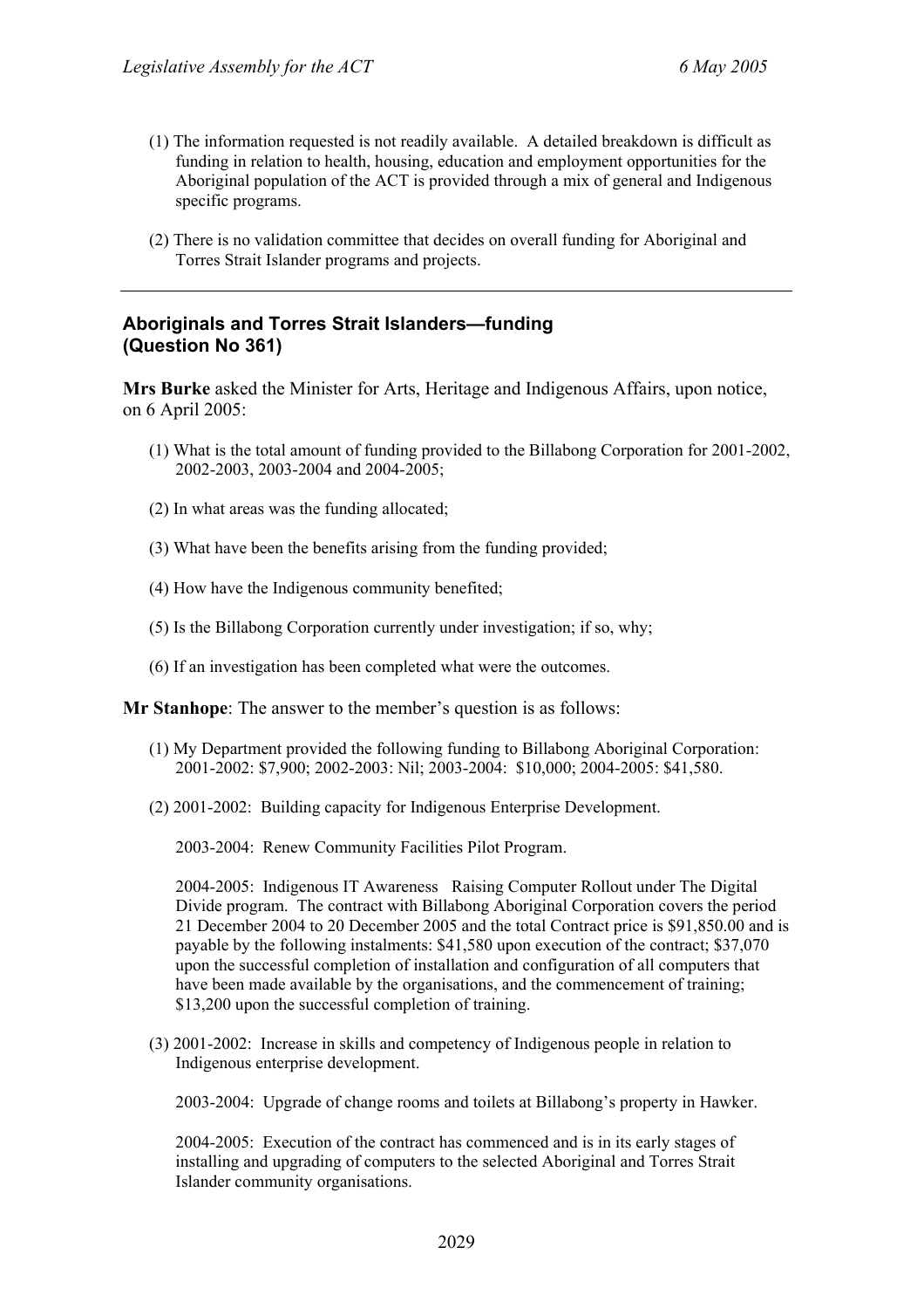(1) The information requested is not readily available. A detailed breakdown is difficult as funding in relation to health, housing, education and employment opportunities for the Aboriginal population of the ACT is provided through a mix of general and Indigenous specific programs.

(2) There is no validation committee that decides on overall funding for Aboriginal and Torres Strait Islander programs and projects.

---

### Aboriginals and Torres Strait Islanders—funding (Question No 361)

**Mrs Burke** asked the Minister for Arts, Heritage and Indigenous Affairs, upon notice, on 6 April 2005:

(1) What is the total amount of funding provided to the Billabong Corporation for 2001-2002, 2002-2003, 2003-2004 and 2004-2005;

(2) In what areas was the funding allocated;

(3) What have been the benefits arising from the funding provided;

(4) How have the Indigenous community benefited;

(5) Is the Billabong Corporation currently under investigation; if so, why;

(6) If an investigation has been completed what were the outcomes.

**Mr Stanhope**: The answer to the member's question is as follows:

(1) My Department provided the following funding to Billabong Aboriginal Corporation: 2001-2002: $7,900; 2002-2003: Nil; 2003-2004: $10,000; 2004-2005: $41,580.

(2) 2001-2002: Building capacity for Indigenous Enterprise Development.

2003-2004: Renew Community Facilities Pilot Program.

2004-2005: Indigenous IT Awareness Raising Computer Rollout under The Digital Divide program. The contract with Billabong Aboriginal Corporation covers the period 21 December 2004 to 20 December 2005 and the total Contract price is $91,850.00 and is payable by the following instalments: $41,580 upon execution of the contract; $37,070 upon the successful completion of installation and configuration of all computers that have been made available by the organisations, and the commencement of training; $13,200 upon the successful completion of training.

(3) 2001-2002: Increase in skills and competency of Indigenous people in relation to Indigenous enterprise development.

2003-2004: Upgrade of change rooms and toilets at Billabong's property in Hawker.

2004-2005: Execution of the contract has commenced and is in its early stages of installing and upgrading of computers to the selected Aboriginal and Torres Strait Islander community organisations.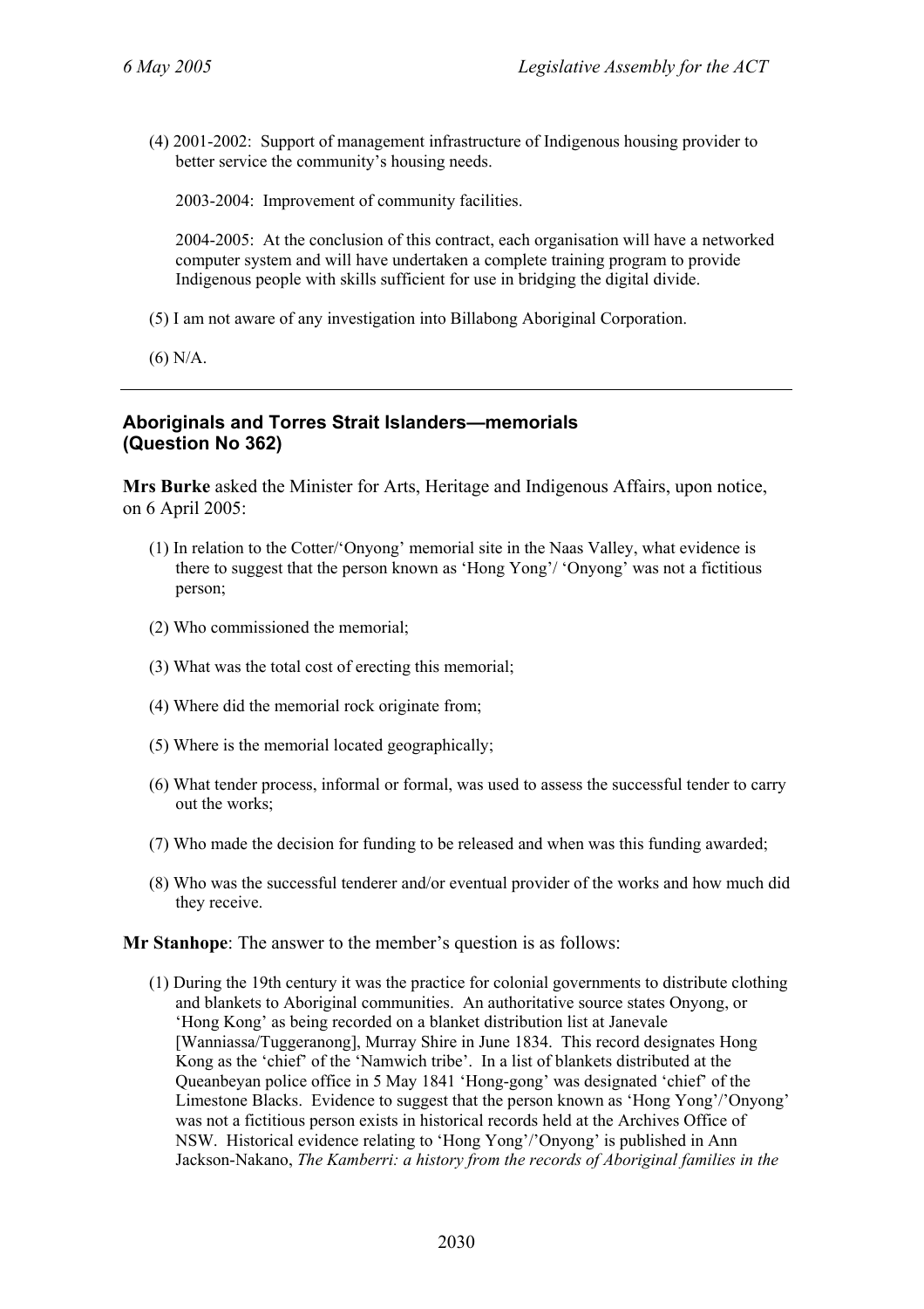(4) 2001-2002: Support of management infrastructure of Indigenous housing provider to better service the community's housing needs.

2003-2004: Improvement of community facilities.

2004-2005: At the conclusion of this contract, each organisation will have a networked computer system and will have undertaken a complete training program to provide Indigenous people with skills sufficient for use in bridging the digital divide.

(5) I am not aware of any investigation into Billabong Aboriginal Corporation.

(6) N/A.

---

### Aboriginals and Torres Strait Islanders—memorials (Question No 362)

**Mrs Burke** asked the Minister for Arts, Heritage and Indigenous Affairs, upon notice, on 6 April 2005:

(1) In relation to the Cotter/'Onyong' memorial site in the Naas Valley, what evidence is there to suggest that the person known as 'Hong Yong'/ 'Onyong' was not a fictitious person;

(2) Who commissioned the memorial;

(3) What was the total cost of erecting this memorial;

(4) Where did the memorial rock originate from;

(5) Where is the memorial located geographically;

(6) What tender process, informal or formal, was used to assess the successful tender to carry out the works;

(7) Who made the decision for funding to be released and when was this funding awarded;

(8) Who was the successful tenderer and/or eventual provider of the works and how much did they receive.

**Mr Stanhope**: The answer to the member's question is as follows:

(1) During the 19th century it was the practice for colonial governments to distribute clothing and blankets to Aboriginal communities. An authoritative source states Onyong, or 'Hong Kong' as being recorded on a blanket distribution list at Janevale [Wanniassa/Tuggeranong], Murray Shire in June 1834. This record designates Hong Kong as the 'chief' of the 'Namwich tribe'. In a list of blankets distributed at the Queanbeyan police office in 5 May 1841 'Hong-gong' was designated 'chief' of the Limestone Blacks. Evidence to suggest that the person known as 'Hong Yong'/'Onyong' was not a fictitious person exists in historical records held at the Archives Office of NSW. Historical evidence relating to 'Hong Yong'/'Onyong' is published in Ann Jackson-Nakano, *The Kamberri: a history from the records of Aboriginal families in the*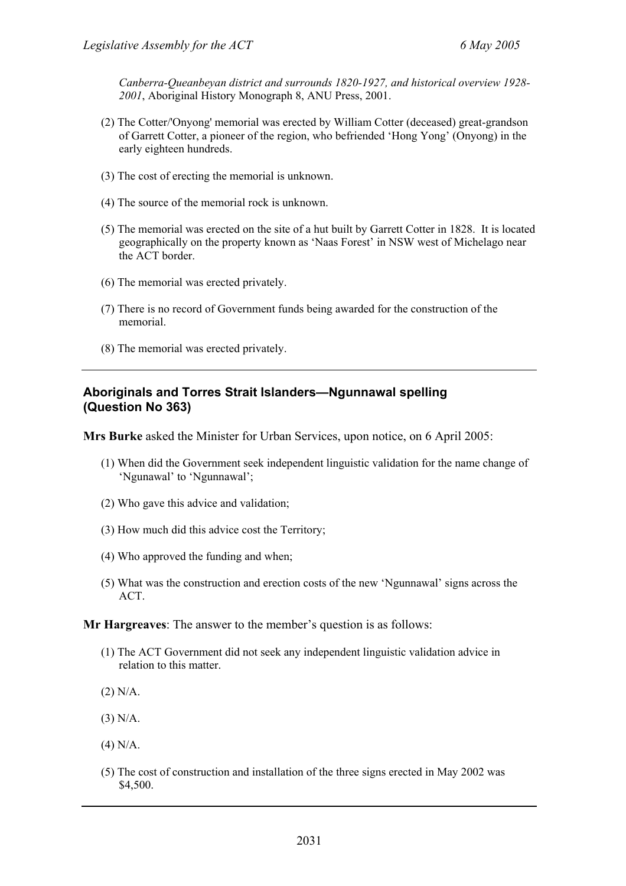*Canberra-Queanbeyan district and surrounds 1820-1927, and historical overview 1928-2001*, Aboriginal History Monograph 8, ANU Press, 2001.

(2) The Cotter/'Onyong' memorial was erected by William Cotter (deceased) great-grandson of Garrett Cotter, a pioneer of the region, who befriended 'Hong Yong' (Onyong) in the early eighteen hundreds.

(3) The cost of erecting the memorial is unknown.

(4) The source of the memorial rock is unknown.

(5) The memorial was erected on the site of a hut built by Garrett Cotter in 1828. It is located geographically on the property known as 'Naas Forest' in NSW west of Michelago near the ACT border.

(6) The memorial was erected privately.

(7) There is no record of Government funds being awarded for the construction of the memorial.

(8) The memorial was erected privately.

---

### Aboriginals and Torres Strait Islanders—Ngunnawal spelling (Question No 363)

**Mrs Burke** asked the Minister for Urban Services, upon notice, on 6 April 2005:

(1) When did the Government seek independent linguistic validation for the name change of 'Ngunawal' to 'Ngunnawal';

(2) Who gave this advice and validation;

(3) How much did this advice cost the Territory;

(4) Who approved the funding and when;

(5) What was the construction and erection costs of the new 'Ngunnawal' signs across the ACT.

**Mr Hargreaves**: The answer to the member's question is as follows:

(1) The ACT Government did not seek any independent linguistic validation advice in relation to this matter.

(2) N/A.

(3) N/A.

(4) N/A.

(5) The cost of construction and installation of the three signs erected in May 2002 was $4,500.

---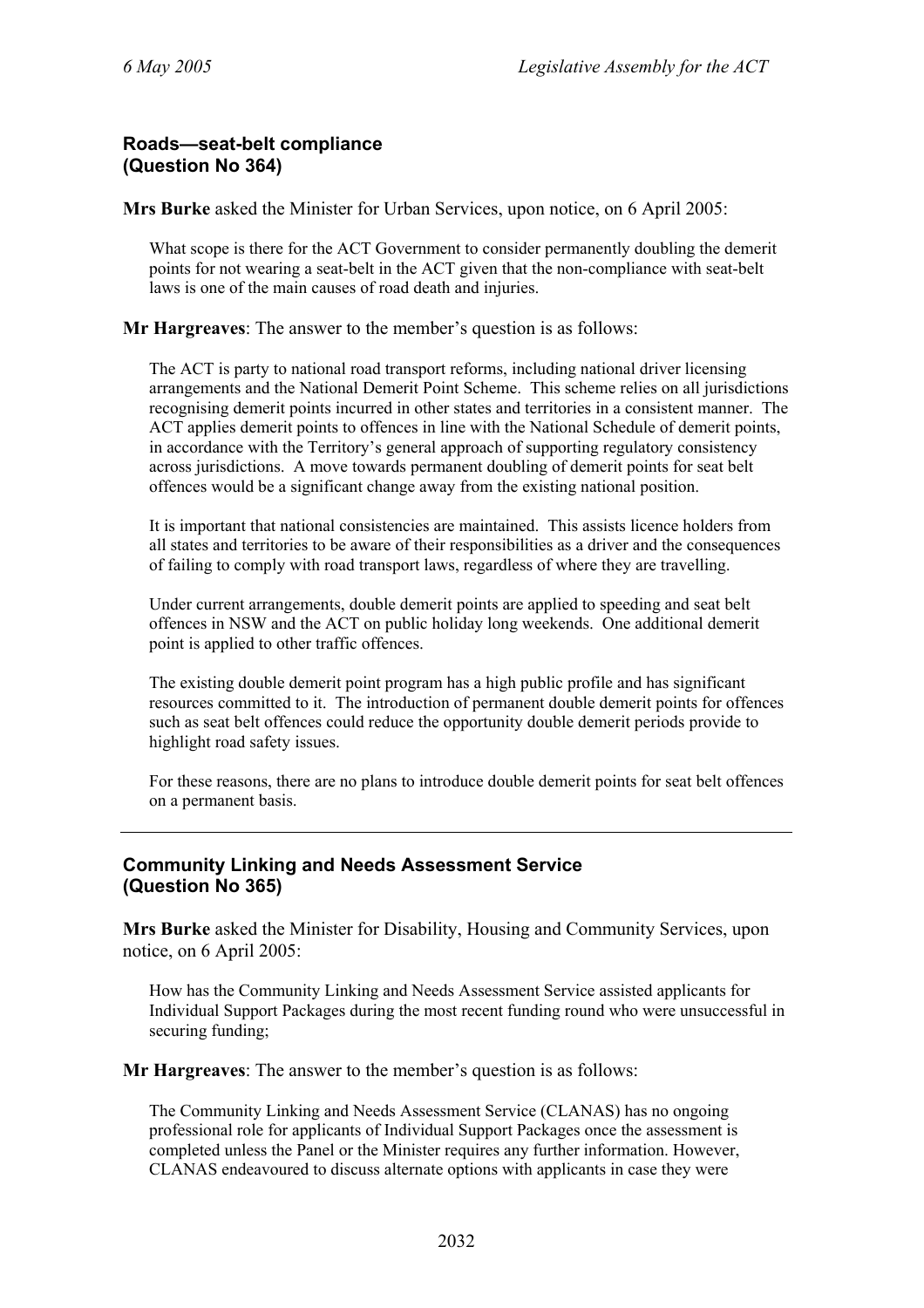### Roads—seat-belt compliance (Question No 364)

**Mrs Burke** asked the Minister for Urban Services, upon notice, on 6 April 2005:

> What scope is there for the ACT Government to consider permanently doubling the demerit points for not wearing a seat-belt in the ACT given that the non-compliance with seat-belt laws is one of the main causes of road death and injuries.

**Mr Hargreaves**: The answer to the member's question is as follows:

> The ACT is party to national road transport reforms, including national driver licensing arrangements and the National Demerit Point Scheme. This scheme relies on all jurisdictions recognising demerit points incurred in other states and territories in a consistent manner. The ACT applies demerit points to offences in line with the National Schedule of demerit points, in accordance with the Territory's general approach of supporting regulatory consistency across jurisdictions. A move towards permanent doubling of demerit points for seat belt offences would be a significant change away from the existing national position.
>
> It is important that national consistencies are maintained. This assists licence holders from all states and territories to be aware of their responsibilities as a driver and the consequences of failing to comply with road transport laws, regardless of where they are travelling.
>
> Under current arrangements, double demerit points are applied to speeding and seat belt offences in NSW and the ACT on public holiday long weekends. One additional demerit point is applied to other traffic offences.
>
> The existing double demerit point program has a high public profile and has significant resources committed to it. The introduction of permanent double demerit points for offences such as seat belt offences could reduce the opportunity double demerit periods provide to highlight road safety issues.
>
> For these reasons, there are no plans to introduce double demerit points for seat belt offences on a permanent basis.

---

### Community Linking and Needs Assessment Service (Question No 365)

**Mrs Burke** asked the Minister for Disability, Housing and Community Services, upon notice, on 6 April 2005:

> How has the Community Linking and Needs Assessment Service assisted applicants for Individual Support Packages during the most recent funding round who were unsuccessful in securing funding;

**Mr Hargreaves**: The answer to the member's question is as follows:

> The Community Linking and Needs Assessment Service (CLANAS) has no ongoing professional role for applicants of Individual Support Packages once the assessment is completed unless the Panel or the Minister requires any further information. However, CLANAS endeavoured to discuss alternate options with applicants in case they were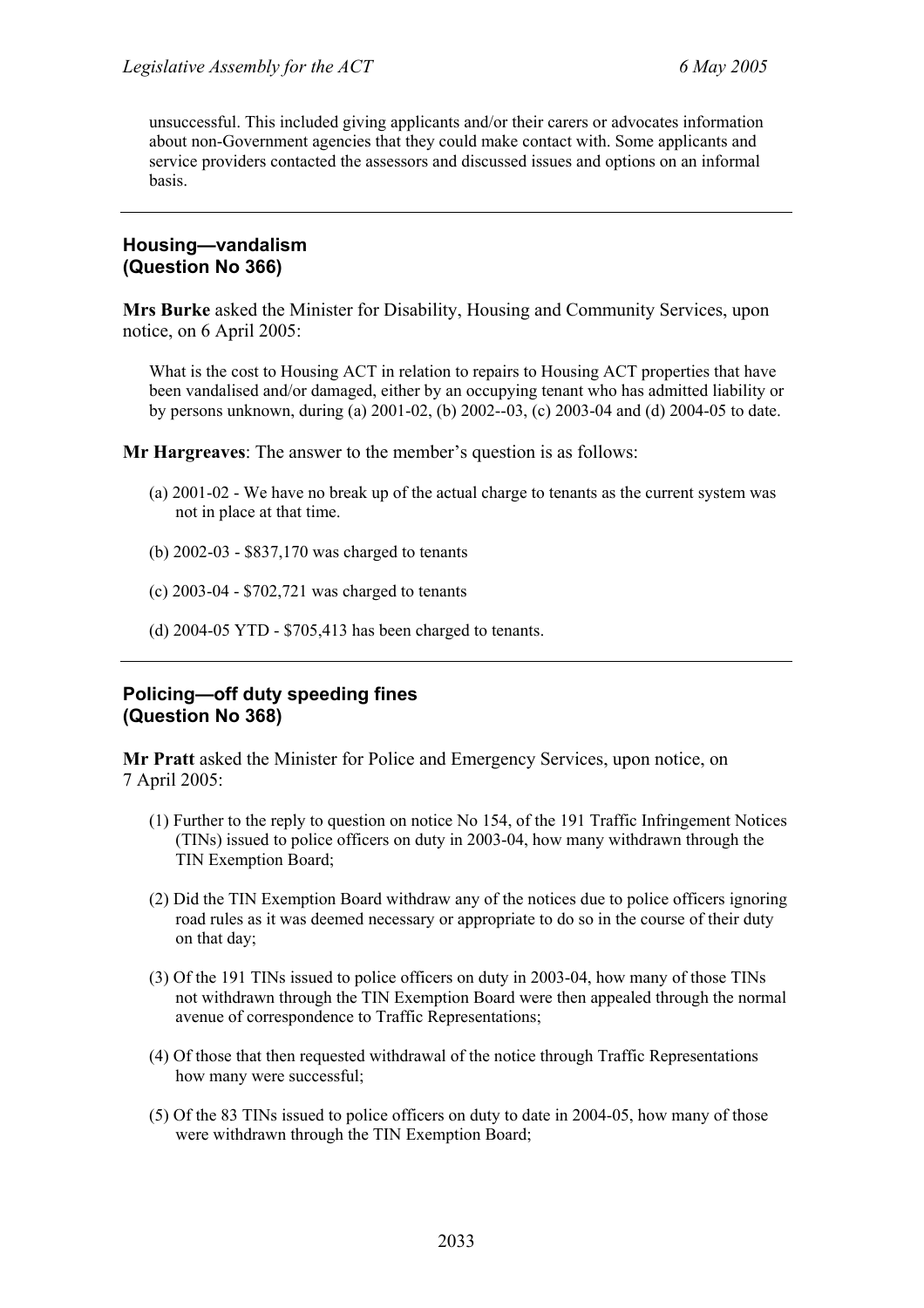unsuccessful. This included giving applicants and/or their carers or advocates information about non-Government agencies that they could make contact with. Some applicants and service providers contacted the assessors and discussed issues and options on an informal basis.

---

## Housing—vandalism (Question No 366)

**Mrs Burke** asked the Minister for Disability, Housing and Community Services, upon notice, on 6 April 2005:

What is the cost to Housing ACT in relation to repairs to Housing ACT properties that have been vandalised and/or damaged, either by an occupying tenant who has admitted liability or by persons unknown, during (a) 2001-02, (b) 2002--03, (c) 2003-04 and (d) 2004-05 to date.

**Mr Hargreaves**: The answer to the member's question is as follows:

(a) 2001-02 - We have no break up of the actual charge to tenants as the current system was not in place at that time.

(b) 2002-03 - $837,170 was charged to tenants

(c) 2003-04 - $702,721 was charged to tenants

(d) 2004-05 YTD - $705,413 has been charged to tenants.

---

## Policing—off duty speeding fines (Question No 368)

**Mr Pratt** asked the Minister for Police and Emergency Services, upon notice, on 7 April 2005:

(1) Further to the reply to question on notice No 154, of the 191 Traffic Infringement Notices (TINs) issued to police officers on duty in 2003-04, how many withdrawn through the TIN Exemption Board;

(2) Did the TIN Exemption Board withdraw any of the notices due to police officers ignoring road rules as it was deemed necessary or appropriate to do so in the course of their duty on that day;

(3) Of the 191 TINs issued to police officers on duty in 2003-04, how many of those TINs not withdrawn through the TIN Exemption Board were then appealed through the normal avenue of correspondence to Traffic Representations;

(4) Of those that then requested withdrawal of the notice through Traffic Representations how many were successful;

(5) Of the 83 TINs issued to police officers on duty to date in 2004-05, how many of those were withdrawn through the TIN Exemption Board;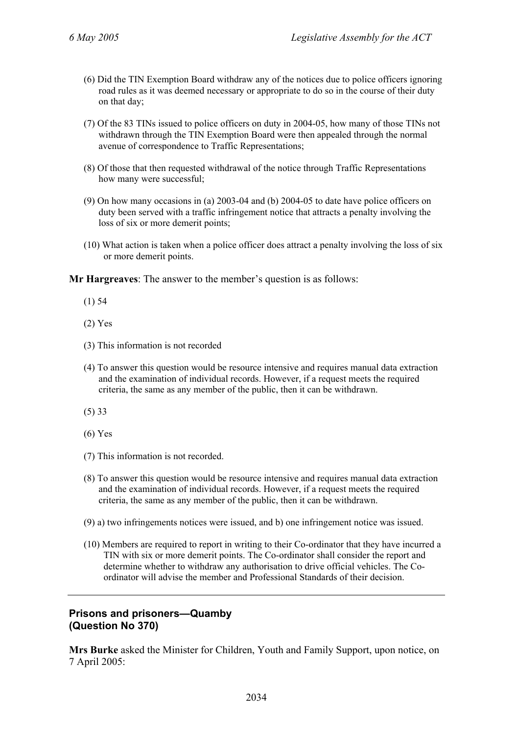(6) Did the TIN Exemption Board withdraw any of the notices due to police officers ignoring road rules as it was deemed necessary or appropriate to do so in the course of their duty on that day;

(7) Of the 83 TINs issued to police officers on duty in 2004-05, how many of those TINs not withdrawn through the TIN Exemption Board were then appealed through the normal avenue of correspondence to Traffic Representations;

(8) Of those that then requested withdrawal of the notice through Traffic Representations how many were successful;

(9) On how many occasions in (a) 2003-04 and (b) 2004-05 to date have police officers on duty been served with a traffic infringement notice that attracts a penalty involving the loss of six or more demerit points;

(10) What action is taken when a police officer does attract a penalty involving the loss of six or more demerit points.

**Mr Hargreaves**: The answer to the member's question is as follows:

(1) 54

(2) Yes

(3) This information is not recorded

(4) To answer this question would be resource intensive and requires manual data extraction and the examination of individual records. However, if a request meets the required criteria, the same as any member of the public, then it can be withdrawn.

(5) 33

(6) Yes

(7) This information is not recorded.

(8) To answer this question would be resource intensive and requires manual data extraction and the examination of individual records. However, if a request meets the required criteria, the same as any member of the public, then it can be withdrawn.

(9) a) two infringements notices were issued, and b) one infringement notice was issued.

(10) Members are required to report in writing to their Co-ordinator that they have incurred a TIN with six or more demerit points. The Co-ordinator shall consider the report and determine whether to withdraw any authorisation to drive official vehicles. The Co-ordinator will advise the member and Professional Standards of their decision.

---

## Prisons and prisoners—Quamby (Question No 370)

**Mrs Burke** asked the Minister for Children, Youth and Family Support, upon notice, on 7 April 2005: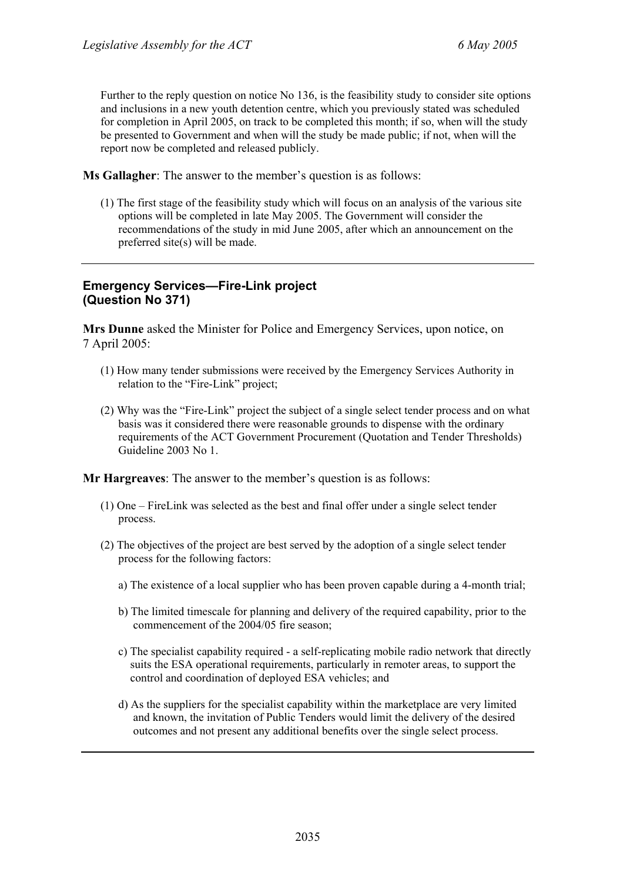Further to the reply question on notice No 136, is the feasibility study to consider site options and inclusions in a new youth detention centre, which you previously stated was scheduled for completion in April 2005, on track to be completed this month; if so, when will the study be presented to Government and when will the study be made public; if not, when will the report now be completed and released publicly.

**Ms Gallagher**: The answer to the member's question is as follows:

(1) The first stage of the feasibility study which will focus on an analysis of the various site options will be completed in late May 2005. The Government will consider the recommendations of the study in mid June 2005, after which an announcement on the preferred site(s) will be made.

---

### Emergency Services—Fire-Link project (Question No 371)

**Mrs Dunne** asked the Minister for Police and Emergency Services, upon notice, on 7 April 2005:

(1) How many tender submissions were received by the Emergency Services Authority in relation to the "Fire-Link" project;

(2) Why was the "Fire-Link" project the subject of a single select tender process and on what basis was it considered there were reasonable grounds to dispense with the ordinary requirements of the ACT Government Procurement (Quotation and Tender Thresholds) Guideline 2003 No 1.

**Mr Hargreaves**: The answer to the member's question is as follows:

(1) One – FireLink was selected as the best and final offer under a single select tender process.

(2) The objectives of the project are best served by the adoption of a single select tender process for the following factors:

a) The existence of a local supplier who has been proven capable during a 4-month trial;

b) The limited timescale for planning and delivery of the required capability, prior to the commencement of the 2004/05 fire season;

c) The specialist capability required - a self-replicating mobile radio network that directly suits the ESA operational requirements, particularly in remoter areas, to support the control and coordination of deployed ESA vehicles; and

d) As the suppliers for the specialist capability within the marketplace are very limited and known, the invitation of Public Tenders would limit the delivery of the desired outcomes and not present any additional benefits over the single select process.

---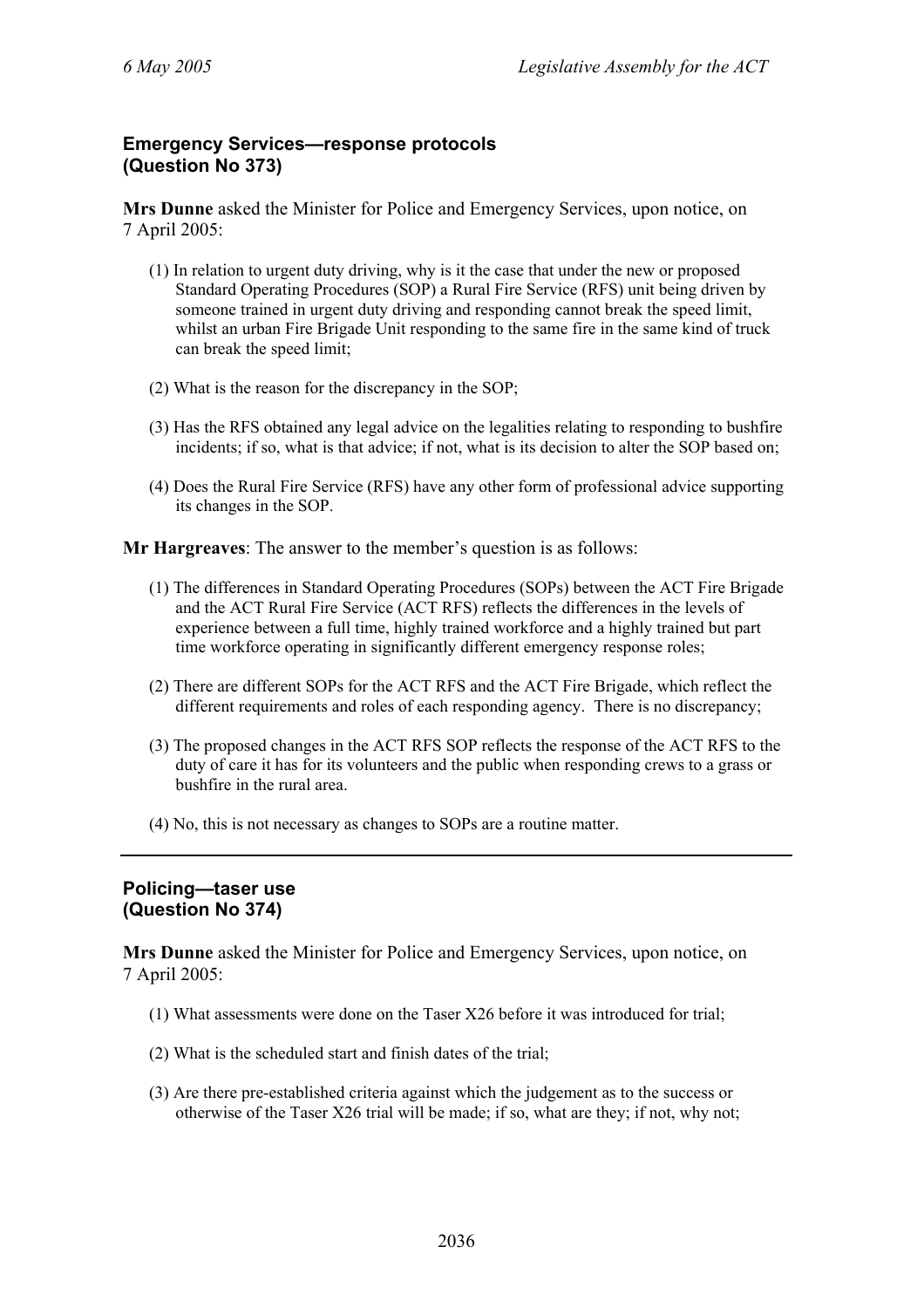### Emergency Services—response protocols (Question No 373)

**Mrs Dunne** asked the Minister for Police and Emergency Services, upon notice, on 7 April 2005:

(1) In relation to urgent duty driving, why is it the case that under the new or proposed Standard Operating Procedures (SOP) a Rural Fire Service (RFS) unit being driven by someone trained in urgent duty driving and responding cannot break the speed limit, whilst an urban Fire Brigade Unit responding to the same fire in the same kind of truck can break the speed limit;

(2) What is the reason for the discrepancy in the SOP;

(3) Has the RFS obtained any legal advice on the legalities relating to responding to bushfire incidents; if so, what is that advice; if not, what is its decision to alter the SOP based on;

(4) Does the Rural Fire Service (RFS) have any other form of professional advice supporting its changes in the SOP.

**Mr Hargreaves**: The answer to the member's question is as follows:

(1) The differences in Standard Operating Procedures (SOPs) between the ACT Fire Brigade and the ACT Rural Fire Service (ACT RFS) reflects the differences in the levels of experience between a full time, highly trained workforce and a highly trained but part time workforce operating in significantly different emergency response roles;

(2) There are different SOPs for the ACT RFS and the ACT Fire Brigade, which reflect the different requirements and roles of each responding agency. There is no discrepancy;

(3) The proposed changes in the ACT RFS SOP reflects the response of the ACT RFS to the duty of care it has for its volunteers and the public when responding crews to a grass or bushfire in the rural area.

(4) No, this is not necessary as changes to SOPs are a routine matter.

---

### Policing—taser use (Question No 374)

**Mrs Dunne** asked the Minister for Police and Emergency Services, upon notice, on 7 April 2005:

(1) What assessments were done on the Taser X26 before it was introduced for trial;

(2) What is the scheduled start and finish dates of the trial;

(3) Are there pre-established criteria against which the judgement as to the success or otherwise of the Taser X26 trial will be made; if so, what are they; if not, why not;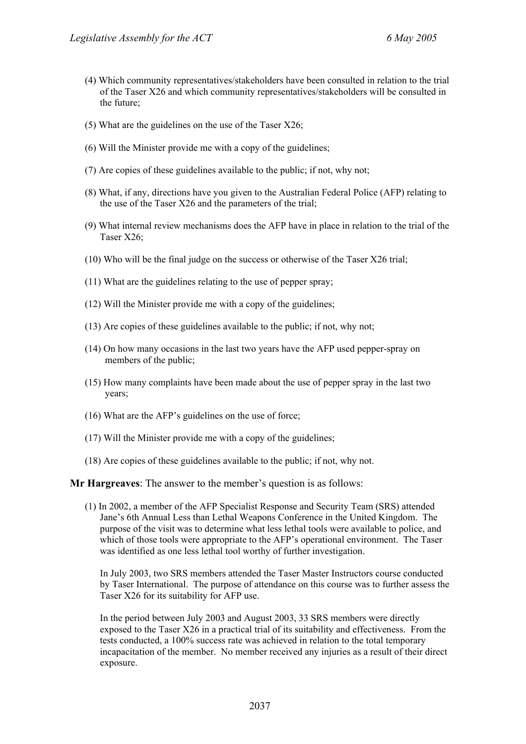(4) Which community representatives/stakeholders have been consulted in relation to the trial of the Taser X26 and which community representatives/stakeholders will be consulted in the future;

(5) What are the guidelines on the use of the Taser X26;

(6) Will the Minister provide me with a copy of the guidelines;

(7) Are copies of these guidelines available to the public; if not, why not;

(8) What, if any, directions have you given to the Australian Federal Police (AFP) relating to the use of the Taser X26 and the parameters of the trial;

(9) What internal review mechanisms does the AFP have in place in relation to the trial of the Taser X26;

(10) Who will be the final judge on the success or otherwise of the Taser X26 trial;

(11) What are the guidelines relating to the use of pepper spray;

(12) Will the Minister provide me with a copy of the guidelines;

(13) Are copies of these guidelines available to the public; if not, why not;

(14) On how many occasions in the last two years have the AFP used pepper-spray on members of the public;

(15) How many complaints have been made about the use of pepper spray in the last two years;

(16) What are the AFP's guidelines on the use of force;

(17) Will the Minister provide me with a copy of the guidelines;

(18) Are copies of these guidelines available to the public; if not, why not.

**Mr Hargreaves**: The answer to the member's question is as follows:

(1) In 2002, a member of the AFP Specialist Response and Security Team (SRS) attended Jane's 6th Annual Less than Lethal Weapons Conference in the United Kingdom. The purpose of the visit was to determine what less lethal tools were available to police, and which of those tools were appropriate to the AFP's operational environment. The Taser was identified as one less lethal tool worthy of further investigation.

In July 2003, two SRS members attended the Taser Master Instructors course conducted by Taser International. The purpose of attendance on this course was to further assess the Taser X26 for its suitability for AFP use.

In the period between July 2003 and August 2003, 33 SRS members were directly exposed to the Taser X26 in a practical trial of its suitability and effectiveness. From the tests conducted, a 100% success rate was achieved in relation to the total temporary incapacitation of the member. No member received any injuries as a result of their direct exposure.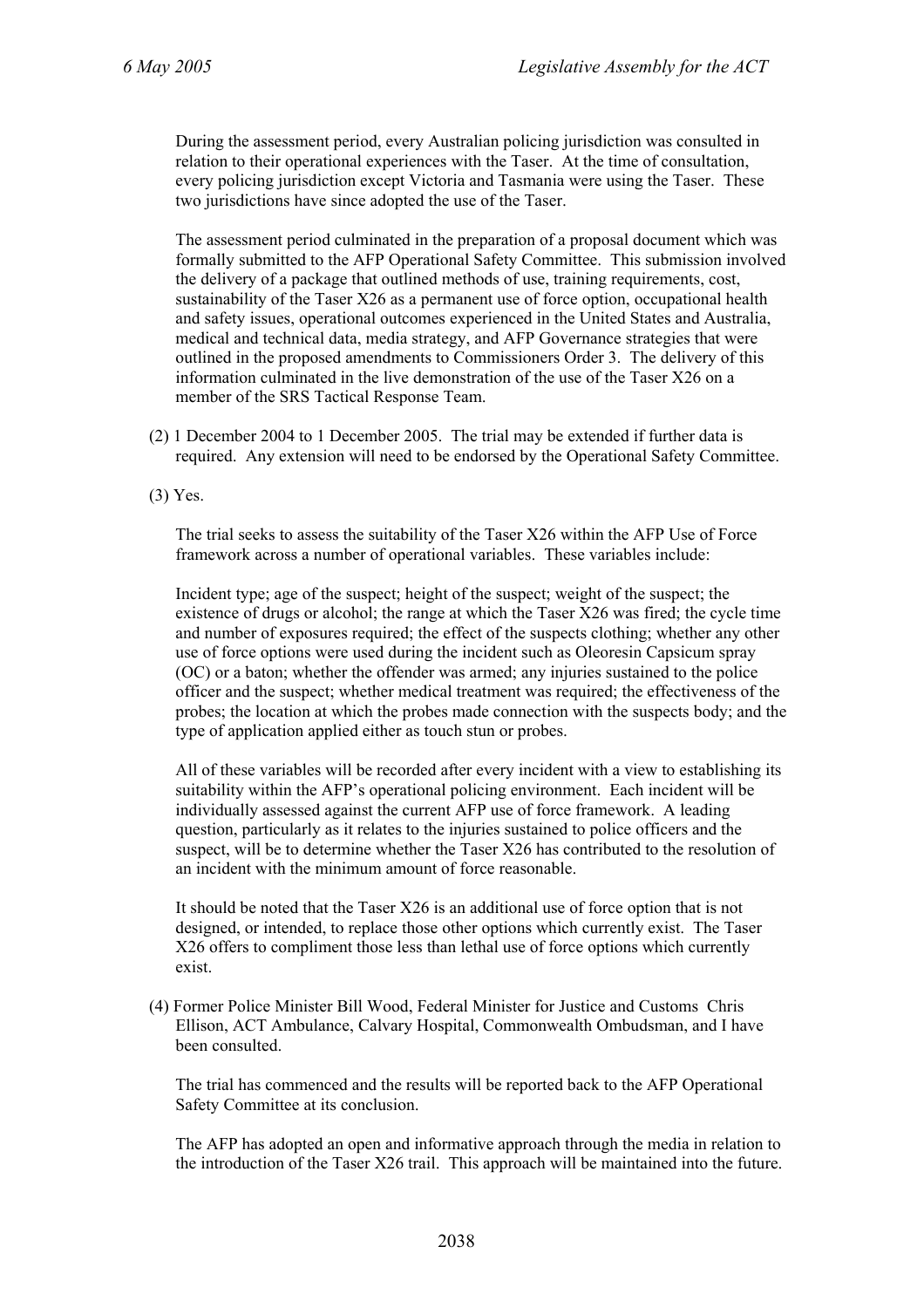During the assessment period, every Australian policing jurisdiction was consulted in relation to their operational experiences with the Taser. At the time of consultation, every policing jurisdiction except Victoria and Tasmania were using the Taser. These two jurisdictions have since adopted the use of the Taser.

The assessment period culminated in the preparation of a proposal document which was formally submitted to the AFP Operational Safety Committee. This submission involved the delivery of a package that outlined methods of use, training requirements, cost, sustainability of the Taser X26 as a permanent use of force option, occupational health and safety issues, operational outcomes experienced in the United States and Australia, medical and technical data, media strategy, and AFP Governance strategies that were outlined in the proposed amendments to Commissioners Order 3. The delivery of this information culminated in the live demonstration of the use of the Taser X26 on a member of the SRS Tactical Response Team.

(2) 1 December 2004 to 1 December 2005. The trial may be extended if further data is required. Any extension will need to be endorsed by the Operational Safety Committee.

(3) Yes.

The trial seeks to assess the suitability of the Taser X26 within the AFP Use of Force framework across a number of operational variables. These variables include:

Incident type; age of the suspect; height of the suspect; weight of the suspect; the existence of drugs or alcohol; the range at which the Taser X26 was fired; the cycle time and number of exposures required; the effect of the suspects clothing; whether any other use of force options were used during the incident such as Oleoresin Capsicum spray (OC) or a baton; whether the offender was armed; any injuries sustained to the police officer and the suspect; whether medical treatment was required; the effectiveness of the probes; the location at which the probes made connection with the suspects body; and the type of application applied either as touch stun or probes.

All of these variables will be recorded after every incident with a view to establishing its suitability within the AFP's operational policing environment. Each incident will be individually assessed against the current AFP use of force framework. A leading question, particularly as it relates to the injuries sustained to police officers and the suspect, will be to determine whether the Taser X26 has contributed to the resolution of an incident with the minimum amount of force reasonable.

It should be noted that the Taser X26 is an additional use of force option that is not designed, or intended, to replace those other options which currently exist. The Taser X26 offers to compliment those less than lethal use of force options which currently exist.

(4) Former Police Minister Bill Wood, Federal Minister for Justice and Customs Chris Ellison, ACT Ambulance, Calvary Hospital, Commonwealth Ombudsman, and I have been consulted.

The trial has commenced and the results will be reported back to the AFP Operational Safety Committee at its conclusion.

The AFP has adopted an open and informative approach through the media in relation to the introduction of the Taser X26 trail. This approach will be maintained into the future.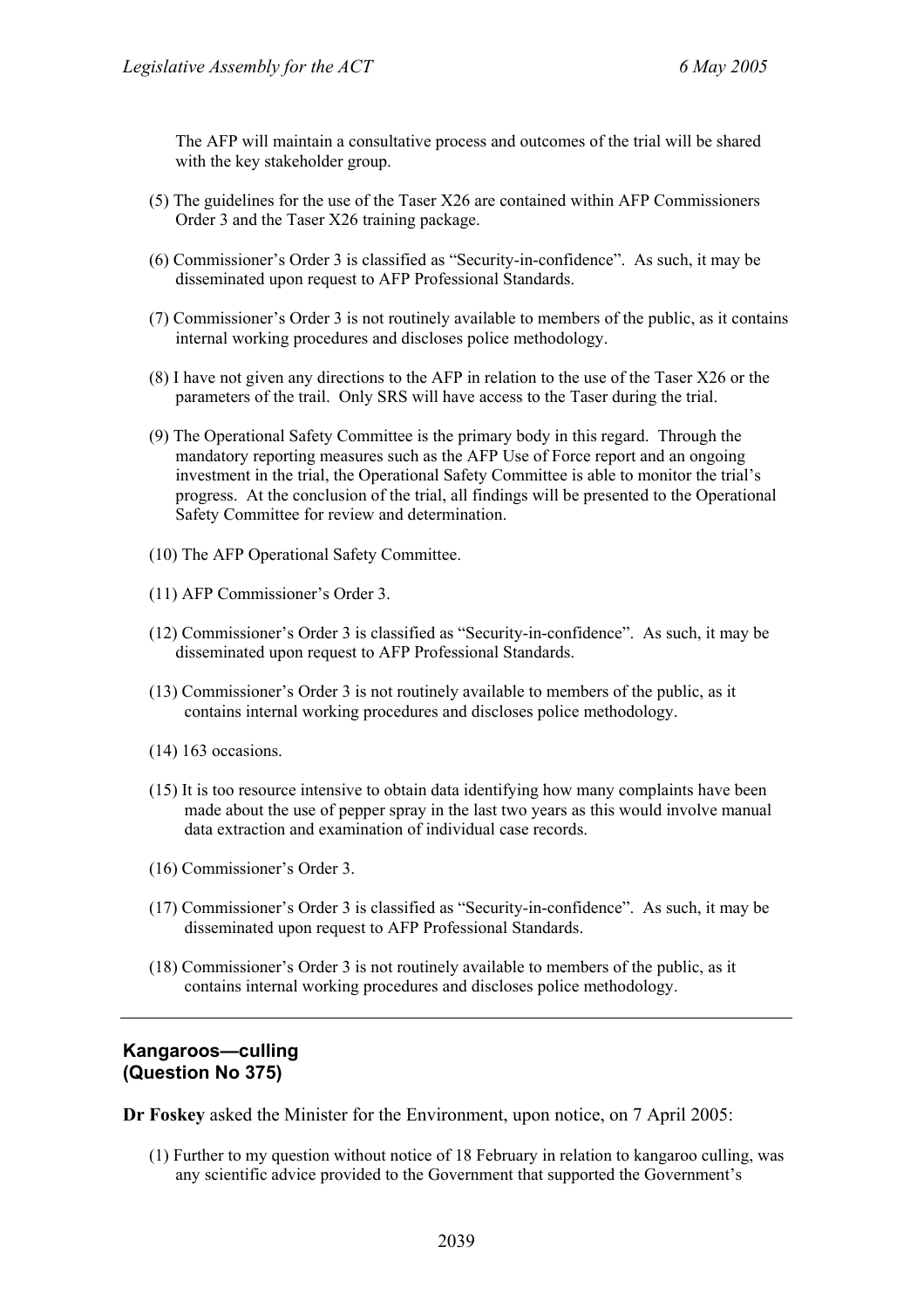The AFP will maintain a consultative process and outcomes of the trial will be shared with the key stakeholder group.

(5) The guidelines for the use of the Taser X26 are contained within AFP Commissioners Order 3 and the Taser X26 training package.

(6) Commissioner's Order 3 is classified as "Security-in-confidence". As such, it may be disseminated upon request to AFP Professional Standards.

(7) Commissioner's Order 3 is not routinely available to members of the public, as it contains internal working procedures and discloses police methodology.

(8) I have not given any directions to the AFP in relation to the use of the Taser X26 or the parameters of the trail. Only SRS will have access to the Taser during the trial.

(9) The Operational Safety Committee is the primary body in this regard. Through the mandatory reporting measures such as the AFP Use of Force report and an ongoing investment in the trial, the Operational Safety Committee is able to monitor the trial's progress. At the conclusion of the trial, all findings will be presented to the Operational Safety Committee for review and determination.

(10) The AFP Operational Safety Committee.

(11) AFP Commissioner's Order 3.

(12) Commissioner's Order 3 is classified as "Security-in-confidence". As such, it may be disseminated upon request to AFP Professional Standards.

(13) Commissioner's Order 3 is not routinely available to members of the public, as it contains internal working procedures and discloses police methodology.

(14) 163 occasions.

(15) It is too resource intensive to obtain data identifying how many complaints have been made about the use of pepper spray in the last two years as this would involve manual data extraction and examination of individual case records.

(16) Commissioner's Order 3.

(17) Commissioner's Order 3 is classified as "Security-in-confidence". As such, it may be disseminated upon request to AFP Professional Standards.

(18) Commissioner's Order 3 is not routinely available to members of the public, as it contains internal working procedures and discloses police methodology.

---

## Kangaroos—culling (Question No 375)

**Dr Foskey** asked the Minister for the Environment, upon notice, on 7 April 2005:

(1) Further to my question without notice of 18 February in relation to kangaroo culling, was any scientific advice provided to the Government that supported the Government's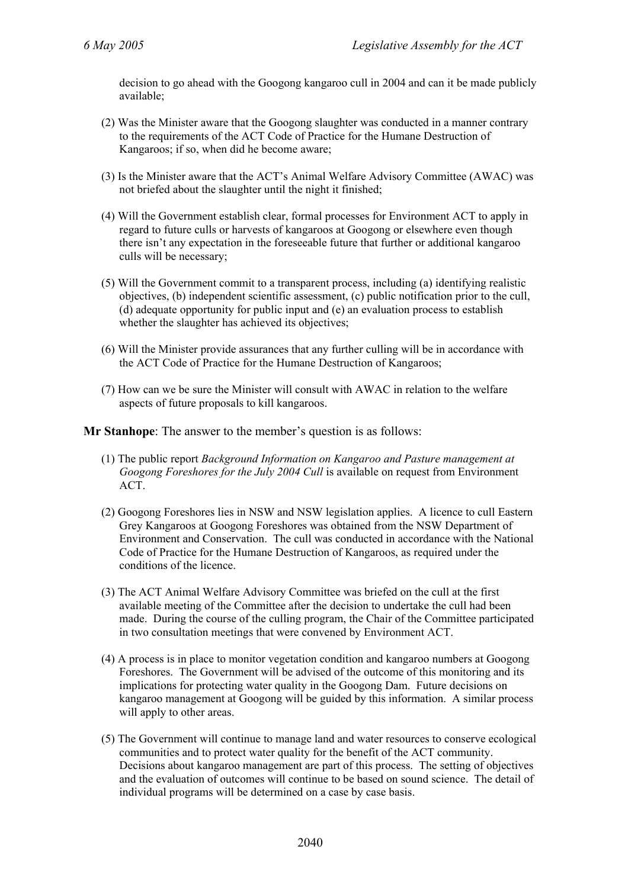decision to go ahead with the Googong kangaroo cull in 2004 and can it be made publicly available;

(2) Was the Minister aware that the Googong slaughter was conducted in a manner contrary to the requirements of the ACT Code of Practice for the Humane Destruction of Kangaroos; if so, when did he become aware;

(3) Is the Minister aware that the ACT's Animal Welfare Advisory Committee (AWAC) was not briefed about the slaughter until the night it finished;

(4) Will the Government establish clear, formal processes for Environment ACT to apply in regard to future culls or harvests of kangaroos at Googong or elsewhere even though there isn't any expectation in the foreseeable future that further or additional kangaroo culls will be necessary;

(5) Will the Government commit to a transparent process, including (a) identifying realistic objectives, (b) independent scientific assessment, (c) public notification prior to the cull, (d) adequate opportunity for public input and (e) an evaluation process to establish whether the slaughter has achieved its objectives;

(6) Will the Minister provide assurances that any further culling will be in accordance with the ACT Code of Practice for the Humane Destruction of Kangaroos;

(7) How can we be sure the Minister will consult with AWAC in relation to the welfare aspects of future proposals to kill kangaroos.

**Mr Stanhope**: The answer to the member's question is as follows:

(1) The public report *Background Information on Kangaroo and Pasture management at Googong Foreshores for the July 2004 Cull* is available on request from Environment ACT.

(2) Googong Foreshores lies in NSW and NSW legislation applies. A licence to cull Eastern Grey Kangaroos at Googong Foreshores was obtained from the NSW Department of Environment and Conservation. The cull was conducted in accordance with the National Code of Practice for the Humane Destruction of Kangaroos, as required under the conditions of the licence.

(3) The ACT Animal Welfare Advisory Committee was briefed on the cull at the first available meeting of the Committee after the decision to undertake the cull had been made. During the course of the culling program, the Chair of the Committee participated in two consultation meetings that were convened by Environment ACT.

(4) A process is in place to monitor vegetation condition and kangaroo numbers at Googong Foreshores. The Government will be advised of the outcome of this monitoring and its implications for protecting water quality in the Googong Dam. Future decisions on kangaroo management at Googong will be guided by this information. A similar process will apply to other areas.

(5) The Government will continue to manage land and water resources to conserve ecological communities and to protect water quality for the benefit of the ACT community. Decisions about kangaroo management are part of this process. The setting of objectives and the evaluation of outcomes will continue to be based on sound science. The detail of individual programs will be determined on a case by case basis.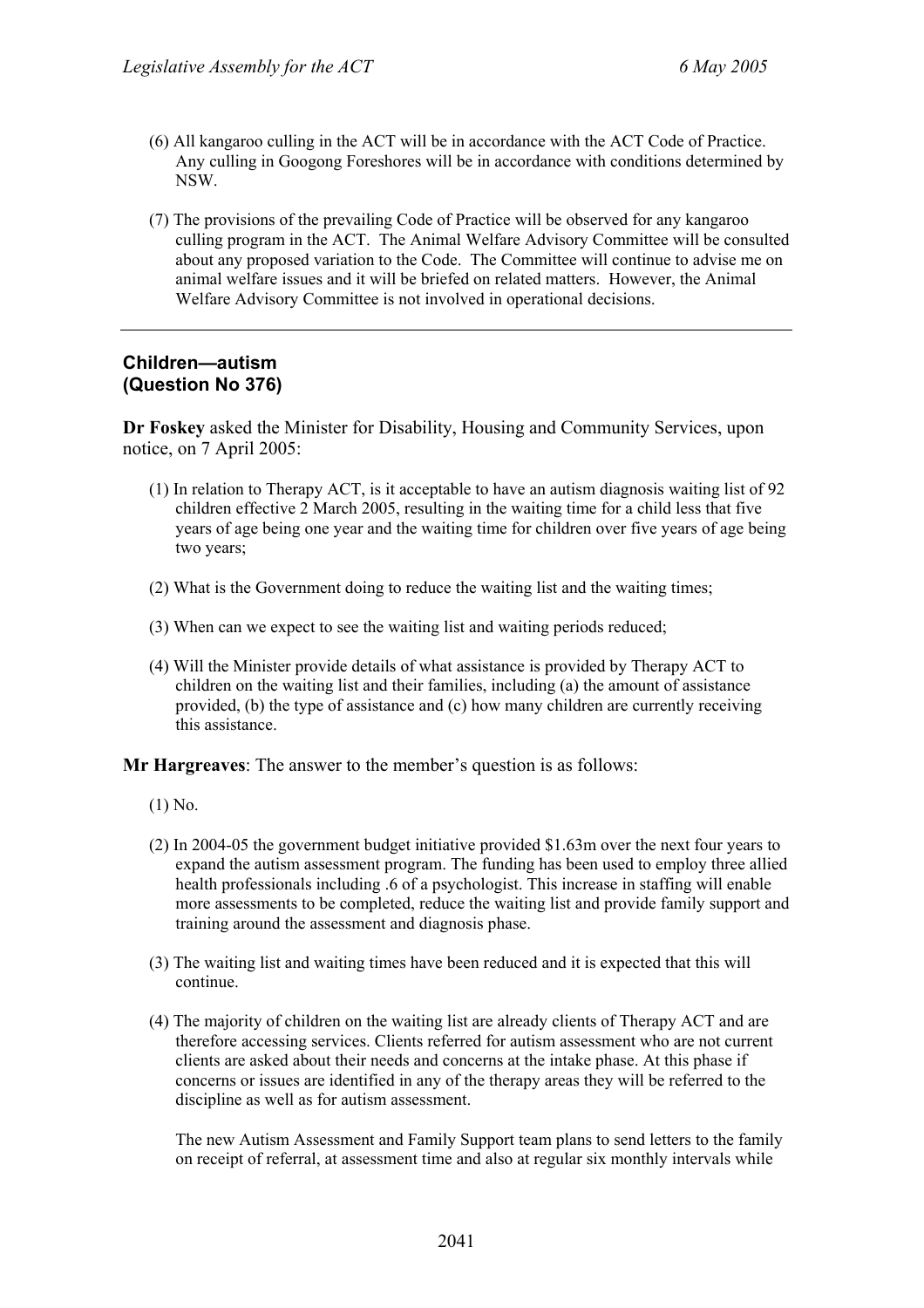(6) All kangaroo culling in the ACT will be in accordance with the ACT Code of Practice. Any culling in Googong Foreshores will be in accordance with conditions determined by NSW.

(7) The provisions of the prevailing Code of Practice will be observed for any kangaroo culling program in the ACT. The Animal Welfare Advisory Committee will be consulted about any proposed variation to the Code. The Committee will continue to advise me on animal welfare issues and it will be briefed on related matters. However, the Animal Welfare Advisory Committee is not involved in operational decisions.

---

## Children—autism (Question No 376)

**Dr Foskey** asked the Minister for Disability, Housing and Community Services, upon notice, on 7 April 2005:

(1) In relation to Therapy ACT, is it acceptable to have an autism diagnosis waiting list of 92 children effective 2 March 2005, resulting in the waiting time for a child less that five years of age being one year and the waiting time for children over five years of age being two years;

(2) What is the Government doing to reduce the waiting list and the waiting times;

(3) When can we expect to see the waiting list and waiting periods reduced;

(4) Will the Minister provide details of what assistance is provided by Therapy ACT to children on the waiting list and their families, including (a) the amount of assistance provided, (b) the type of assistance and (c) how many children are currently receiving this assistance.

**Mr Hargreaves**: The answer to the member's question is as follows:

(1) No.

(2) In 2004-05 the government budget initiative provided $1.63m over the next four years to expand the autism assessment program. The funding has been used to employ three allied health professionals including .6 of a psychologist. This increase in staffing will enable more assessments to be completed, reduce the waiting list and provide family support and training around the assessment and diagnosis phase.

(3) The waiting list and waiting times have been reduced and it is expected that this will continue.

(4) The majority of children on the waiting list are already clients of Therapy ACT and are therefore accessing services. Clients referred for autism assessment who are not current clients are asked about their needs and concerns at the intake phase. At this phase if concerns or issues are identified in any of the therapy areas they will be referred to the discipline as well as for autism assessment.

The new Autism Assessment and Family Support team plans to send letters to the family on receipt of referral, at assessment time and also at regular six monthly intervals while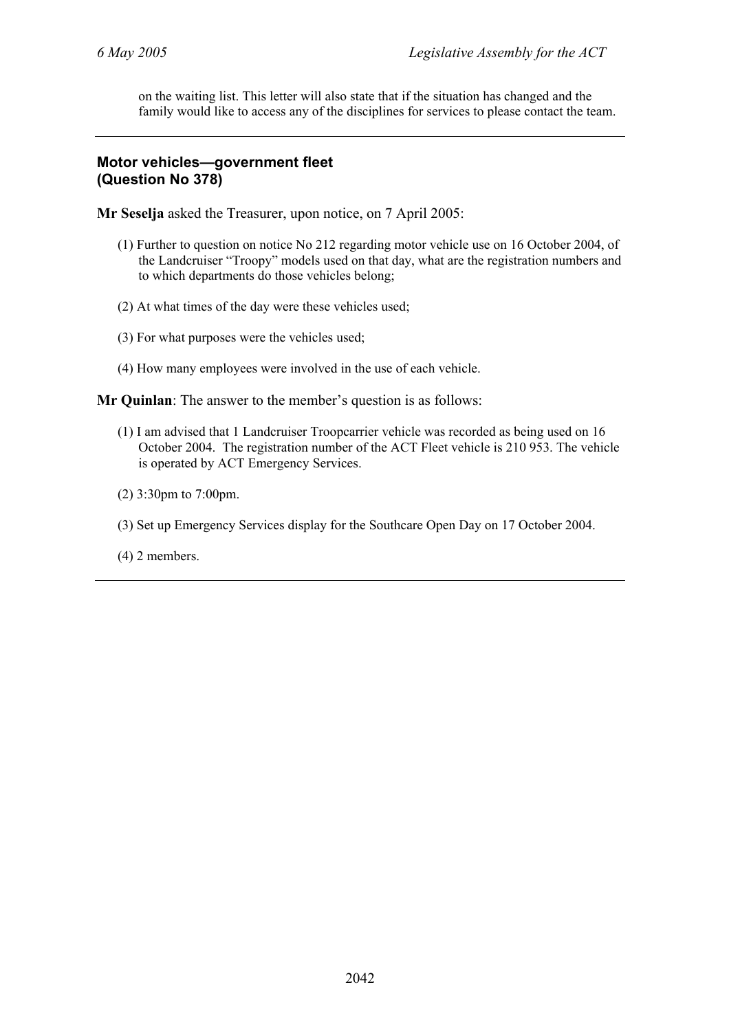on the waiting list. This letter will also state that if the situation has changed and the family would like to access any of the disciplines for services to please contact the team.

---

### Motor vehicles—government fleet
### (Question No 378)

**Mr Seselja** asked the Treasurer, upon notice, on 7 April 2005:

(1) Further to question on notice No 212 regarding motor vehicle use on 16 October 2004, of the Landcruiser "Troopy" models used on that day, what are the registration numbers and to which departments do those vehicles belong;

(2) At what times of the day were these vehicles used;

(3) For what purposes were the vehicles used;

(4) How many employees were involved in the use of each vehicle.

**Mr Quinlan**: The answer to the member's question is as follows:

(1) I am advised that 1 Landcruiser Troopcarrier vehicle was recorded as being used on 16 October 2004. The registration number of the ACT Fleet vehicle is 210 953. The vehicle is operated by ACT Emergency Services.

(2) 3:30pm to 7:00pm.

(3) Set up Emergency Services display for the Southcare Open Day on 17 October 2004.

(4) 2 members.

---